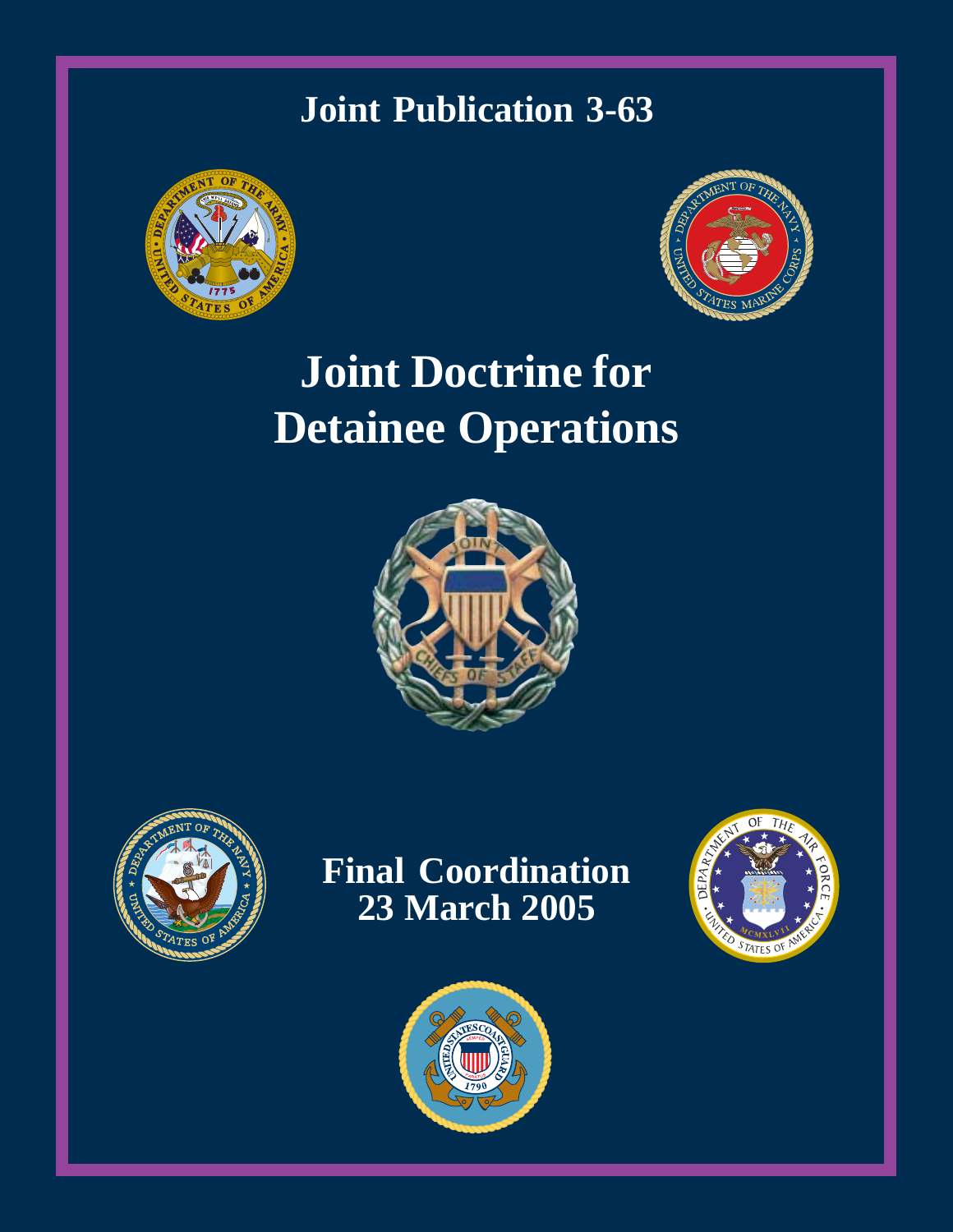# Joint Publication 3-63

# Joint Doctrine for Detainee Operations

**Final Coordination**
**23 March 2005**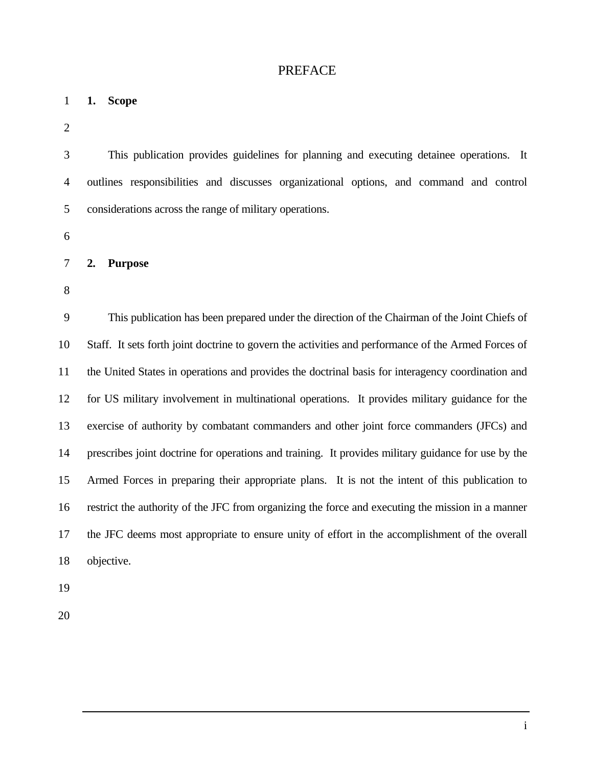# PREFACE

## 1. Scope

This publication provides guidelines for planning and executing detainee operations. It outlines responsibilities and discusses organizational options, and command and control considerations across the range of military operations.

## 2. Purpose

This publication has been prepared under the direction of the Chairman of the Joint Chiefs of Staff. It sets forth joint doctrine to govern the activities and performance of the Armed Forces of the United States in operations and provides the doctrinal basis for interagency coordination and for US military involvement in multinational operations. It provides military guidance for the exercise of authority by combatant commanders and other joint force commanders (JFCs) and prescribes joint doctrine for operations and training. It provides military guidance for use by the Armed Forces in preparing their appropriate plans. It is not the intent of this publication to restrict the authority of the JFC from organizing the force and executing the mission in a manner the JFC deems most appropriate to ensure unity of effort in the accomplishment of the overall objective.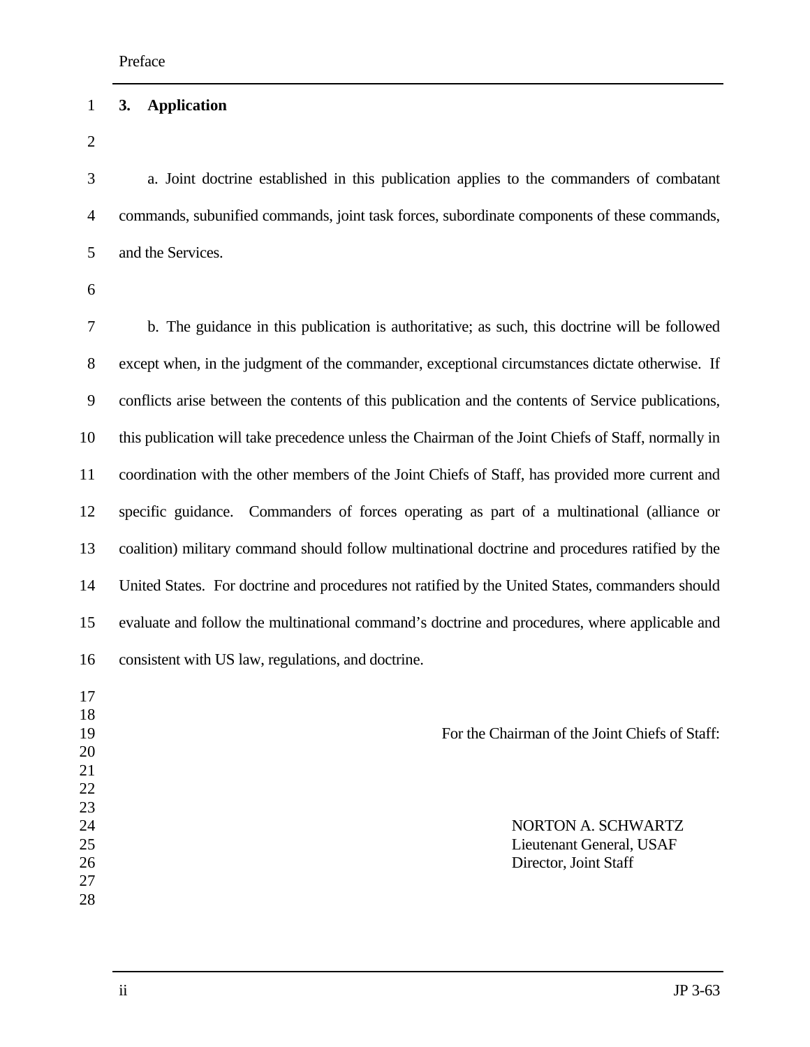### 3. Application

a. Joint doctrine established in this publication applies to the commanders of combatant commands, subunified commands, joint task forces, subordinate components of these commands, and the Services.

b. The guidance in this publication is authoritative; as such, this doctrine will be followed except when, in the judgment of the commander, exceptional circumstances dictate otherwise. If conflicts arise between the contents of this publication and the contents of Service publications, this publication will take precedence unless the Chairman of the Joint Chiefs of Staff, normally in coordination with the other members of the Joint Chiefs of Staff, has provided more current and specific guidance. Commanders of forces operating as part of a multinational (alliance or coalition) military command should follow multinational doctrine and procedures ratified by the United States. For doctrine and procedures not ratified by the United States, commanders should evaluate and follow the multinational command's doctrine and procedures, where applicable and consistent with US law, regulations, and doctrine.

For the Chairman of the Joint Chiefs of Staff:

NORTON A. SCHWARTZ
Lieutenant General, USAF
Director, Joint Staff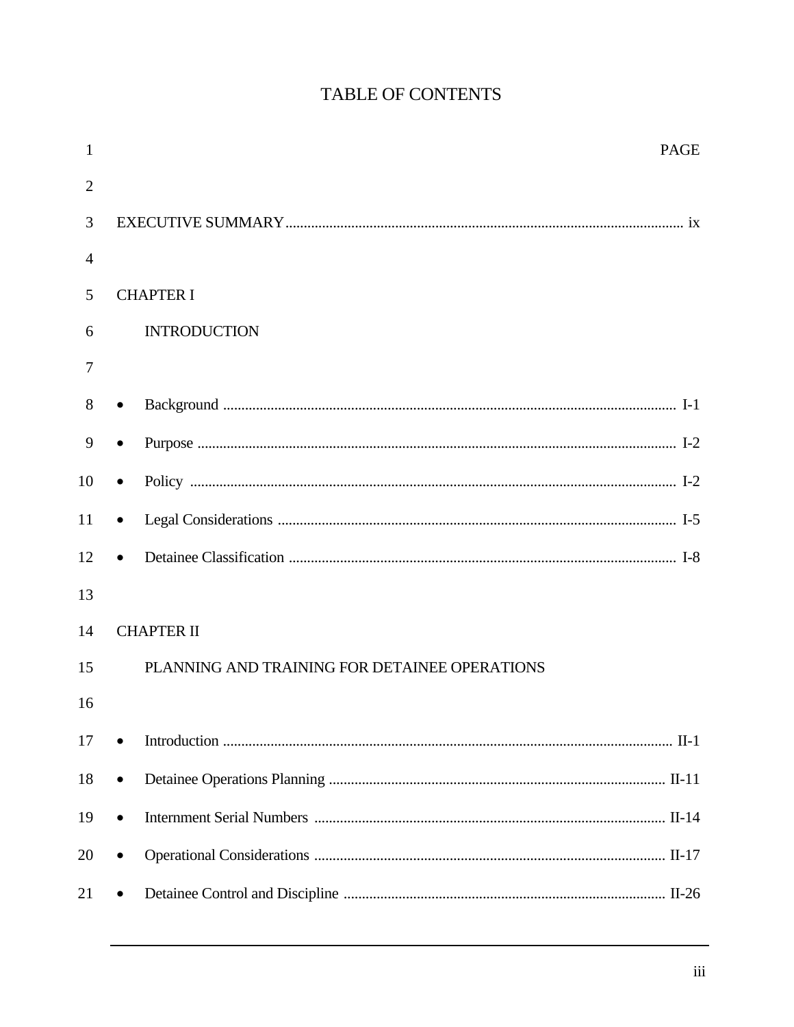# TABLE OF CONTENTS

PAGE

EXECUTIVE SUMMARY ........................................................ ix

CHAPTER I

INTRODUCTION

- Background ........................................................ I-1
- Purpose ........................................................ I-2
- Policy ........................................................ I-2
- Legal Considerations ........................................................ I-5
- Detainee Classification ........................................................ I-8

CHAPTER II

PLANNING AND TRAINING FOR DETAINEE OPERATIONS

- Introduction ........................................................ II-1
- Detainee Operations Planning ........................................................ II-11
- Internment Serial Numbers ........................................................ II-14
- Operational Considerations ........................................................ II-17
- Detainee Control and Discipline ........................................................ II-26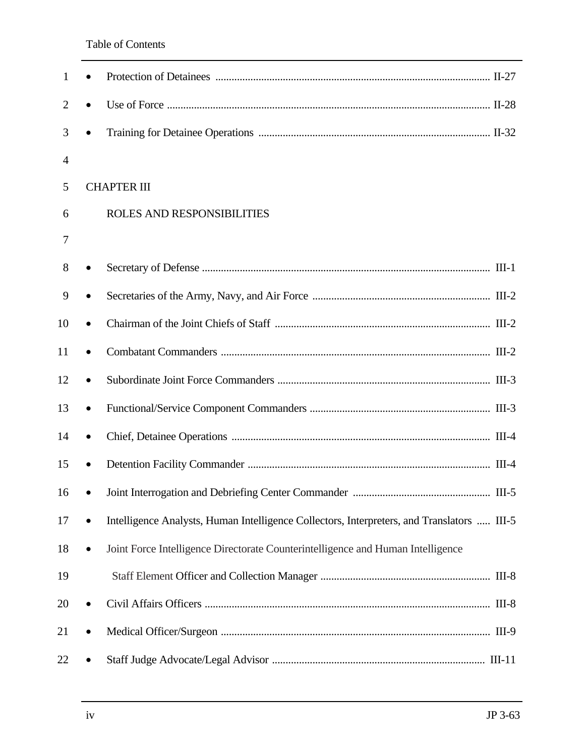- Protection of Detainees ..................................................................................................... II-27
- Use of Force ....................................................................................................................... II-28
- Training for Detainee Operations ..................................................................................... II-32

CHAPTER III

ROLES AND RESPONSIBILITIES

- Secretary of Defense ........................................................................................................... III-1
- Secretaries of the Army, Navy, and Air Force .................................................................. III-2
- Chairman of the Joint Chiefs of Staff ................................................................................ III-2
- Combatant Commanders .................................................................................................... III-2
- Subordinate Joint Force Commanders ............................................................................... III-3
- Functional/Service Component Commanders ................................................................... III-3
- Chief, Detainee Operations ................................................................................................ III-4
- Detention Facility Commander .......................................................................................... III-4
- Joint Interrogation and Debriefing Center Commander ................................................... III-5
- Intelligence Analysts, Human Intelligence Collectors, Interpreters, and Translators ..... III-5
- Joint Force Intelligence Directorate Counterintelligence and Human Intelligence Staff Element Officer and Collection Manager ............................................................... III-8
- Civil Affairs Officers .......................................................................................................... III-8
- Medical Officer/Surgeon .................................................................................................... III-9
- Staff Judge Advocate/Legal Advisor ............................................................................... III-11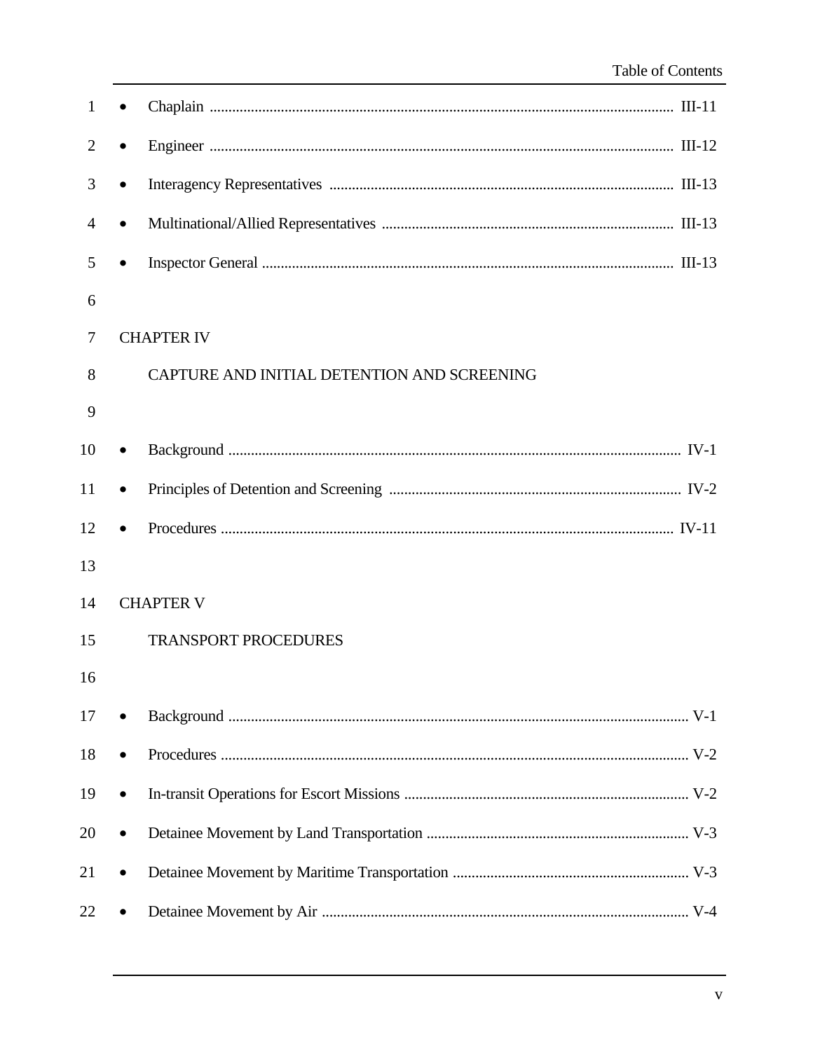- Chaplain ........................................................................................................ III-11
- Engineer ........................................................................................................ III-12
- Interagency Representatives ........................................................................ III-13
- Multinational/Allied Representatives ............................................................ III-13
- Inspector General .......................................................................................... III-13

CHAPTER IV

CAPTURE AND INITIAL DETENTION AND SCREENING

- Background .................................................................................................... IV-1
- Principles of Detention and Screening ............................................................ IV-2
- Procedures .................................................................................................... IV-11

CHAPTER V

TRANSPORT PROCEDURES

- Background ..................................................................................................... V-1
- Procedures ...................................................................................................... V-2
- In-transit Operations for Escort Missions ......................................................... V-2
- Detainee Movement by Land Transportation .................................................... V-3
- Detainee Movement by Maritime Transportation .............................................. V-3
- Detainee Movement by Air ............................................................................... V-4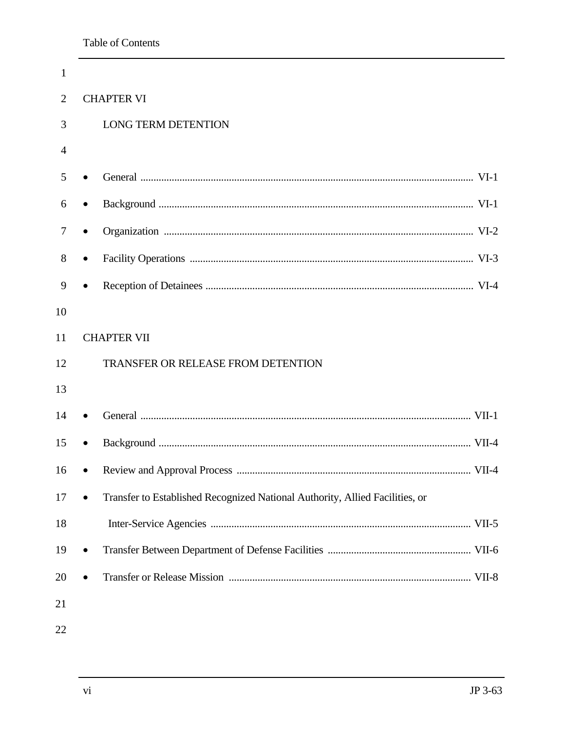CHAPTER VI

LONG TERM DETENTION

- General ............................................................ VI-1
- Background ...................................................... VI-1
- Organization ..................................................... VI-2
- Facility Operations ........................................... VI-3
- Reception of Detainees ...................................... VI-4

CHAPTER VII

TRANSFER OR RELEASE FROM DETENTION

- General ............................................................ VII-1
- Background ...................................................... VII-4
- Review and Approval Process ........................... VII-4
- Transfer to Established Recognized National Authority, Allied Facilities, or Inter-Service Agencies ................................................ VII-5
- Transfer Between Department of Defense Facilities ............ VII-6
- Transfer or Release Mission ............................. VII-8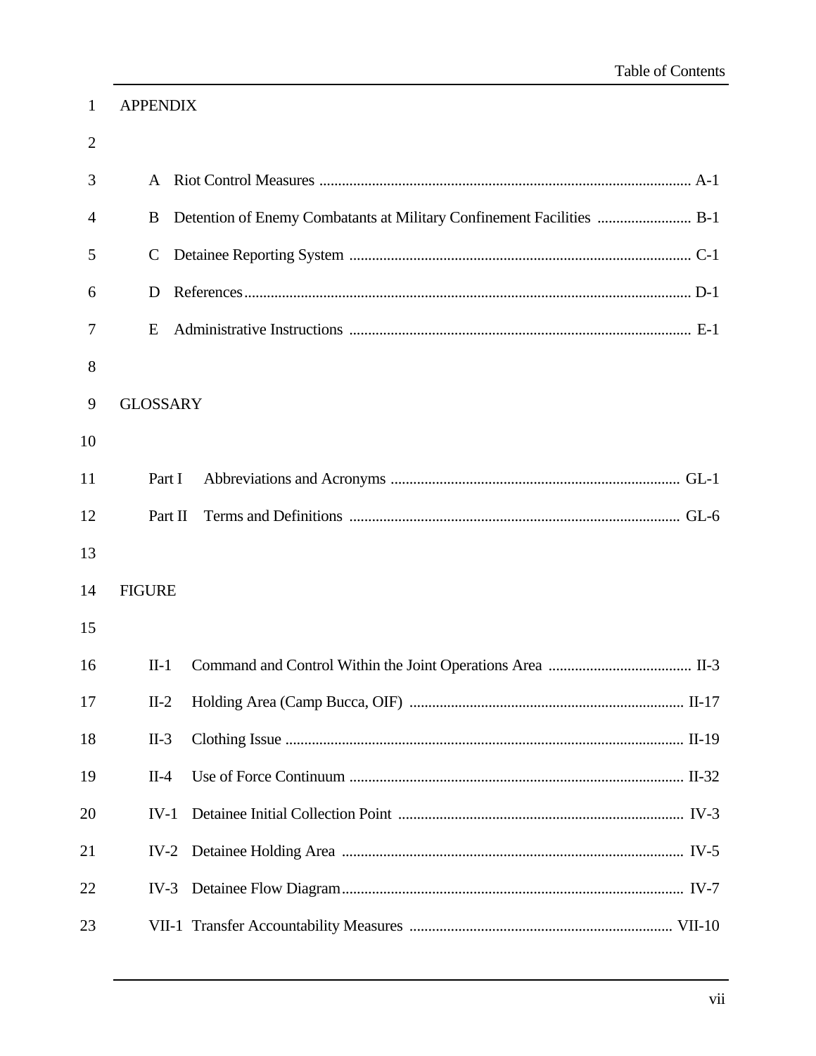## APPENDIX

- A Riot Control Measures ... A-1
- B Detention of Enemy Combatants at Military Confinement Facilities ... B-1
- C Detainee Reporting System ... C-1
- D References ... D-1
- E Administrative Instructions ... E-1

## GLOSSARY

- Part I Abbreviations and Acronyms ... GL-1
- Part II Terms and Definitions ... GL-6

## FIGURE

- II-1 Command and Control Within the Joint Operations Area ... II-3
- II-2 Holding Area (Camp Bucca, OIF) ... II-17
- II-3 Clothing Issue ... II-19
- II-4 Use of Force Continuum ... II-32
- IV-1 Detainee Initial Collection Point ... IV-3
- IV-2 Detainee Holding Area ... IV-5
- IV-3 Detainee Flow Diagram ... IV-7
- VII-1 Transfer Accountability Measures ... VII-10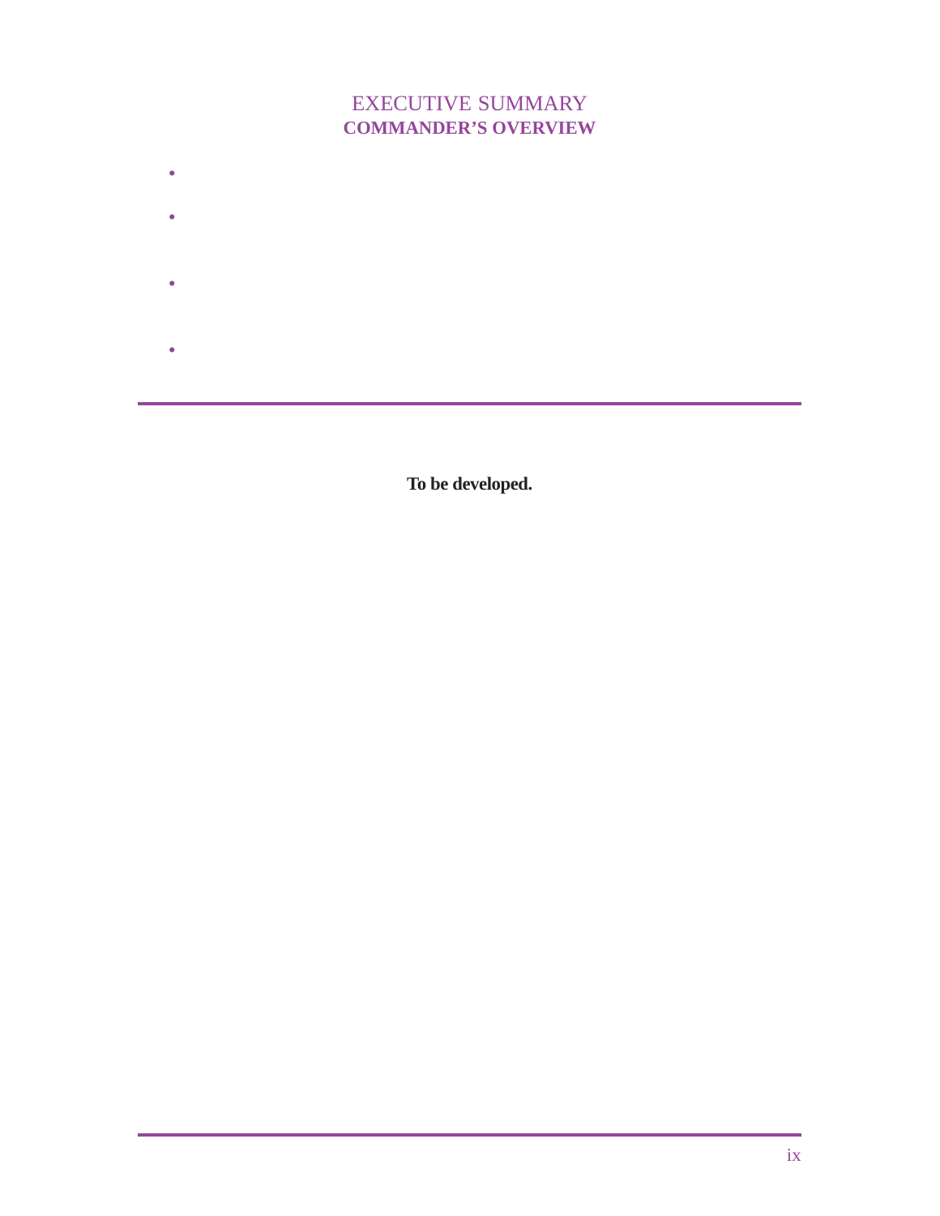# EXECUTIVE SUMMARY
## COMMANDER'S OVERVIEW

- 

- 

- 

- 

---

**To be developed.**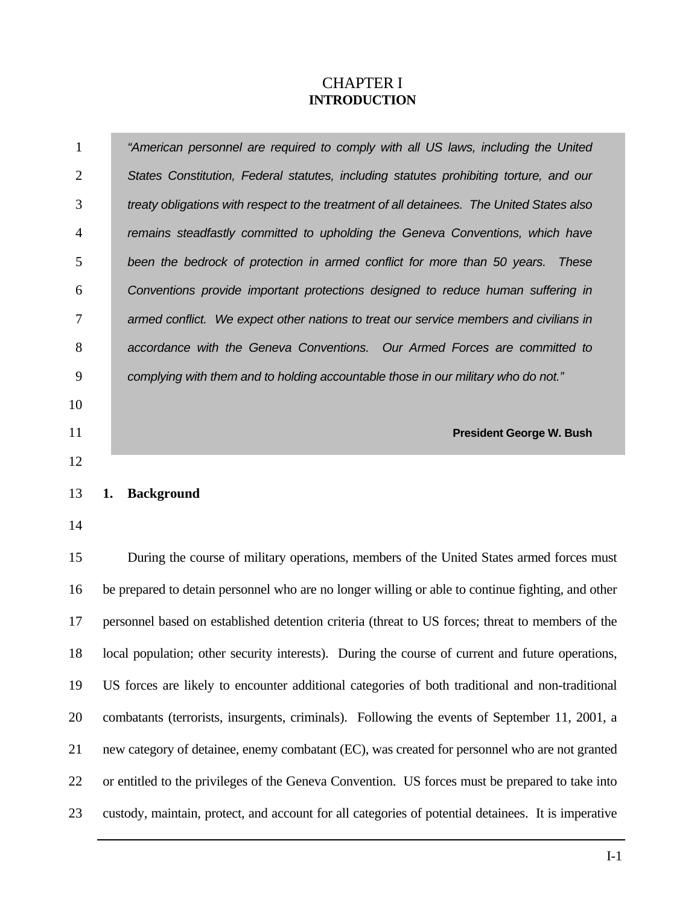# CHAPTER I
## INTRODUCTION

> *"American personnel are required to comply with all US laws, including the United States Constitution, Federal statutes, including statutes prohibiting torture, and our treaty obligations with respect to the treatment of all detainees. The United States also remains steadfastly committed to upholding the Geneva Conventions, which have been the bedrock of protection in armed conflict for more than 50 years. These Conventions provide important protections designed to reduce human suffering in armed conflict. We expect other nations to treat our service members and civilians in accordance with the Geneva Conventions. Our Armed Forces are committed to complying with them and to holding accountable those in our military who do not."*
>
> **President George W. Bush**

### 1. Background

During the course of military operations, members of the United States armed forces must be prepared to detain personnel who are no longer willing or able to continue fighting, and other personnel based on established detention criteria (threat to US forces; threat to members of the local population; other security interests). During the course of current and future operations, US forces are likely to encounter additional categories of both traditional and non-traditional combatants (terrorists, insurgents, criminals). Following the events of September 11, 2001, a new category of detainee, enemy combatant (EC), was created for personnel who are not granted or entitled to the privileges of the Geneva Convention. US forces must be prepared to take into custody, maintain, protect, and account for all categories of potential detainees. It is imperative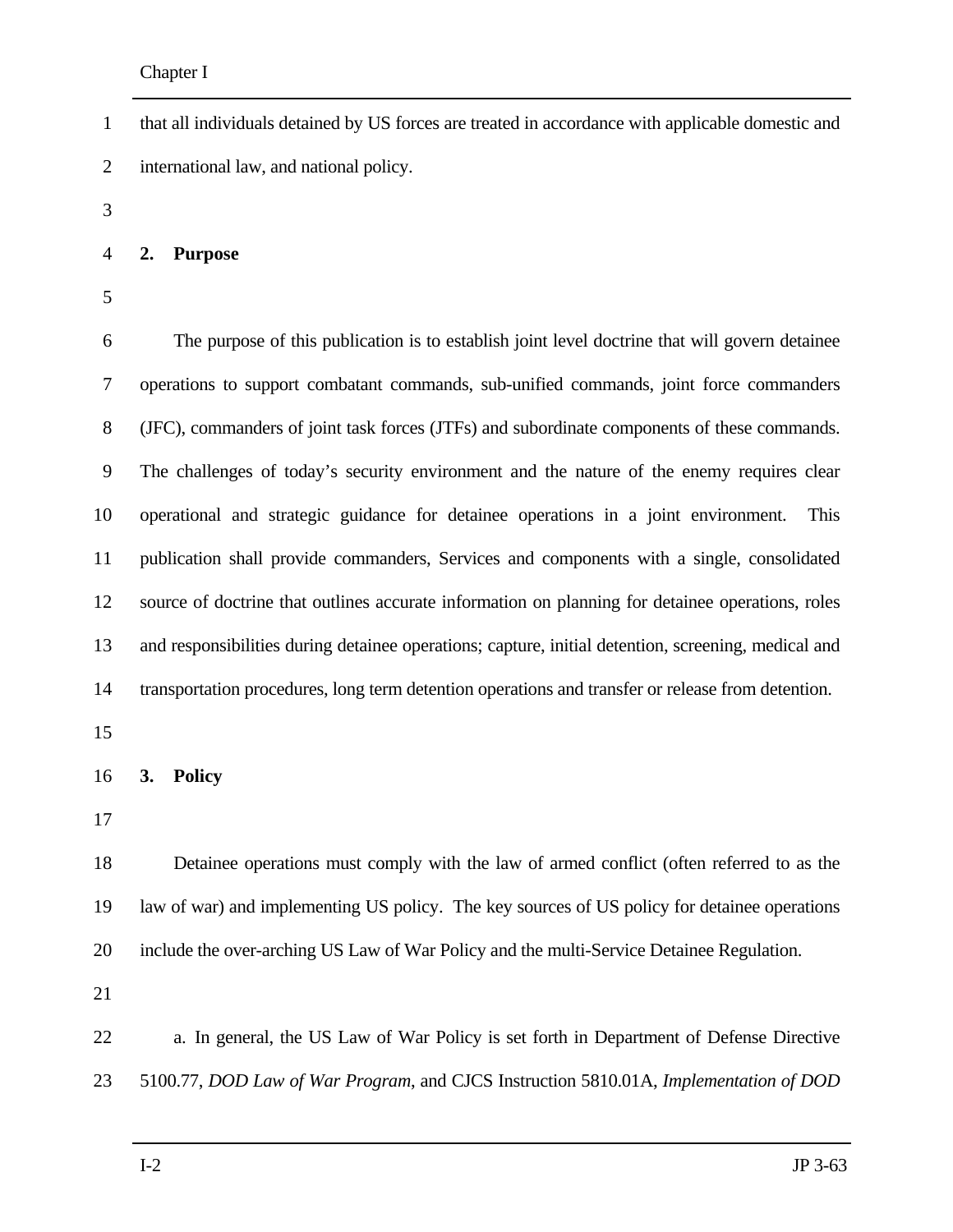that all individuals detained by US forces are treated in accordance with applicable domestic and international law, and national policy.

## 2. Purpose

The purpose of this publication is to establish joint level doctrine that will govern detainee operations to support combatant commands, sub-unified commands, joint force commanders (JFC), commanders of joint task forces (JTFs) and subordinate components of these commands. The challenges of today's security environment and the nature of the enemy requires clear operational and strategic guidance for detainee operations in a joint environment. This publication shall provide commanders, Services and components with a single, consolidated source of doctrine that outlines accurate information on planning for detainee operations, roles and responsibilities during detainee operations; capture, initial detention, screening, medical and transportation procedures, long term detention operations and transfer or release from detention.

## 3. Policy

Detainee operations must comply with the law of armed conflict (often referred to as the law of war) and implementing US policy. The key sources of US policy for detainee operations include the over-arching US Law of War Policy and the multi-Service Detainee Regulation.

a. In general, the US Law of War Policy is set forth in Department of Defense Directive 5100.77, *DOD Law of War Program*, and CJCS Instruction 5810.01A, *Implementation of DOD*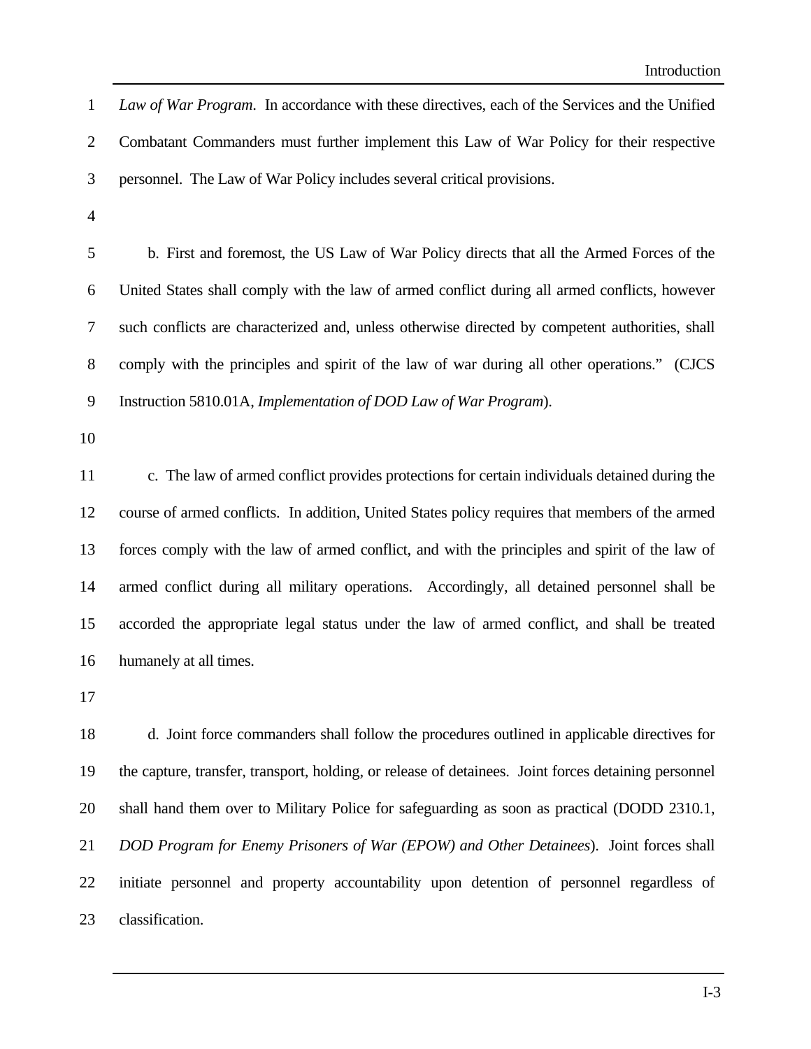*Law of War Program*. In accordance with these directives, each of the Services and the Unified Combatant Commanders must further implement this Law of War Policy for their respective personnel. The Law of War Policy includes several critical provisions.

b. First and foremost, the US Law of War Policy directs that all the Armed Forces of the United States shall comply with the law of armed conflict during all armed conflicts, however such conflicts are characterized and, unless otherwise directed by competent authorities, shall comply with the principles and spirit of the law of war during all other operations." (CJCS Instruction 5810.01A, *Implementation of DOD Law of War Program*).

c. The law of armed conflict provides protections for certain individuals detained during the course of armed conflicts. In addition, United States policy requires that members of the armed forces comply with the law of armed conflict, and with the principles and spirit of the law of armed conflict during all military operations. Accordingly, all detained personnel shall be accorded the appropriate legal status under the law of armed conflict, and shall be treated humanely at all times.

d. Joint force commanders shall follow the procedures outlined in applicable directives for the capture, transfer, transport, holding, or release of detainees. Joint forces detaining personnel shall hand them over to Military Police for safeguarding as soon as practical (DODD 2310.1, *DOD Program for Enemy Prisoners of War (EPOW) and Other Detainees*). Joint forces shall initiate personnel and property accountability upon detention of personnel regardless of classification.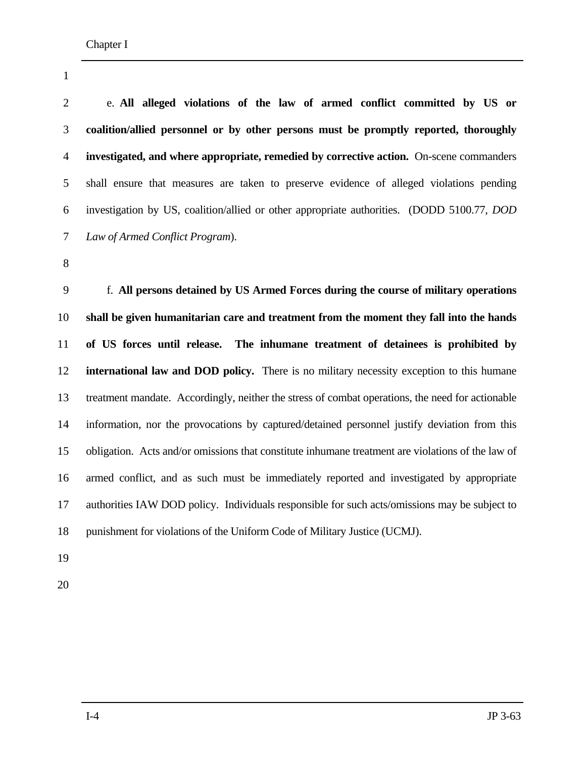e. **All alleged violations of the law of armed conflict committed by US or coalition/allied personnel or by other persons must be promptly reported, thoroughly investigated, and where appropriate, remedied by corrective action.** On-scene commanders shall ensure that measures are taken to preserve evidence of alleged violations pending investigation by US, coalition/allied or other appropriate authorities. (DODD 5100.77, *DOD Law of Armed Conflict Program*).

f. **All persons detained by US Armed Forces during the course of military operations shall be given humanitarian care and treatment from the moment they fall into the hands of US forces until release. The inhumane treatment of detainees is prohibited by international law and DOD policy.** There is no military necessity exception to this humane treatment mandate. Accordingly, neither the stress of combat operations, the need for actionable information, nor the provocations by captured/detained personnel justify deviation from this obligation. Acts and/or omissions that constitute inhumane treatment are violations of the law of armed conflict, and as such must be immediately reported and investigated by appropriate authorities IAW DOD policy. Individuals responsible for such acts/omissions may be subject to punishment for violations of the Uniform Code of Military Justice (UCMJ).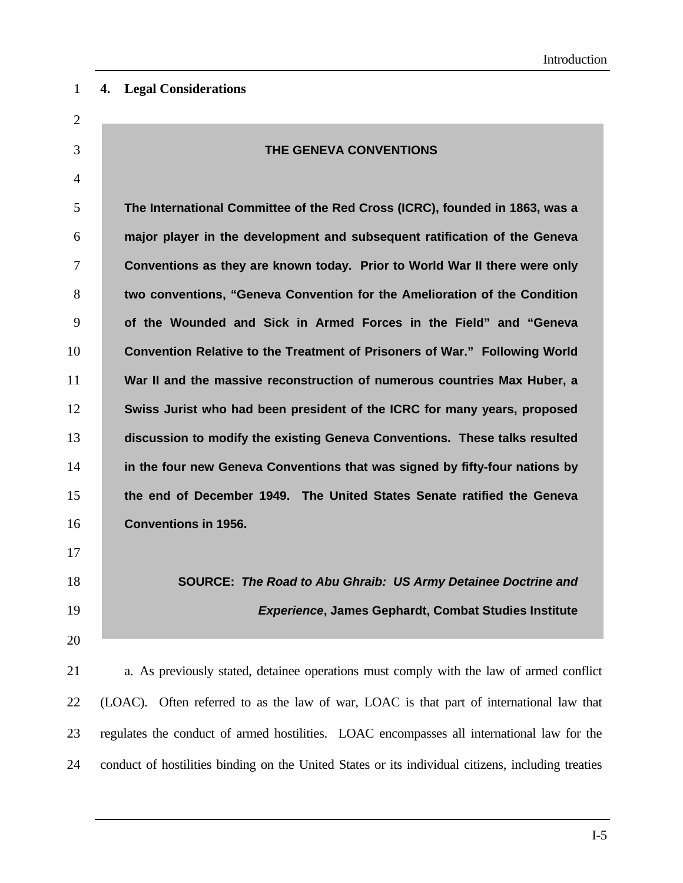## 4. Legal Considerations

> **THE GENEVA CONVENTIONS**
>
> **The International Committee of the Red Cross (ICRC), founded in 1863, was a major player in the development and subsequent ratification of the Geneva Conventions as they are known today. Prior to World War II there were only two conventions, "Geneva Convention for the Amelioration of the Condition of the Wounded and Sick in Armed Forces in the Field" and "Geneva Convention Relative to the Treatment of Prisoners of War." Following World War II and the massive reconstruction of numerous countries Max Huber, a Swiss Jurist who had been president of the ICRC for many years, proposed discussion to modify the existing Geneva Conventions. These talks resulted in the four new Geneva Conventions that was signed by fifty-four nations by the end of December 1949. The United States Senate ratified the Geneva Conventions in 1956.**
>
> **SOURCE: *The Road to Abu Ghraib: US Army Detainee Doctrine and Experience*, James Gephardt, Combat Studies Institute**

a. As previously stated, detainee operations must comply with the law of armed conflict (LOAC). Often referred to as the law of war, LOAC is that part of international law that regulates the conduct of armed hostilities. LOAC encompasses all international law for the conduct of hostilities binding on the United States or its individual citizens, including treaties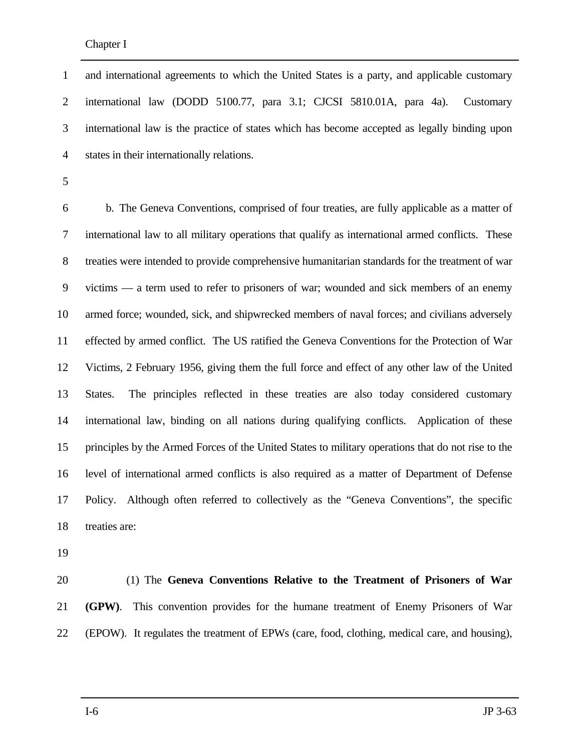and international agreements to which the United States is a party, and applicable customary international law (DODD 5100.77, para 3.1; CJCSI 5810.01A, para 4a). Customary international law is the practice of states which has become accepted as legally binding upon states in their internationally relations.

b. The Geneva Conventions, comprised of four treaties, are fully applicable as a matter of international law to all military operations that qualify as international armed conflicts. These treaties were intended to provide comprehensive humanitarian standards for the treatment of war victims — a term used to refer to prisoners of war; wounded and sick members of an enemy armed force; wounded, sick, and shipwrecked members of naval forces; and civilians adversely effected by armed conflict. The US ratified the Geneva Conventions for the Protection of War Victims, 2 February 1956, giving them the full force and effect of any other law of the United States. The principles reflected in these treaties are also today considered customary international law, binding on all nations during qualifying conflicts. Application of these principles by the Armed Forces of the United States to military operations that do not rise to the level of international armed conflicts is also required as a matter of Department of Defense Policy. Although often referred to collectively as the "Geneva Conventions", the specific treaties are:

(1) The **Geneva Conventions Relative to the Treatment of Prisoners of War (GPW)**. This convention provides for the humane treatment of Enemy Prisoners of War (EPOW). It regulates the treatment of EPWs (care, food, clothing, medical care, and housing),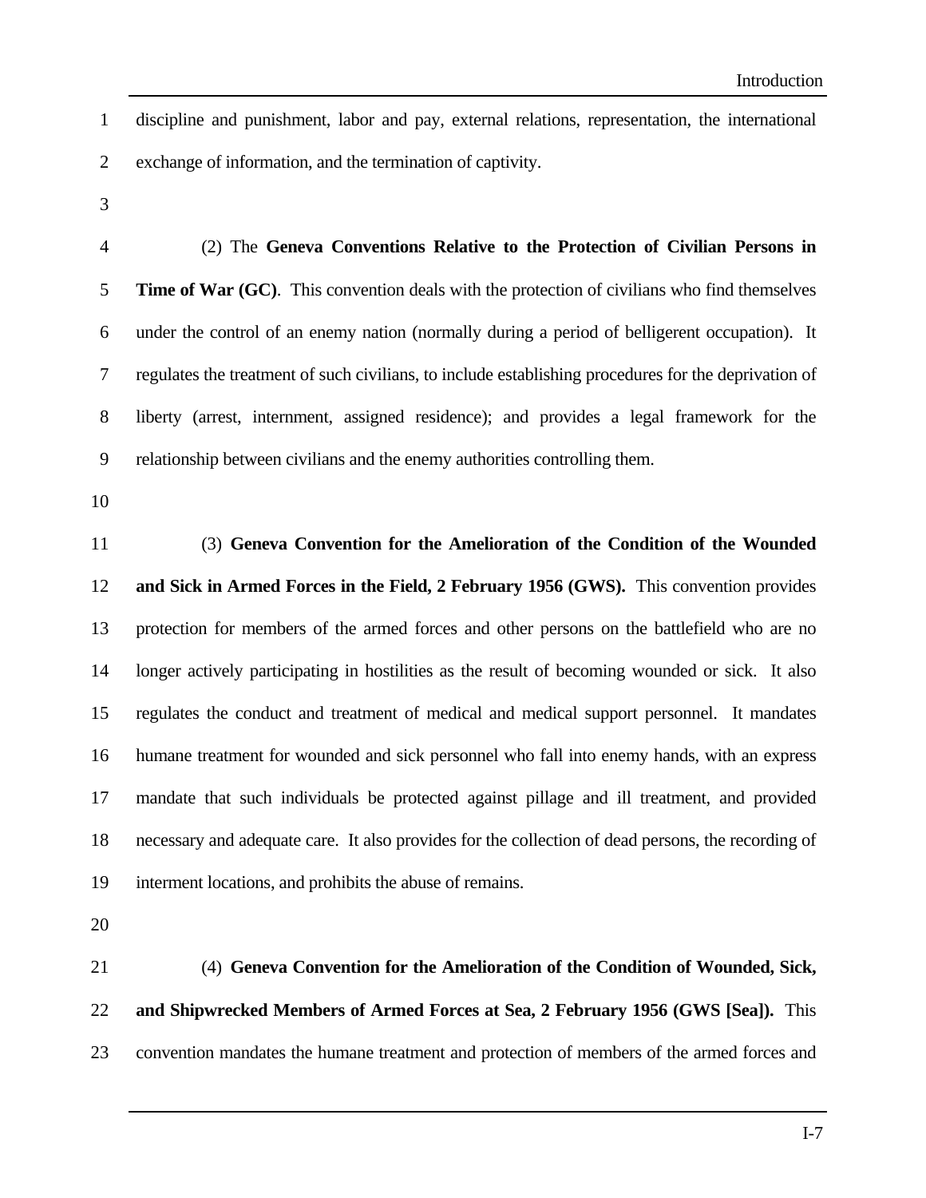discipline and punishment, labor and pay, external relations, representation, the international exchange of information, and the termination of captivity.

(2) The **Geneva Conventions Relative to the Protection of Civilian Persons in Time of War (GC)**. This convention deals with the protection of civilians who find themselves under the control of an enemy nation (normally during a period of belligerent occupation). It regulates the treatment of such civilians, to include establishing procedures for the deprivation of liberty (arrest, internment, assigned residence); and provides a legal framework for the relationship between civilians and the enemy authorities controlling them.

(3) **Geneva Convention for the Amelioration of the Condition of the Wounded and Sick in Armed Forces in the Field, 2 February 1956 (GWS).** This convention provides protection for members of the armed forces and other persons on the battlefield who are no longer actively participating in hostilities as the result of becoming wounded or sick. It also regulates the conduct and treatment of medical and medical support personnel. It mandates humane treatment for wounded and sick personnel who fall into enemy hands, with an express mandate that such individuals be protected against pillage and ill treatment, and provided necessary and adequate care. It also provides for the collection of dead persons, the recording of interment locations, and prohibits the abuse of remains.

(4) **Geneva Convention for the Amelioration of the Condition of Wounded, Sick, and Shipwrecked Members of Armed Forces at Sea, 2 February 1956 (GWS [Sea]).** This convention mandates the humane treatment and protection of members of the armed forces and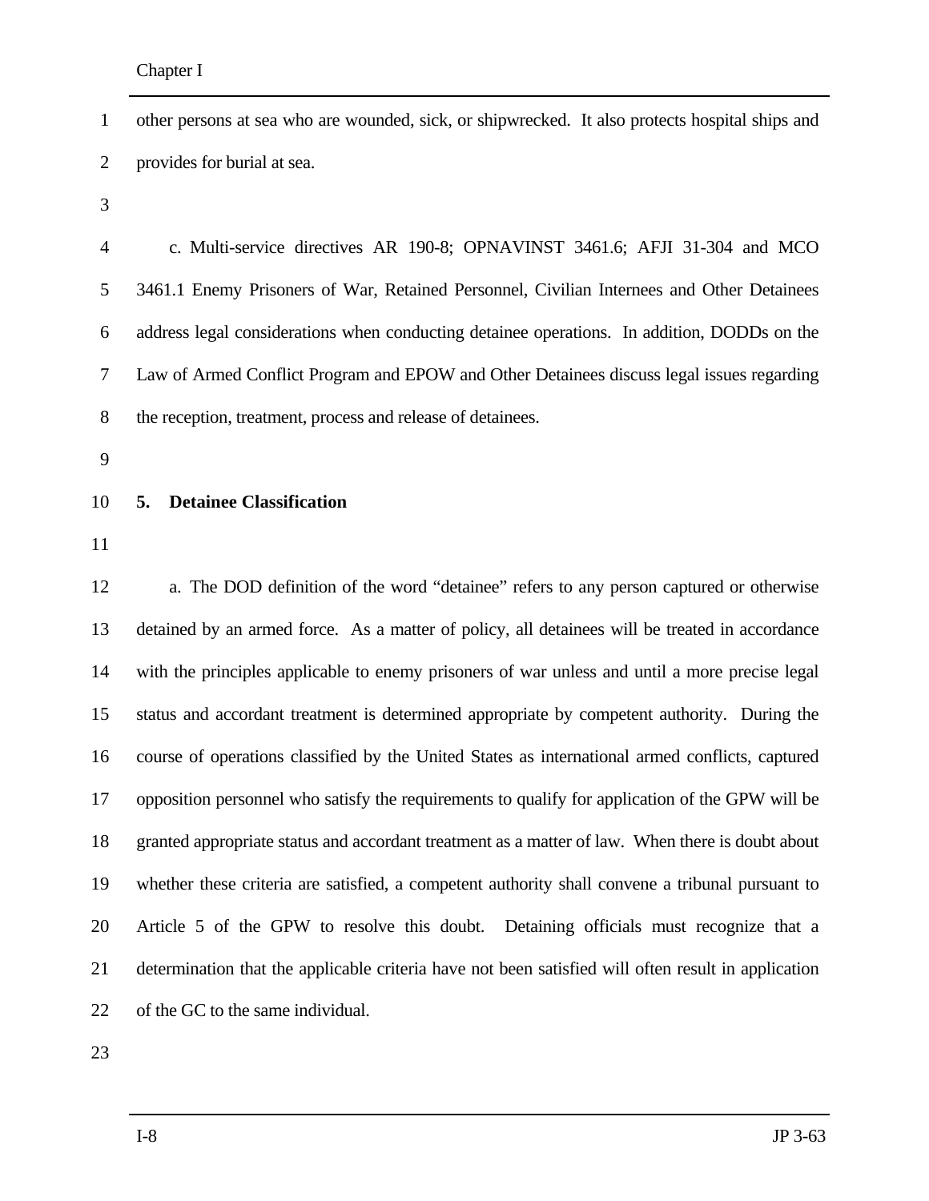other persons at sea who are wounded, sick, or shipwrecked. It also protects hospital ships and provides for burial at sea.

c. Multi-service directives AR 190-8; OPNAVINST 3461.6; AFJI 31-304 and MCO 3461.1 Enemy Prisoners of War, Retained Personnel, Civilian Internees and Other Detainees address legal considerations when conducting detainee operations. In addition, DODDs on the Law of Armed Conflict Program and EPOW and Other Detainees discuss legal issues regarding the reception, treatment, process and release of detainees.

## 5. Detainee Classification

a. The DOD definition of the word "detainee" refers to any person captured or otherwise detained by an armed force. As a matter of policy, all detainees will be treated in accordance with the principles applicable to enemy prisoners of war unless and until a more precise legal status and accordant treatment is determined appropriate by competent authority. During the course of operations classified by the United States as international armed conflicts, captured opposition personnel who satisfy the requirements to qualify for application of the GPW will be granted appropriate status and accordant treatment as a matter of law. When there is doubt about whether these criteria are satisfied, a competent authority shall convene a tribunal pursuant to Article 5 of the GPW to resolve this doubt. Detaining officials must recognize that a determination that the applicable criteria have not been satisfied will often result in application of the GC to the same individual.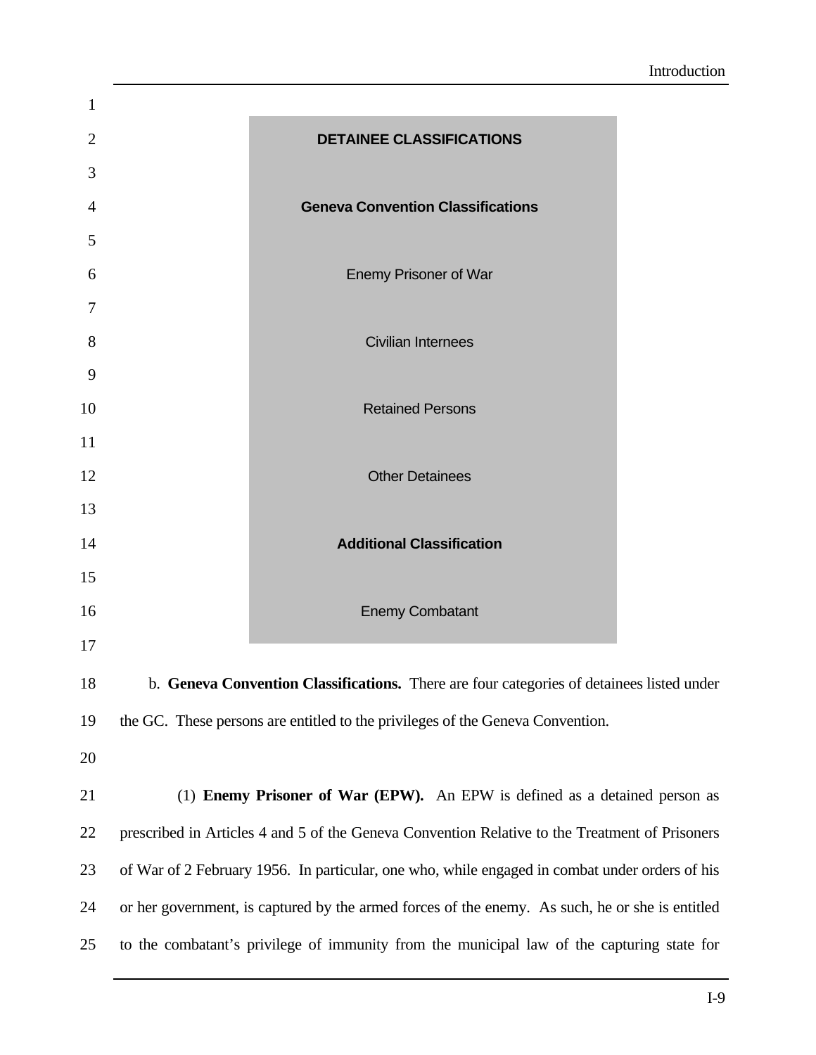**DETAINEE CLASSIFICATIONS**

**Geneva Convention Classifications**

Enemy Prisoner of War

Civilian Internees

Retained Persons

Other Detainees

**Additional Classification**

Enemy Combatant

b. **Geneva Convention Classifications.** There are four categories of detainees listed under the GC. These persons are entitled to the privileges of the Geneva Convention.

(1) **Enemy Prisoner of War (EPW).** An EPW is defined as a detained person as prescribed in Articles 4 and 5 of the Geneva Convention Relative to the Treatment of Prisoners of War of 2 February 1956. In particular, one who, while engaged in combat under orders of his or her government, is captured by the armed forces of the enemy. As such, he or she is entitled to the combatant's privilege of immunity from the municipal law of the capturing state for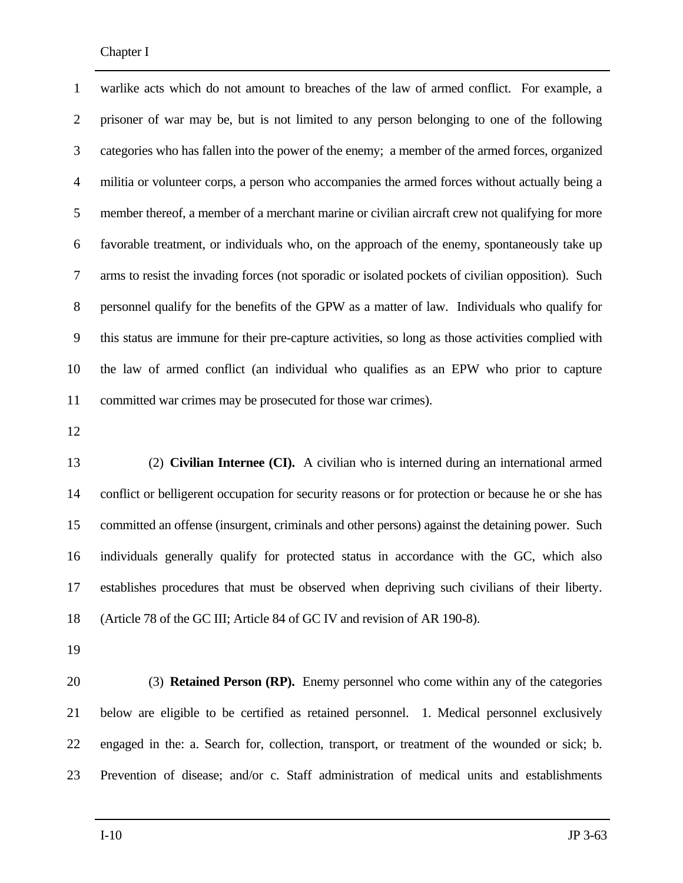warlike acts which do not amount to breaches of the law of armed conflict. For example, a prisoner of war may be, but is not limited to any person belonging to one of the following categories who has fallen into the power of the enemy; a member of the armed forces, organized militia or volunteer corps, a person who accompanies the armed forces without actually being a member thereof, a member of a merchant marine or civilian aircraft crew not qualifying for more favorable treatment, or individuals who, on the approach of the enemy, spontaneously take up arms to resist the invading forces (not sporadic or isolated pockets of civilian opposition). Such personnel qualify for the benefits of the GPW as a matter of law. Individuals who qualify for this status are immune for their pre-capture activities, so long as those activities complied with the law of armed conflict (an individual who qualifies as an EPW who prior to capture committed war crimes may be prosecuted for those war crimes).

(2) **Civilian Internee (CI).** A civilian who is interned during an international armed conflict or belligerent occupation for security reasons or for protection or because he or she has committed an offense (insurgent, criminals and other persons) against the detaining power. Such individuals generally qualify for protected status in accordance with the GC, which also establishes procedures that must be observed when depriving such civilians of their liberty. (Article 78 of the GC III; Article 84 of GC IV and revision of AR 190-8).

(3) **Retained Person (RP).** Enemy personnel who come within any of the categories below are eligible to be certified as retained personnel. 1. Medical personnel exclusively engaged in the: a. Search for, collection, transport, or treatment of the wounded or sick; b. Prevention of disease; and/or c. Staff administration of medical units and establishments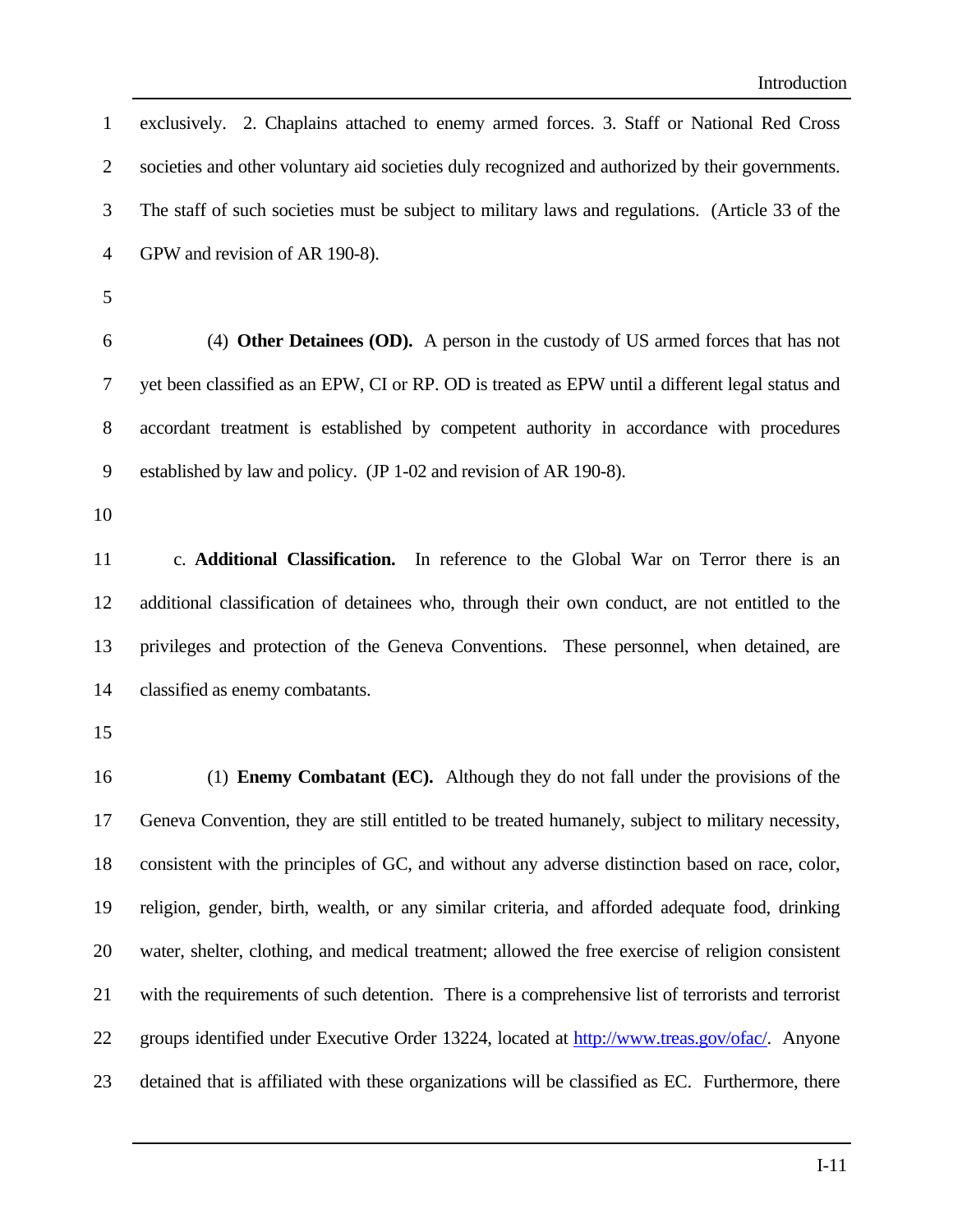exclusively. 2. Chaplains attached to enemy armed forces. 3. Staff or National Red Cross societies and other voluntary aid societies duly recognized and authorized by their governments. The staff of such societies must be subject to military laws and regulations. (Article 33 of the GPW and revision of AR 190-8).

(4) **Other Detainees (OD).** A person in the custody of US armed forces that has not yet been classified as an EPW, CI or RP. OD is treated as EPW until a different legal status and accordant treatment is established by competent authority in accordance with procedures established by law and policy. (JP 1-02 and revision of AR 190-8).

c. **Additional Classification.** In reference to the Global War on Terror there is an additional classification of detainees who, through their own conduct, are not entitled to the privileges and protection of the Geneva Conventions. These personnel, when detained, are classified as enemy combatants.

(1) **Enemy Combatant (EC).** Although they do not fall under the provisions of the Geneva Convention, they are still entitled to be treated humanely, subject to military necessity, consistent with the principles of GC, and without any adverse distinction based on race, color, religion, gender, birth, wealth, or any similar criteria, and afforded adequate food, drinking water, shelter, clothing, and medical treatment; allowed the free exercise of religion consistent with the requirements of such detention. There is a comprehensive list of terrorists and terrorist groups identified under Executive Order 13224, located at http://www.treas.gov/ofac/. Anyone detained that is affiliated with these organizations will be classified as EC. Furthermore, there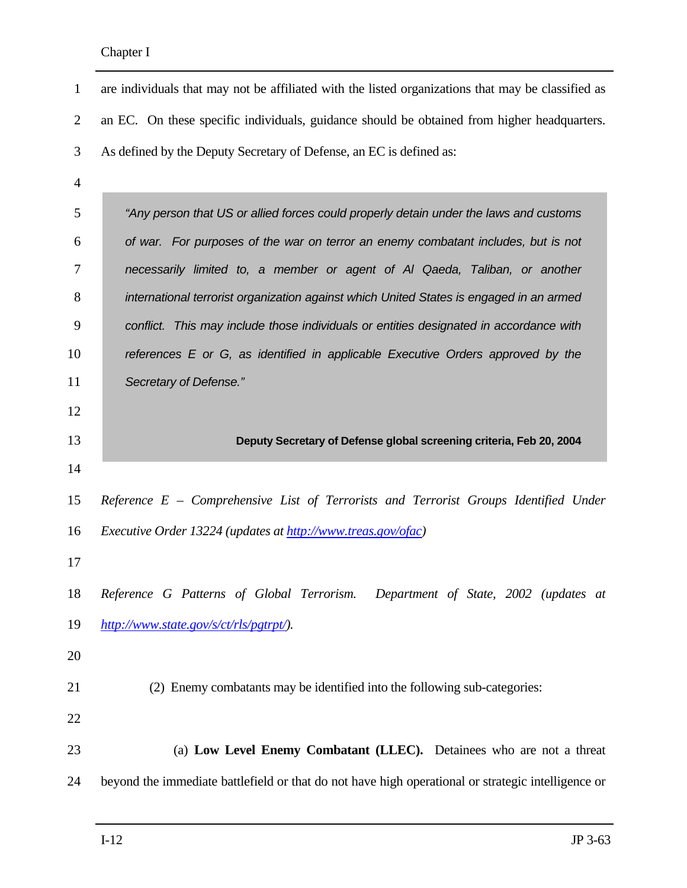are individuals that may not be affiliated with the listed organizations that may be classified as an EC. On these specific individuals, guidance should be obtained from higher headquarters. As defined by the Deputy Secretary of Defense, an EC is defined as:

> *"Any person that US or allied forces could properly detain under the laws and customs of war. For purposes of the war on terror an enemy combatant includes, but is not necessarily limited to, a member or agent of Al Qaeda, Taliban, or another international terrorist organization against which United States is engaged in an armed conflict. This may include those individuals or entities designated in accordance with references E or G, as identified in applicable Executive Orders approved by the Secretary of Defense."*
>
> **Deputy Secretary of Defense global screening criteria, Feb 20, 2004**

*Reference E – Comprehensive List of Terrorists and Terrorist Groups Identified Under Executive Order 13224 (updates at http://www.treas.gov/ofac)*

*Reference G Patterns of Global Terrorism. Department of State, 2002 (updates at http://www.state.gov/s/ct/rls/pgtrpt/).*

(2) Enemy combatants may be identified into the following sub-categories:

(a) **Low Level Enemy Combatant (LLEC).** Detainees who are not a threat beyond the immediate battlefield or that do not have high operational or strategic intelligence or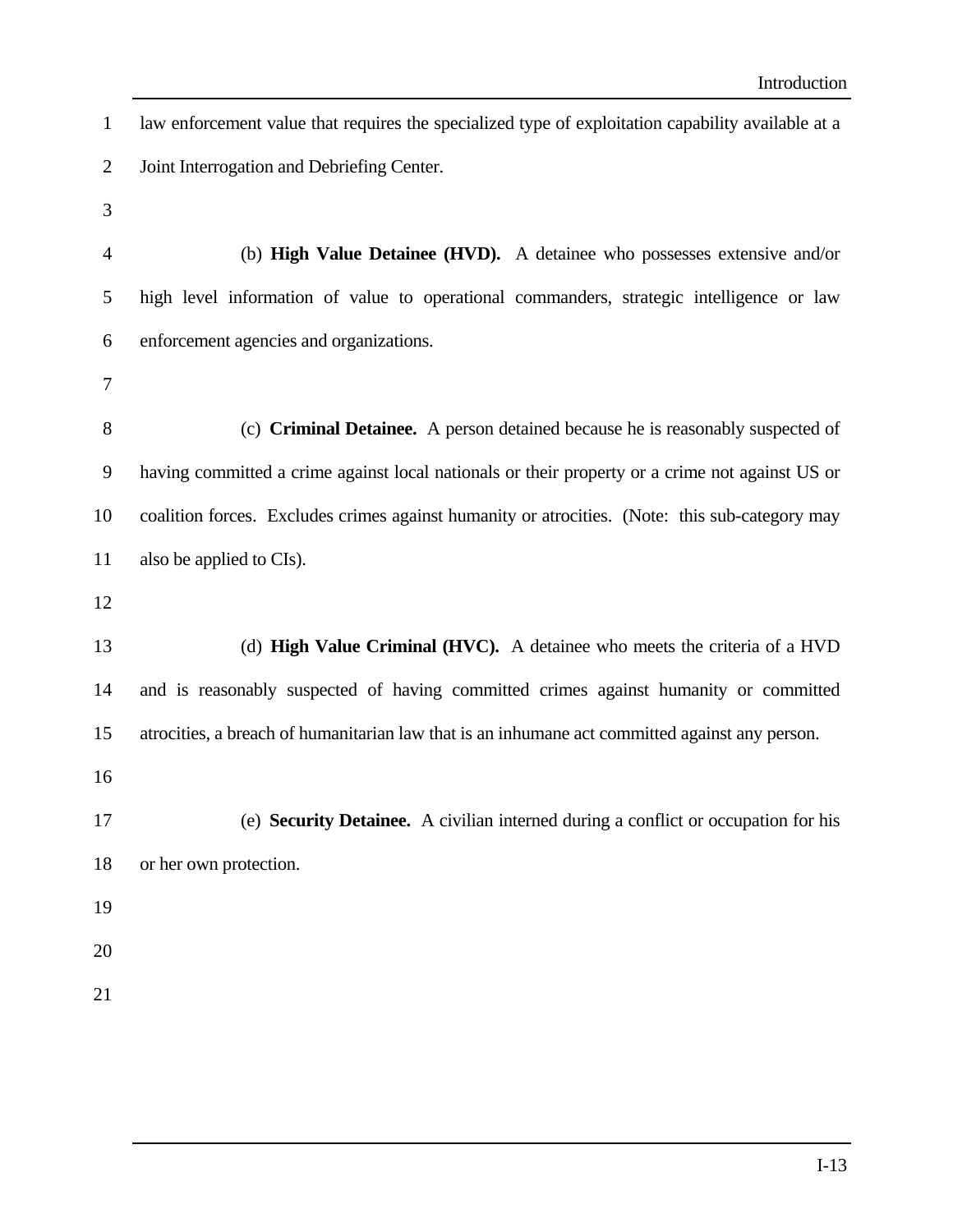law enforcement value that requires the specialized type of exploitation capability available at a Joint Interrogation and Debriefing Center.

(b) **High Value Detainee (HVD).** A detainee who possesses extensive and/or high level information of value to operational commanders, strategic intelligence or law enforcement agencies and organizations.

(c) **Criminal Detainee.** A person detained because he is reasonably suspected of having committed a crime against local nationals or their property or a crime not against US or coalition forces. Excludes crimes against humanity or atrocities. (Note: this sub-category may also be applied to CIs).

(d) **High Value Criminal (HVC).** A detainee who meets the criteria of a HVD and is reasonably suspected of having committed crimes against humanity or committed atrocities, a breach of humanitarian law that is an inhumane act committed against any person.

(e) **Security Detainee.** A civilian interned during a conflict or occupation for his or her own protection.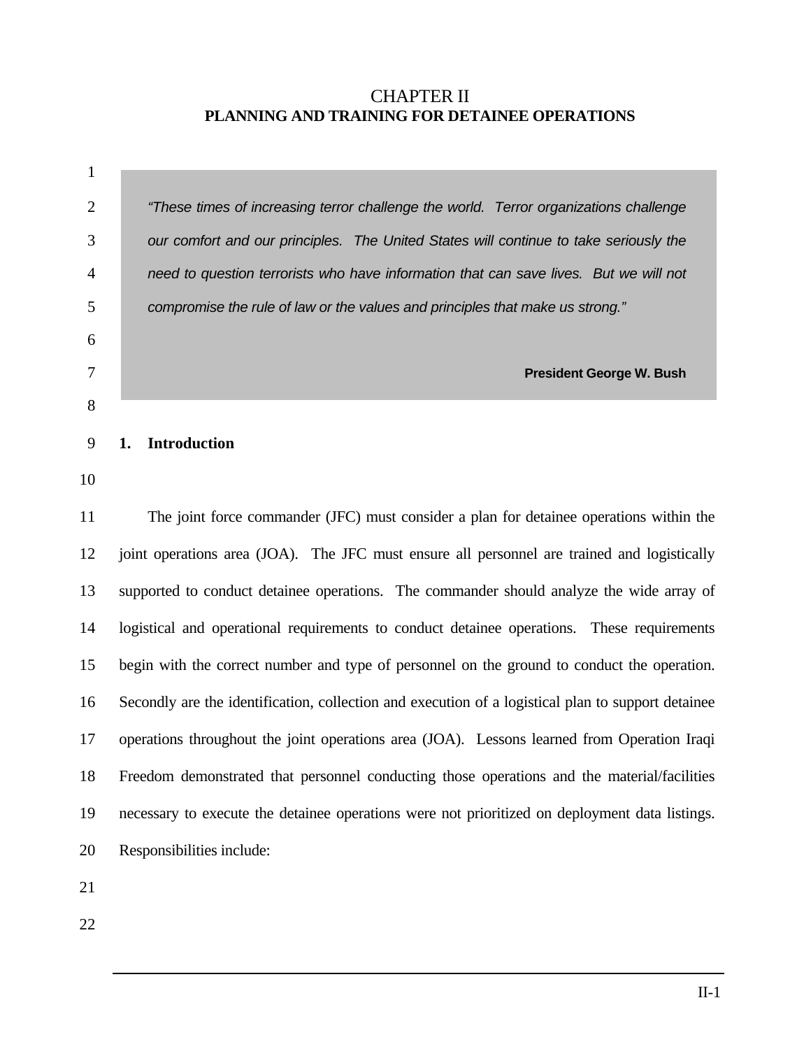# CHAPTER II
## PLANNING AND TRAINING FOR DETAINEE OPERATIONS

> *"These times of increasing terror challenge the world. Terror organizations challenge our comfort and our principles. The United States will continue to take seriously the need to question terrorists who have information that can save lives. But we will not compromise the rule of law or the values and principles that make us strong."*
>
> **President George W. Bush**

### 1. Introduction

The joint force commander (JFC) must consider a plan for detainee operations within the joint operations area (JOA). The JFC must ensure all personnel are trained and logistically supported to conduct detainee operations. The commander should analyze the wide array of logistical and operational requirements to conduct detainee operations. These requirements begin with the correct number and type of personnel on the ground to conduct the operation. Secondly are the identification, collection and execution of a logistical plan to support detainee operations throughout the joint operations area (JOA). Lessons learned from Operation Iraqi Freedom demonstrated that personnel conducting those operations and the material/facilities necessary to execute the detainee operations were not prioritized on deployment data listings. Responsibilities include: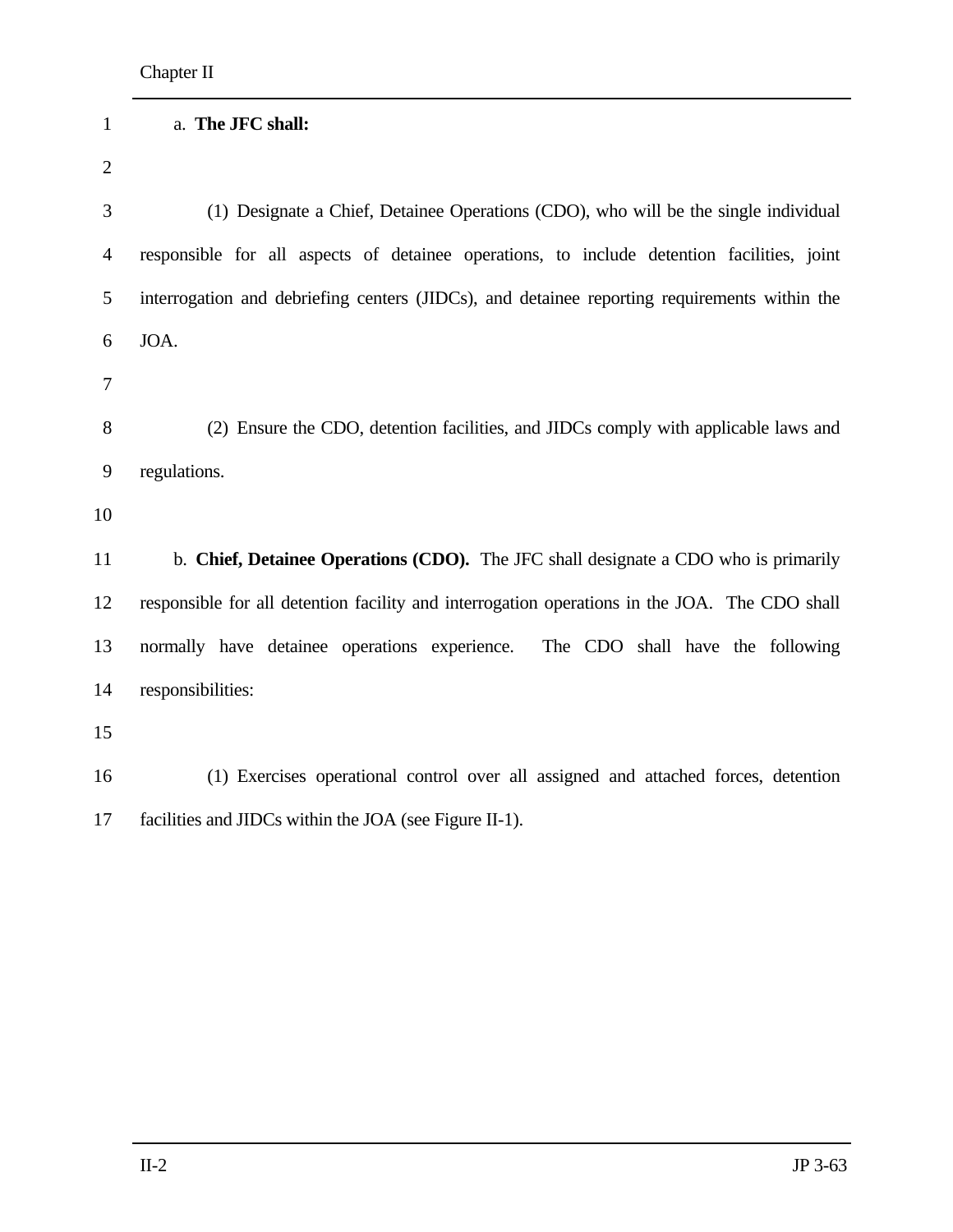a. **The JFC shall:**

(1) Designate a Chief, Detainee Operations (CDO), who will be the single individual responsible for all aspects of detainee operations, to include detention facilities, joint interrogation and debriefing centers (JIDCs), and detainee reporting requirements within the JOA.

(2) Ensure the CDO, detention facilities, and JIDCs comply with applicable laws and regulations.

b. **Chief, Detainee Operations (CDO).** The JFC shall designate a CDO who is primarily responsible for all detention facility and interrogation operations in the JOA. The CDO shall normally have detainee operations experience. The CDO shall have the following responsibilities:

(1) Exercises operational control over all assigned and attached forces, detention facilities and JIDCs within the JOA (see Figure II-1).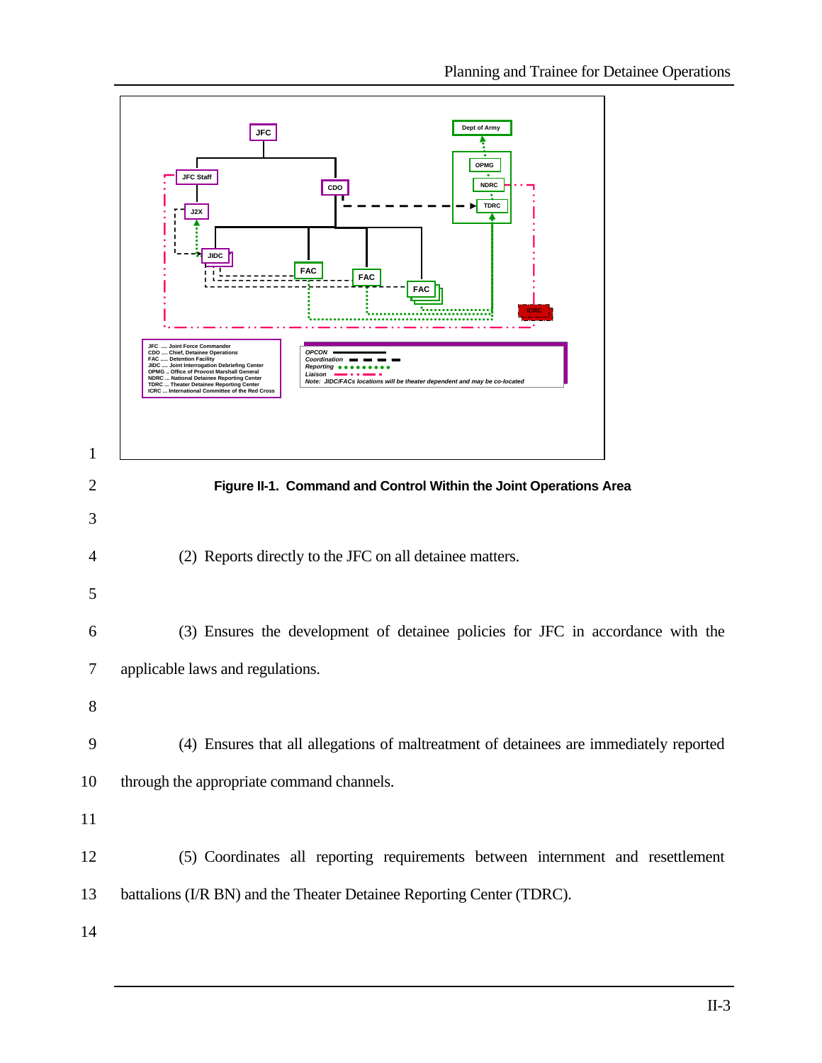Figure II-1. Command and Control Within the Joint Operations Area

(2) Reports directly to the JFC on all detainee matters.

(3) Ensures the development of detainee policies for JFC in accordance with the applicable laws and regulations.

(4) Ensures that all allegations of maltreatment of detainees are immediately reported through the appropriate command channels.

(5) Coordinates all reporting requirements between internment and resettlement battalions (I/R BN) and the Theater Detainee Reporting Center (TDRC).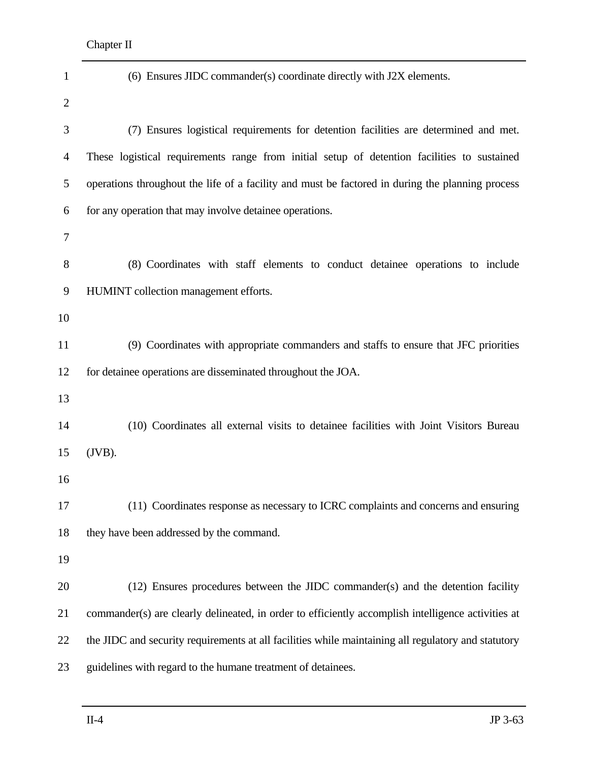(6) Ensures JIDC commander(s) coordinate directly with J2X elements.

(7) Ensures logistical requirements for detention facilities are determined and met. These logistical requirements range from initial setup of detention facilities to sustained operations throughout the life of a facility and must be factored in during the planning process for any operation that may involve detainee operations.

(8) Coordinates with staff elements to conduct detainee operations to include HUMINT collection management efforts.

(9) Coordinates with appropriate commanders and staffs to ensure that JFC priorities for detainee operations are disseminated throughout the JOA.

(10) Coordinates all external visits to detainee facilities with Joint Visitors Bureau (JVB).

(11) Coordinates response as necessary to ICRC complaints and concerns and ensuring they have been addressed by the command.

(12) Ensures procedures between the JIDC commander(s) and the detention facility commander(s) are clearly delineated, in order to efficiently accomplish intelligence activities at the JIDC and security requirements at all facilities while maintaining all regulatory and statutory guidelines with regard to the humane treatment of detainees.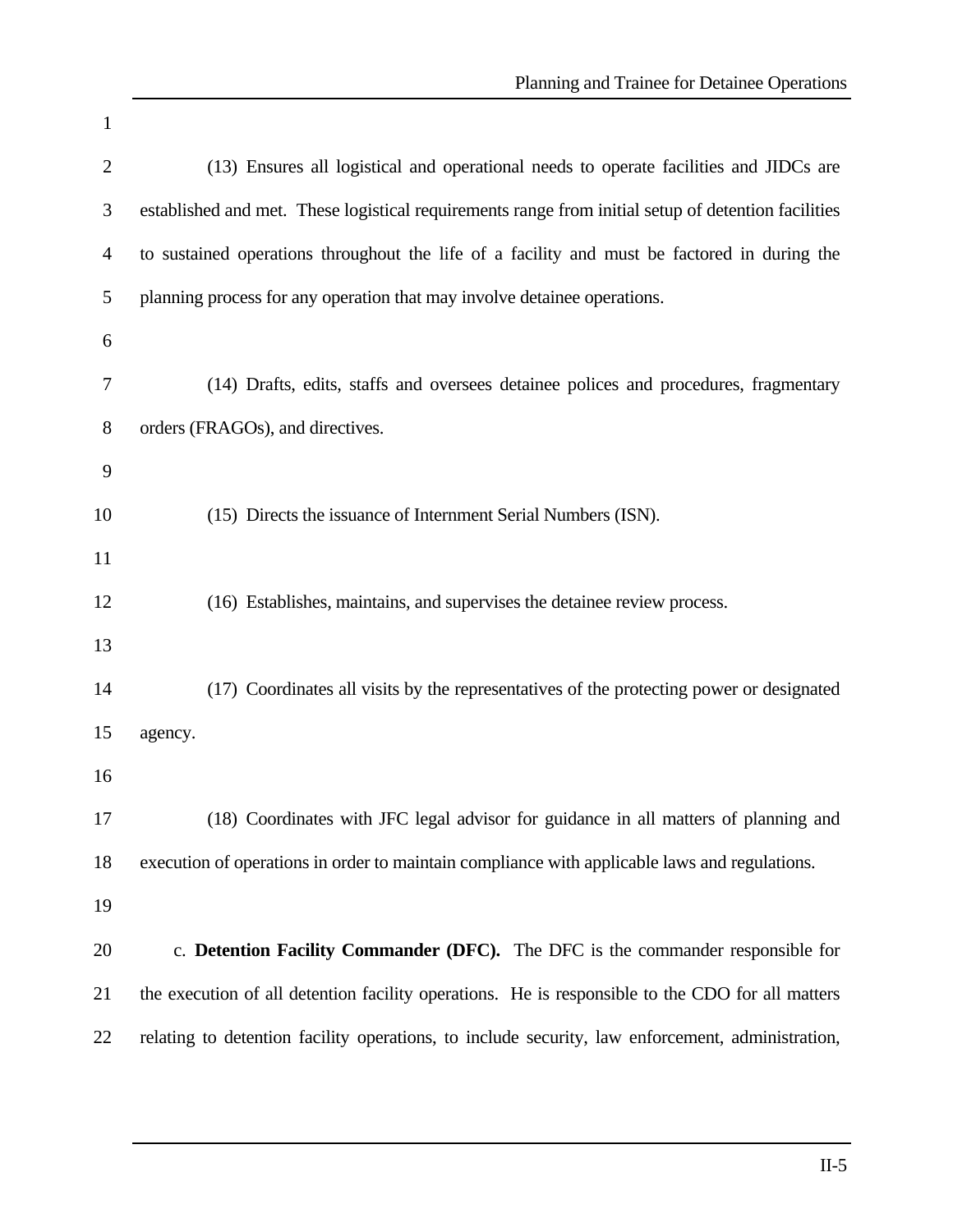(13) Ensures all logistical and operational needs to operate facilities and JIDCs are established and met. These logistical requirements range from initial setup of detention facilities to sustained operations throughout the life of a facility and must be factored in during the planning process for any operation that may involve detainee operations.

(14) Drafts, edits, staffs and oversees detainee polices and procedures, fragmentary orders (FRAGOs), and directives.

(15) Directs the issuance of Internment Serial Numbers (ISN).

(16) Establishes, maintains, and supervises the detainee review process.

(17) Coordinates all visits by the representatives of the protecting power or designated agency.

(18) Coordinates with JFC legal advisor for guidance in all matters of planning and execution of operations in order to maintain compliance with applicable laws and regulations.

c. **Detention Facility Commander (DFC).** The DFC is the commander responsible for the execution of all detention facility operations. He is responsible to the CDO for all matters relating to detention facility operations, to include security, law enforcement, administration,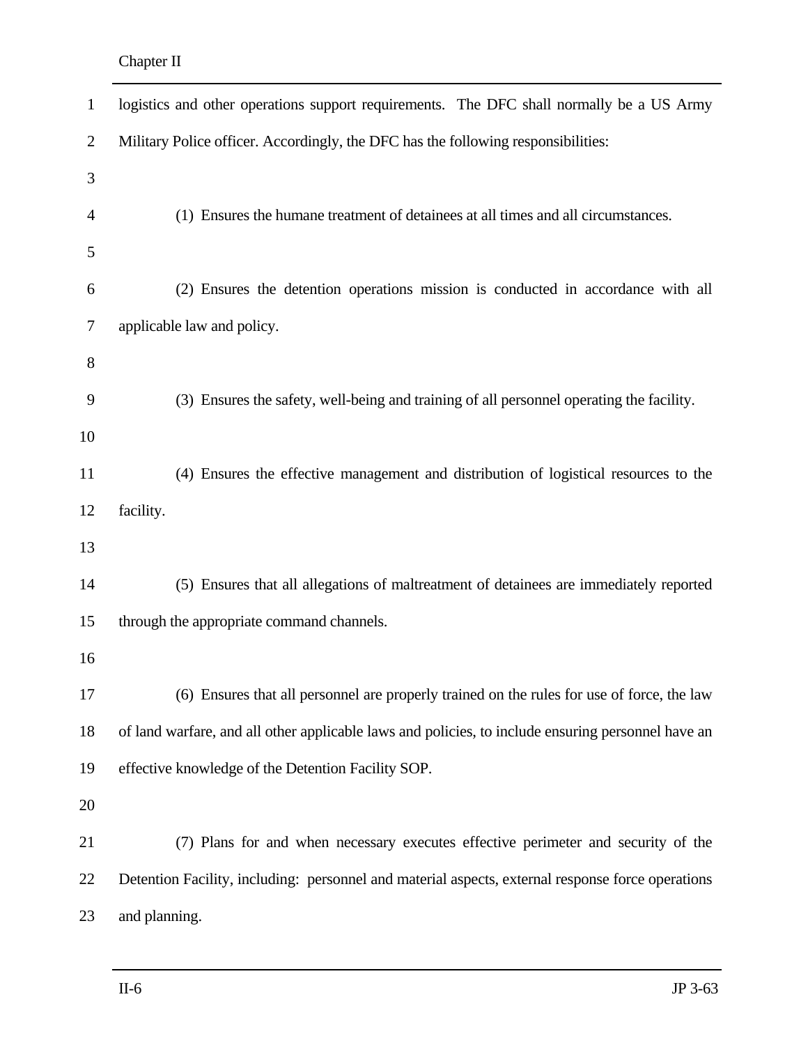logistics and other operations support requirements. The DFC shall normally be a US Army Military Police officer. Accordingly, the DFC has the following responsibilities:

(1) Ensures the humane treatment of detainees at all times and all circumstances.

(2) Ensures the detention operations mission is conducted in accordance with all applicable law and policy.

(3) Ensures the safety, well-being and training of all personnel operating the facility.

(4) Ensures the effective management and distribution of logistical resources to the facility.

(5) Ensures that all allegations of maltreatment of detainees are immediately reported through the appropriate command channels.

(6) Ensures that all personnel are properly trained on the rules for use of force, the law of land warfare, and all other applicable laws and policies, to include ensuring personnel have an effective knowledge of the Detention Facility SOP.

(7) Plans for and when necessary executes effective perimeter and security of the Detention Facility, including: personnel and material aspects, external response force operations and planning.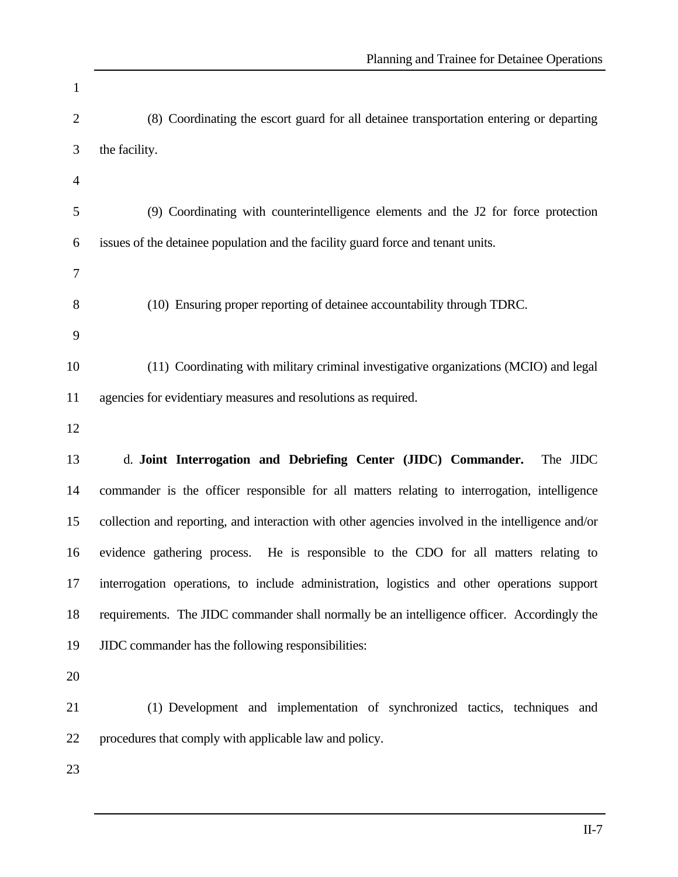(8) Coordinating the escort guard for all detainee transportation entering or departing the facility.

(9) Coordinating with counterintelligence elements and the J2 for force protection issues of the detainee population and the facility guard force and tenant units.

(10) Ensuring proper reporting of detainee accountability through TDRC.

(11) Coordinating with military criminal investigative organizations (MCIO) and legal agencies for evidentiary measures and resolutions as required.

d. **Joint Interrogation and Debriefing Center (JIDC) Commander.** The JIDC commander is the officer responsible for all matters relating to interrogation, intelligence collection and reporting, and interaction with other agencies involved in the intelligence and/or evidence gathering process. He is responsible to the CDO for all matters relating to interrogation operations, to include administration, logistics and other operations support requirements. The JIDC commander shall normally be an intelligence officer. Accordingly the JIDC commander has the following responsibilities:

(1) Development and implementation of synchronized tactics, techniques and procedures that comply with applicable law and policy.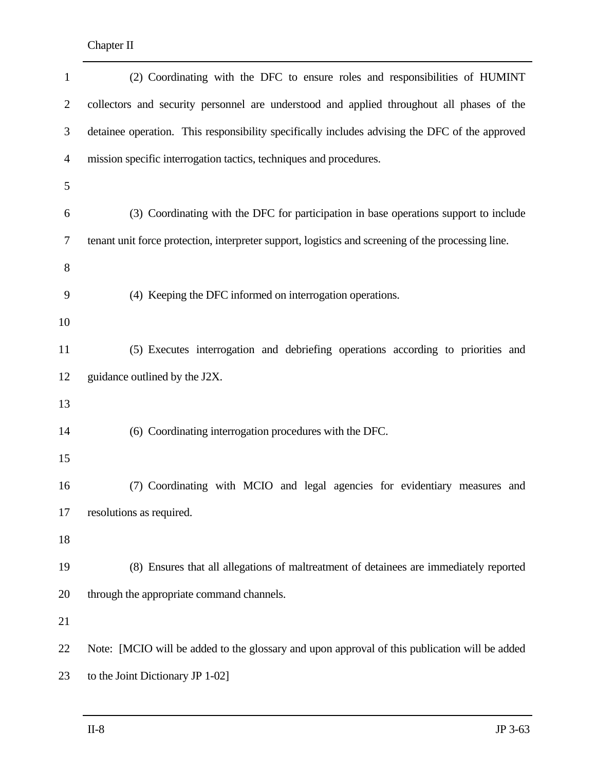(2) Coordinating with the DFC to ensure roles and responsibilities of HUMINT collectors and security personnel are understood and applied throughout all phases of the detainee operation. This responsibility specifically includes advising the DFC of the approved mission specific interrogation tactics, techniques and procedures.

(3) Coordinating with the DFC for participation in base operations support to include tenant unit force protection, interpreter support, logistics and screening of the processing line.

(4) Keeping the DFC informed on interrogation operations.

(5) Executes interrogation and debriefing operations according to priorities and guidance outlined by the J2X.

(6) Coordinating interrogation procedures with the DFC.

(7) Coordinating with MCIO and legal agencies for evidentiary measures and resolutions as required.

(8) Ensures that all allegations of maltreatment of detainees are immediately reported through the appropriate command channels.

Note: [MCIO will be added to the glossary and upon approval of this publication will be added to the Joint Dictionary JP 1-02]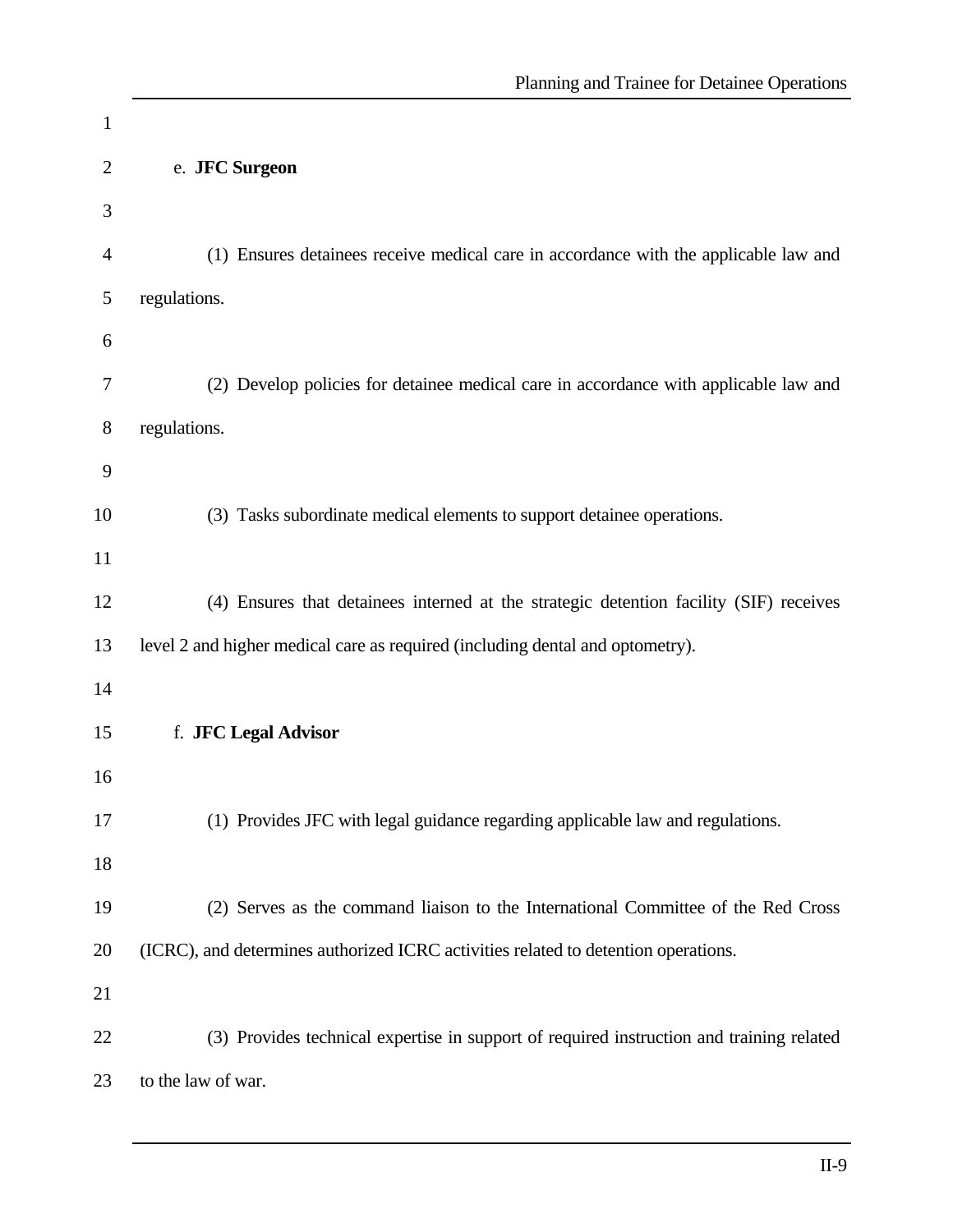e. **JFC Surgeon**

(1) Ensures detainees receive medical care in accordance with the applicable law and regulations.

(2) Develop policies for detainee medical care in accordance with applicable law and regulations.

(3) Tasks subordinate medical elements to support detainee operations.

(4) Ensures that detainees interned at the strategic detention facility (SIF) receives level 2 and higher medical care as required (including dental and optometry).

f. **JFC Legal Advisor**

(1) Provides JFC with legal guidance regarding applicable law and regulations.

(2) Serves as the command liaison to the International Committee of the Red Cross (ICRC), and determines authorized ICRC activities related to detention operations.

(3) Provides technical expertise in support of required instruction and training related to the law of war.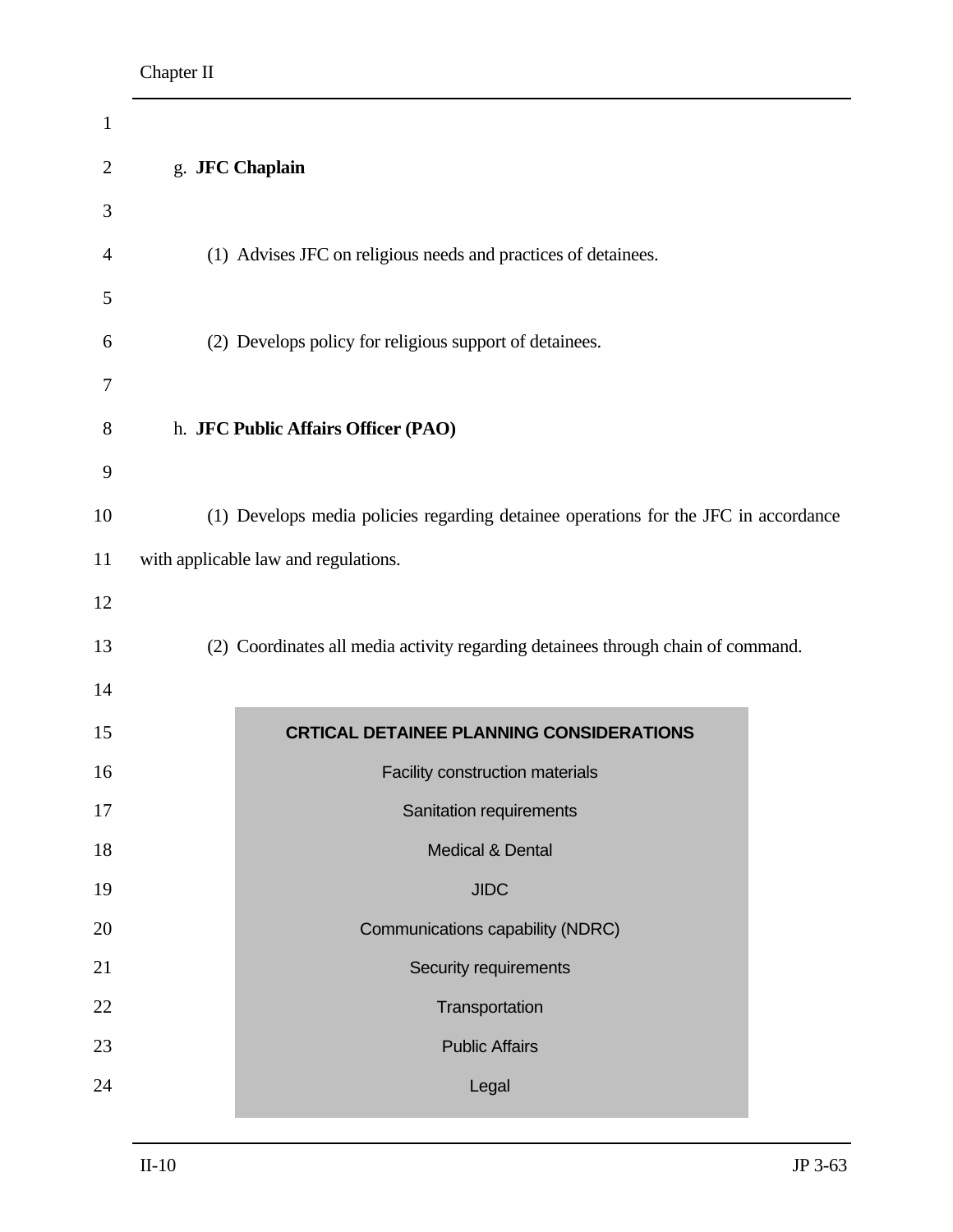g. **JFC Chaplain**

(1) Advises JFC on religious needs and practices of detainees.

(2) Develops policy for religious support of detainees.

h. **JFC Public Affairs Officer (PAO)**

(1) Develops media policies regarding detainee operations for the JFC in accordance with applicable law and regulations.

(2) Coordinates all media activity regarding detainees through chain of command.

| **CRTICAL DETAINEE PLANNING CONSIDERATIONS** |
|---|
| Facility construction materials |
| Sanitation requirements |
| Medical & Dental |
| JIDC |
| Communications capability (NDRC) |
| Security requirements |
| Transportation |
| Public Affairs |
| Legal |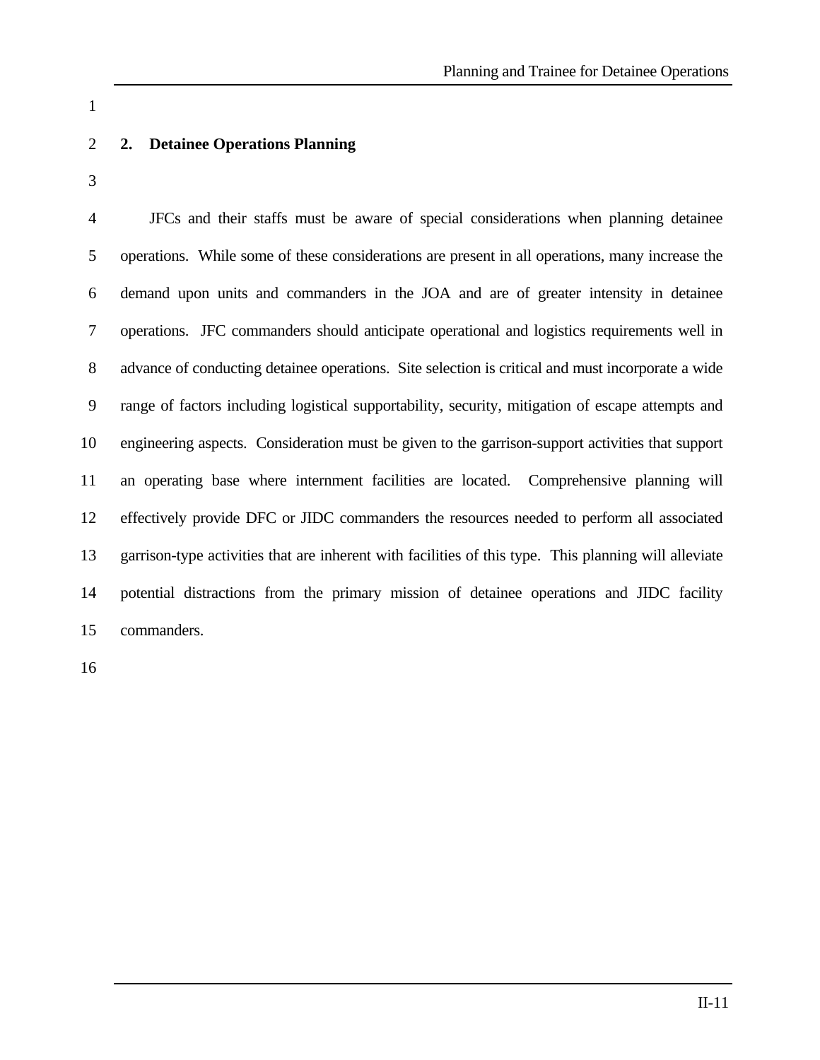## 2. Detainee Operations Planning

JFCs and their staffs must be aware of special considerations when planning detainee operations. While some of these considerations are present in all operations, many increase the demand upon units and commanders in the JOA and are of greater intensity in detainee operations. JFC commanders should anticipate operational and logistics requirements well in advance of conducting detainee operations. Site selection is critical and must incorporate a wide range of factors including logistical supportability, security, mitigation of escape attempts and engineering aspects. Consideration must be given to the garrison-support activities that support an operating base where internment facilities are located. Comprehensive planning will effectively provide DFC or JIDC commanders the resources needed to perform all associated garrison-type activities that are inherent with facilities of this type. This planning will alleviate potential distractions from the primary mission of detainee operations and JIDC facility commanders.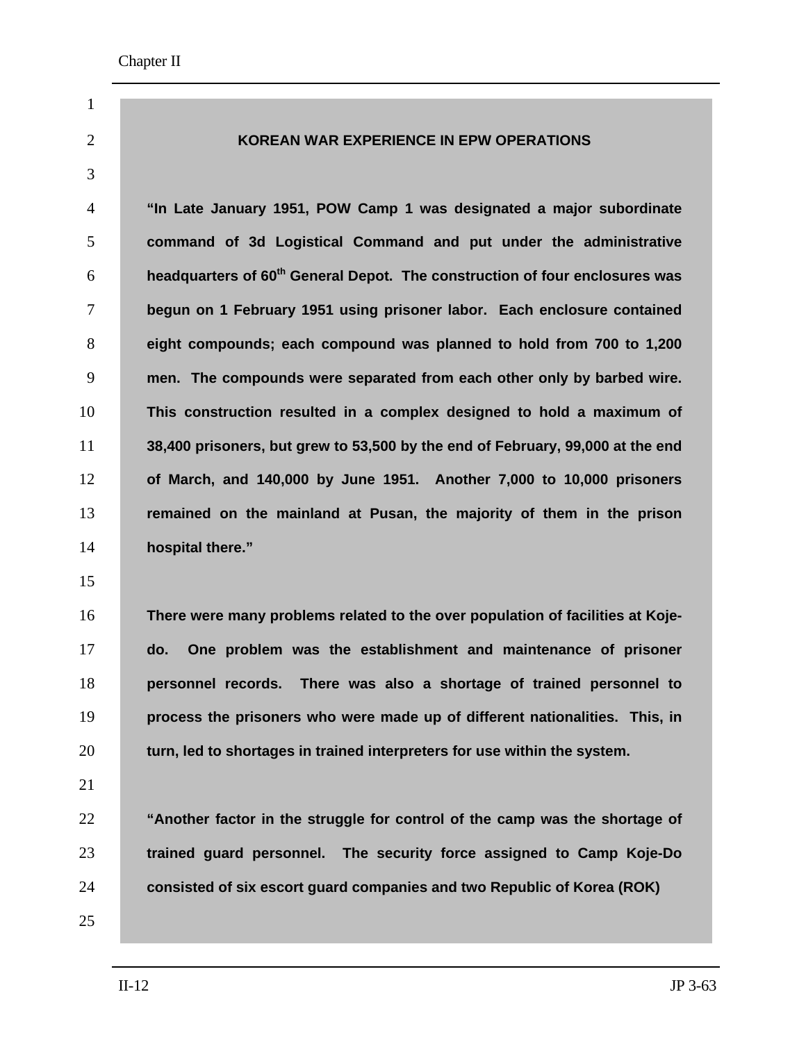**KOREAN WAR EXPERIENCE IN EPW OPERATIONS**

**"In Late January 1951, POW Camp 1 was designated a major subordinate command of 3d Logistical Command and put under the administrative headquarters of 60th General Depot. The construction of four enclosures was begun on 1 February 1951 using prisoner labor. Each enclosure contained eight compounds; each compound was planned to hold from 700 to 1,200 men. The compounds were separated from each other only by barbed wire. This construction resulted in a complex designed to hold a maximum of 38,400 prisoners, but grew to 53,500 by the end of February, 99,000 at the end of March, and 140,000 by June 1951. Another 7,000 to 10,000 prisoners remained on the mainland at Pusan, the majority of them in the prison hospital there."**

**There were many problems related to the over population of facilities at Koje-do. One problem was the establishment and maintenance of prisoner personnel records. There was also a shortage of trained personnel to process the prisoners who were made up of different nationalities. This, in turn, led to shortages in trained interpreters for use within the system.**

**"Another factor in the struggle for control of the camp was the shortage of trained guard personnel. The security force assigned to Camp Koje-Do consisted of six escort guard companies and two Republic of Korea (ROK)**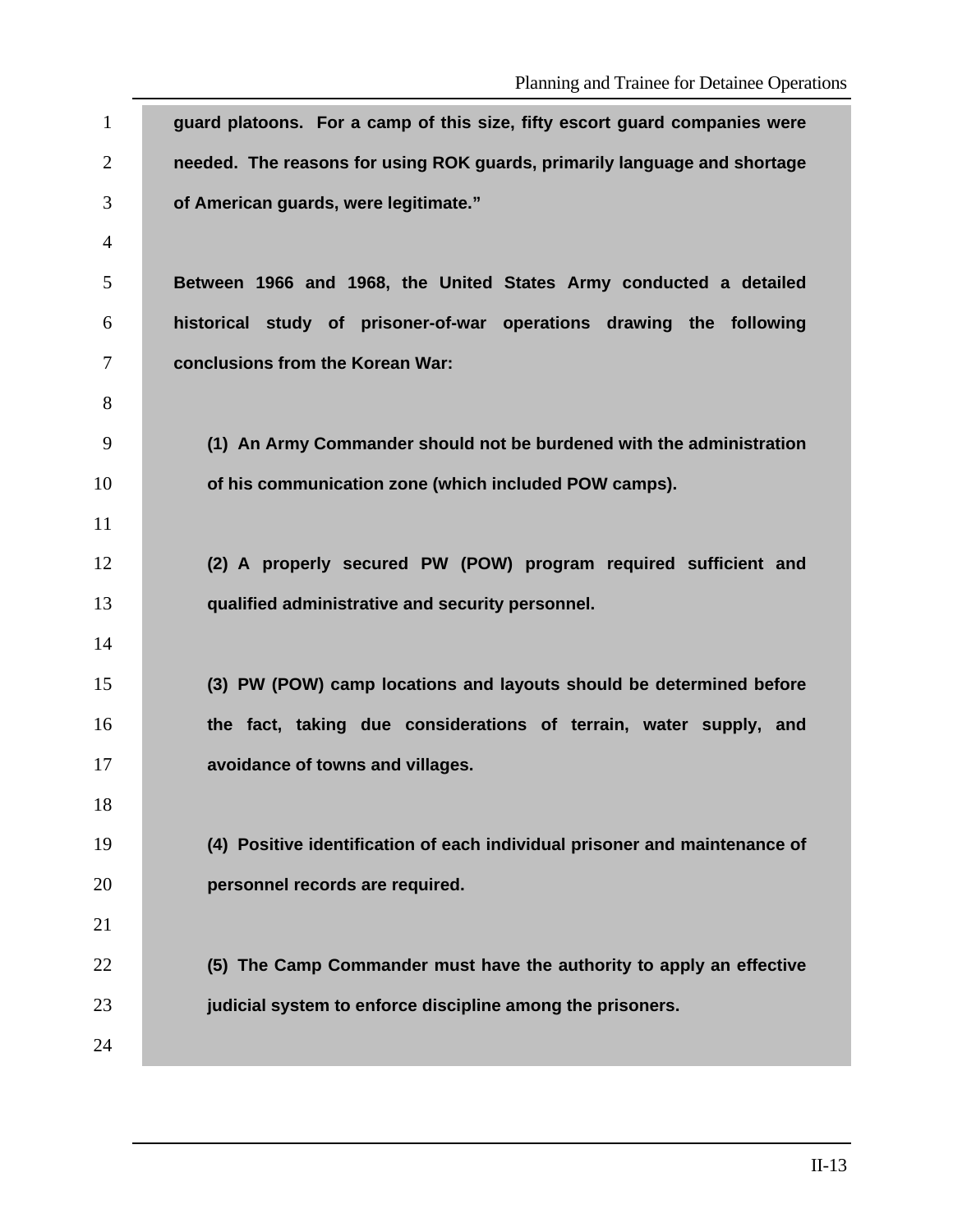**guard platoons. For a camp of this size, fifty escort guard companies were needed. The reasons for using ROK guards, primarily language and shortage of American guards, were legitimate."**

**Between 1966 and 1968, the United States Army conducted a detailed historical study of prisoner-of-war operations drawing the following conclusions from the Korean War:**

> **(1) An Army Commander should not be burdened with the administration of his communication zone (which included POW camps).**
>
> **(2) A properly secured PW (POW) program required sufficient and qualified administrative and security personnel.**
>
> **(3) PW (POW) camp locations and layouts should be determined before the fact, taking due considerations of terrain, water supply, and avoidance of towns and villages.**
>
> **(4) Positive identification of each individual prisoner and maintenance of personnel records are required.**
>
> **(5) The Camp Commander must have the authority to apply an effective judicial system to enforce discipline among the prisoners.**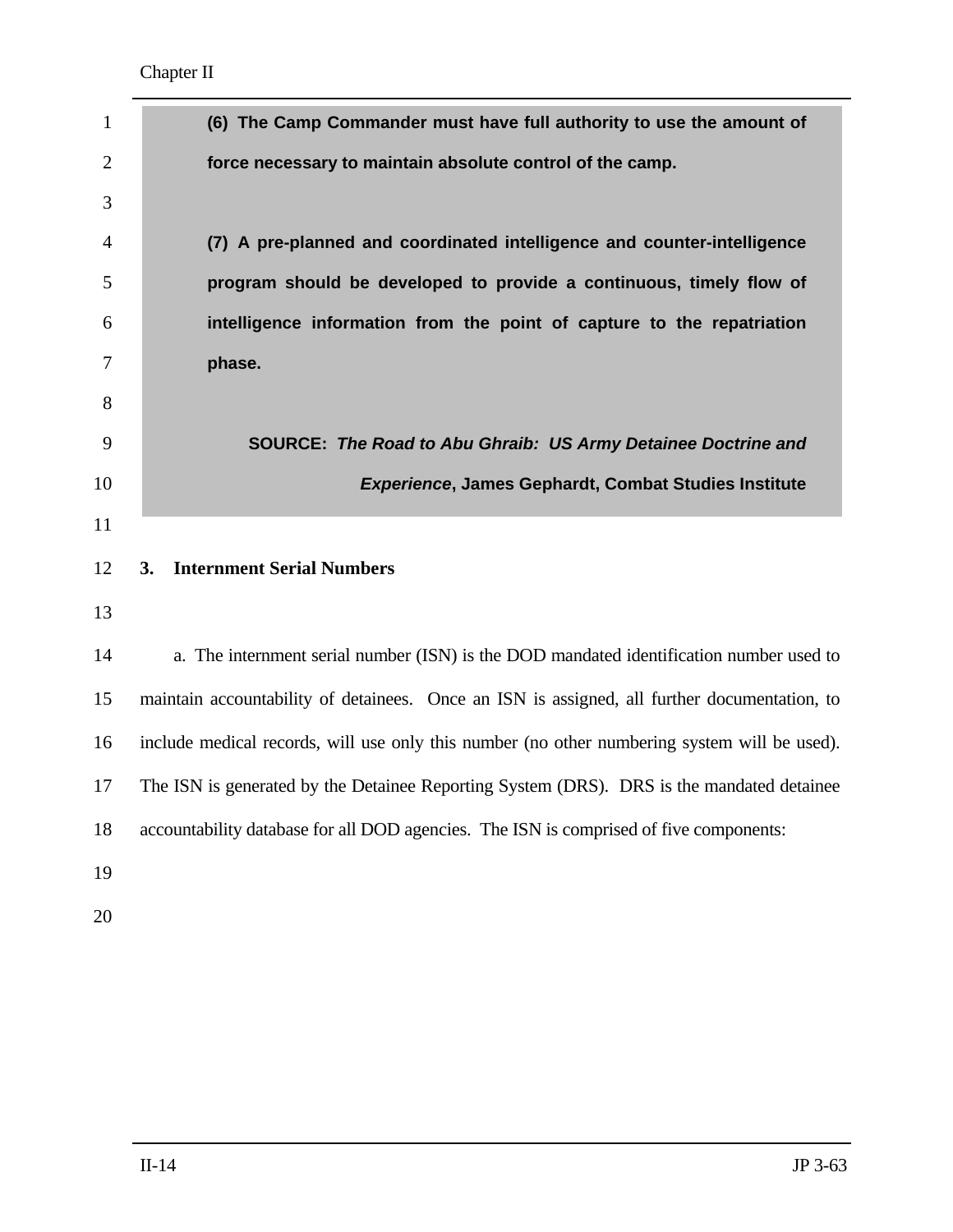**(6) The Camp Commander must have full authority to use the amount of force necessary to maintain absolute control of the camp.**

**(7) A pre-planned and coordinated intelligence and counter-intelligence program should be developed to provide a continuous, timely flow of intelligence information from the point of capture to the repatriation phase.**

**SOURCE: *The Road to Abu Ghraib: US Army Detainee Doctrine and Experience*, James Gephardt, Combat Studies Institute**

## 3. Internment Serial Numbers

a. The internment serial number (ISN) is the DOD mandated identification number used to maintain accountability of detainees. Once an ISN is assigned, all further documentation, to include medical records, will use only this number (no other numbering system will be used). The ISN is generated by the Detainee Reporting System (DRS). DRS is the mandated detainee accountability database for all DOD agencies. The ISN is comprised of five components: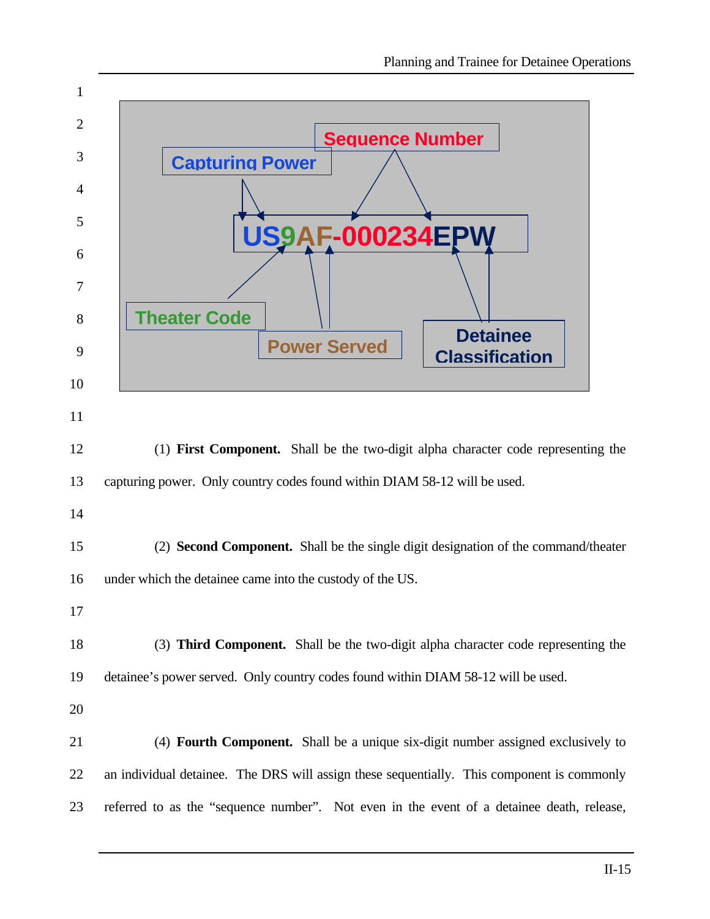Sequence Number

Capturing Power

US9AF-000234EPW

Theater Code

Power Served

Detainee Classification

(1) **First Component.** Shall be the two-digit alpha character code representing the capturing power. Only country codes found within DIAM 58-12 will be used.

(2) **Second Component.** Shall be the single digit designation of the command/theater under which the detainee came into the custody of the US.

(3) **Third Component.** Shall be the two-digit alpha character code representing the detainee's power served. Only country codes found within DIAM 58-12 will be used.

(4) **Fourth Component.** Shall be a unique six-digit number assigned exclusively to an individual detainee. The DRS will assign these sequentially. This component is commonly referred to as the "sequence number". Not even in the event of a detainee death, release,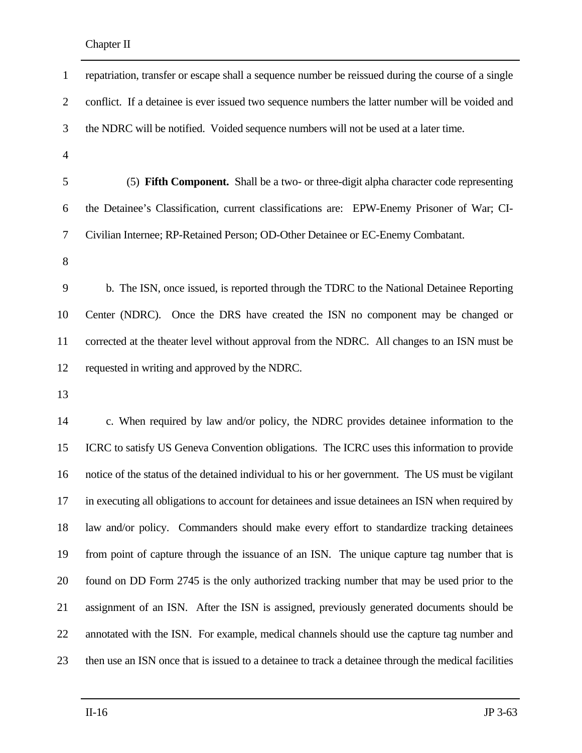repatriation, transfer or escape shall a sequence number be reissued during the course of a single conflict. If a detainee is ever issued two sequence numbers the latter number will be voided and the NDRC will be notified. Voided sequence numbers will not be used at a later time.

(5) **Fifth Component.** Shall be a two- or three-digit alpha character code representing the Detainee's Classification, current classifications are: EPW-Enemy Prisoner of War; CI-Civilian Internee; RP-Retained Person; OD-Other Detainee or EC-Enemy Combatant.

b. The ISN, once issued, is reported through the TDRC to the National Detainee Reporting Center (NDRC). Once the DRS have created the ISN no component may be changed or corrected at the theater level without approval from the NDRC. All changes to an ISN must be requested in writing and approved by the NDRC.

c. When required by law and/or policy, the NDRC provides detainee information to the ICRC to satisfy US Geneva Convention obligations. The ICRC uses this information to provide notice of the status of the detained individual to his or her government. The US must be vigilant in executing all obligations to account for detainees and issue detainees an ISN when required by law and/or policy. Commanders should make every effort to standardize tracking detainees from point of capture through the issuance of an ISN. The unique capture tag number that is found on DD Form 2745 is the only authorized tracking number that may be used prior to the assignment of an ISN. After the ISN is assigned, previously generated documents should be annotated with the ISN. For example, medical channels should use the capture tag number and then use an ISN once that is issued to a detainee to track a detainee through the medical facilities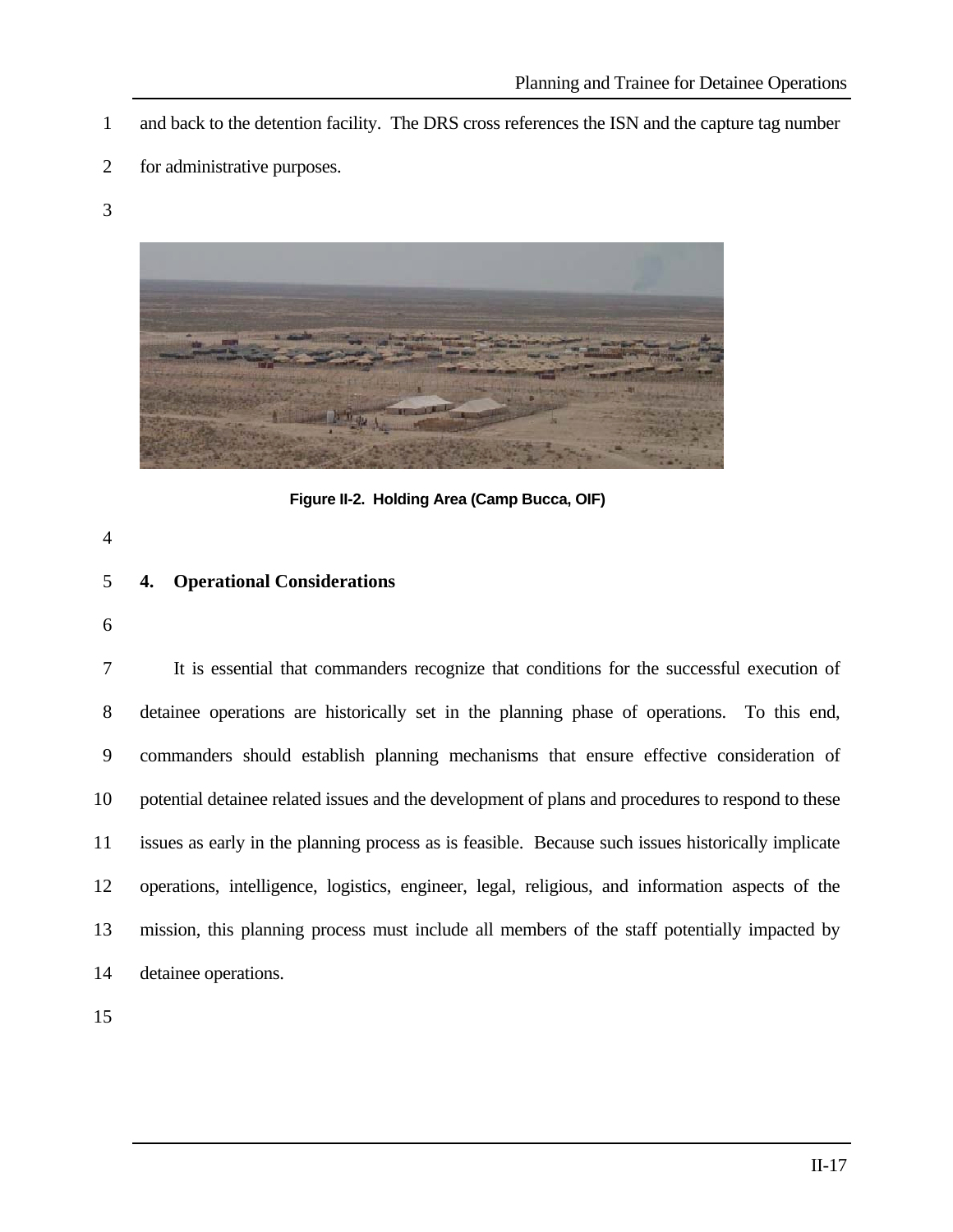and back to the detention facility. The DRS cross references the ISN and the capture tag number for administrative purposes.

Figure II-2. Holding Area (Camp Bucca, OIF)

## 4. Operational Considerations

It is essential that commanders recognize that conditions for the successful execution of detainee operations are historically set in the planning phase of operations. To this end, commanders should establish planning mechanisms that ensure effective consideration of potential detainee related issues and the development of plans and procedures to respond to these issues as early in the planning process as is feasible. Because such issues historically implicate operations, intelligence, logistics, engineer, legal, religious, and information aspects of the mission, this planning process must include all members of the staff potentially impacted by detainee operations.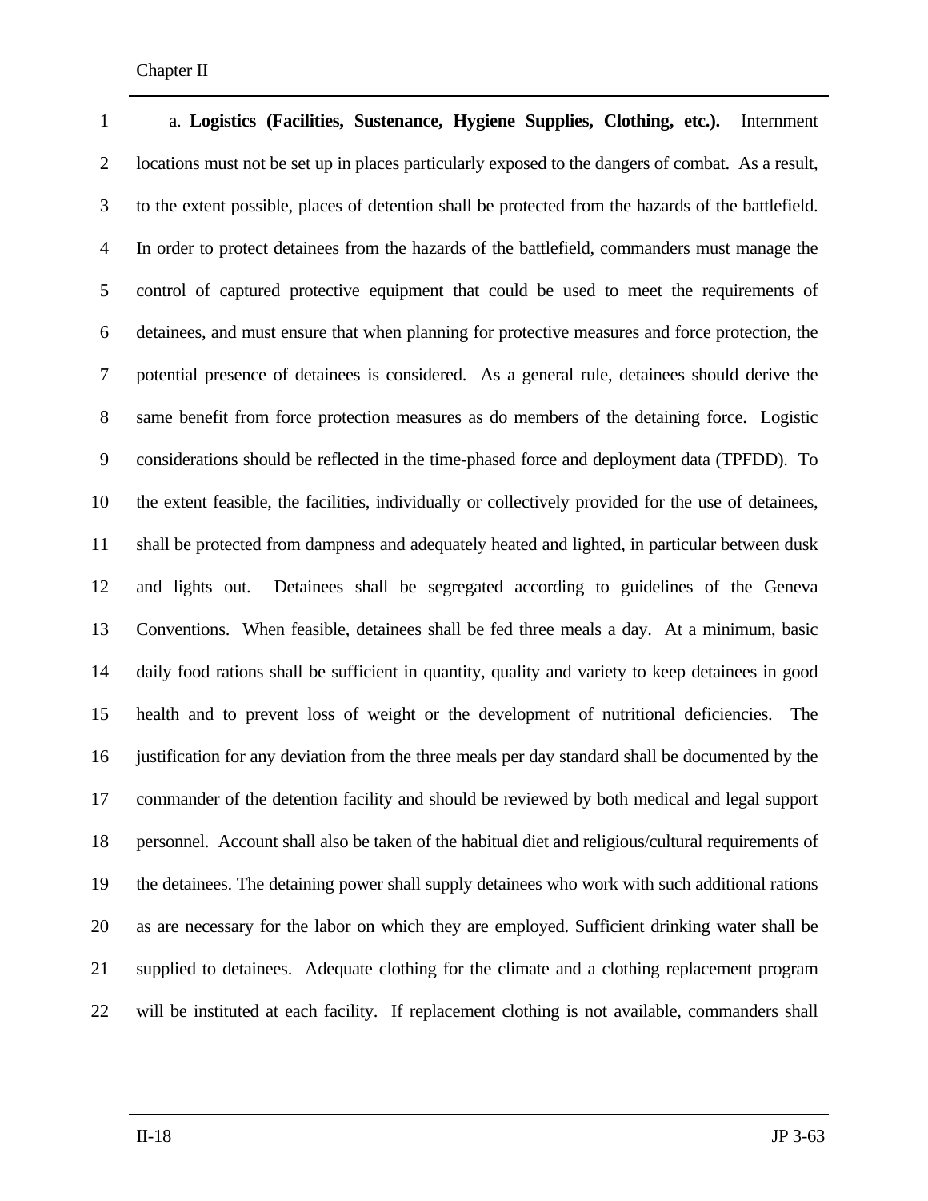a. **Logistics (Facilities, Sustenance, Hygiene Supplies, Clothing, etc.).** Internment locations must not be set up in places particularly exposed to the dangers of combat. As a result, to the extent possible, places of detention shall be protected from the hazards of the battlefield. In order to protect detainees from the hazards of the battlefield, commanders must manage the control of captured protective equipment that could be used to meet the requirements of detainees, and must ensure that when planning for protective measures and force protection, the potential presence of detainees is considered. As a general rule, detainees should derive the same benefit from force protection measures as do members of the detaining force. Logistic considerations should be reflected in the time-phased force and deployment data (TPFDD). To the extent feasible, the facilities, individually or collectively provided for the use of detainees, shall be protected from dampness and adequately heated and lighted, in particular between dusk and lights out. Detainees shall be segregated according to guidelines of the Geneva Conventions. When feasible, detainees shall be fed three meals a day. At a minimum, basic daily food rations shall be sufficient in quantity, quality and variety to keep detainees in good health and to prevent loss of weight or the development of nutritional deficiencies. The justification for any deviation from the three meals per day standard shall be documented by the commander of the detention facility and should be reviewed by both medical and legal support personnel. Account shall also be taken of the habitual diet and religious/cultural requirements of the detainees. The detaining power shall supply detainees who work with such additional rations as are necessary for the labor on which they are employed. Sufficient drinking water shall be supplied to detainees. Adequate clothing for the climate and a clothing replacement program will be instituted at each facility. If replacement clothing is not available, commanders shall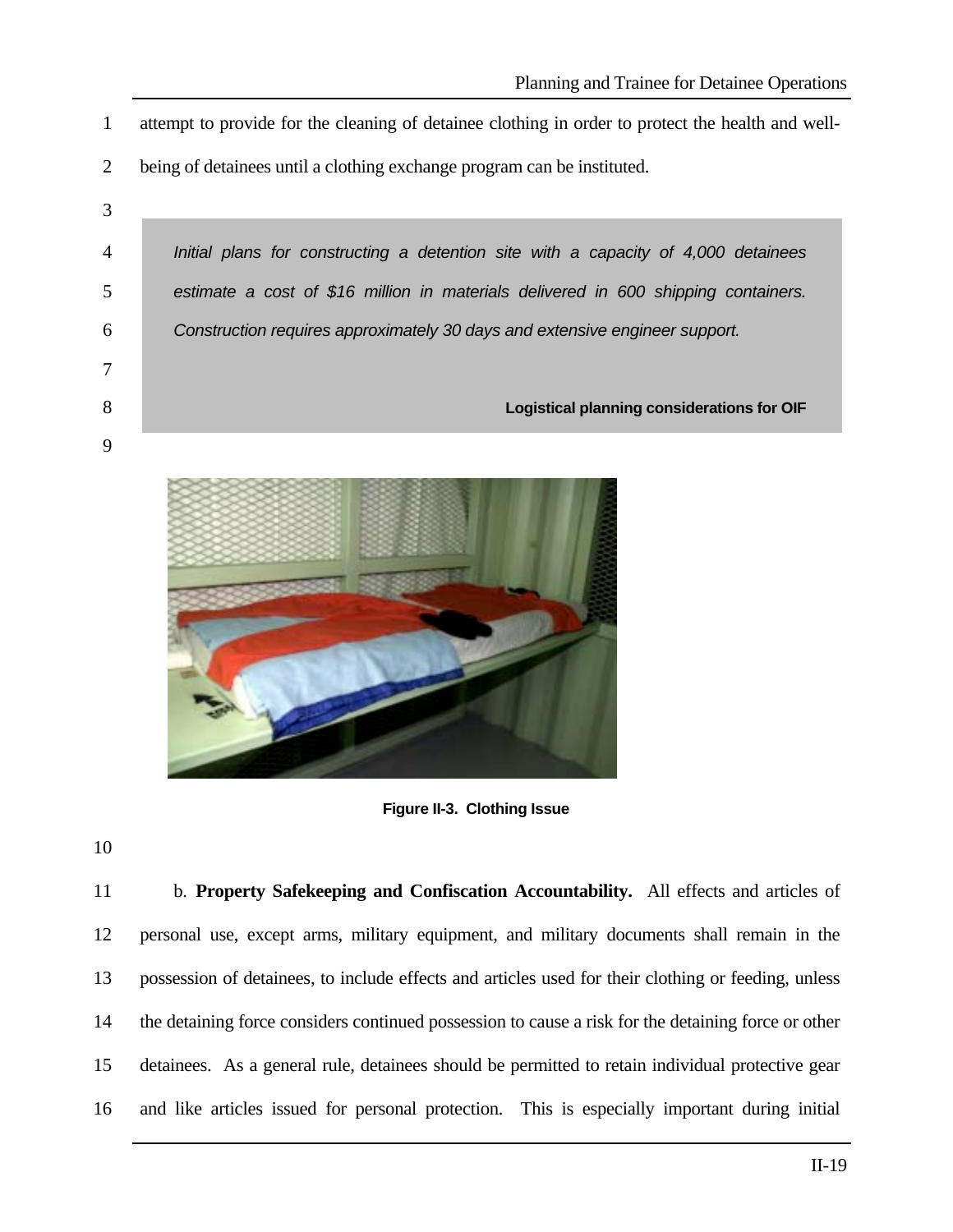attempt to provide for the cleaning of detainee clothing in order to protect the health and well-being of detainees until a clothing exchange program can be instituted.

> *Initial plans for constructing a detention site with a capacity of 4,000 detainees estimate a cost of $16 million in materials delivered in 600 shipping containers. Construction requires approximately 30 days and extensive engineer support.*
>
> **Logistical planning considerations for OIF**

**Figure II-3. Clothing Issue**

b. **Property Safekeeping and Confiscation Accountability.** All effects and articles of personal use, except arms, military equipment, and military documents shall remain in the possession of detainees, to include effects and articles used for their clothing or feeding, unless the detaining force considers continued possession to cause a risk for the detaining force or other detainees. As a general rule, detainees should be permitted to retain individual protective gear and like articles issued for personal protection. This is especially important during initial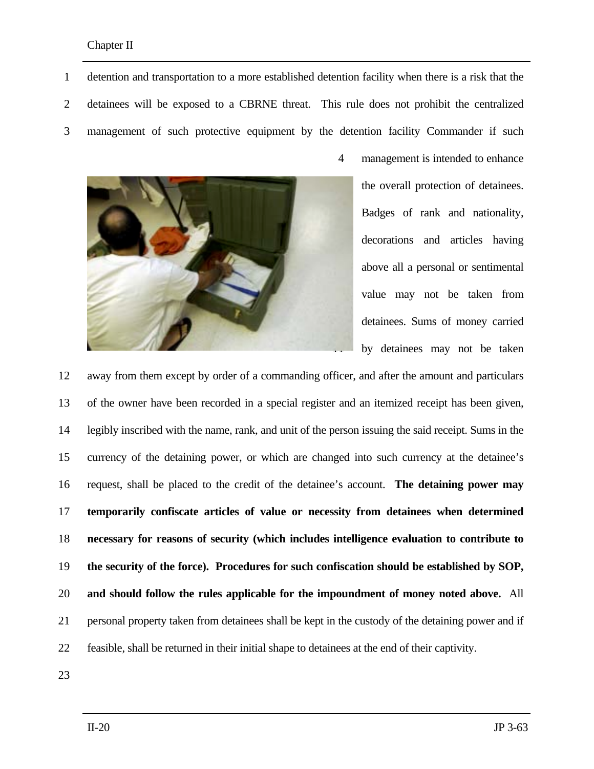detention and transportation to a more established detention facility when there is a risk that the detainees will be exposed to a CBRNE threat. This rule does not prohibit the centralized management of such protective equipment by the detention facility Commander if such management is intended to enhance the overall protection of detainees. Badges of rank and nationality, decorations and articles having above all a personal or sentimental value may not be taken from detainees. Sums of money carried by detainees may not be taken away from them except by order of a commanding officer, and after the amount and particulars of the owner have been recorded in a special register and an itemized receipt has been given, legibly inscribed with the name, rank, and unit of the person issuing the said receipt. Sums in the currency of the detaining power, or which are changed into such currency at the detainee's request, shall be placed to the credit of the detainee's account. **The detaining power may temporarily confiscate articles of value or necessity from detainees when determined necessary for reasons of security (which includes intelligence evaluation to contribute to the security of the force). Procedures for such confiscation should be established by SOP, and should follow the rules applicable for the impoundment of money noted above.** All personal property taken from detainees shall be kept in the custody of the detaining power and if feasible, shall be returned in their initial shape to detainees at the end of their captivity.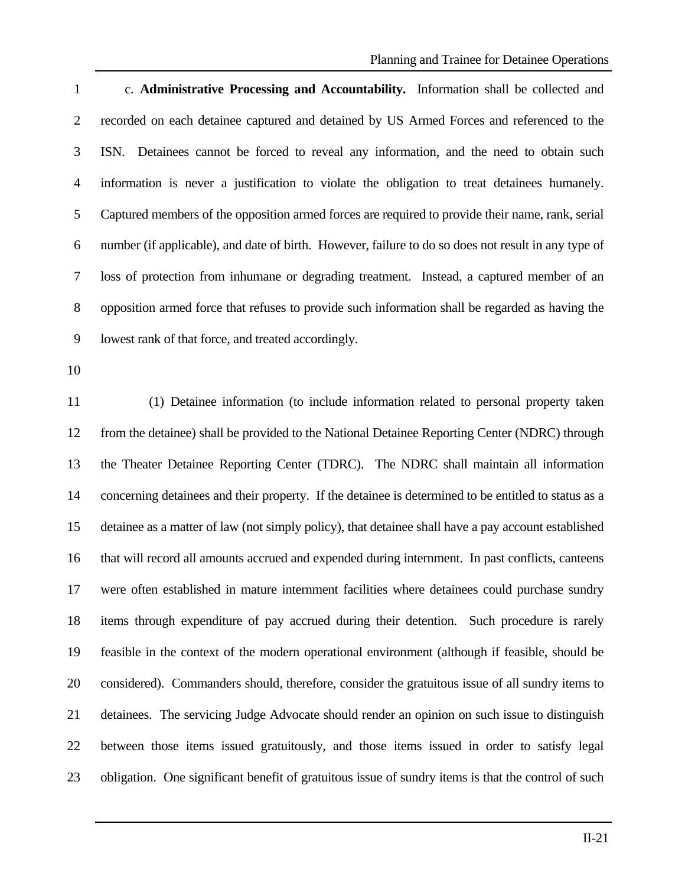c. **Administrative Processing and Accountability.** Information shall be collected and recorded on each detainee captured and detained by US Armed Forces and referenced to the ISN. Detainees cannot be forced to reveal any information, and the need to obtain such information is never a justification to violate the obligation to treat detainees humanely. Captured members of the opposition armed forces are required to provide their name, rank, serial number (if applicable), and date of birth. However, failure to do so does not result in any type of loss of protection from inhumane or degrading treatment. Instead, a captured member of an opposition armed force that refuses to provide such information shall be regarded as having the lowest rank of that force, and treated accordingly.

(1) Detainee information (to include information related to personal property taken from the detainee) shall be provided to the National Detainee Reporting Center (NDRC) through the Theater Detainee Reporting Center (TDRC). The NDRC shall maintain all information concerning detainees and their property. If the detainee is determined to be entitled to status as a detainee as a matter of law (not simply policy), that detainee shall have a pay account established that will record all amounts accrued and expended during internment. In past conflicts, canteens were often established in mature internment facilities where detainees could purchase sundry items through expenditure of pay accrued during their detention. Such procedure is rarely feasible in the context of the modern operational environment (although if feasible, should be considered). Commanders should, therefore, consider the gratuitous issue of all sundry items to detainees. The servicing Judge Advocate should render an opinion on such issue to distinguish between those items issued gratuitously, and those items issued in order to satisfy legal obligation. One significant benefit of gratuitous issue of sundry items is that the control of such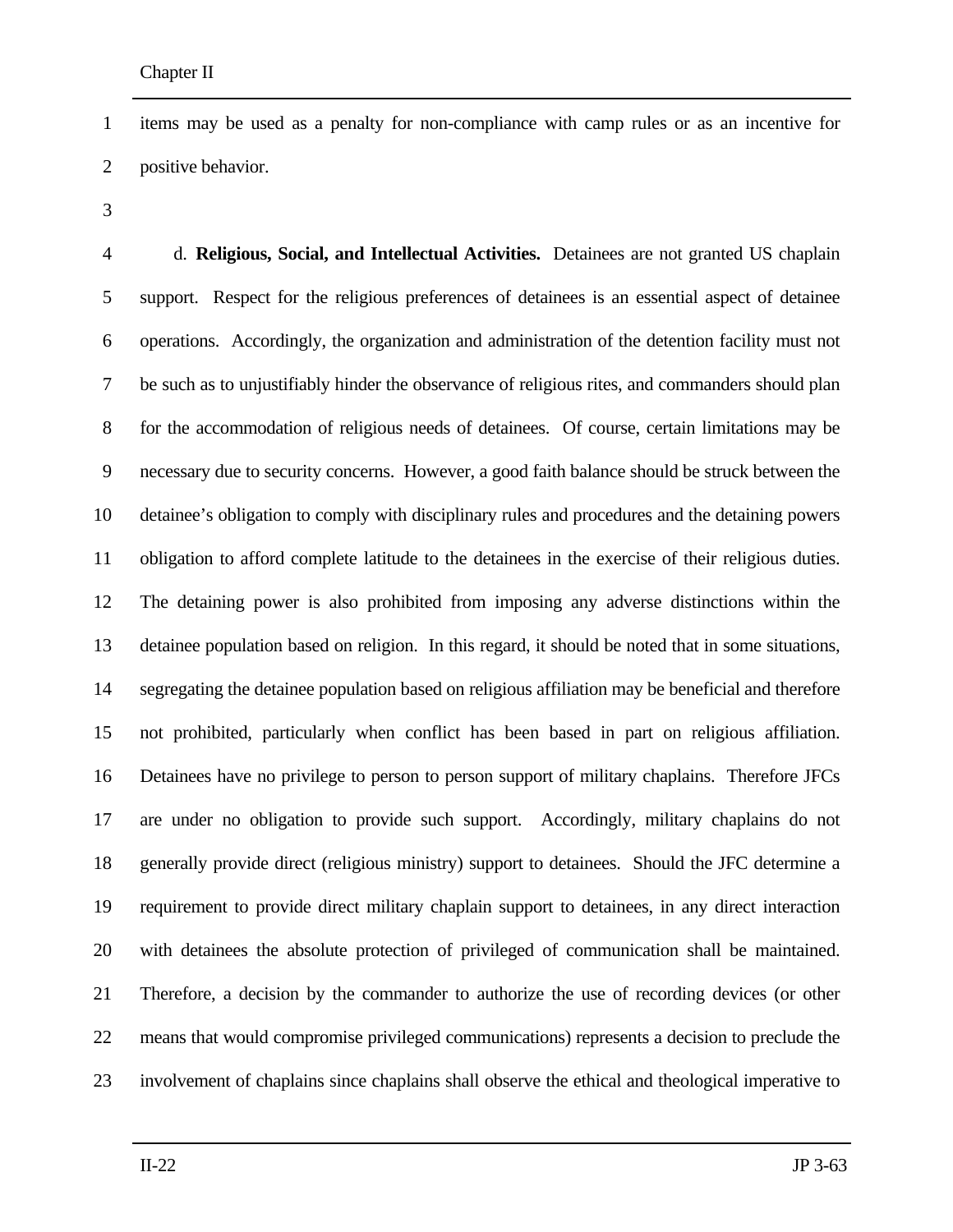items may be used as a penalty for non-compliance with camp rules or as an incentive for positive behavior.

d. **Religious, Social, and Intellectual Activities.** Detainees are not granted US chaplain support. Respect for the religious preferences of detainees is an essential aspect of detainee operations. Accordingly, the organization and administration of the detention facility must not be such as to unjustifiably hinder the observance of religious rites, and commanders should plan for the accommodation of religious needs of detainees. Of course, certain limitations may be necessary due to security concerns. However, a good faith balance should be struck between the detainee's obligation to comply with disciplinary rules and procedures and the detaining powers obligation to afford complete latitude to the detainees in the exercise of their religious duties. The detaining power is also prohibited from imposing any adverse distinctions within the detainee population based on religion. In this regard, it should be noted that in some situations, segregating the detainee population based on religious affiliation may be beneficial and therefore not prohibited, particularly when conflict has been based in part on religious affiliation. Detainees have no privilege to person to person support of military chaplains. Therefore JFCs are under no obligation to provide such support. Accordingly, military chaplains do not generally provide direct (religious ministry) support to detainees. Should the JFC determine a requirement to provide direct military chaplain support to detainees, in any direct interaction with detainees the absolute protection of privileged of communication shall be maintained. Therefore, a decision by the commander to authorize the use of recording devices (or other means that would compromise privileged communications) represents a decision to preclude the involvement of chaplains since chaplains shall observe the ethical and theological imperative to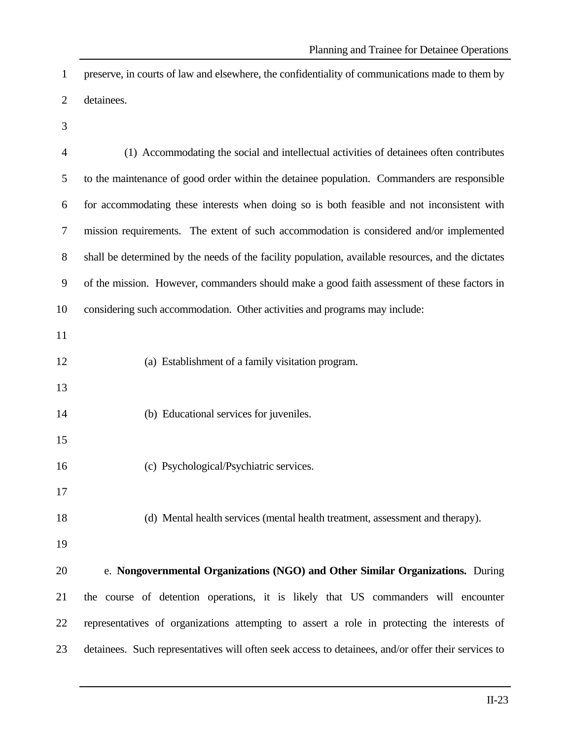preserve, in courts of law and elsewhere, the confidentiality of communications made to them by detainees.

(1) Accommodating the social and intellectual activities of detainees often contributes to the maintenance of good order within the detainee population. Commanders are responsible for accommodating these interests when doing so is both feasible and not inconsistent with mission requirements. The extent of such accommodation is considered and/or implemented shall be determined by the needs of the facility population, available resources, and the dictates of the mission. However, commanders should make a good faith assessment of these factors in considering such accommodation. Other activities and programs may include:

(a) Establishment of a family visitation program.

(b) Educational services for juveniles.

(c) Psychological/Psychiatric services.

(d) Mental health services (mental health treatment, assessment and therapy).

e. **Nongovernmental Organizations (NGO) and Other Similar Organizations.** During the course of detention operations, it is likely that US commanders will encounter representatives of organizations attempting to assert a role in protecting the interests of detainees. Such representatives will often seek access to detainees, and/or offer their services to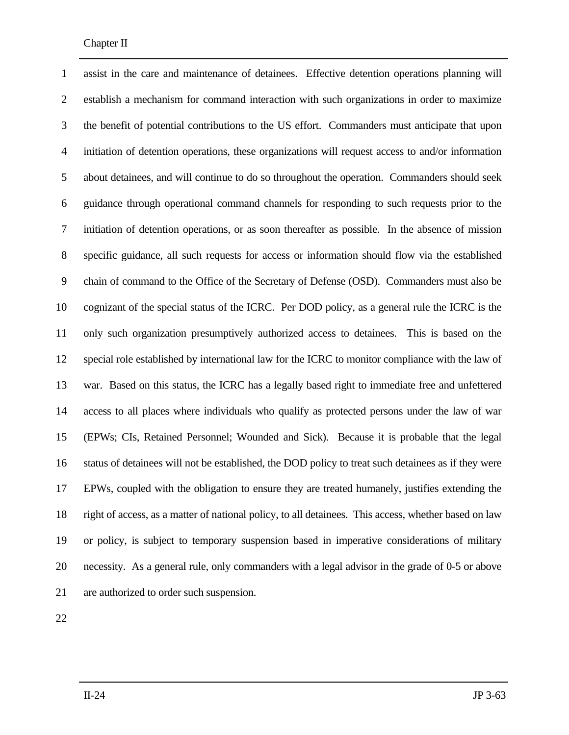assist in the care and maintenance of detainees. Effective detention operations planning will establish a mechanism for command interaction with such organizations in order to maximize the benefit of potential contributions to the US effort. Commanders must anticipate that upon initiation of detention operations, these organizations will request access to and/or information about detainees, and will continue to do so throughout the operation. Commanders should seek guidance through operational command channels for responding to such requests prior to the initiation of detention operations, or as soon thereafter as possible. In the absence of mission specific guidance, all such requests for access or information should flow via the established chain of command to the Office of the Secretary of Defense (OSD). Commanders must also be cognizant of the special status of the ICRC. Per DOD policy, as a general rule the ICRC is the only such organization presumptively authorized access to detainees. This is based on the special role established by international law for the ICRC to monitor compliance with the law of war. Based on this status, the ICRC has a legally based right to immediate free and unfettered access to all places where individuals who qualify as protected persons under the law of war (EPWs; CIs, Retained Personnel; Wounded and Sick). Because it is probable that the legal status of detainees will not be established, the DOD policy to treat such detainees as if they were EPWs, coupled with the obligation to ensure they are treated humanely, justifies extending the right of access, as a matter of national policy, to all detainees. This access, whether based on law or policy, is subject to temporary suspension based in imperative considerations of military necessity. As a general rule, only commanders with a legal advisor in the grade of 0-5 or above are authorized to order such suspension.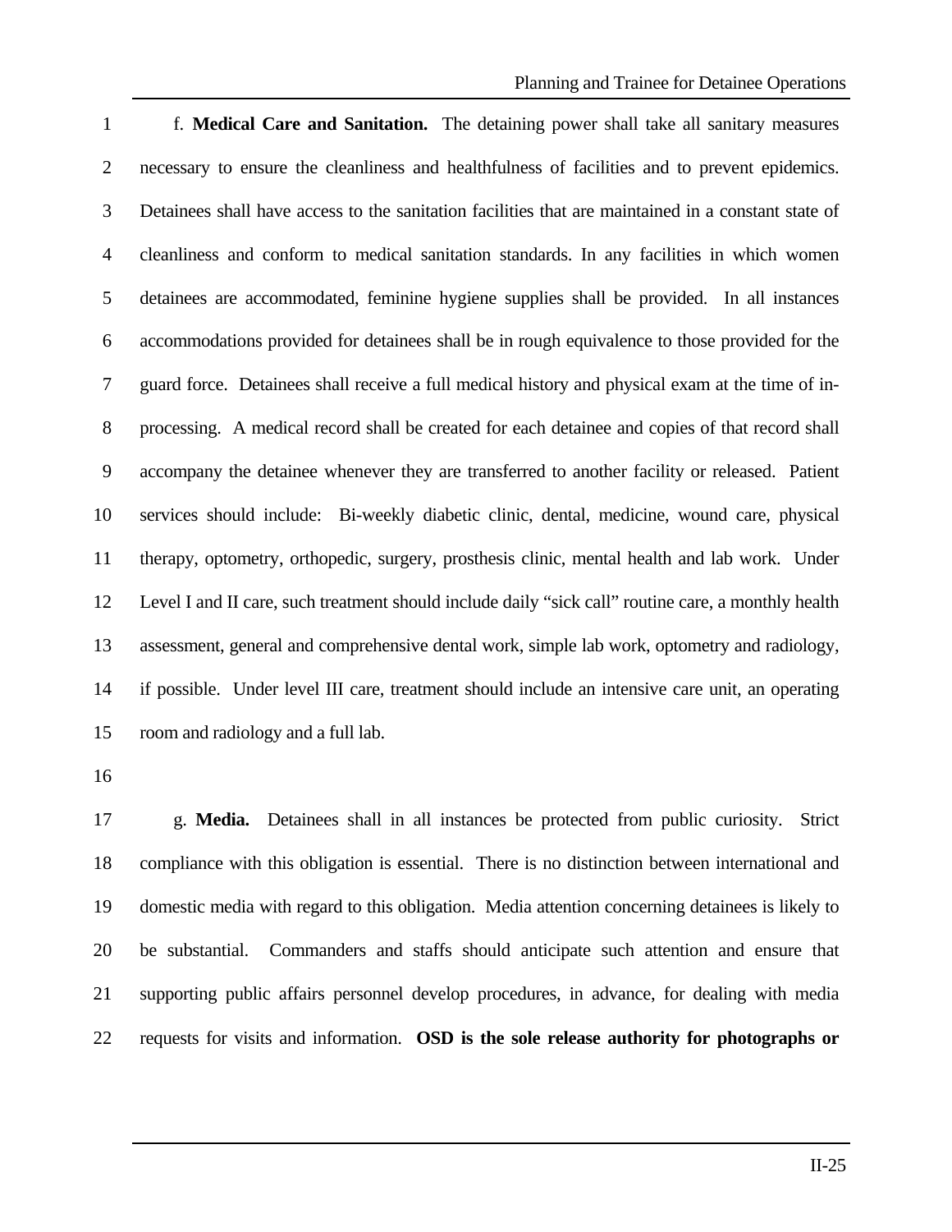f. **Medical Care and Sanitation.** The detaining power shall take all sanitary measures necessary to ensure the cleanliness and healthfulness of facilities and to prevent epidemics. Detainees shall have access to the sanitation facilities that are maintained in a constant state of cleanliness and conform to medical sanitation standards. In any facilities in which women detainees are accommodated, feminine hygiene supplies shall be provided. In all instances accommodations provided for detainees shall be in rough equivalence to those provided for the guard force. Detainees shall receive a full medical history and physical exam at the time of in-processing. A medical record shall be created for each detainee and copies of that record shall accompany the detainee whenever they are transferred to another facility or released. Patient services should include: Bi-weekly diabetic clinic, dental, medicine, wound care, physical therapy, optometry, orthopedic, surgery, prosthesis clinic, mental health and lab work. Under Level I and II care, such treatment should include daily "sick call" routine care, a monthly health assessment, general and comprehensive dental work, simple lab work, optometry and radiology, if possible. Under level III care, treatment should include an intensive care unit, an operating room and radiology and a full lab.

g. **Media.** Detainees shall in all instances be protected from public curiosity. Strict compliance with this obligation is essential. There is no distinction between international and domestic media with regard to this obligation. Media attention concerning detainees is likely to be substantial. Commanders and staffs should anticipate such attention and ensure that supporting public affairs personnel develop procedures, in advance, for dealing with media requests for visits and information. **OSD is the sole release authority for photographs or**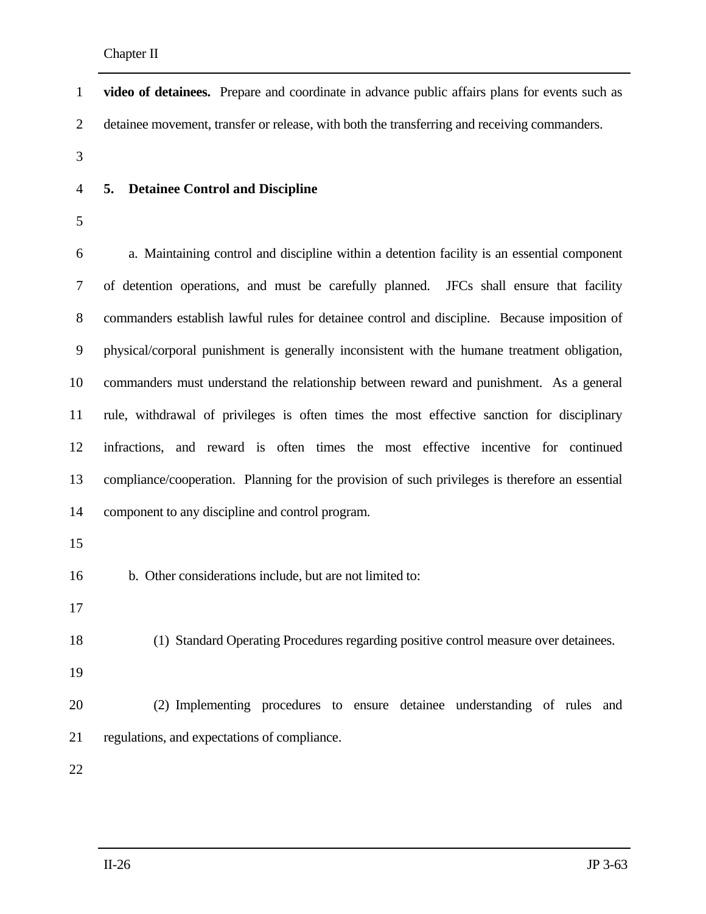**video of detainees.** Prepare and coordinate in advance public affairs plans for events such as detainee movement, transfer or release, with both the transferring and receiving commanders.

## 5. Detainee Control and Discipline

a. Maintaining control and discipline within a detention facility is an essential component of detention operations, and must be carefully planned. JFCs shall ensure that facility commanders establish lawful rules for detainee control and discipline. Because imposition of physical/corporal punishment is generally inconsistent with the humane treatment obligation, commanders must understand the relationship between reward and punishment. As a general rule, withdrawal of privileges is often times the most effective sanction for disciplinary infractions, and reward is often times the most effective incentive for continued compliance/cooperation. Planning for the provision of such privileges is therefore an essential component to any discipline and control program.

b. Other considerations include, but are not limited to:

(1) Standard Operating Procedures regarding positive control measure over detainees.

(2) Implementing procedures to ensure detainee understanding of rules and regulations, and expectations of compliance.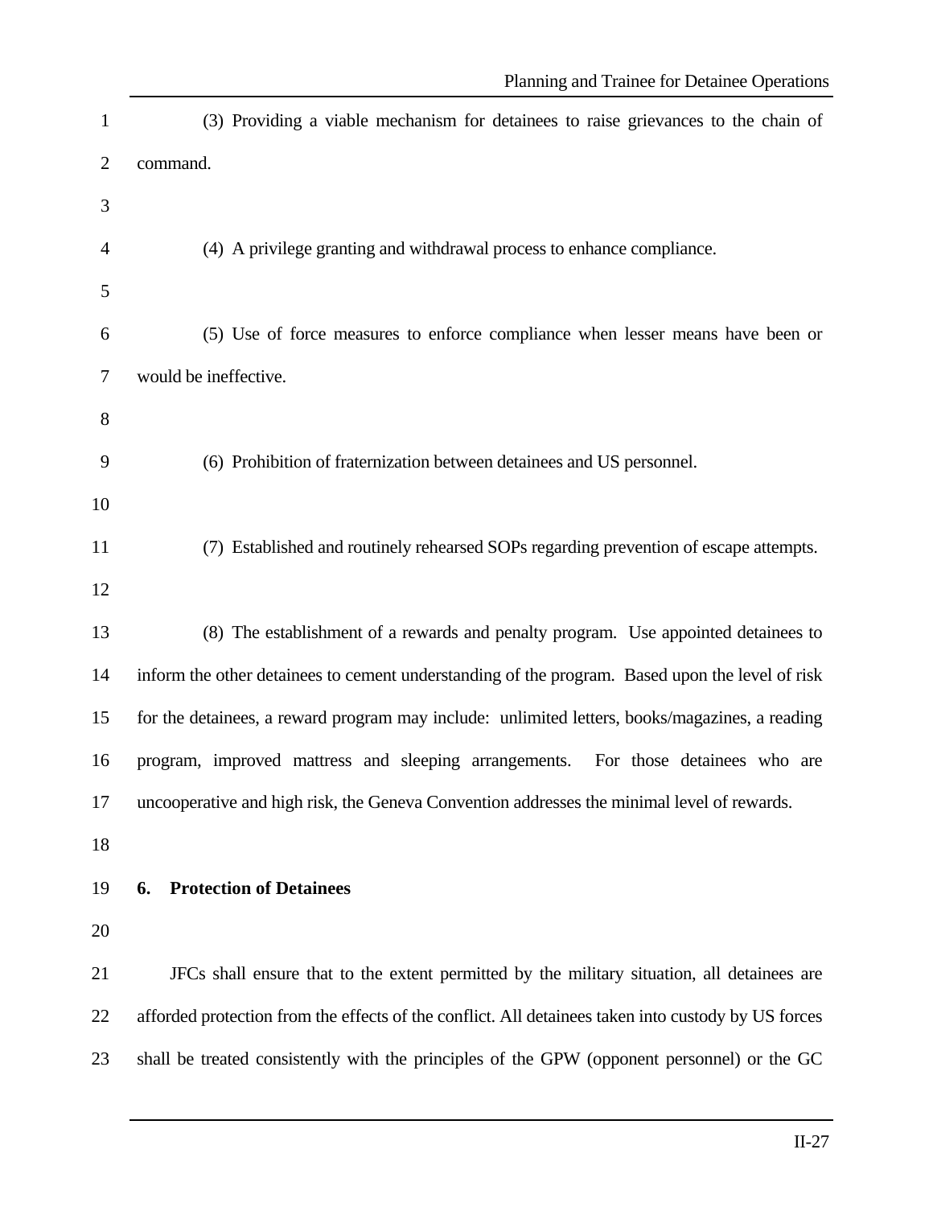(3) Providing a viable mechanism for detainees to raise grievances to the chain of command.

(4) A privilege granting and withdrawal process to enhance compliance.

(5) Use of force measures to enforce compliance when lesser means have been or would be ineffective.

(6) Prohibition of fraternization between detainees and US personnel.

(7) Established and routinely rehearsed SOPs regarding prevention of escape attempts.

(8) The establishment of a rewards and penalty program. Use appointed detainees to inform the other detainees to cement understanding of the program. Based upon the level of risk for the detainees, a reward program may include: unlimited letters, books/magazines, a reading program, improved mattress and sleeping arrangements. For those detainees who are uncooperative and high risk, the Geneva Convention addresses the minimal level of rewards.

## 6. Protection of Detainees

JFCs shall ensure that to the extent permitted by the military situation, all detainees are afforded protection from the effects of the conflict. All detainees taken into custody by US forces shall be treated consistently with the principles of the GPW (opponent personnel) or the GC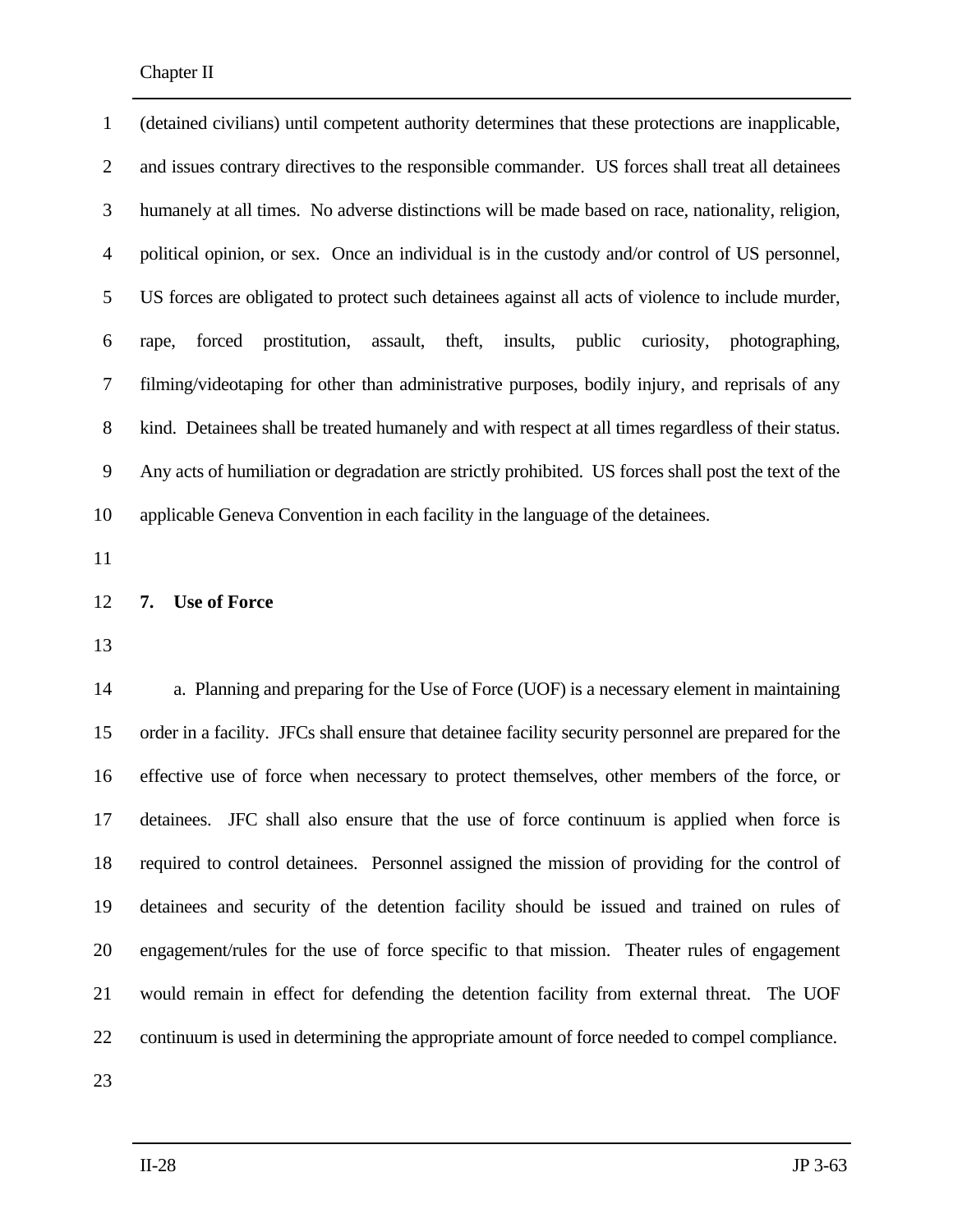(detained civilians) until competent authority determines that these protections are inapplicable, and issues contrary directives to the responsible commander. US forces shall treat all detainees humanely at all times. No adverse distinctions will be made based on race, nationality, religion, political opinion, or sex. Once an individual is in the custody and/or control of US personnel, US forces are obligated to protect such detainees against all acts of violence to include murder, rape, forced prostitution, assault, theft, insults, public curiosity, photographing, filming/videotaping for other than administrative purposes, bodily injury, and reprisals of any kind. Detainees shall be treated humanely and with respect at all times regardless of their status. Any acts of humiliation or degradation are strictly prohibited. US forces shall post the text of the applicable Geneva Convention in each facility in the language of the detainees.

## 7. Use of Force

a. Planning and preparing for the Use of Force (UOF) is a necessary element in maintaining order in a facility. JFCs shall ensure that detainee facility security personnel are prepared for the effective use of force when necessary to protect themselves, other members of the force, or detainees. JFC shall also ensure that the use of force continuum is applied when force is required to control detainees. Personnel assigned the mission of providing for the control of detainees and security of the detention facility should be issued and trained on rules of engagement/rules for the use of force specific to that mission. Theater rules of engagement would remain in effect for defending the detention facility from external threat. The UOF continuum is used in determining the appropriate amount of force needed to compel compliance.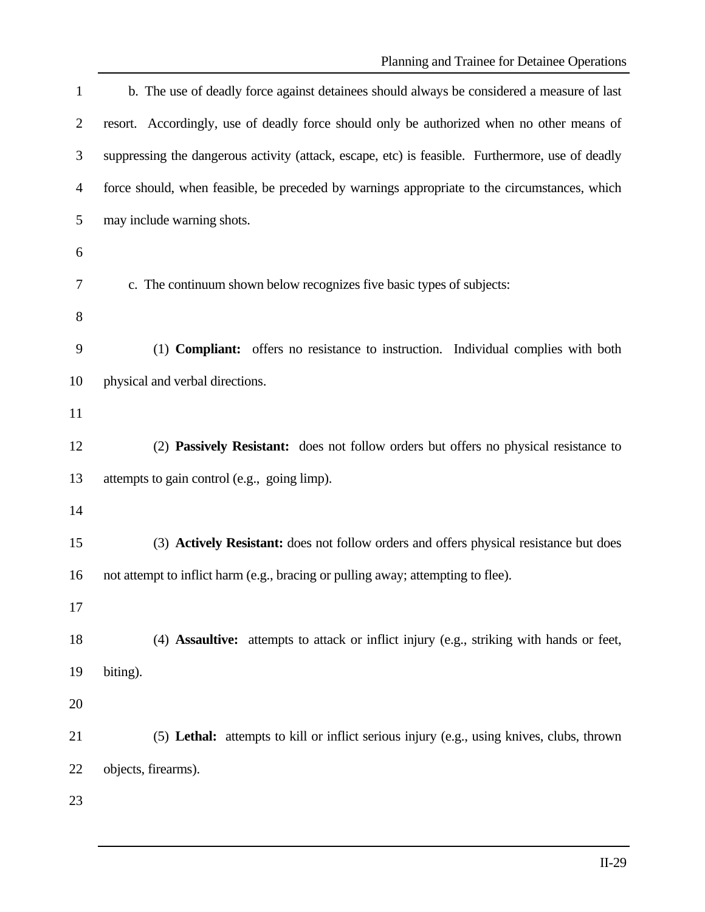b. The use of deadly force against detainees should always be considered a measure of last resort. Accordingly, use of deadly force should only be authorized when no other means of suppressing the dangerous activity (attack, escape, etc) is feasible. Furthermore, use of deadly force should, when feasible, be preceded by warnings appropriate to the circumstances, which may include warning shots.

c. The continuum shown below recognizes five basic types of subjects:

(1) **Compliant:** offers no resistance to instruction. Individual complies with both physical and verbal directions.

(2) **Passively Resistant:** does not follow orders but offers no physical resistance to attempts to gain control (e.g., going limp).

(3) **Actively Resistant:** does not follow orders and offers physical resistance but does not attempt to inflict harm (e.g., bracing or pulling away; attempting to flee).

(4) **Assaultive:** attempts to attack or inflict injury (e.g., striking with hands or feet, biting).

(5) **Lethal:** attempts to kill or inflict serious injury (e.g., using knives, clubs, thrown objects, firearms).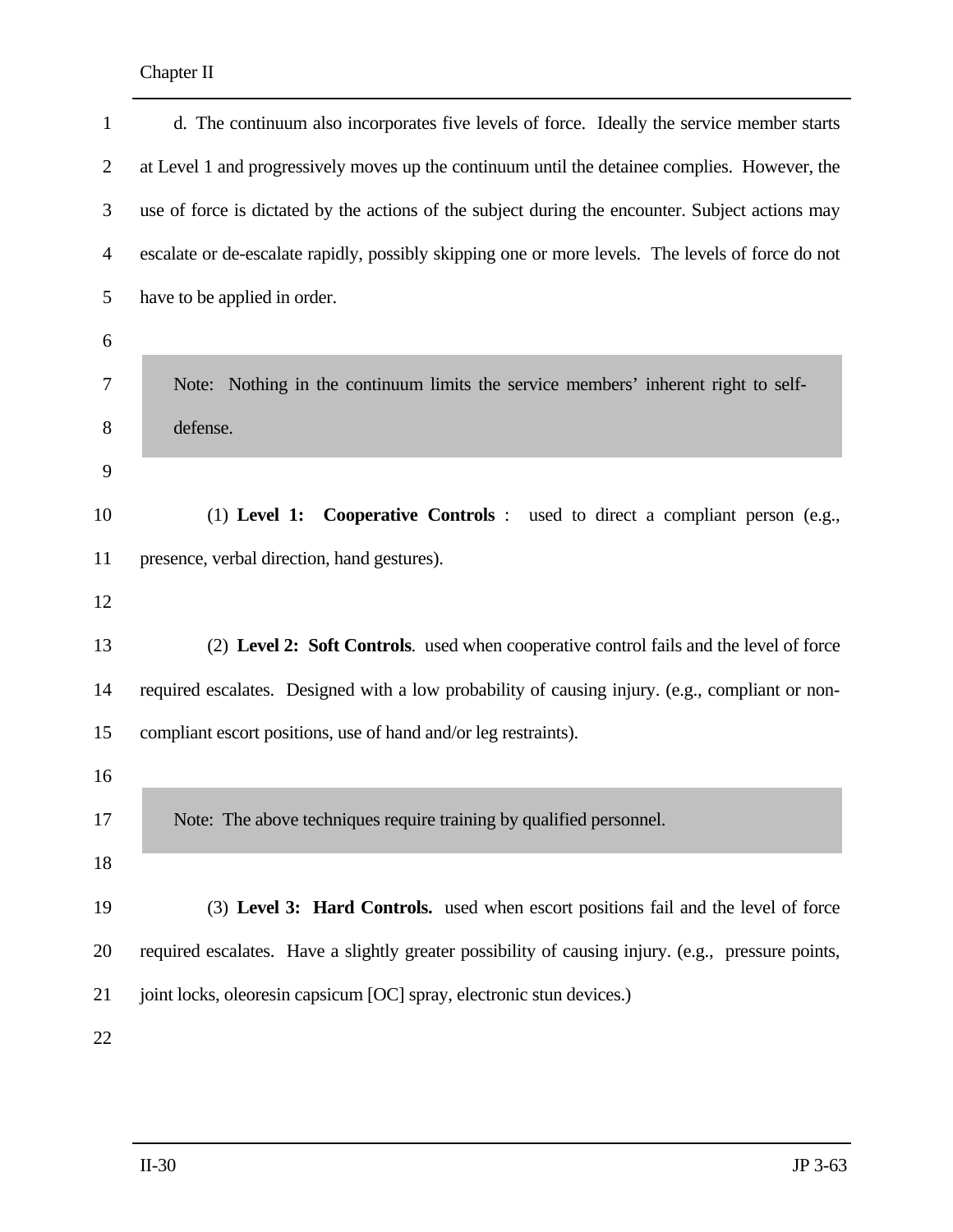d. The continuum also incorporates five levels of force. Ideally the service member starts at Level 1 and progressively moves up the continuum until the detainee complies. However, the use of force is dictated by the actions of the subject during the encounter. Subject actions may escalate or de-escalate rapidly, possibly skipping one or more levels. The levels of force do not have to be applied in order.

> Note: Nothing in the continuum limits the service members' inherent right to self-defense.

(1) **Level 1: Cooperative Controls** : used to direct a compliant person (e.g., presence, verbal direction, hand gestures).

(2) **Level 2: Soft Controls**. used when cooperative control fails and the level of force required escalates. Designed with a low probability of causing injury. (e.g., compliant or non-compliant escort positions, use of hand and/or leg restraints).

> Note: The above techniques require training by qualified personnel.

(3) **Level 3: Hard Controls.** used when escort positions fail and the level of force required escalates. Have a slightly greater possibility of causing injury. (e.g., pressure points, joint locks, oleoresin capsicum [OC] spray, electronic stun devices.)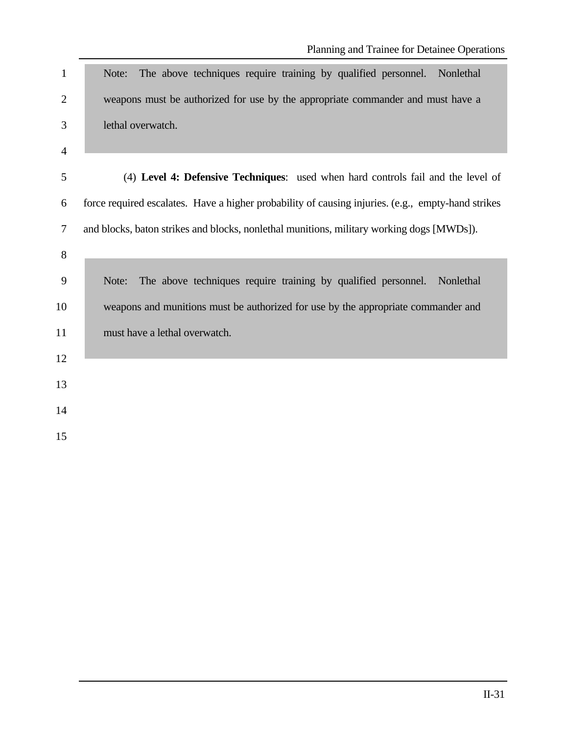> Note: The above techniques require training by qualified personnel. Nonlethal weapons must be authorized for use by the appropriate commander and must have a lethal overwatch.

(4) **Level 4: Defensive Techniques**: used when hard controls fail and the level of force required escalates. Have a higher probability of causing injuries. (e.g., empty-hand strikes and blocks, baton strikes and blocks, nonlethal munitions, military working dogs [MWDs]).

> Note: The above techniques require training by qualified personnel. Nonlethal weapons and munitions must be authorized for use by the appropriate commander and must have a lethal overwatch.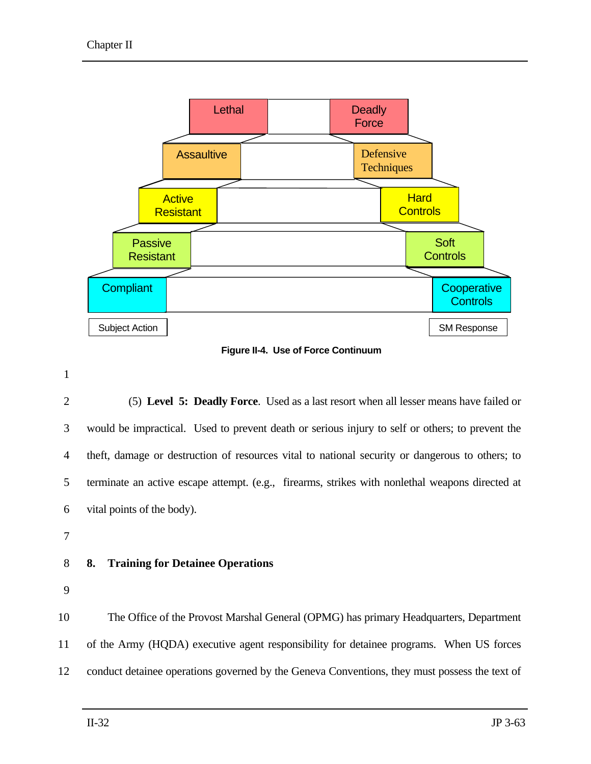| Subject Action | SM Response |
|---|---|
| Lethal | Deadly Force |
| Assaultive | Defensive Techniques |
| Active Resistant | Hard Controls |
| Passive Resistant | Soft Controls |
| Compliant | Cooperative Controls |

**Figure II-4. Use of Force Continuum**

(5) **Level 5: Deadly Force**. Used as a last resort when all lesser means have failed or would be impractical. Used to prevent death or serious injury to self or others; to prevent the theft, damage or destruction of resources vital to national security or dangerous to others; to terminate an active escape attempt. (e.g., firearms, strikes with nonlethal weapons directed at vital points of the body).

## 8. Training for Detainee Operations

The Office of the Provost Marshal General (OPMG) has primary Headquarters, Department of the Army (HQDA) executive agent responsibility for detainee programs. When US forces conduct detainee operations governed by the Geneva Conventions, they must possess the text of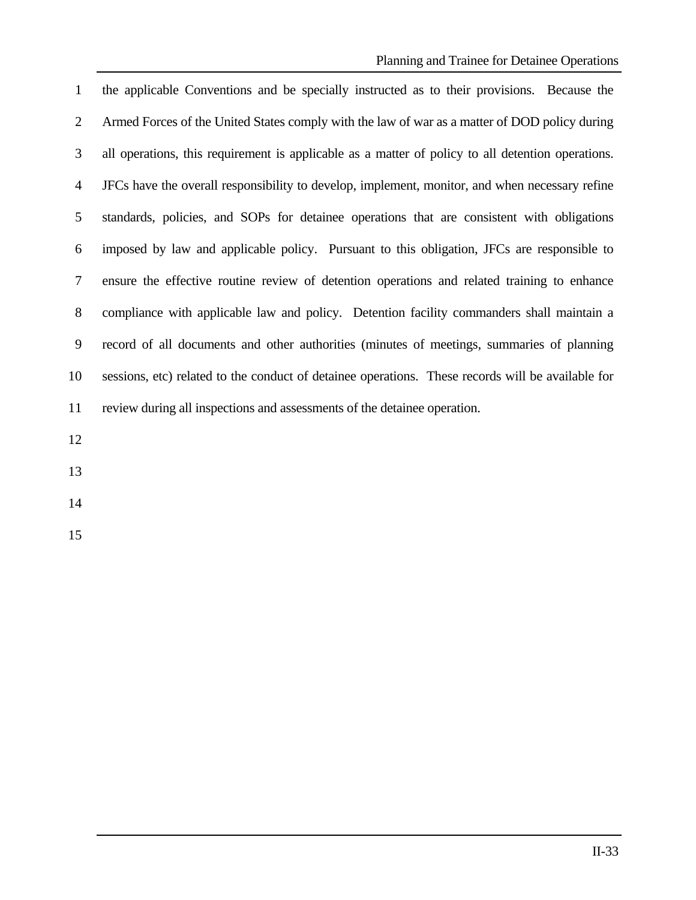the applicable Conventions and be specially instructed as to their provisions. Because the Armed Forces of the United States comply with the law of war as a matter of DOD policy during all operations, this requirement is applicable as a matter of policy to all detention operations. JFCs have the overall responsibility to develop, implement, monitor, and when necessary refine standards, policies, and SOPs for detainee operations that are consistent with obligations imposed by law and applicable policy. Pursuant to this obligation, JFCs are responsible to ensure the effective routine review of detention operations and related training to enhance compliance with applicable law and policy. Detention facility commanders shall maintain a record of all documents and other authorities (minutes of meetings, summaries of planning sessions, etc) related to the conduct of detainee operations. These records will be available for review during all inspections and assessments of the detainee operation.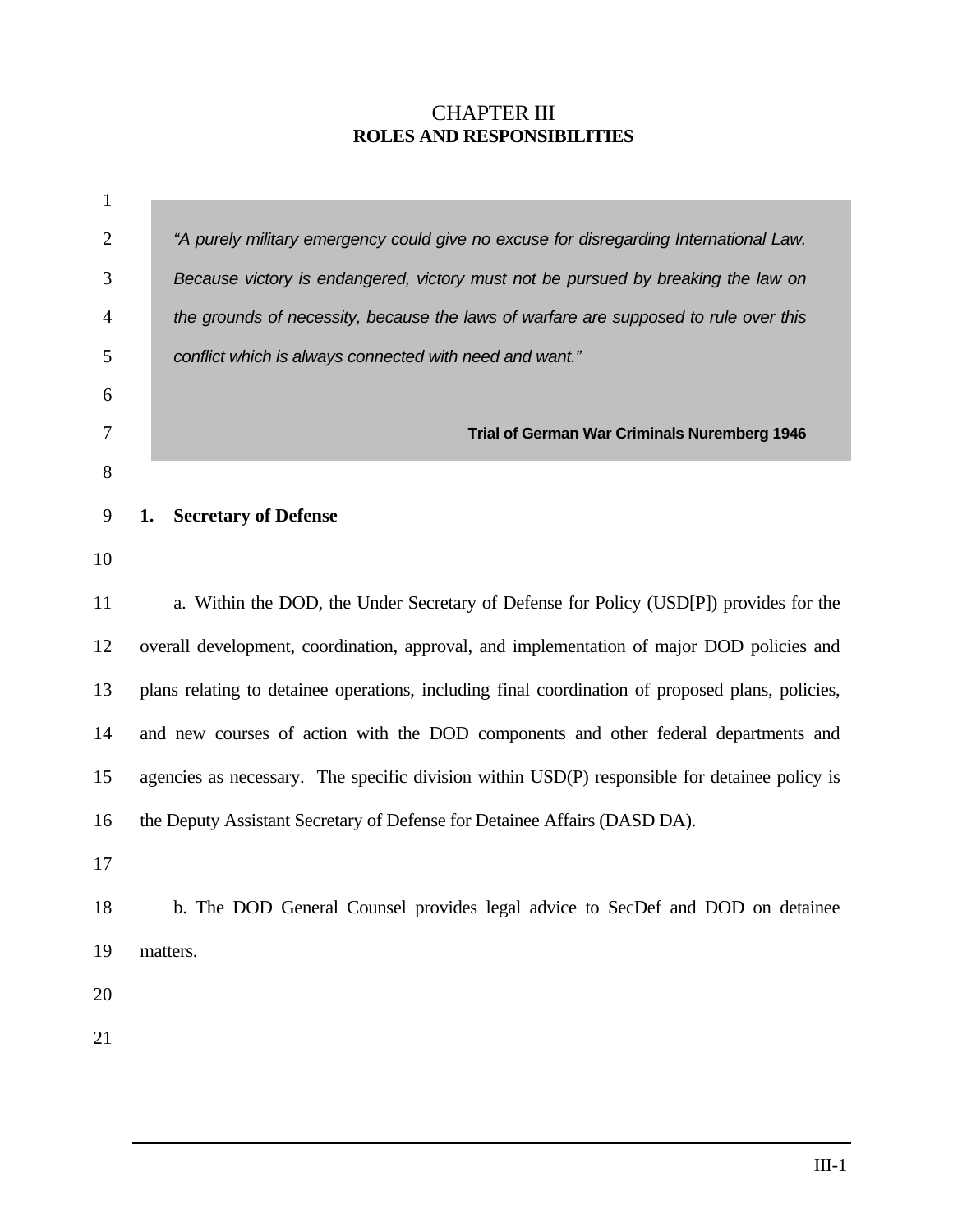# CHAPTER III
## ROLES AND RESPONSIBILITIES

> *"A purely military emergency could give no excuse for disregarding International Law. Because victory is endangered, victory must not be pursued by breaking the law on the grounds of necessity, because the laws of warfare are supposed to rule over this conflict which is always connected with need and want."*
>
> **Trial of German War Criminals Nuremberg 1946**

### 1. Secretary of Defense

a. Within the DOD, the Under Secretary of Defense for Policy (USD[P]) provides for the overall development, coordination, approval, and implementation of major DOD policies and plans relating to detainee operations, including final coordination of proposed plans, policies, and new courses of action with the DOD components and other federal departments and agencies as necessary. The specific division within USD(P) responsible for detainee policy is the Deputy Assistant Secretary of Defense for Detainee Affairs (DASD DA).

b. The DOD General Counsel provides legal advice to SecDef and DOD on detainee matters.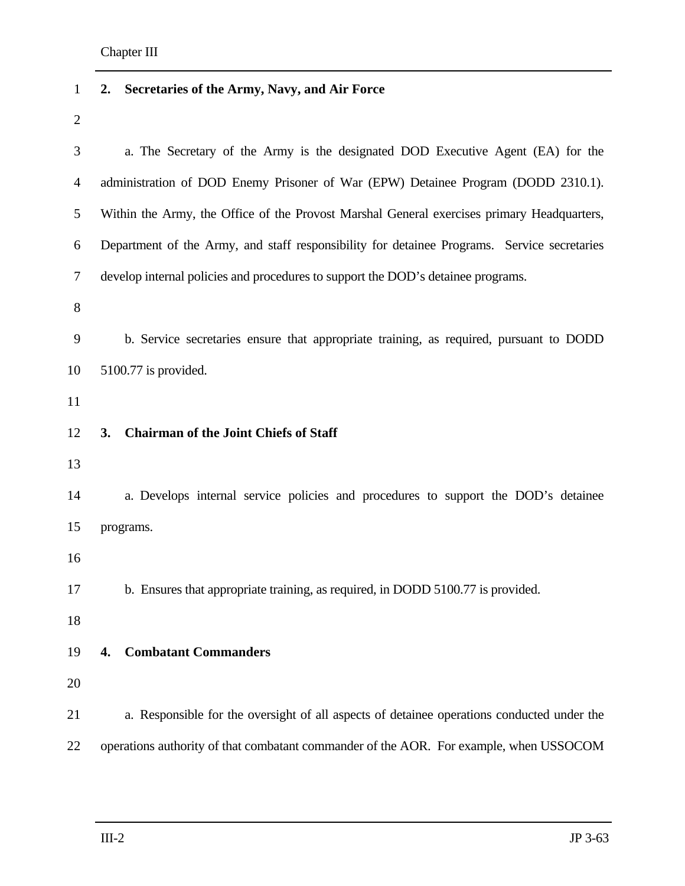## 2. Secretaries of the Army, Navy, and Air Force

a. The Secretary of the Army is the designated DOD Executive Agent (EA) for the administration of DOD Enemy Prisoner of War (EPW) Detainee Program (DODD 2310.1). Within the Army, the Office of the Provost Marshal General exercises primary Headquarters, Department of the Army, and staff responsibility for detainee Programs. Service secretaries develop internal policies and procedures to support the DOD's detainee programs.

b. Service secretaries ensure that appropriate training, as required, pursuant to DODD 5100.77 is provided.

## 3. Chairman of the Joint Chiefs of Staff

a. Develops internal service policies and procedures to support the DOD's detainee programs.

b. Ensures that appropriate training, as required, in DODD 5100.77 is provided.

## 4. Combatant Commanders

a. Responsible for the oversight of all aspects of detainee operations conducted under the operations authority of that combatant commander of the AOR. For example, when USSOCOM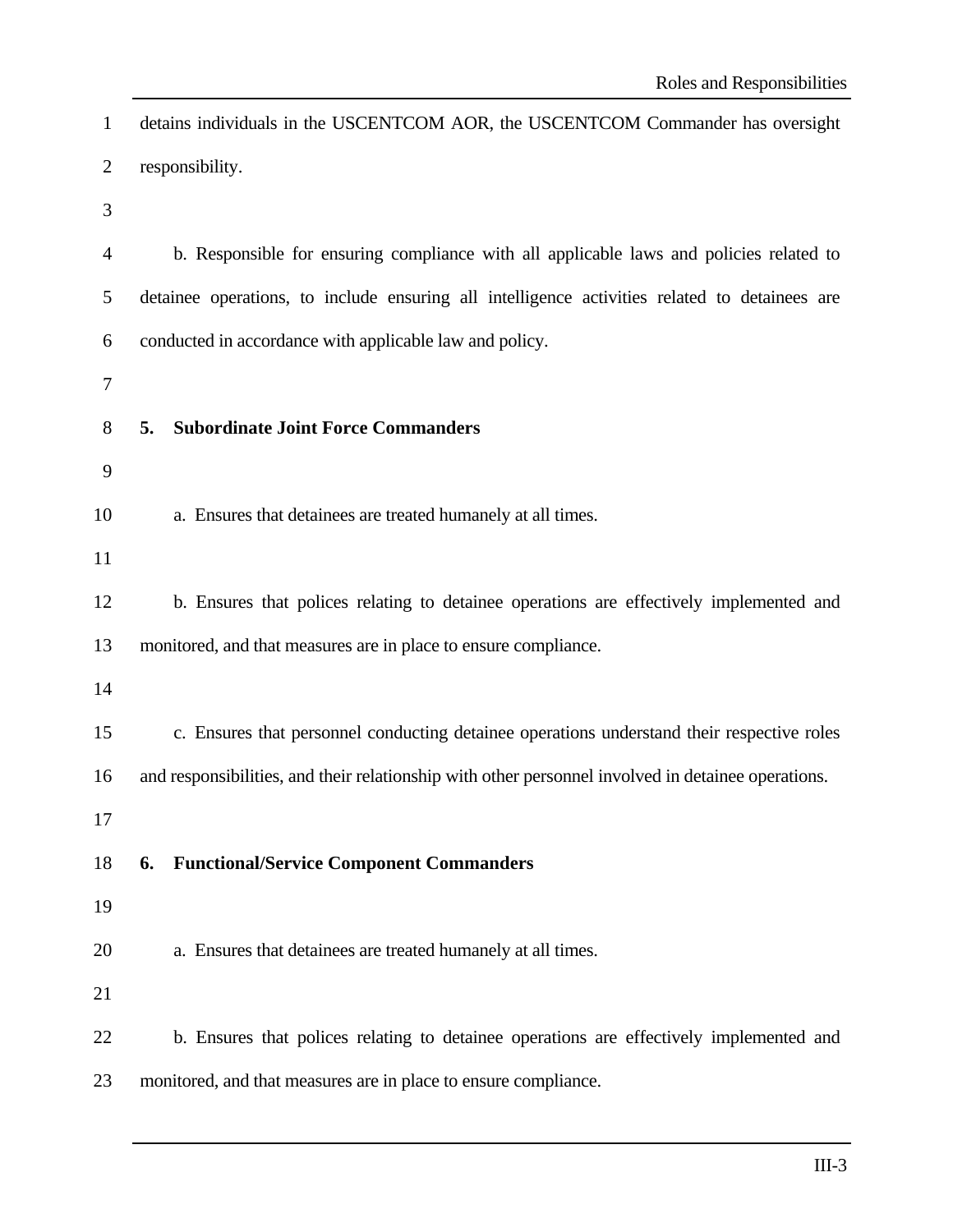details individuals in the USCENTCOM AOR, the USCENTCOM Commander has oversight responsibility.

b. Responsible for ensuring compliance with all applicable laws and policies related to detainee operations, to include ensuring all intelligence activities related to detainees are conducted in accordance with applicable law and policy.

## 5. Subordinate Joint Force Commanders

a. Ensures that detainees are treated humanely at all times.

b. Ensures that polices relating to detainee operations are effectively implemented and monitored, and that measures are in place to ensure compliance.

c. Ensures that personnel conducting detainee operations understand their respective roles and responsibilities, and their relationship with other personnel involved in detainee operations.

## 6. Functional/Service Component Commanders

a. Ensures that detainees are treated humanely at all times.

b. Ensures that polices relating to detainee operations are effectively implemented and monitored, and that measures are in place to ensure compliance.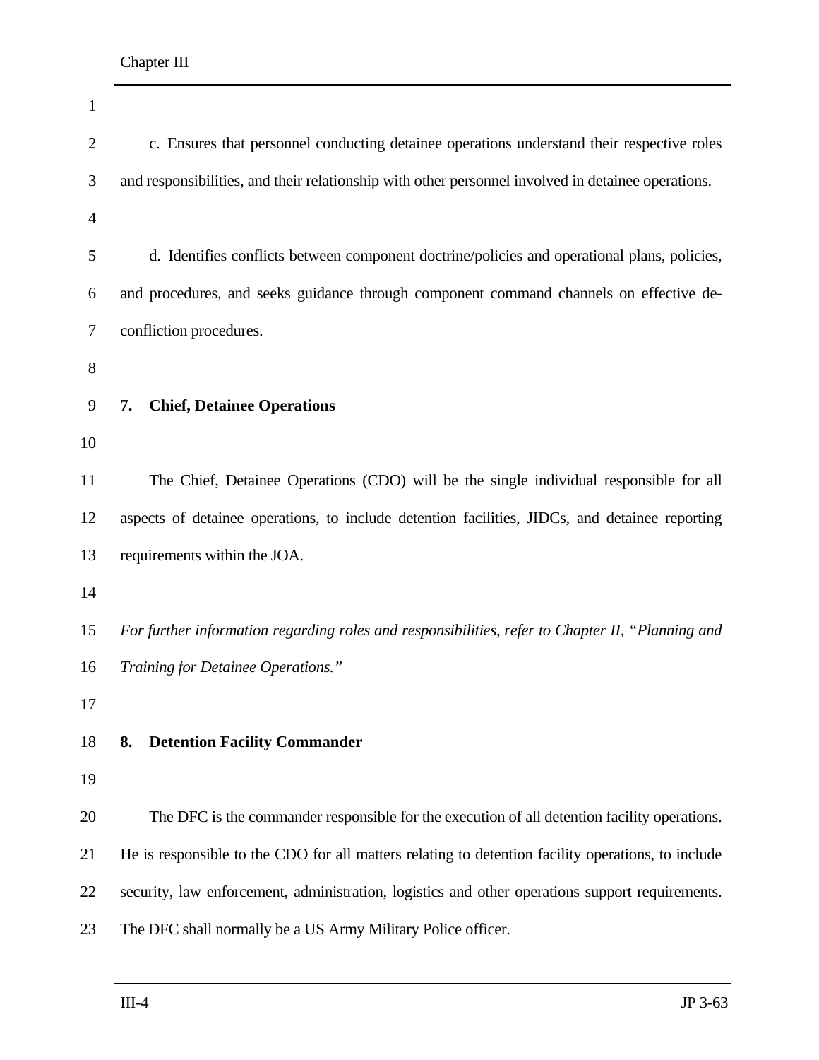c. Ensures that personnel conducting detainee operations understand their respective roles and responsibilities, and their relationship with other personnel involved in detainee operations.

d. Identifies conflicts between component doctrine/policies and operational plans, policies, and procedures, and seeks guidance through component command channels on effective de-confliction procedures.

## 7. Chief, Detainee Operations

The Chief, Detainee Operations (CDO) will be the single individual responsible for all aspects of detainee operations, to include detention facilities, JIDCs, and detainee reporting requirements within the JOA.

*For further information regarding roles and responsibilities, refer to Chapter II, "Planning and Training for Detainee Operations."*

## 8. Detention Facility Commander

The DFC is the commander responsible for the execution of all detention facility operations. He is responsible to the CDO for all matters relating to detention facility operations, to include security, law enforcement, administration, logistics and other operations support requirements. The DFC shall normally be a US Army Military Police officer.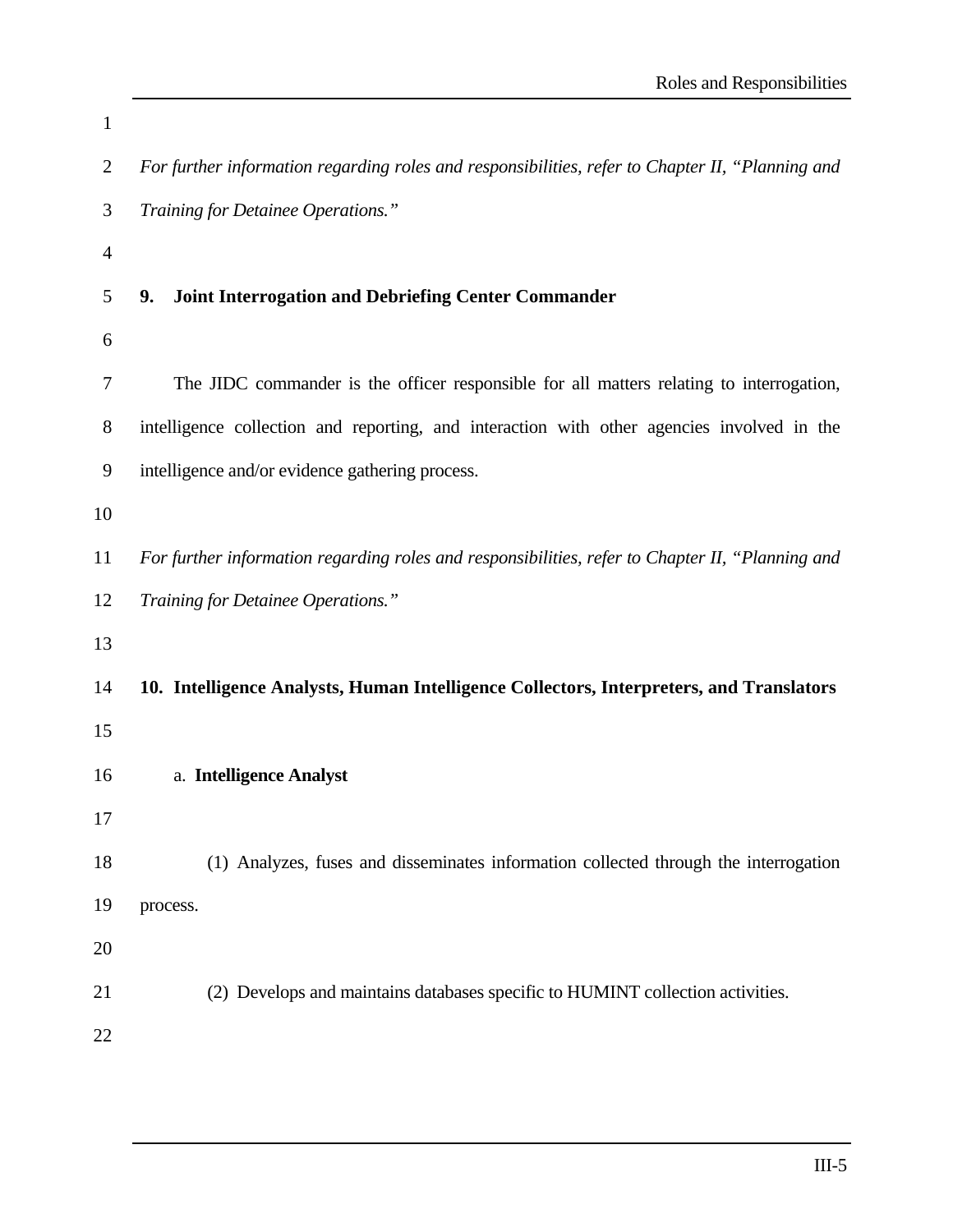*For further information regarding roles and responsibilities, refer to Chapter II, "Planning and Training for Detainee Operations."*

## 9. Joint Interrogation and Debriefing Center Commander

The JIDC commander is the officer responsible for all matters relating to interrogation, intelligence collection and reporting, and interaction with other agencies involved in the intelligence and/or evidence gathering process.

*For further information regarding roles and responsibilities, refer to Chapter II, "Planning and Training for Detainee Operations."*

## 10. Intelligence Analysts, Human Intelligence Collectors, Interpreters, and Translators

a. **Intelligence Analyst**

(1) Analyzes, fuses and disseminates information collected through the interrogation process.

(2) Develops and maintains databases specific to HUMINT collection activities.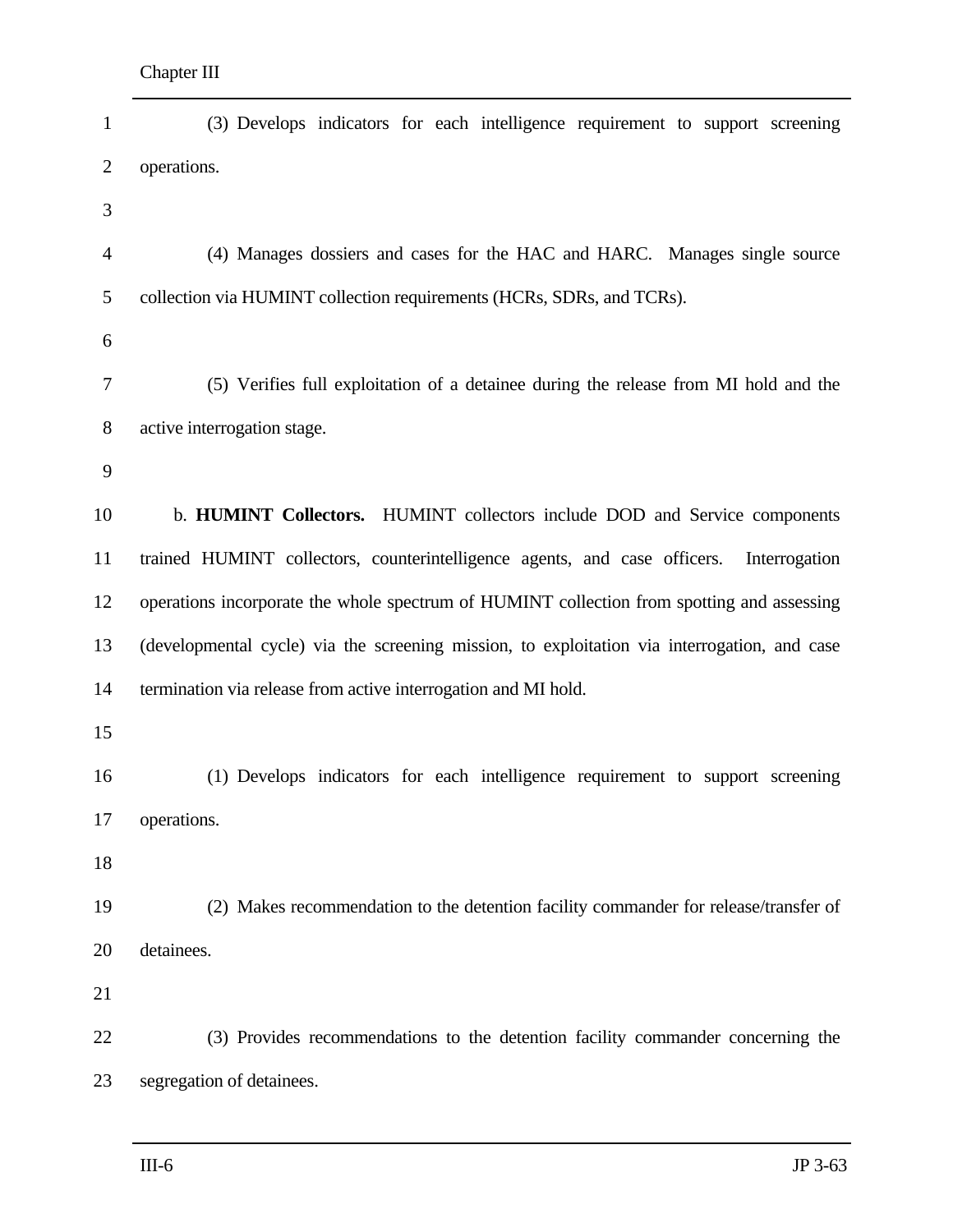(3) Develops indicators for each intelligence requirement to support screening operations.

(4) Manages dossiers and cases for the HAC and HARC. Manages single source collection via HUMINT collection requirements (HCRs, SDRs, and TCRs).

(5) Verifies full exploitation of a detainee during the release from MI hold and the active interrogation stage.

b. **HUMINT Collectors.** HUMINT collectors include DOD and Service components trained HUMINT collectors, counterintelligence agents, and case officers. Interrogation operations incorporate the whole spectrum of HUMINT collection from spotting and assessing (developmental cycle) via the screening mission, to exploitation via interrogation, and case termination via release from active interrogation and MI hold.

(1) Develops indicators for each intelligence requirement to support screening operations.

(2) Makes recommendation to the detention facility commander for release/transfer of detainees.

(3) Provides recommendations to the detention facility commander concerning the segregation of detainees.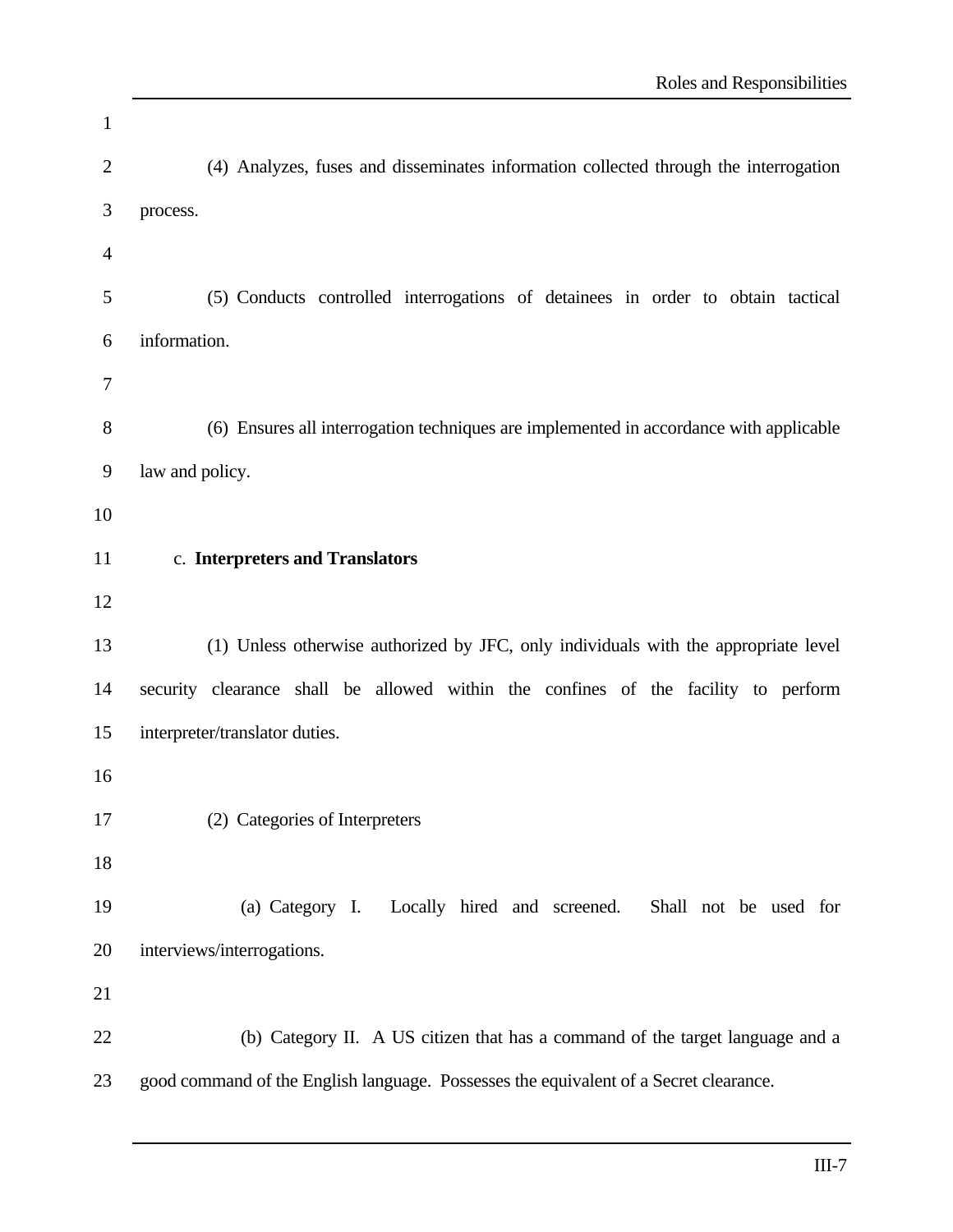(4) Analyzes, fuses and disseminates information collected through the interrogation process.

(5) Conducts controlled interrogations of detainees in order to obtain tactical information.

(6) Ensures all interrogation techniques are implemented in accordance with applicable law and policy.

c. **Interpreters and Translators**

(1) Unless otherwise authorized by JFC, only individuals with the appropriate level security clearance shall be allowed within the confines of the facility to perform interpreter/translator duties.

(2) Categories of Interpreters

(a) Category I. Locally hired and screened. Shall not be used for interviews/interrogations.

(b) Category II. A US citizen that has a command of the target language and a good command of the English language. Possesses the equivalent of a Secret clearance.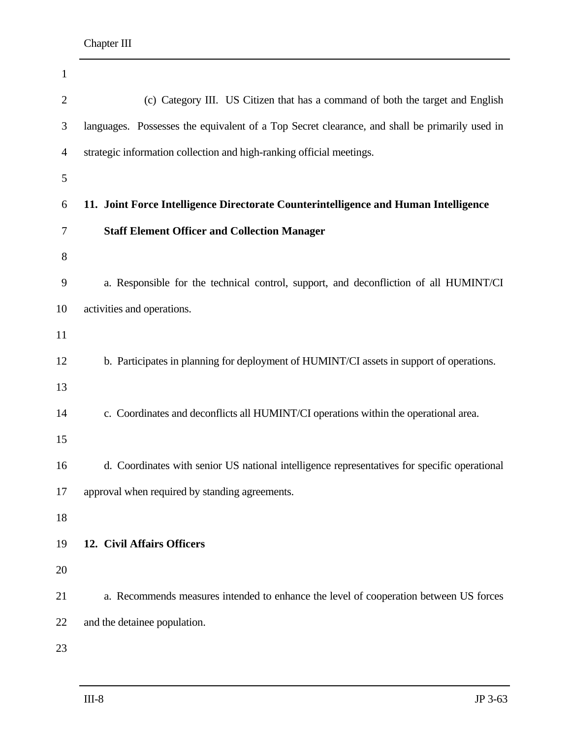(c) Category III. US Citizen that has a command of both the target and English languages. Possesses the equivalent of a Top Secret clearance, and shall be primarily used in strategic information collection and high-ranking official meetings.

## 11. Joint Force Intelligence Directorate Counterintelligence and Human Intelligence Staff Element Officer and Collection Manager

a. Responsible for the technical control, support, and deconfliction of all HUMINT/CI activities and operations.

b. Participates in planning for deployment of HUMINT/CI assets in support of operations.

c. Coordinates and deconflicts all HUMINT/CI operations within the operational area.

d. Coordinates with senior US national intelligence representatives for specific operational approval when required by standing agreements.

## 12. Civil Affairs Officers

a. Recommends measures intended to enhance the level of cooperation between US forces and the detainee population.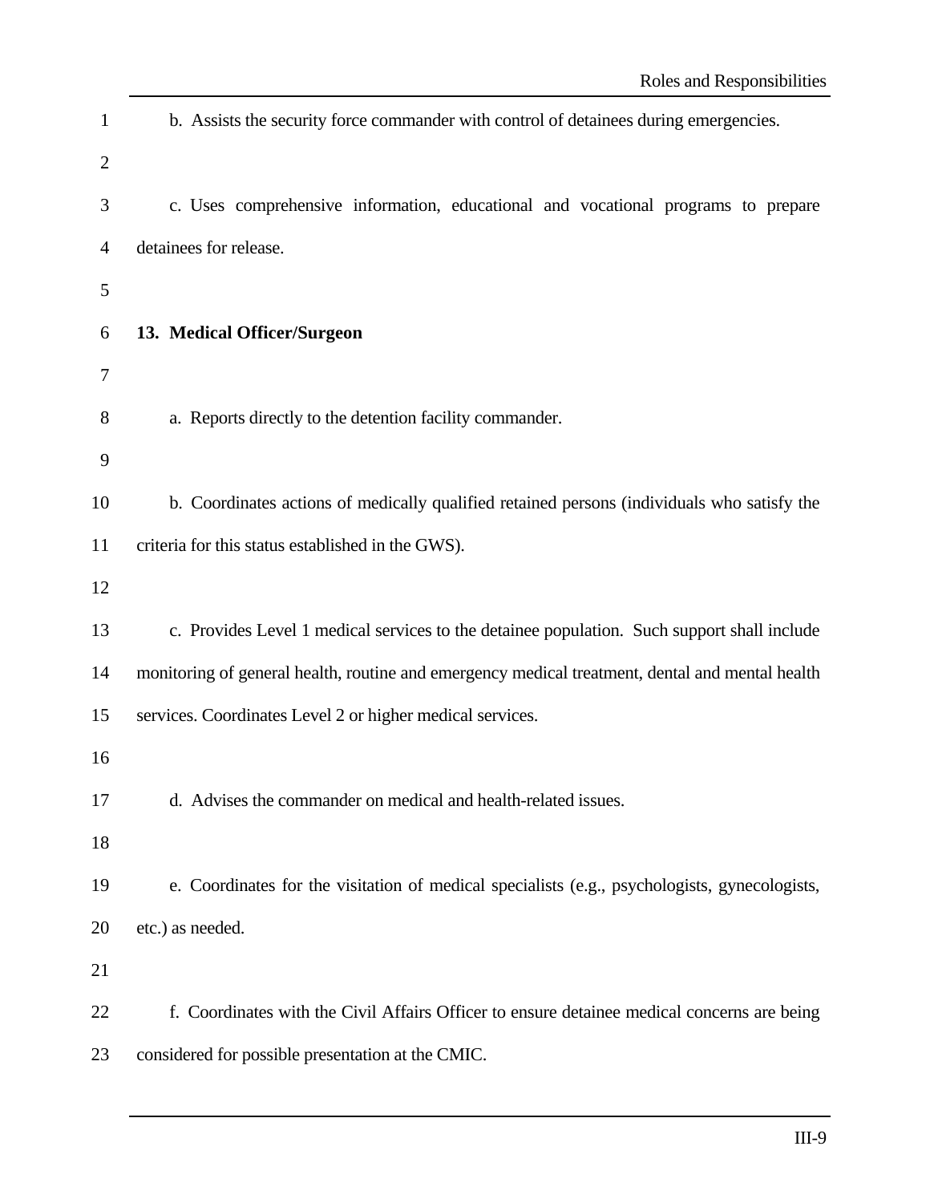b. Assists the security force commander with control of detainees during emergencies.

c. Uses comprehensive information, educational and vocational programs to prepare detainees for release.

**13. Medical Officer/Surgeon**

a. Reports directly to the detention facility commander.

b. Coordinates actions of medically qualified retained persons (individuals who satisfy the criteria for this status established in the GWS).

c. Provides Level 1 medical services to the detainee population. Such support shall include monitoring of general health, routine and emergency medical treatment, dental and mental health services. Coordinates Level 2 or higher medical services.

d. Advises the commander on medical and health-related issues.

e. Coordinates for the visitation of medical specialists (e.g., psychologists, gynecologists, etc.) as needed.

f. Coordinates with the Civil Affairs Officer to ensure detainee medical concerns are being considered for possible presentation at the CMIC.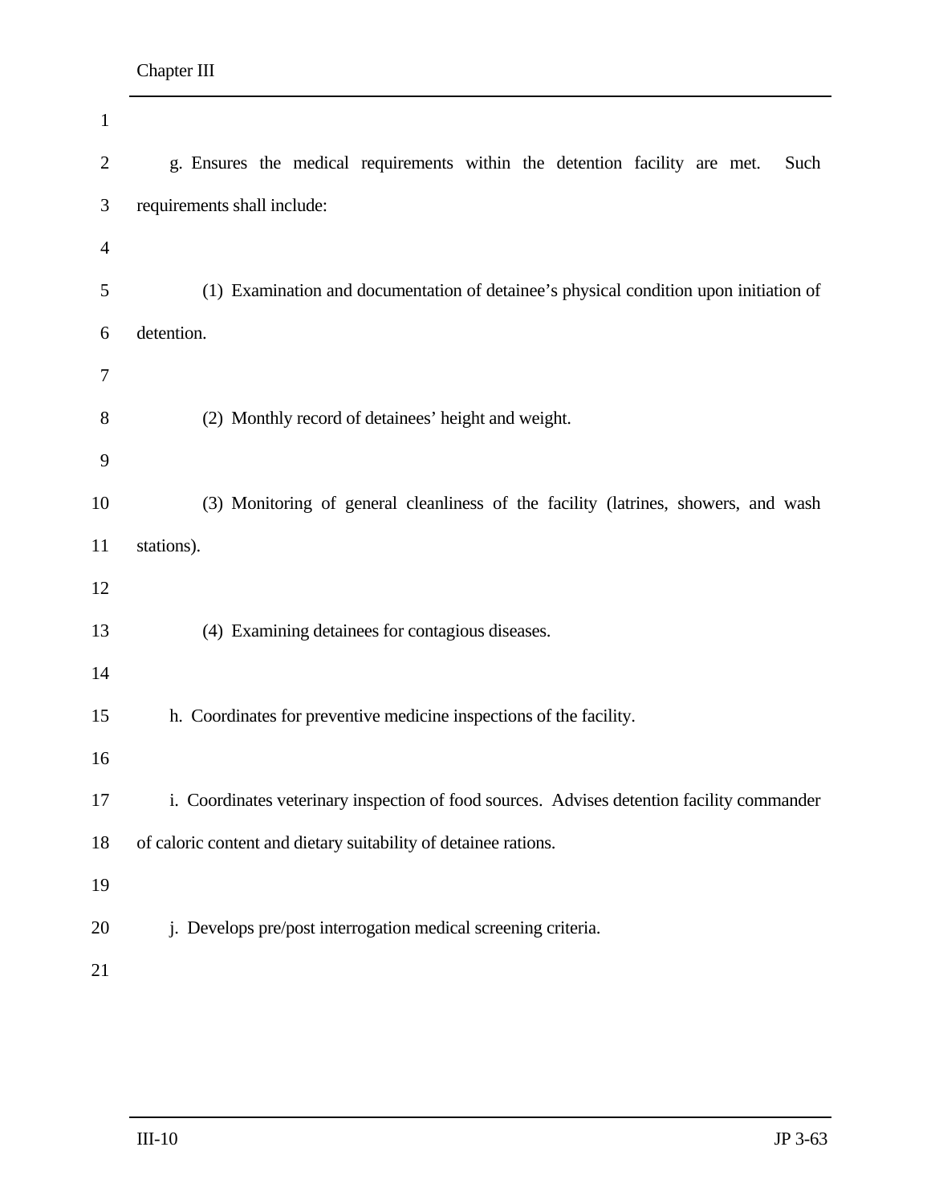g. Ensures the medical requirements within the detention facility are met. Such requirements shall include:

(1) Examination and documentation of detainee's physical condition upon initiation of detention.

(2) Monthly record of detainees' height and weight.

(3) Monitoring of general cleanliness of the facility (latrines, showers, and wash stations).

(4) Examining detainees for contagious diseases.

h. Coordinates for preventive medicine inspections of the facility.

i. Coordinates veterinary inspection of food sources. Advises detention facility commander of caloric content and dietary suitability of detainee rations.

j. Develops pre/post interrogation medical screening criteria.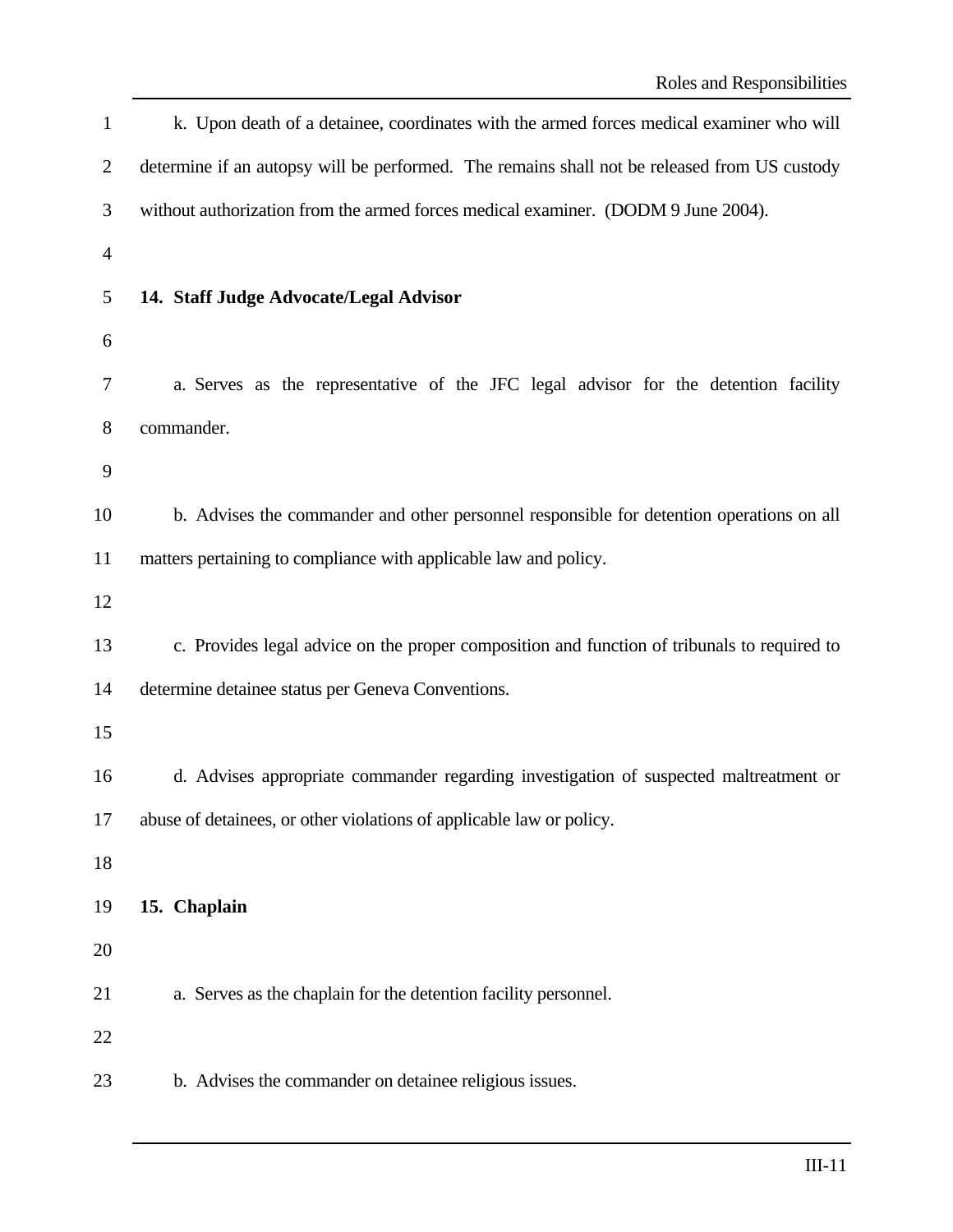k. Upon death of a detainee, coordinates with the armed forces medical examiner who will determine if an autopsy will be performed. The remains shall not be released from US custody without authorization from the armed forces medical examiner. (DODM 9 June 2004).

## 14. Staff Judge Advocate/Legal Advisor

a. Serves as the representative of the JFC legal advisor for the detention facility commander.

b. Advises the commander and other personnel responsible for detention operations on all matters pertaining to compliance with applicable law and policy.

c. Provides legal advice on the proper composition and function of tribunals to required to determine detainee status per Geneva Conventions.

d. Advises appropriate commander regarding investigation of suspected maltreatment or abuse of detainees, or other violations of applicable law or policy.

## 15. Chaplain

a. Serves as the chaplain for the detention facility personnel.

b. Advises the commander on detainee religious issues.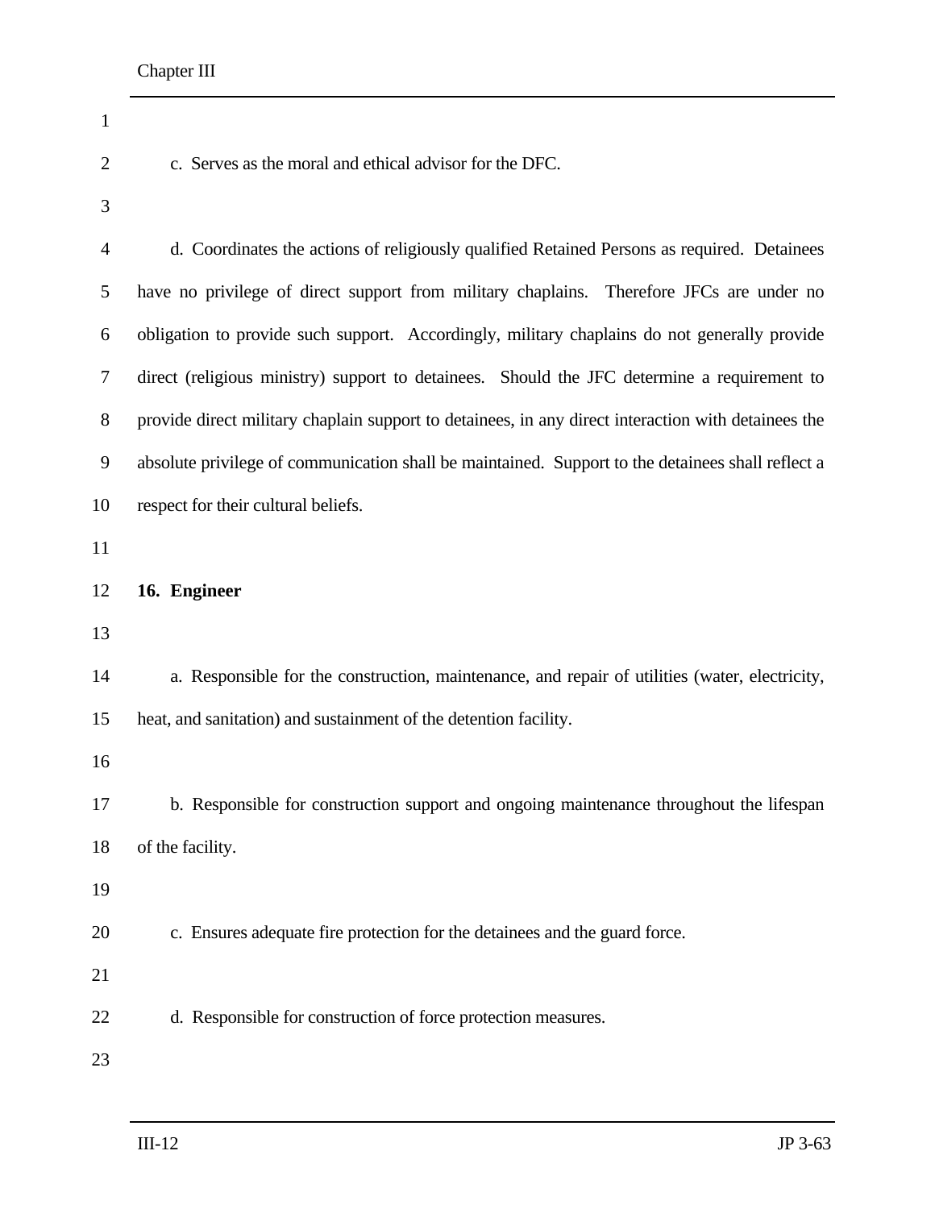c. Serves as the moral and ethical advisor for the DFC.

d. Coordinates the actions of religiously qualified Retained Persons as required. Detainees have no privilege of direct support from military chaplains. Therefore JFCs are under no obligation to provide such support. Accordingly, military chaplains do not generally provide direct (religious ministry) support to detainees. Should the JFC determine a requirement to provide direct military chaplain support to detainees, in any direct interaction with detainees the absolute privilege of communication shall be maintained. Support to the detainees shall reflect a respect for their cultural beliefs.

**16. Engineer**

a. Responsible for the construction, maintenance, and repair of utilities (water, electricity, heat, and sanitation) and sustainment of the detention facility.

b. Responsible for construction support and ongoing maintenance throughout the lifespan of the facility.

c. Ensures adequate fire protection for the detainees and the guard force.

d. Responsible for construction of force protection measures.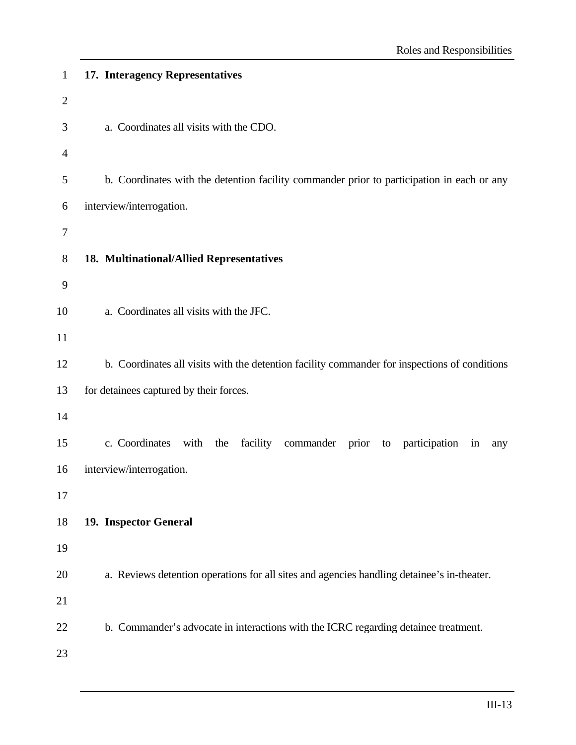## 17. Interagency Representatives

a. Coordinates all visits with the CDO.

b. Coordinates with the detention facility commander prior to participation in each or any interview/interrogation.

## 18. Multinational/Allied Representatives

a. Coordinates all visits with the JFC.

b. Coordinates all visits with the detention facility commander for inspections of conditions for detainees captured by their forces.

c. Coordinates with the facility commander prior to participation in any interview/interrogation.

## 19. Inspector General

a. Reviews detention operations for all sites and agencies handling detainee's in-theater.

b. Commander's advocate in interactions with the ICRC regarding detainee treatment.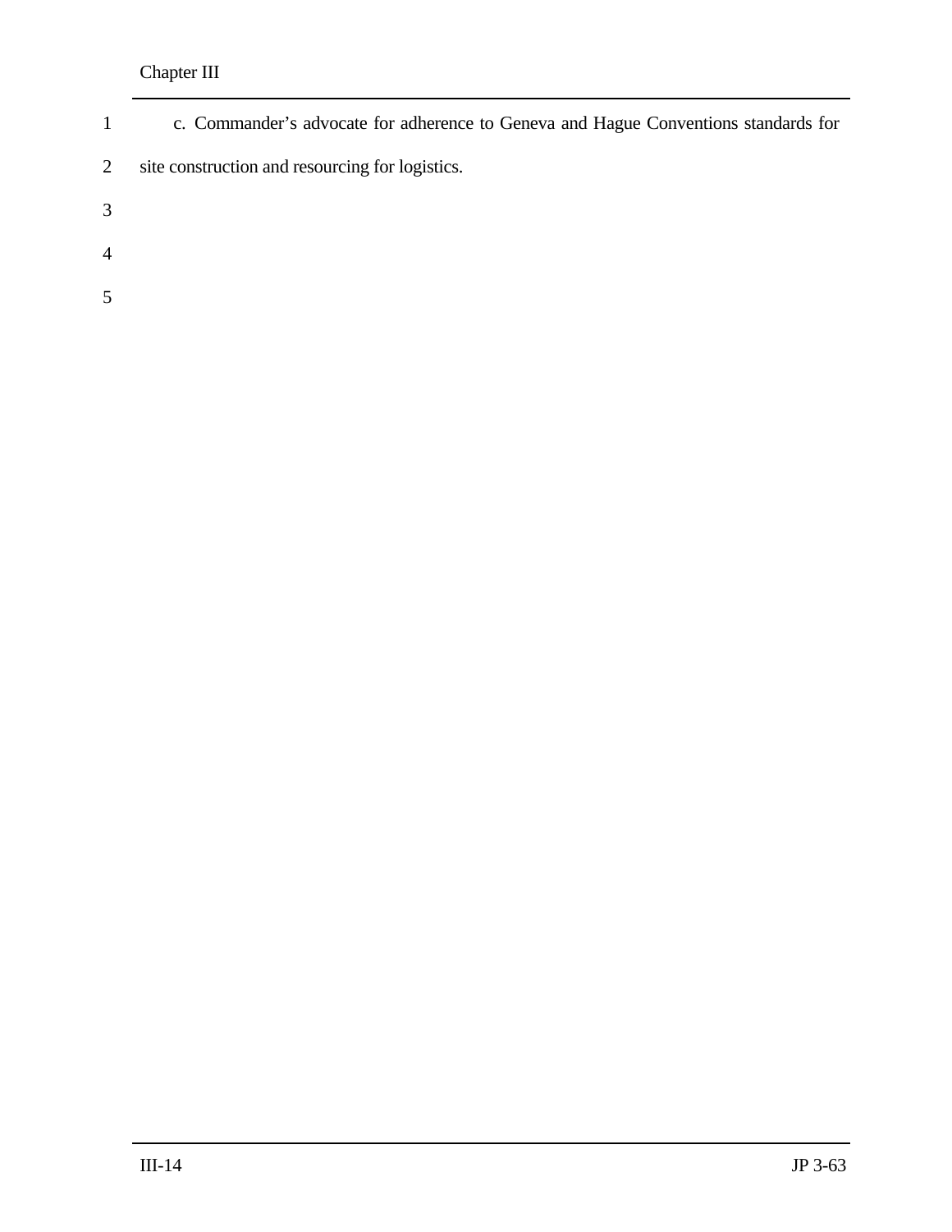c. Commander's advocate for adherence to Geneva and Hague Conventions standards for site construction and resourcing for logistics.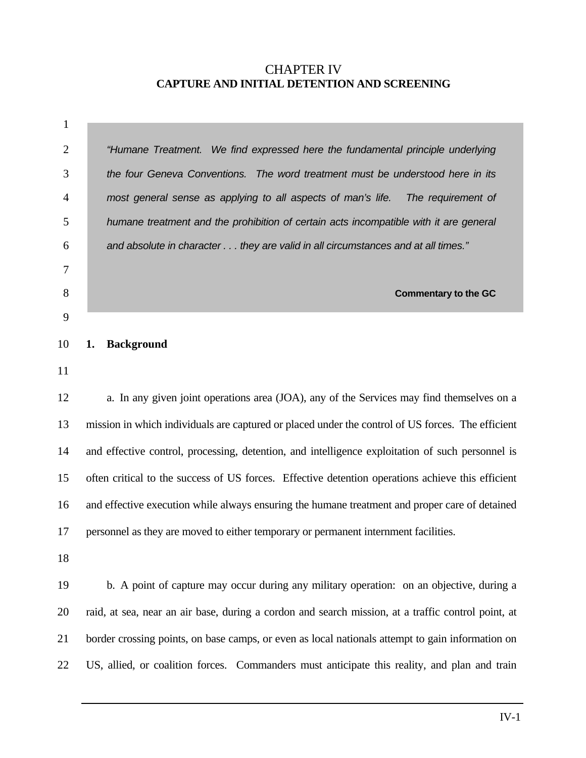# CHAPTER IV
## CAPTURE AND INITIAL DETENTION AND SCREENING

> *"Humane Treatment. We find expressed here the fundamental principle underlying the four Geneva Conventions. The word treatment must be understood here in its most general sense as applying to all aspects of man's life. The requirement of humane treatment and the prohibition of certain acts incompatible with it are general and absolute in character . . . they are valid in all circumstances and at all times."*
>
> **Commentary to the GC**

### 1. Background

a. In any given joint operations area (JOA), any of the Services may find themselves on a mission in which individuals are captured or placed under the control of US forces. The efficient and effective control, processing, detention, and intelligence exploitation of such personnel is often critical to the success of US forces. Effective detention operations achieve this efficient and effective execution while always ensuring the humane treatment and proper care of detained personnel as they are moved to either temporary or permanent internment facilities.

b. A point of capture may occur during any military operation: on an objective, during a raid, at sea, near an air base, during a cordon and search mission, at a traffic control point, at border crossing points, on base camps, or even as local nationals attempt to gain information on US, allied, or coalition forces. Commanders must anticipate this reality, and plan and train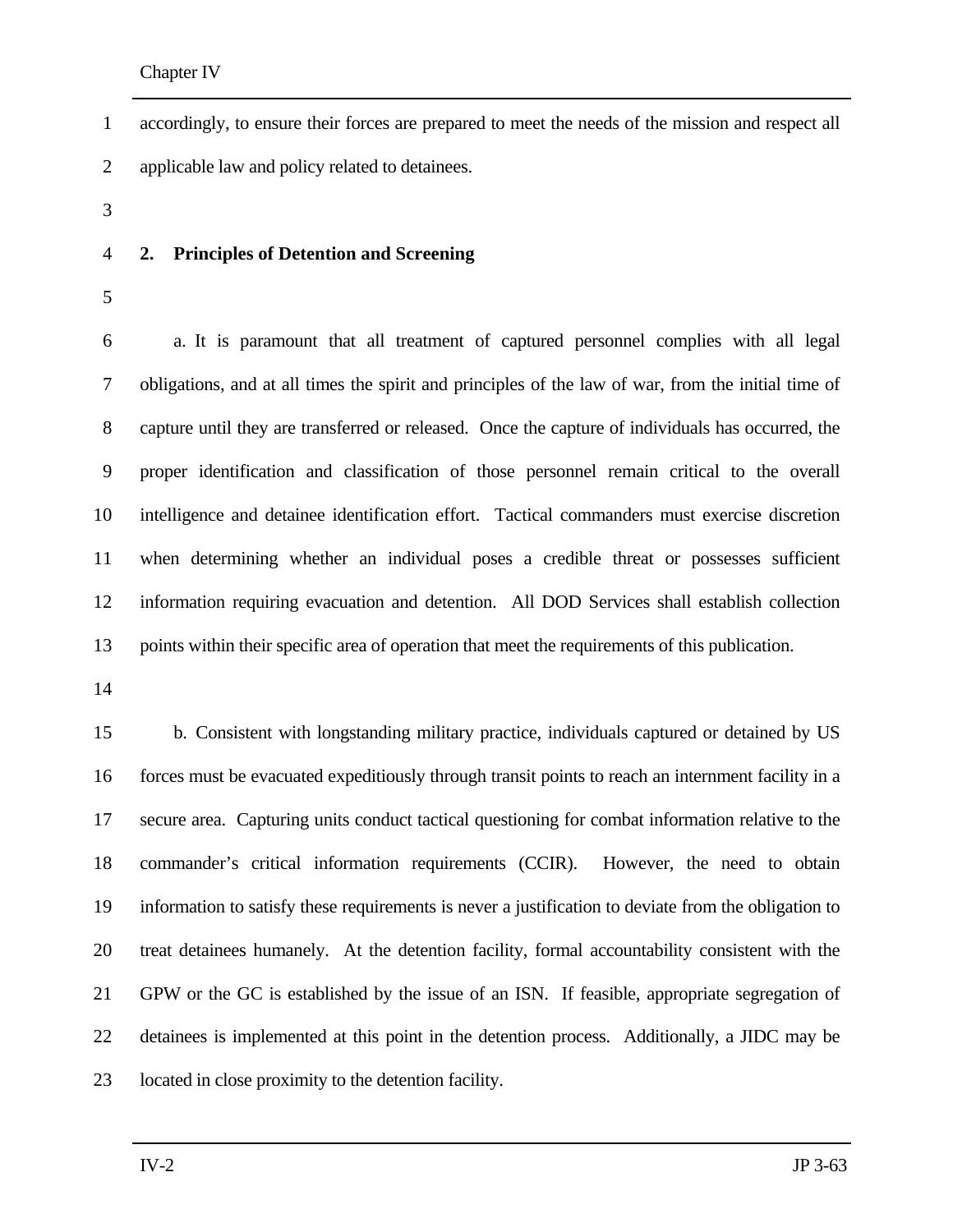accordingly, to ensure their forces are prepared to meet the needs of the mission and respect all applicable law and policy related to detainees.

## 2. Principles of Detention and Screening

a. It is paramount that all treatment of captured personnel complies with all legal obligations, and at all times the spirit and principles of the law of war, from the initial time of capture until they are transferred or released. Once the capture of individuals has occurred, the proper identification and classification of those personnel remain critical to the overall intelligence and detainee identification effort. Tactical commanders must exercise discretion when determining whether an individual poses a credible threat or possesses sufficient information requiring evacuation and detention. All DOD Services shall establish collection points within their specific area of operation that meet the requirements of this publication.

b. Consistent with longstanding military practice, individuals captured or detained by US forces must be evacuated expeditiously through transit points to reach an internment facility in a secure area. Capturing units conduct tactical questioning for combat information relative to the commander's critical information requirements (CCIR). However, the need to obtain information to satisfy these requirements is never a justification to deviate from the obligation to treat detainees humanely. At the detention facility, formal accountability consistent with the GPW or the GC is established by the issue of an ISN. If feasible, appropriate segregation of detainees is implemented at this point in the detention process. Additionally, a JIDC may be located in close proximity to the detention facility.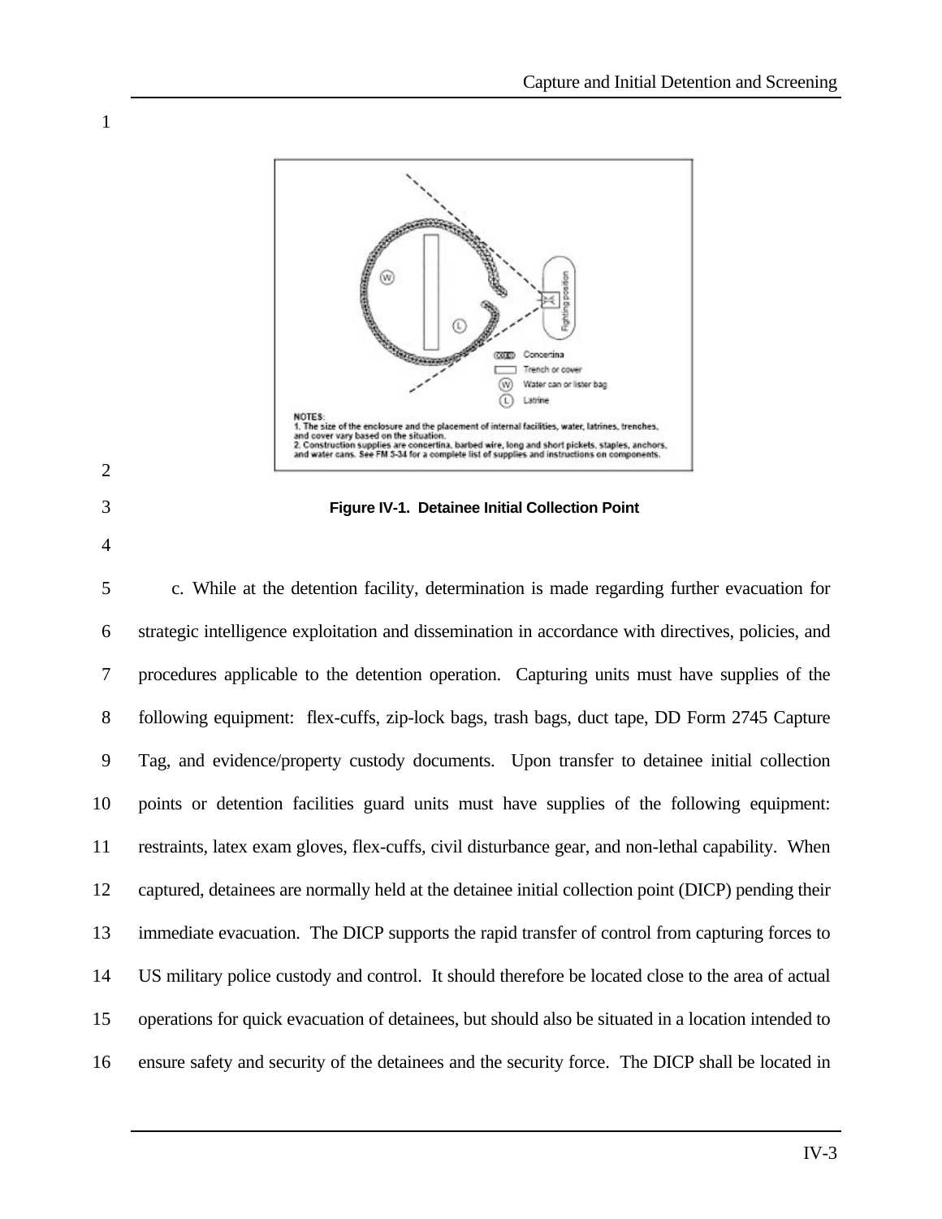NOTES:
1. The size of the enclosure and the placement of internal facilities, water, latrines, trenches, and cover vary based on the situation.
2. Construction supplies are concertina, barbed wire, long and short pickets, staples, anchors, and water cans. See FM 3-34 for a complete list of supplies and instructions on components.

**Figure IV-1. Detainee Initial Collection Point**

c. While at the detention facility, determination is made regarding further evacuation for strategic intelligence exploitation and dissemination in accordance with directives, policies, and procedures applicable to the detention operation. Capturing units must have supplies of the following equipment: flex-cuffs, zip-lock bags, trash bags, duct tape, DD Form 2745 Capture Tag, and evidence/property custody documents. Upon transfer to detainee initial collection points or detention facilities guard units must have supplies of the following equipment: restraints, latex exam gloves, flex-cuffs, civil disturbance gear, and non-lethal capability. When captured, detainees are normally held at the detainee initial collection point (DICP) pending their immediate evacuation. The DICP supports the rapid transfer of control from capturing forces to US military police custody and control. It should therefore be located close to the area of actual operations for quick evacuation of detainees, but should also be situated in a location intended to ensure safety and security of the detainees and the security force. The DICP shall be located in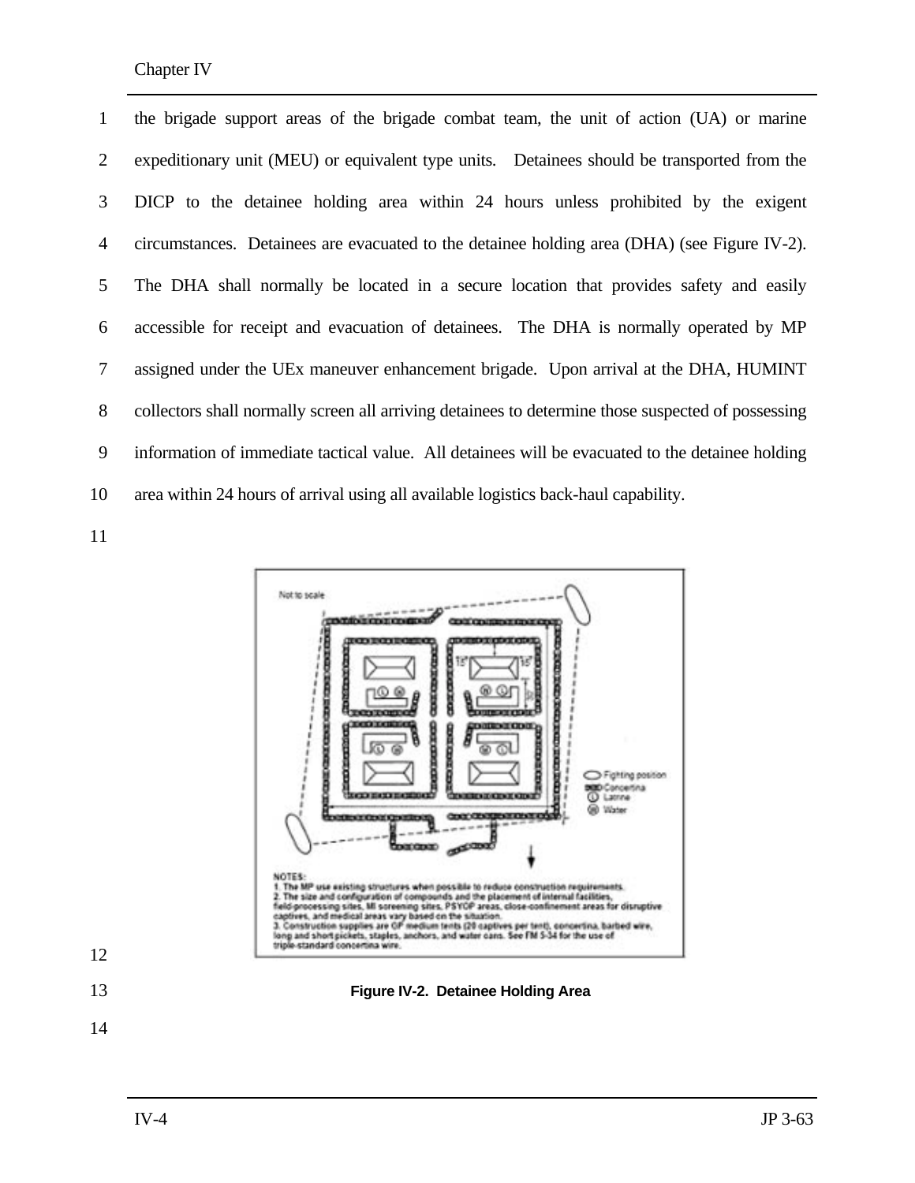the brigade support areas of the brigade combat team, the unit of action (UA) or marine expeditionary unit (MEU) or equivalent type units. Detainees should be transported from the DICP to the detainee holding area within 24 hours unless prohibited by the exigent circumstances. Detainees are evacuated to the detainee holding area (DHA) (see Figure IV-2). The DHA shall normally be located in a secure location that provides safety and easily accessible for receipt and evacuation of detainees. The DHA is normally operated by MP assigned under the UEx maneuver enhancement brigade. Upon arrival at the DHA, HUMINT collectors shall normally screen all arriving detainees to determine those suspected of possessing information of immediate tactical value. All detainees will be evacuated to the detainee holding area within 24 hours of arrival using all available logistics back-haul capability.

NOTES:
1. The MP use existing structures when possible to reduce construction requirements.
2. The size and configuration of compounds and the placement of internal facilities, field-processing sites, MI screening sites, PSYOP areas, close-confinement areas for disruptive captives, and medical areas vary based on the situation.
3. Construction supplies are GP medium tents (20 captives per tent), concertina, barbed wire, long and short pickets, staples, anchors, and water cans. See FM 5-34 for the use of triple-standard concertina wire.

**Figure IV-2. Detainee Holding Area**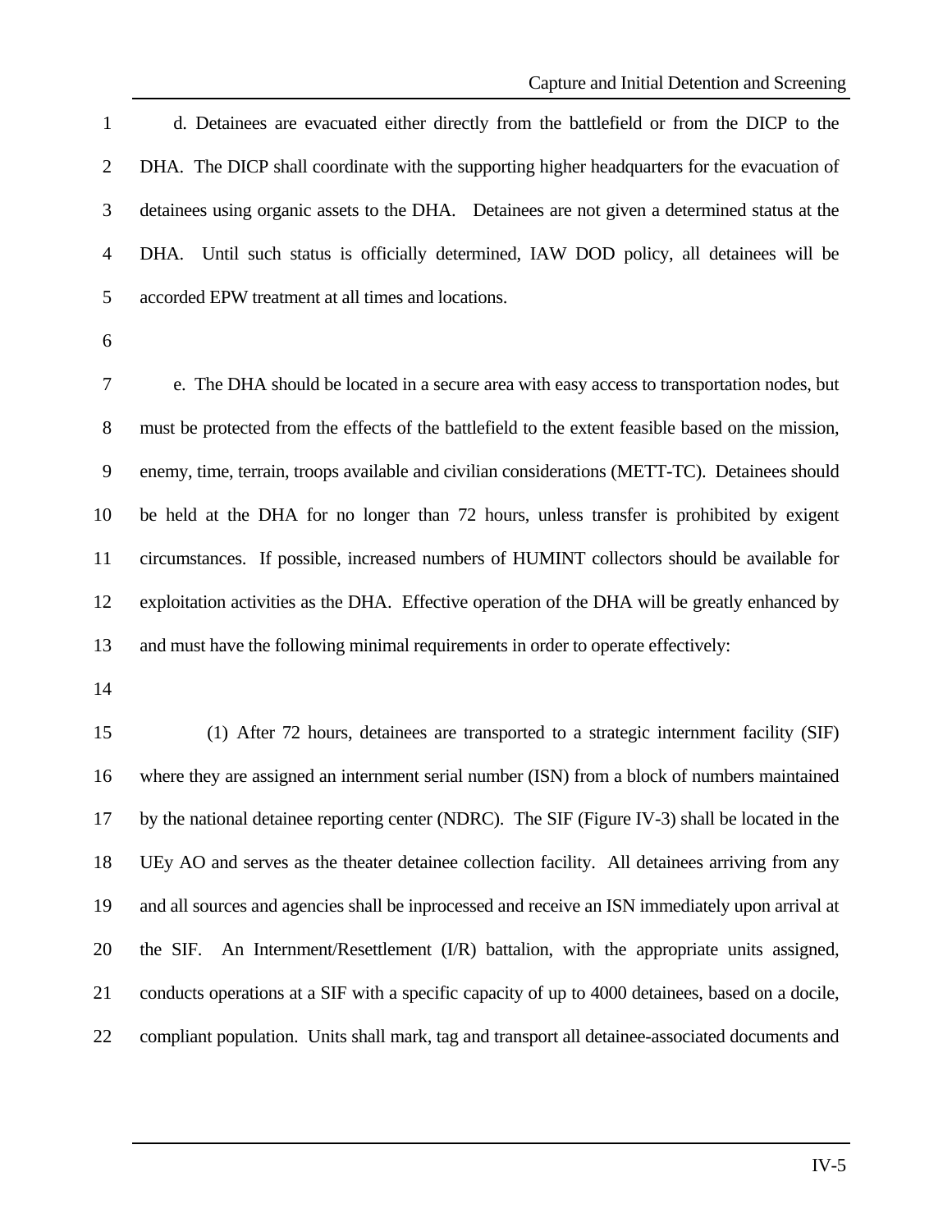d. Detainees are evacuated either directly from the battlefield or from the DICP to the DHA. The DICP shall coordinate with the supporting higher headquarters for the evacuation of detainees using organic assets to the DHA. Detainees are not given a determined status at the DHA. Until such status is officially determined, IAW DOD policy, all detainees will be accorded EPW treatment at all times and locations.

e. The DHA should be located in a secure area with easy access to transportation nodes, but must be protected from the effects of the battlefield to the extent feasible based on the mission, enemy, time, terrain, troops available and civilian considerations (METT-TC). Detainees should be held at the DHA for no longer than 72 hours, unless transfer is prohibited by exigent circumstances. If possible, increased numbers of HUMINT collectors should be available for exploitation activities as the DHA. Effective operation of the DHA will be greatly enhanced by and must have the following minimal requirements in order to operate effectively:

(1) After 72 hours, detainees are transported to a strategic internment facility (SIF) where they are assigned an internment serial number (ISN) from a block of numbers maintained by the national detainee reporting center (NDRC). The SIF (Figure IV-3) shall be located in the UEy AO and serves as the theater detainee collection facility. All detainees arriving from any and all sources and agencies shall be inprocessed and receive an ISN immediately upon arrival at the SIF. An Internment/Resettlement (I/R) battalion, with the appropriate units assigned, conducts operations at a SIF with a specific capacity of up to 4000 detainees, based on a docile, compliant population. Units shall mark, tag and transport all detainee-associated documents and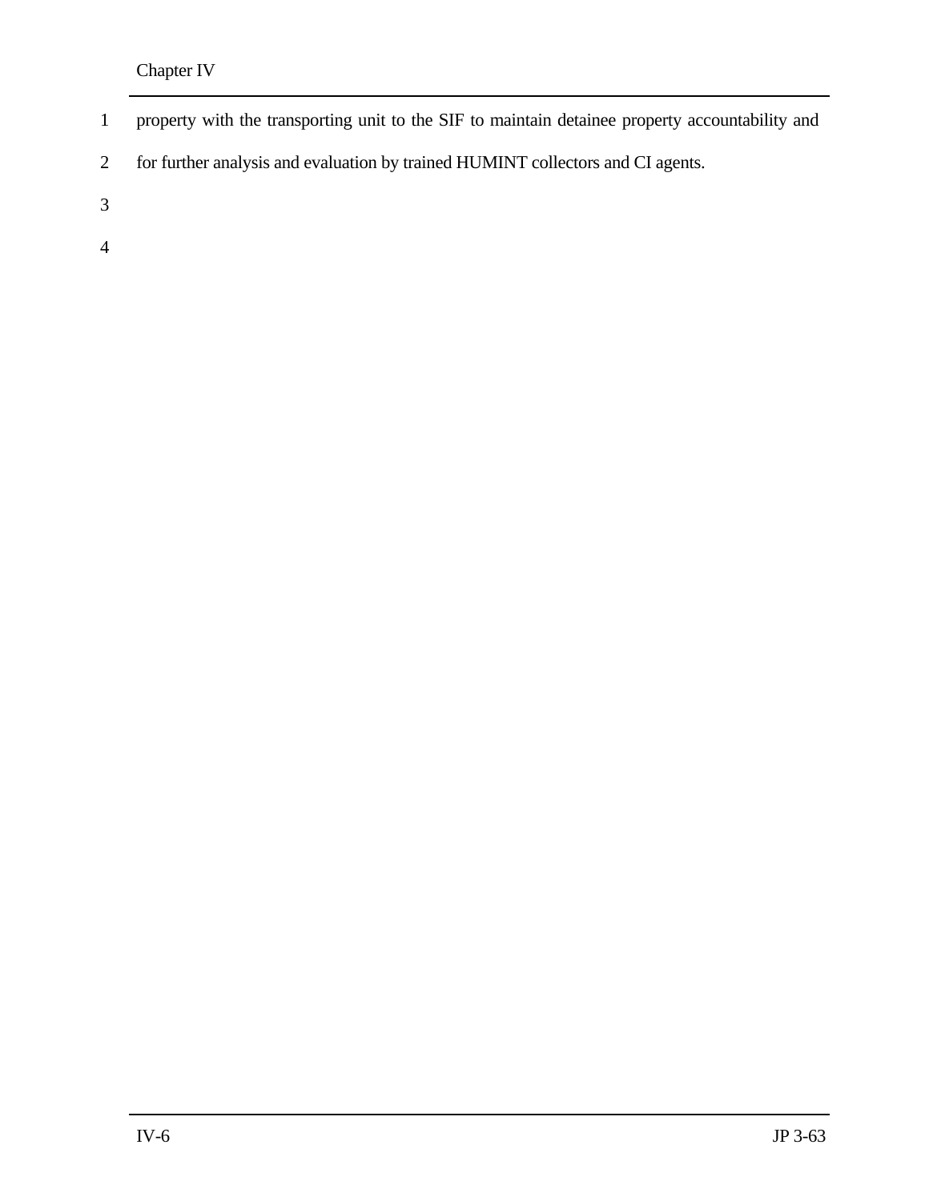property with the transporting unit to the SIF to maintain detainee property accountability and for further analysis and evaluation by trained HUMINT collectors and CI agents.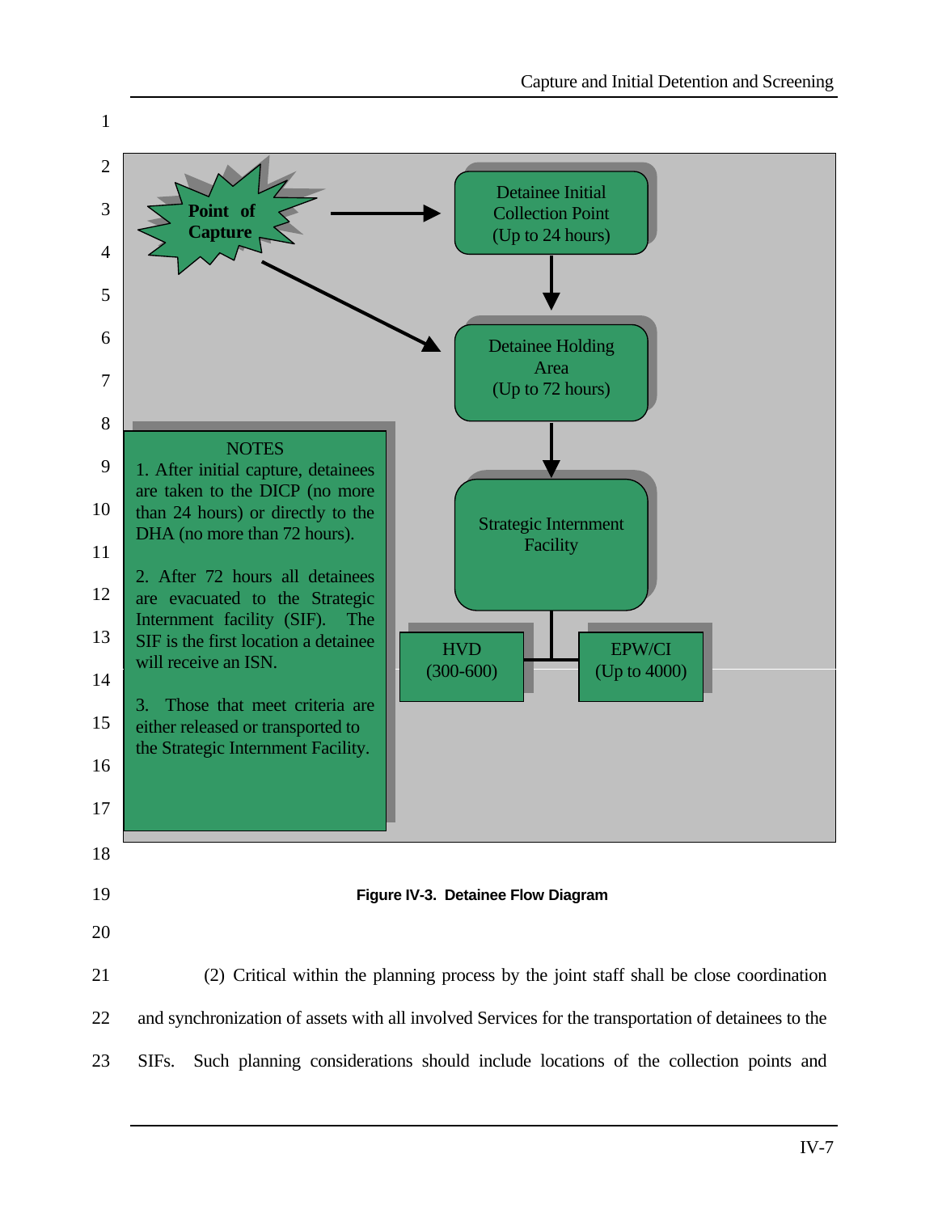Point of Capture → Detainee Initial Collection Point (Up to 24 hours)

Point of Capture → Detainee Holding Area (Up to 72 hours)

Detainee Initial Collection Point (Up to 24 hours) → Detainee Holding Area (Up to 72 hours) → Strategic Internment Facility

Strategic Internment Facility: HVD (300-600); EPW/CI (Up to 4000)

NOTES

1. After initial capture, detainees are taken to the DICP (no more than 24 hours) or directly to the DHA (no more than 72 hours).

2. After 72 hours all detainees are evacuated to the Strategic Internment facility (SIF). The SIF is the first location a detainee will receive an ISN.

3. Those that meet criteria are either released or transported to the Strategic Internment Facility.

**Figure IV-3. Detainee Flow Diagram**

(2) Critical within the planning process by the joint staff shall be close coordination and synchronization of assets with all involved Services for the transportation of detainees to the SIFs. Such planning considerations should include locations of the collection points and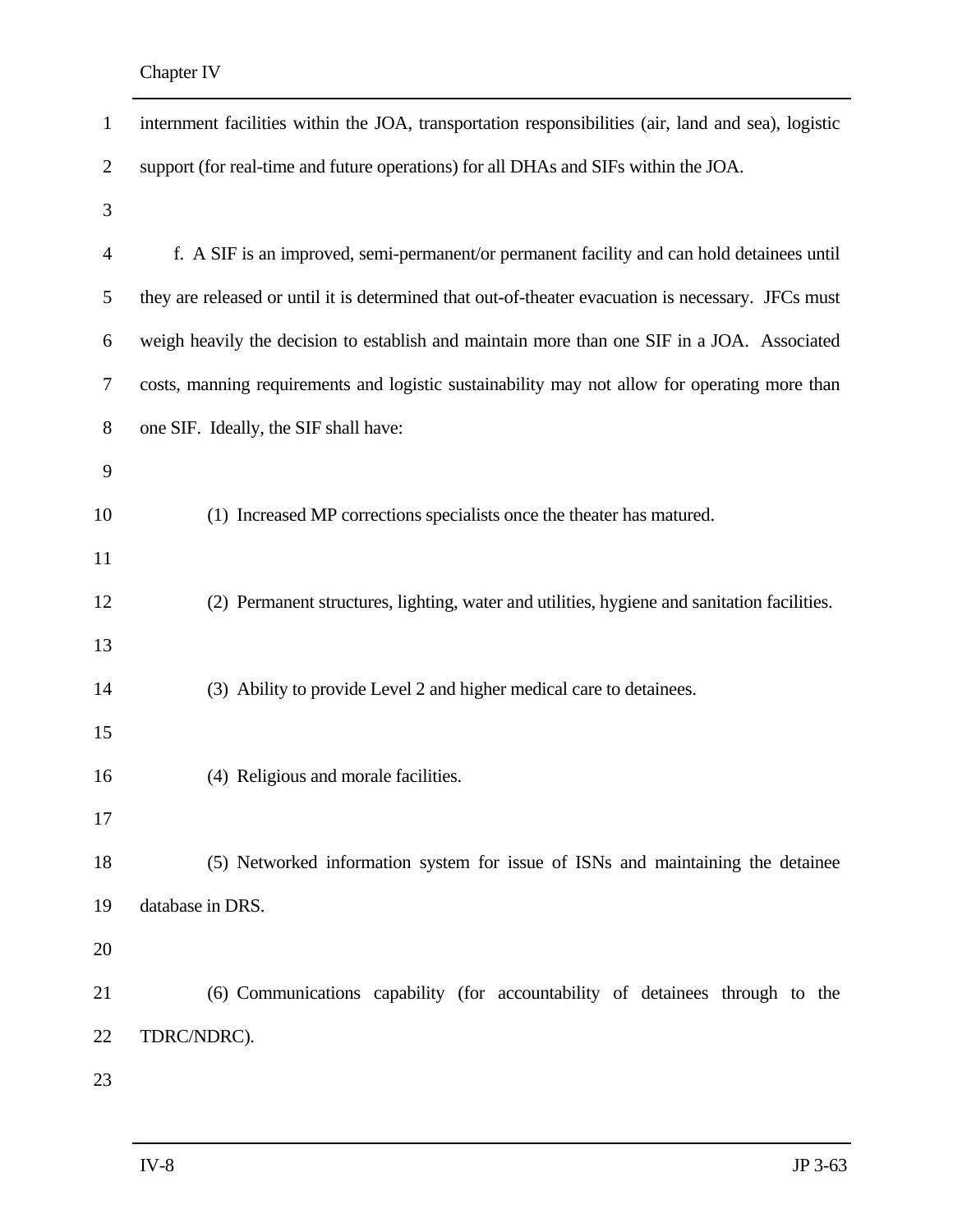internment facilities within the JOA, transportation responsibilities (air, land and sea), logistic support (for real-time and future operations) for all DHAs and SIFs within the JOA.

f. A SIF is an improved, semi-permanent/or permanent facility and can hold detainees until they are released or until it is determined that out-of-theater evacuation is necessary. JFCs must weigh heavily the decision to establish and maintain more than one SIF in a JOA. Associated costs, manning requirements and logistic sustainability may not allow for operating more than one SIF. Ideally, the SIF shall have:

(1) Increased MP corrections specialists once the theater has matured.

(2) Permanent structures, lighting, water and utilities, hygiene and sanitation facilities.

(3) Ability to provide Level 2 and higher medical care to detainees.

(4) Religious and morale facilities.

(5) Networked information system for issue of ISNs and maintaining the detainee database in DRS.

(6) Communications capability (for accountability of detainees through to the TDRC/NDRC).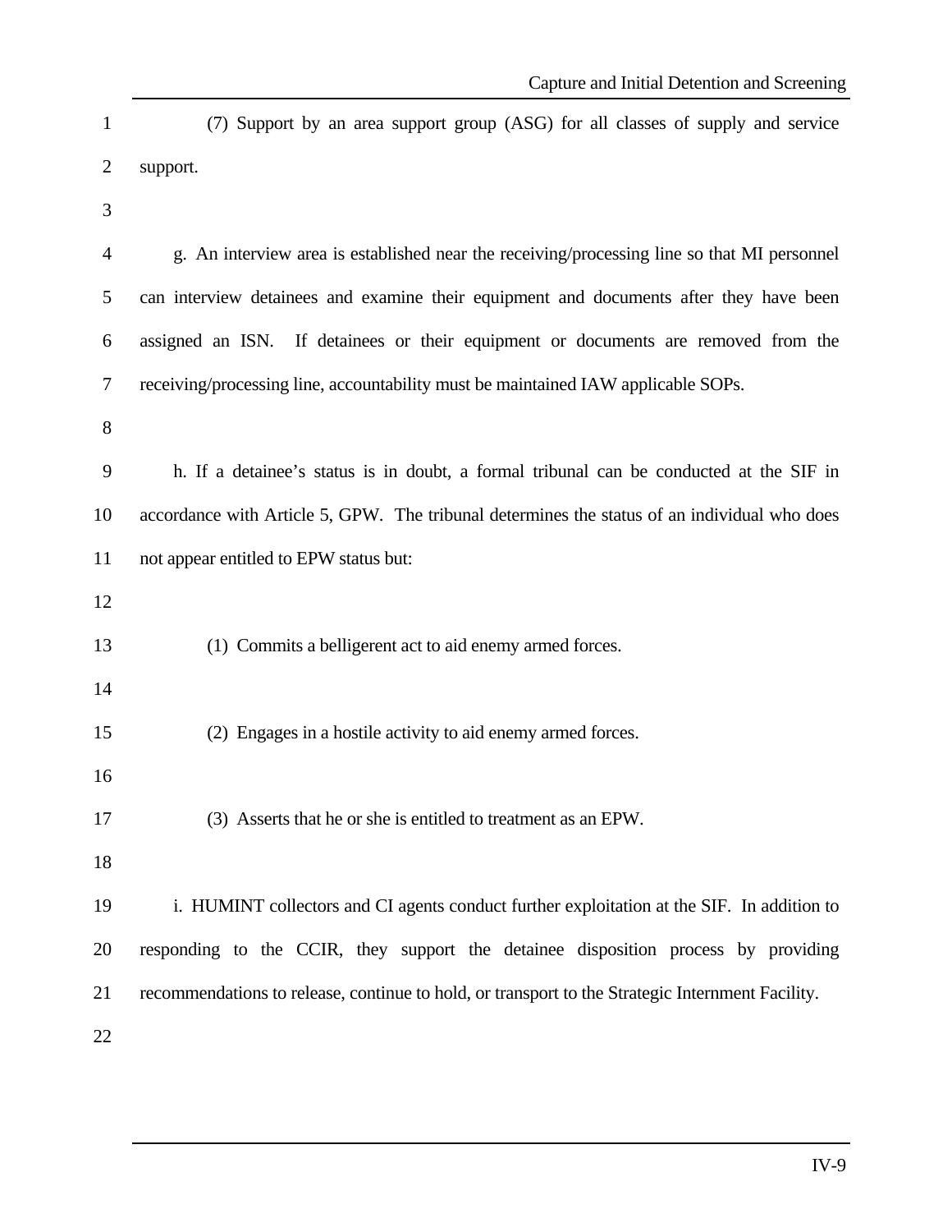(7) Support by an area support group (ASG) for all classes of supply and service support.

g. An interview area is established near the receiving/processing line so that MI personnel can interview detainees and examine their equipment and documents after they have been assigned an ISN. If detainees or their equipment or documents are removed from the receiving/processing line, accountability must be maintained IAW applicable SOPs.

h. If a detainee's status is in doubt, a formal tribunal can be conducted at the SIF in accordance with Article 5, GPW. The tribunal determines the status of an individual who does not appear entitled to EPW status but:

(1) Commits a belligerent act to aid enemy armed forces.

(2) Engages in a hostile activity to aid enemy armed forces.

(3) Asserts that he or she is entitled to treatment as an EPW.

i. HUMINT collectors and CI agents conduct further exploitation at the SIF. In addition to responding to the CCIR, they support the detainee disposition process by providing recommendations to release, continue to hold, or transport to the Strategic Internment Facility.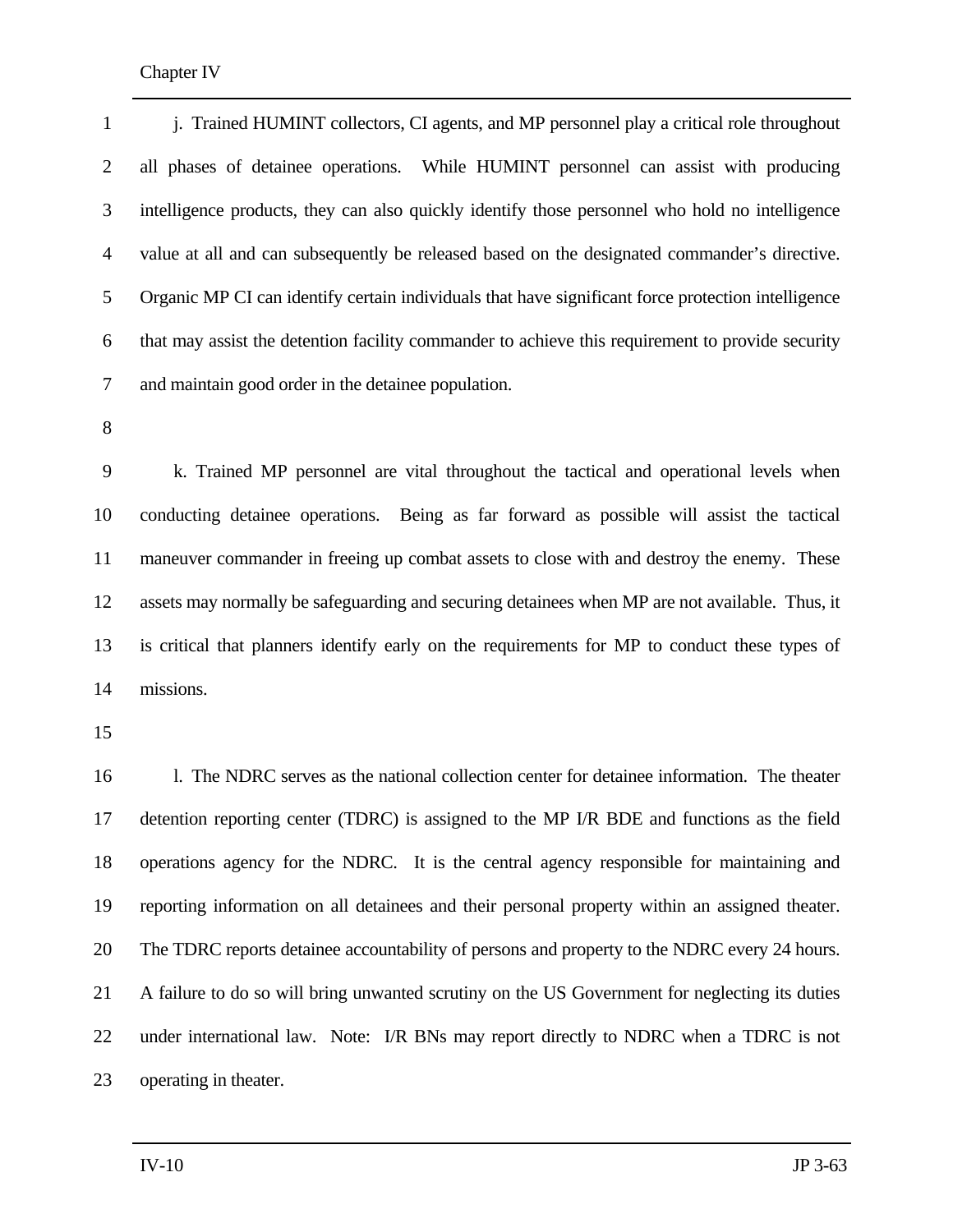j. Trained HUMINT collectors, CI agents, and MP personnel play a critical role throughout all phases of detainee operations. While HUMINT personnel can assist with producing intelligence products, they can also quickly identify those personnel who hold no intelligence value at all and can subsequently be released based on the designated commander's directive. Organic MP CI can identify certain individuals that have significant force protection intelligence that may assist the detention facility commander to achieve this requirement to provide security and maintain good order in the detainee population.

k. Trained MP personnel are vital throughout the tactical and operational levels when conducting detainee operations. Being as far forward as possible will assist the tactical maneuver commander in freeing up combat assets to close with and destroy the enemy. These assets may normally be safeguarding and securing detainees when MP are not available. Thus, it is critical that planners identify early on the requirements for MP to conduct these types of missions.

l. The NDRC serves as the national collection center for detainee information. The theater detention reporting center (TDRC) is assigned to the MP I/R BDE and functions as the field operations agency for the NDRC. It is the central agency responsible for maintaining and reporting information on all detainees and their personal property within an assigned theater. The TDRC reports detainee accountability of persons and property to the NDRC every 24 hours. A failure to do so will bring unwanted scrutiny on the US Government for neglecting its duties under international law. Note: I/R BNs may report directly to NDRC when a TDRC is not operating in theater.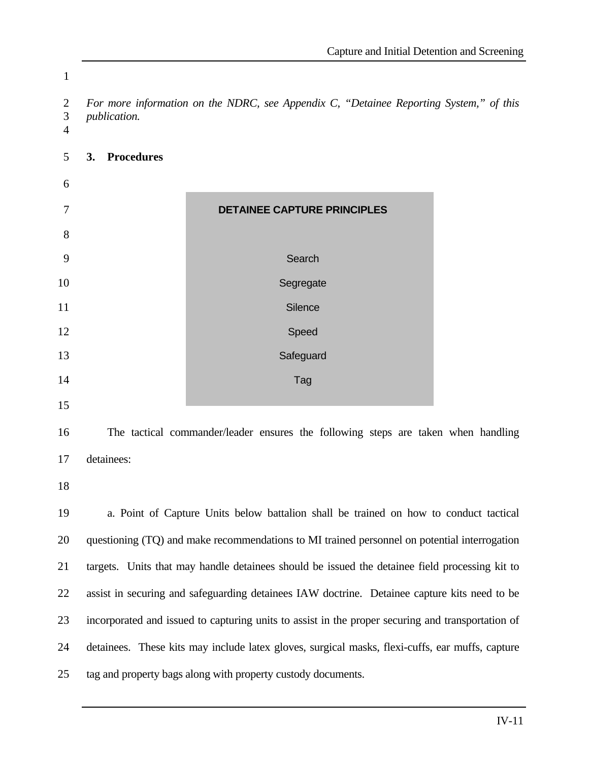*For more information on the NDRC, see Appendix C, "Detainee Reporting System," of this publication.*

## 3. Procedures

| DETAINEE CAPTURE PRINCIPLES |
|---|
| Search |
| Segregate |
| Silence |
| Speed |
| Safeguard |
| Tag |

The tactical commander/leader ensures the following steps are taken when handling detainees:

a. Point of Capture Units below battalion shall be trained on how to conduct tactical questioning (TQ) and make recommendations to MI trained personnel on potential interrogation targets. Units that may handle detainees should be issued the detainee field processing kit to assist in securing and safeguarding detainees IAW doctrine. Detainee capture kits need to be incorporated and issued to capturing units to assist in the proper securing and transportation of detainees. These kits may include latex gloves, surgical masks, flexi-cuffs, ear muffs, capture tag and property bags along with property custody documents.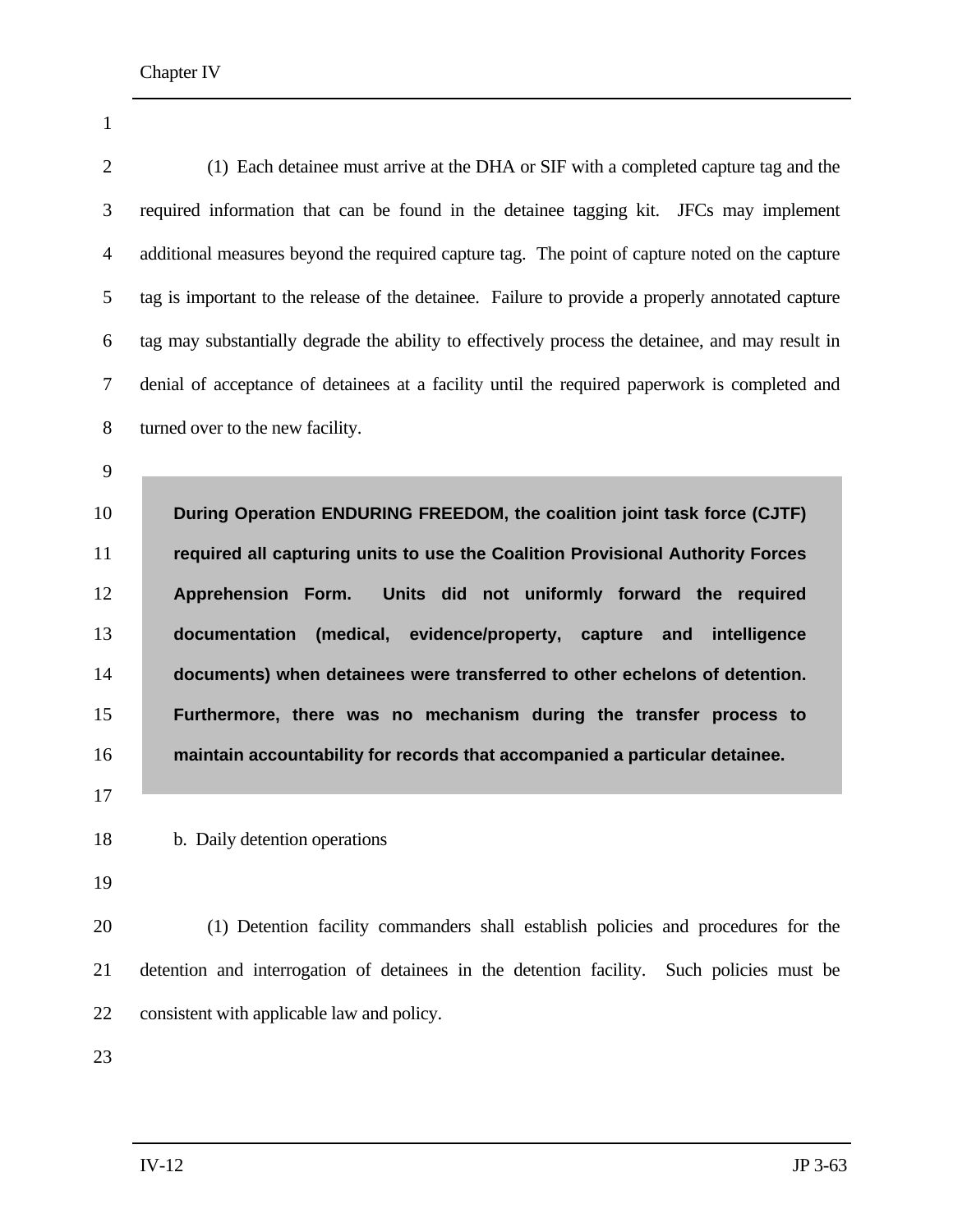(1) Each detainee must arrive at the DHA or SIF with a completed capture tag and the required information that can be found in the detainee tagging kit. JFCs may implement additional measures beyond the required capture tag. The point of capture noted on the capture tag is important to the release of the detainee. Failure to provide a properly annotated capture tag may substantially degrade the ability to effectively process the detainee, and may result in denial of acceptance of detainees at a facility until the required paperwork is completed and turned over to the new facility.

> **During Operation ENDURING FREEDOM, the coalition joint task force (CJTF) required all capturing units to use the Coalition Provisional Authority Forces Apprehension Form. Units did not uniformly forward the required documentation (medical, evidence/property, capture and intelligence documents) when detainees were transferred to other echelons of detention. Furthermore, there was no mechanism during the transfer process to maintain accountability for records that accompanied a particular detainee.**

b. Daily detention operations

(1) Detention facility commanders shall establish policies and procedures for the detention and interrogation of detainees in the detention facility. Such policies must be consistent with applicable law and policy.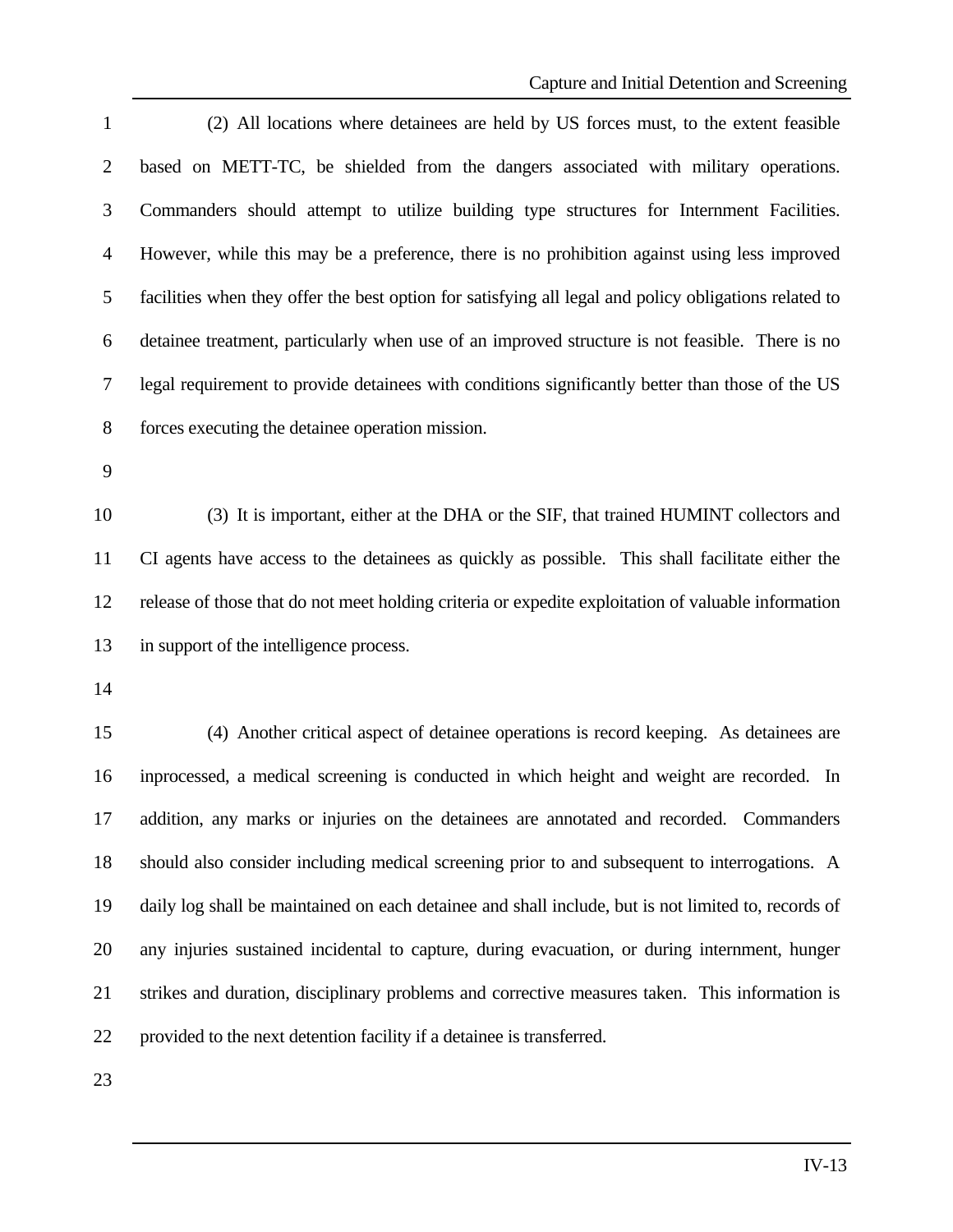(2) All locations where detainees are held by US forces must, to the extent feasible based on METT-TC, be shielded from the dangers associated with military operations. Commanders should attempt to utilize building type structures for Internment Facilities. However, while this may be a preference, there is no prohibition against using less improved facilities when they offer the best option for satisfying all legal and policy obligations related to detainee treatment, particularly when use of an improved structure is not feasible. There is no legal requirement to provide detainees with conditions significantly better than those of the US forces executing the detainee operation mission.

(3) It is important, either at the DHA or the SIF, that trained HUMINT collectors and CI agents have access to the detainees as quickly as possible. This shall facilitate either the release of those that do not meet holding criteria or expedite exploitation of valuable information in support of the intelligence process.

(4) Another critical aspect of detainee operations is record keeping. As detainees are inprocessed, a medical screening is conducted in which height and weight are recorded. In addition, any marks or injuries on the detainees are annotated and recorded. Commanders should also consider including medical screening prior to and subsequent to interrogations. A daily log shall be maintained on each detainee and shall include, but is not limited to, records of any injuries sustained incidental to capture, during evacuation, or during internment, hunger strikes and duration, disciplinary problems and corrective measures taken. This information is provided to the next detention facility if a detainee is transferred.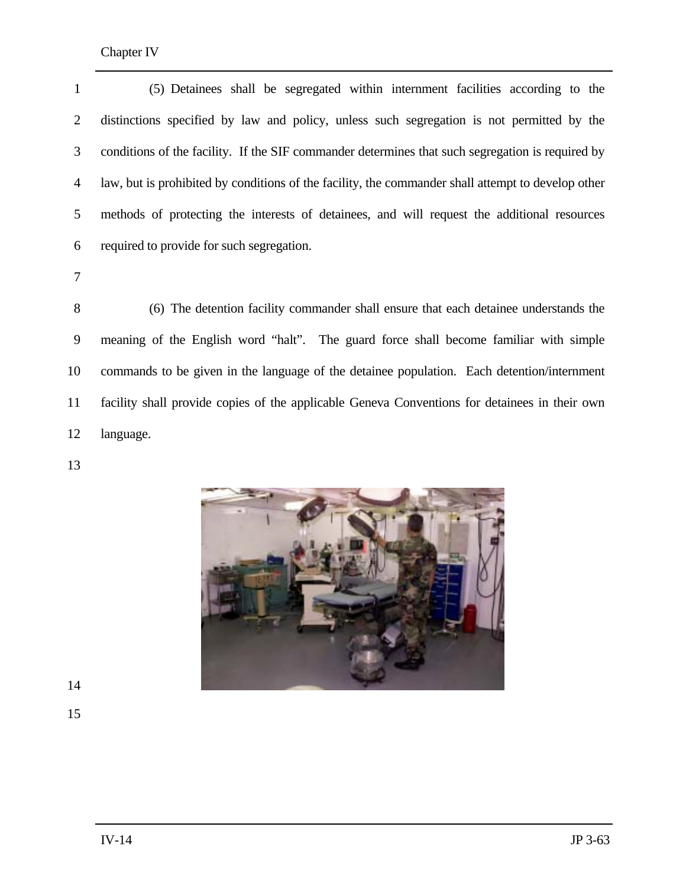(5) Detainees shall be segregated within internment facilities according to the distinctions specified by law and policy, unless such segregation is not permitted by the conditions of the facility. If the SIF commander determines that such segregation is required by law, but is prohibited by conditions of the facility, the commander shall attempt to develop other methods of protecting the interests of detainees, and will request the additional resources required to provide for such segregation.

(6) The detention facility commander shall ensure that each detainee understands the meaning of the English word "halt". The guard force shall become familiar with simple commands to be given in the language of the detainee population. Each detention/internment facility shall provide copies of the applicable Geneva Conventions for detainees in their own language.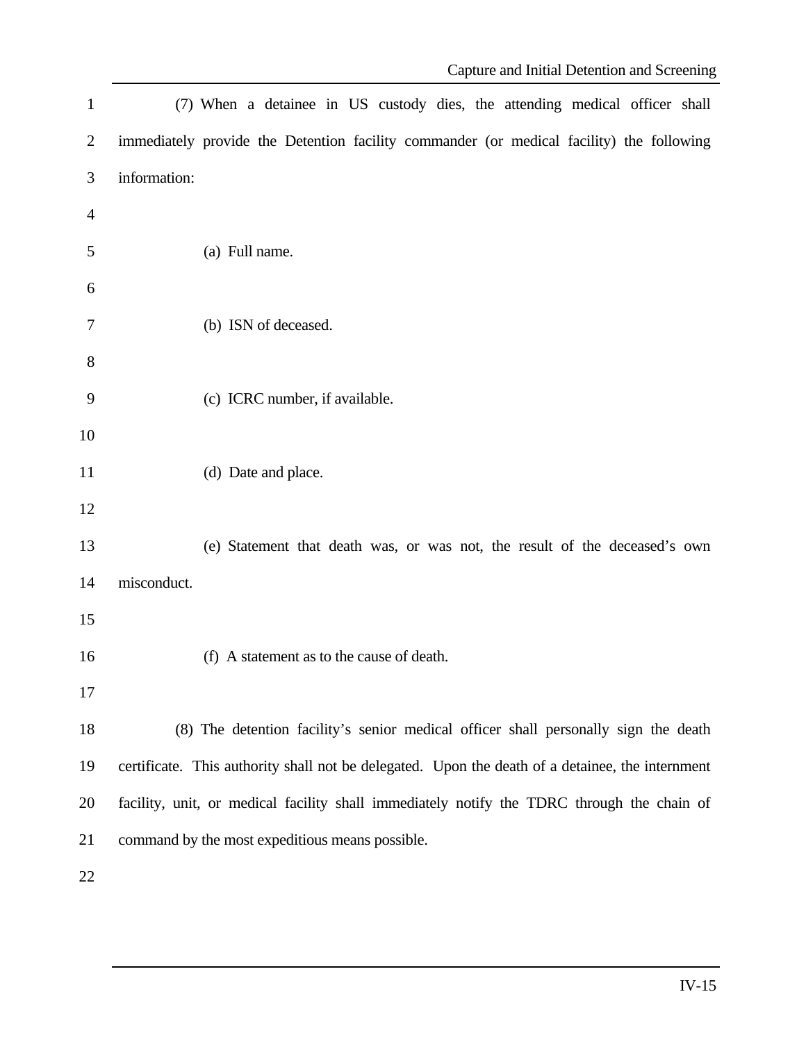(7) When a detainee in US custody dies, the attending medical officer shall immediately provide the Detention facility commander (or medical facility) the following information:

(a) Full name.

(b) ISN of deceased.

(c) ICRC number, if available.

(d) Date and place.

(e) Statement that death was, or was not, the result of the deceased's own misconduct.

(f) A statement as to the cause of death.

(8) The detention facility's senior medical officer shall personally sign the death certificate. This authority shall not be delegated. Upon the death of a detainee, the internment facility, unit, or medical facility shall immediately notify the TDRC through the chain of command by the most expeditious means possible.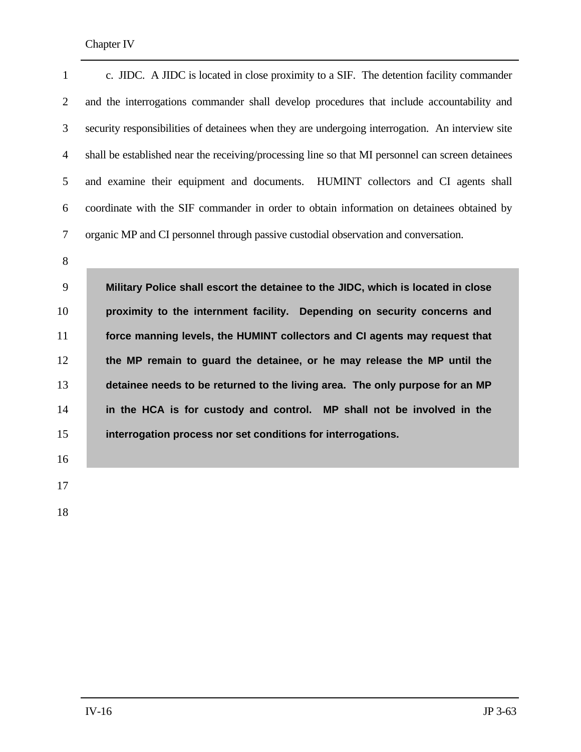c. JIDC. A JIDC is located in close proximity to a SIF. The detention facility commander and the interrogations commander shall develop procedures that include accountability and security responsibilities of detainees when they are undergoing interrogation. An interview site shall be established near the receiving/processing line so that MI personnel can screen detainees and examine their equipment and documents. HUMINT collectors and CI agents shall coordinate with the SIF commander in order to obtain information on detainees obtained by organic MP and CI personnel through passive custodial observation and conversation.

> **Military Police shall escort the detainee to the JIDC, which is located in close proximity to the internment facility. Depending on security concerns and force manning levels, the HUMINT collectors and CI agents may request that the MP remain to guard the detainee, or he may release the MP until the detainee needs to be returned to the living area. The only purpose for an MP in the HCA is for custody and control. MP shall not be involved in the interrogation process nor set conditions for interrogations.**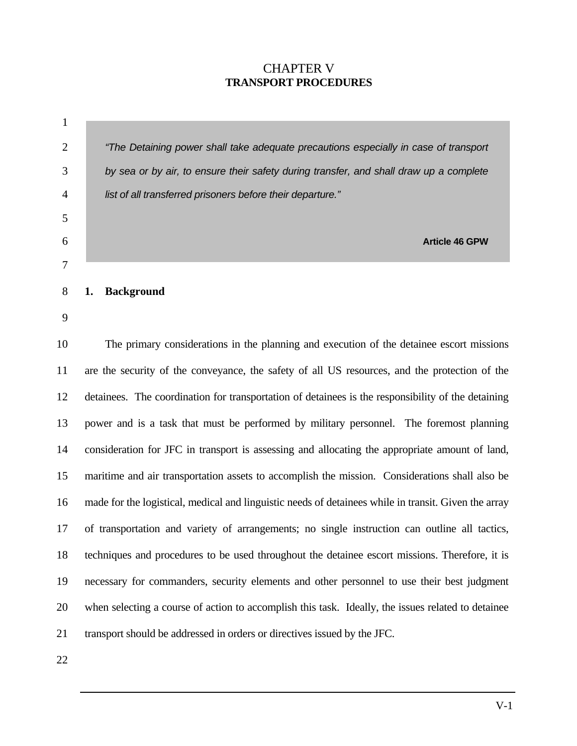# CHAPTER V
## TRANSPORT PROCEDURES

> *"The Detaining power shall take adequate precautions especially in case of transport by sea or by air, to ensure their safety during transfer, and shall draw up a complete list of all transferred prisoners before their departure."*
>
> **Article 46 GPW**

### 1. Background

The primary considerations in the planning and execution of the detainee escort missions are the security of the conveyance, the safety of all US resources, and the protection of the detainees. The coordination for transportation of detainees is the responsibility of the detaining power and is a task that must be performed by military personnel. The foremost planning consideration for JFC in transport is assessing and allocating the appropriate amount of land, maritime and air transportation assets to accomplish the mission. Considerations shall also be made for the logistical, medical and linguistic needs of detainees while in transit. Given the array of transportation and variety of arrangements; no single instruction can outline all tactics, techniques and procedures to be used throughout the detainee escort missions. Therefore, it is necessary for commanders, security elements and other personnel to use their best judgment when selecting a course of action to accomplish this task. Ideally, the issues related to detainee transport should be addressed in orders or directives issued by the JFC.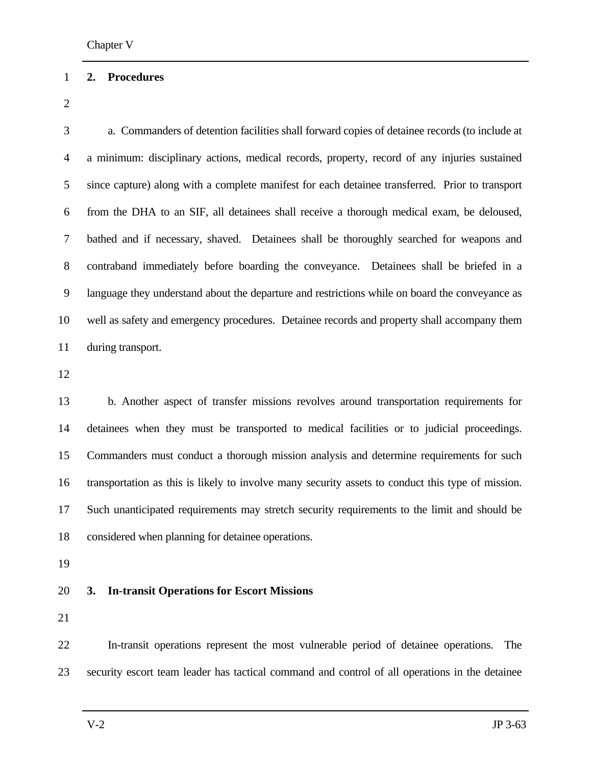## 2. Procedures

a. Commanders of detention facilities shall forward copies of detainee records (to include at a minimum: disciplinary actions, medical records, property, record of any injuries sustained since capture) along with a complete manifest for each detainee transferred. Prior to transport from the DHA to an SIF, all detainees shall receive a thorough medical exam, be deloused, bathed and if necessary, shaved. Detainees shall be thoroughly searched for weapons and contraband immediately before boarding the conveyance. Detainees shall be briefed in a language they understand about the departure and restrictions while on board the conveyance as well as safety and emergency procedures. Detainee records and property shall accompany them during transport.

b. Another aspect of transfer missions revolves around transportation requirements for detainees when they must be transported to medical facilities or to judicial proceedings. Commanders must conduct a thorough mission analysis and determine requirements for such transportation as this is likely to involve many security assets to conduct this type of mission. Such unanticipated requirements may stretch security requirements to the limit and should be considered when planning for detainee operations.

## 3. In-transit Operations for Escort Missions

In-transit operations represent the most vulnerable period of detainee operations. The security escort team leader has tactical command and control of all operations in the detainee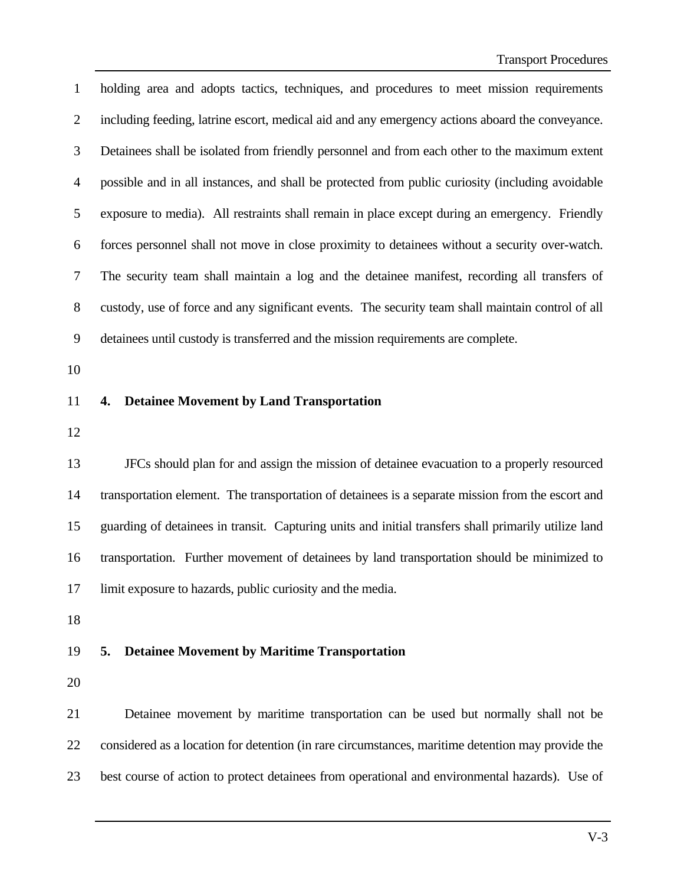holding area and adopts tactics, techniques, and procedures to meet mission requirements including feeding, latrine escort, medical aid and any emergency actions aboard the conveyance. Detainees shall be isolated from friendly personnel and from each other to the maximum extent possible and in all instances, and shall be protected from public curiosity (including avoidable exposure to media). All restraints shall remain in place except during an emergency. Friendly forces personnel shall not move in close proximity to detainees without a security over-watch. The security team shall maintain a log and the detainee manifest, recording all transfers of custody, use of force and any significant events. The security team shall maintain control of all detainees until custody is transferred and the mission requirements are complete.

## 4. Detainee Movement by Land Transportation

JFCs should plan for and assign the mission of detainee evacuation to a properly resourced transportation element. The transportation of detainees is a separate mission from the escort and guarding of detainees in transit. Capturing units and initial transfers shall primarily utilize land transportation. Further movement of detainees by land transportation should be minimized to limit exposure to hazards, public curiosity and the media.

## 5. Detainee Movement by Maritime Transportation

Detainee movement by maritime transportation can be used but normally shall not be considered as a location for detention (in rare circumstances, maritime detention may provide the best course of action to protect detainees from operational and environmental hazards). Use of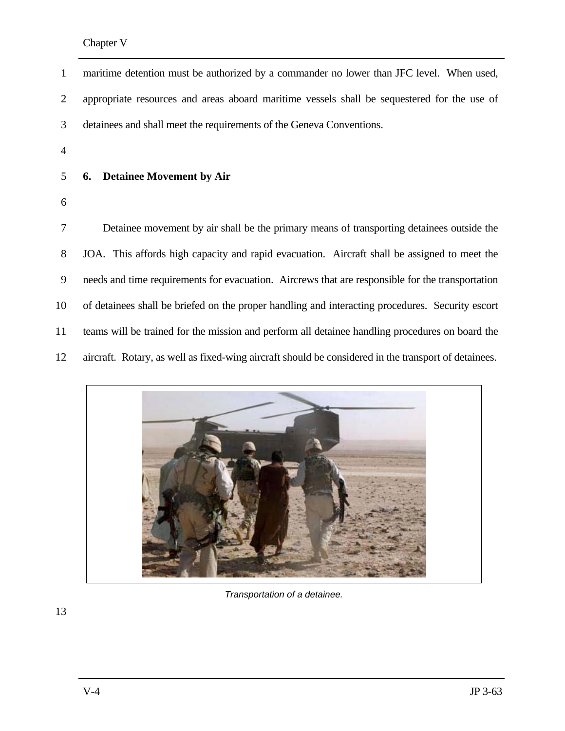maritime detention must be authorized by a commander no lower than JFC level. When used, appropriate resources and areas aboard maritime vessels shall be sequestered for the use of detainees and shall meet the requirements of the Geneva Conventions.

## 6. Detainee Movement by Air

Detainee movement by air shall be the primary means of transporting detainees outside the JOA. This affords high capacity and rapid evacuation. Aircraft shall be assigned to meet the needs and time requirements for evacuation. Aircrews that are responsible for the transportation of detainees shall be briefed on the proper handling and interacting procedures. Security escort teams will be trained for the mission and perform all detainee handling procedures on board the aircraft. Rotary, as well as fixed-wing aircraft should be considered in the transport of detainees.

*Transportation of a detainee.*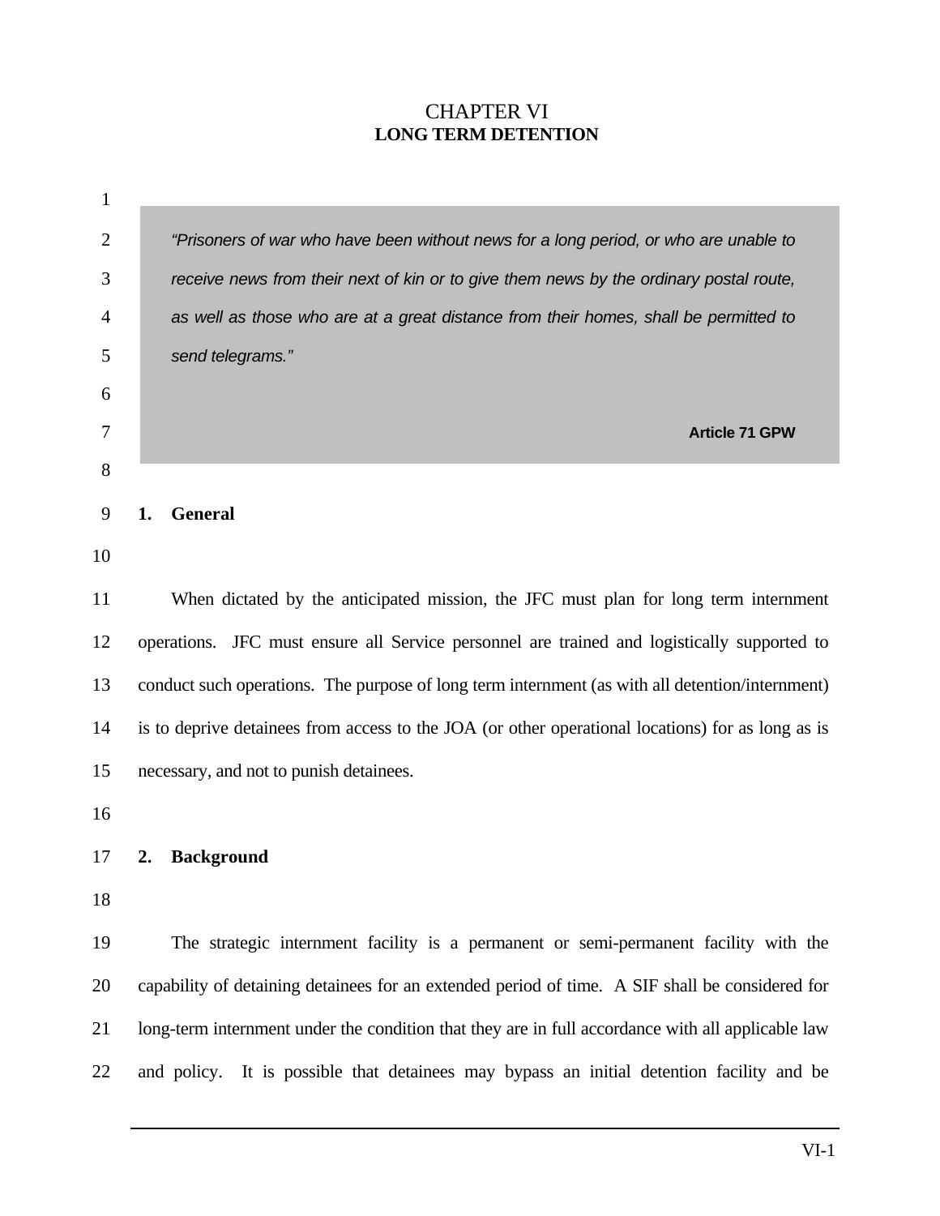# CHAPTER VI
## LONG TERM DETENTION

> *"Prisoners of war who have been without news for a long period, or who are unable to receive news from their next of kin or to give them news by the ordinary postal route, as well as those who are at a great distance from their homes, shall be permitted to send telegrams."*
>
> **Article 71 GPW**

### 1. General

When dictated by the anticipated mission, the JFC must plan for long term internment operations. JFC must ensure all Service personnel are trained and logistically supported to conduct such operations. The purpose of long term internment (as with all detention/internment) is to deprive detainees from access to the JOA (or other operational locations) for as long as is necessary, and not to punish detainees.

### 2. Background

The strategic internment facility is a permanent or semi-permanent facility with the capability of detaining detainees for an extended period of time. A SIF shall be considered for long-term internment under the condition that they are in full accordance with all applicable law and policy. It is possible that detainees may bypass an initial detention facility and be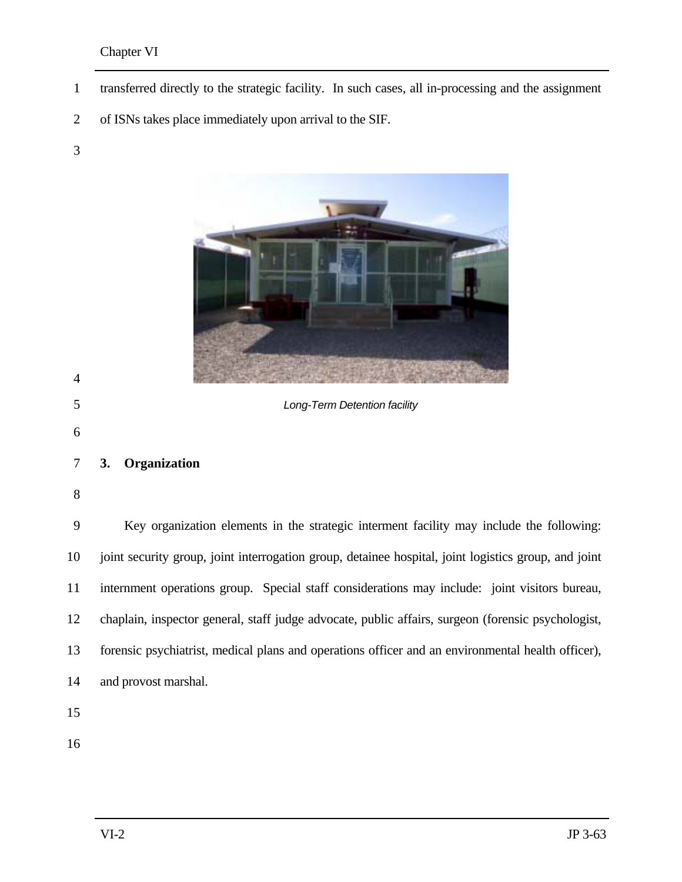transferred directly to the strategic facility. In such cases, all in-processing and the assignment of ISNs takes place immediately upon arrival to the SIF.

*Long-Term Detention facility*

## 3. Organization

Key organization elements in the strategic interment facility may include the following: joint security group, joint interrogation group, detainee hospital, joint logistics group, and joint internment operations group. Special staff considerations may include: joint visitors bureau, chaplain, inspector general, staff judge advocate, public affairs, surgeon (forensic psychologist, forensic psychiatrist, medical plans and operations officer and an environmental health officer), and provost marshal.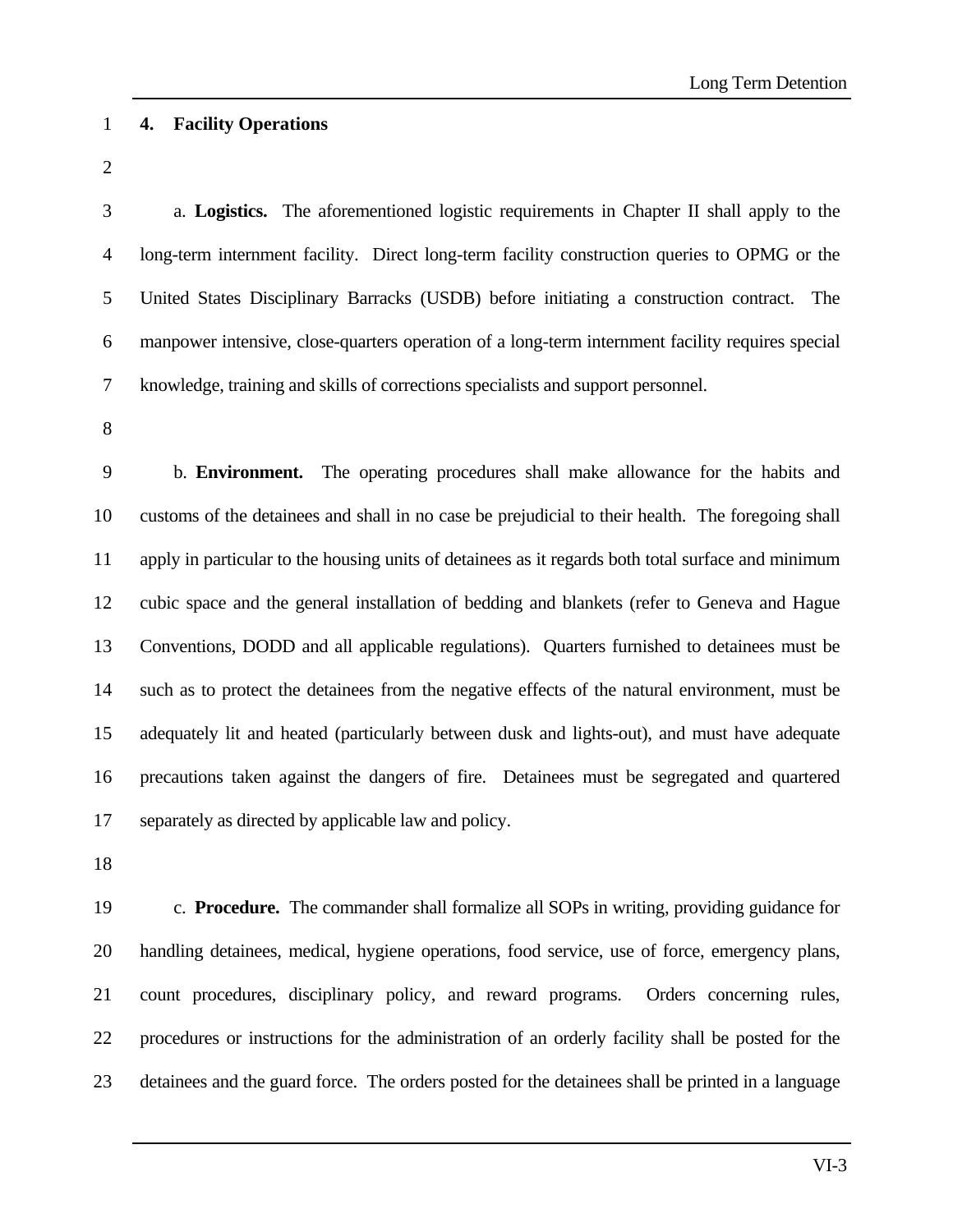## 4. Facility Operations

a. **Logistics.** The aforementioned logistic requirements in Chapter II shall apply to the long-term internment facility. Direct long-term facility construction queries to OPMG or the United States Disciplinary Barracks (USDB) before initiating a construction contract. The manpower intensive, close-quarters operation of a long-term internment facility requires special knowledge, training and skills of corrections specialists and support personnel.

b. **Environment.** The operating procedures shall make allowance for the habits and customs of the detainees and shall in no case be prejudicial to their health. The foregoing shall apply in particular to the housing units of detainees as it regards both total surface and minimum cubic space and the general installation of bedding and blankets (refer to Geneva and Hague Conventions, DODD and all applicable regulations). Quarters furnished to detainees must be such as to protect the detainees from the negative effects of the natural environment, must be adequately lit and heated (particularly between dusk and lights-out), and must have adequate precautions taken against the dangers of fire. Detainees must be segregated and quartered separately as directed by applicable law and policy.

c. **Procedure.** The commander shall formalize all SOPs in writing, providing guidance for handling detainees, medical, hygiene operations, food service, use of force, emergency plans, count procedures, disciplinary policy, and reward programs. Orders concerning rules, procedures or instructions for the administration of an orderly facility shall be posted for the detainees and the guard force. The orders posted for the detainees shall be printed in a language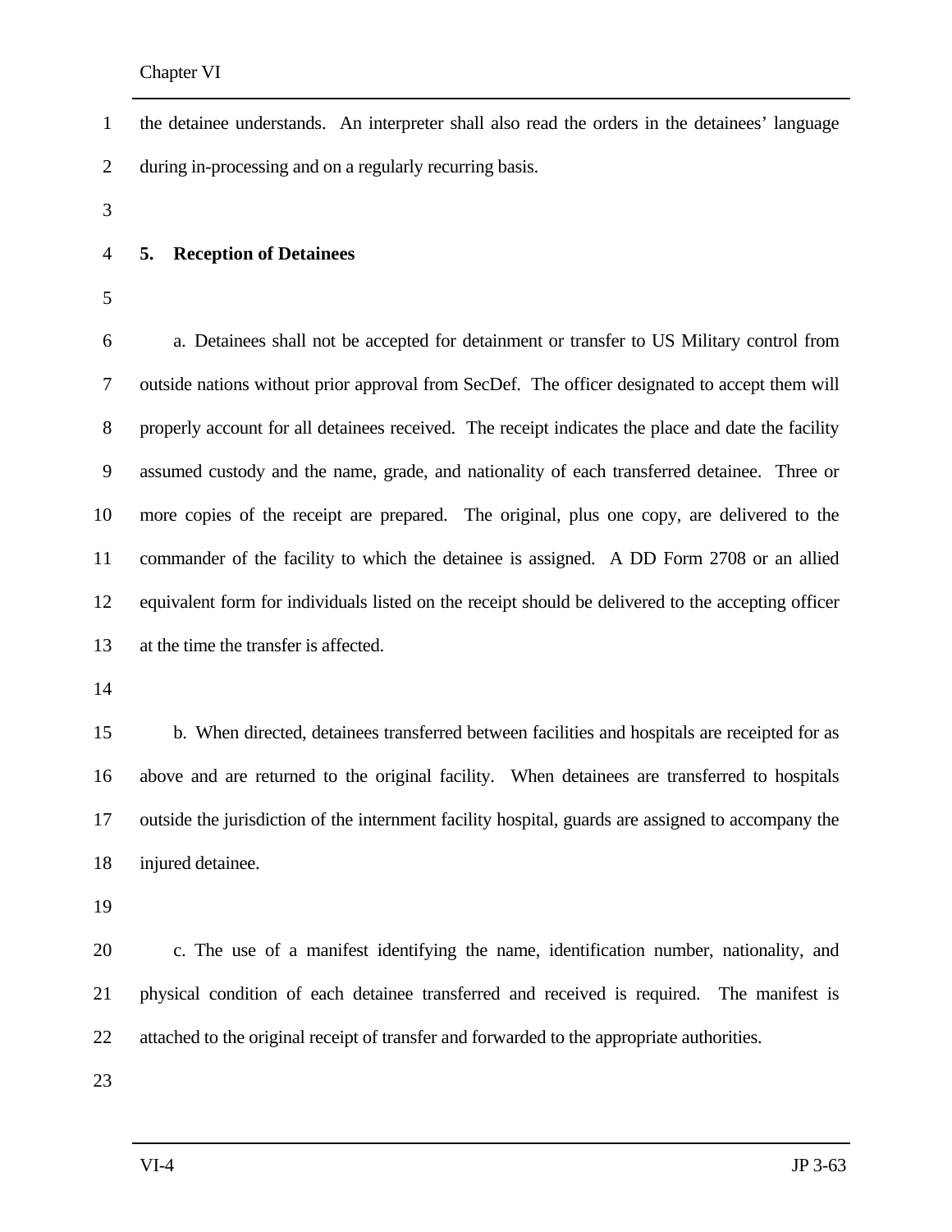the detainee understands. An interpreter shall also read the orders in the detainees' language during in-processing and on a regularly recurring basis.

## 5. Reception of Detainees

a. Detainees shall not be accepted for detainment or transfer to US Military control from outside nations without prior approval from SecDef. The officer designated to accept them will properly account for all detainees received. The receipt indicates the place and date the facility assumed custody and the name, grade, and nationality of each transferred detainee. Three or more copies of the receipt are prepared. The original, plus one copy, are delivered to the commander of the facility to which the detainee is assigned. A DD Form 2708 or an allied equivalent form for individuals listed on the receipt should be delivered to the accepting officer at the time the transfer is affected.

b. When directed, detainees transferred between facilities and hospitals are receipted for as above and are returned to the original facility. When detainees are transferred to hospitals outside the jurisdiction of the internment facility hospital, guards are assigned to accompany the injured detainee.

c. The use of a manifest identifying the name, identification number, nationality, and physical condition of each detainee transferred and received is required. The manifest is attached to the original receipt of transfer and forwarded to the appropriate authorities.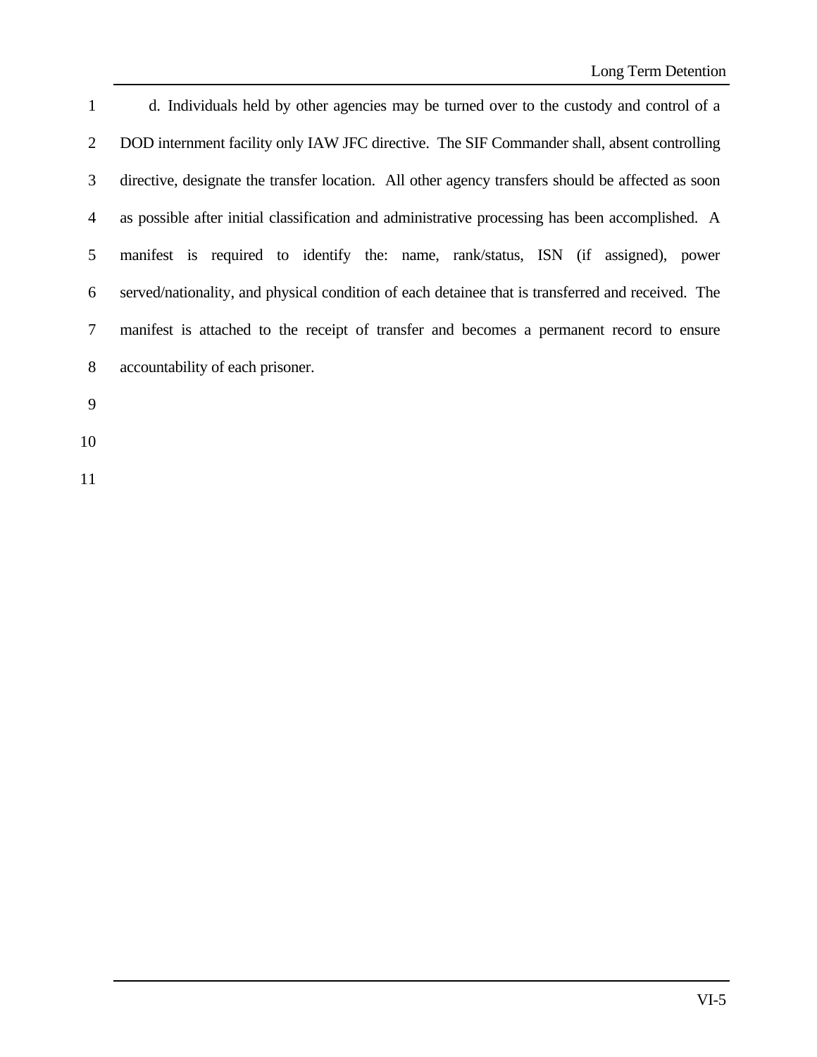d. Individuals held by other agencies may be turned over to the custody and control of a DOD internment facility only IAW JFC directive. The SIF Commander shall, absent controlling directive, designate the transfer location. All other agency transfers should be affected as soon as possible after initial classification and administrative processing has been accomplished. A manifest is required to identify the: name, rank/status, ISN (if assigned), power served/nationality, and physical condition of each detainee that is transferred and received. The manifest is attached to the receipt of transfer and becomes a permanent record to ensure accountability of each prisoner.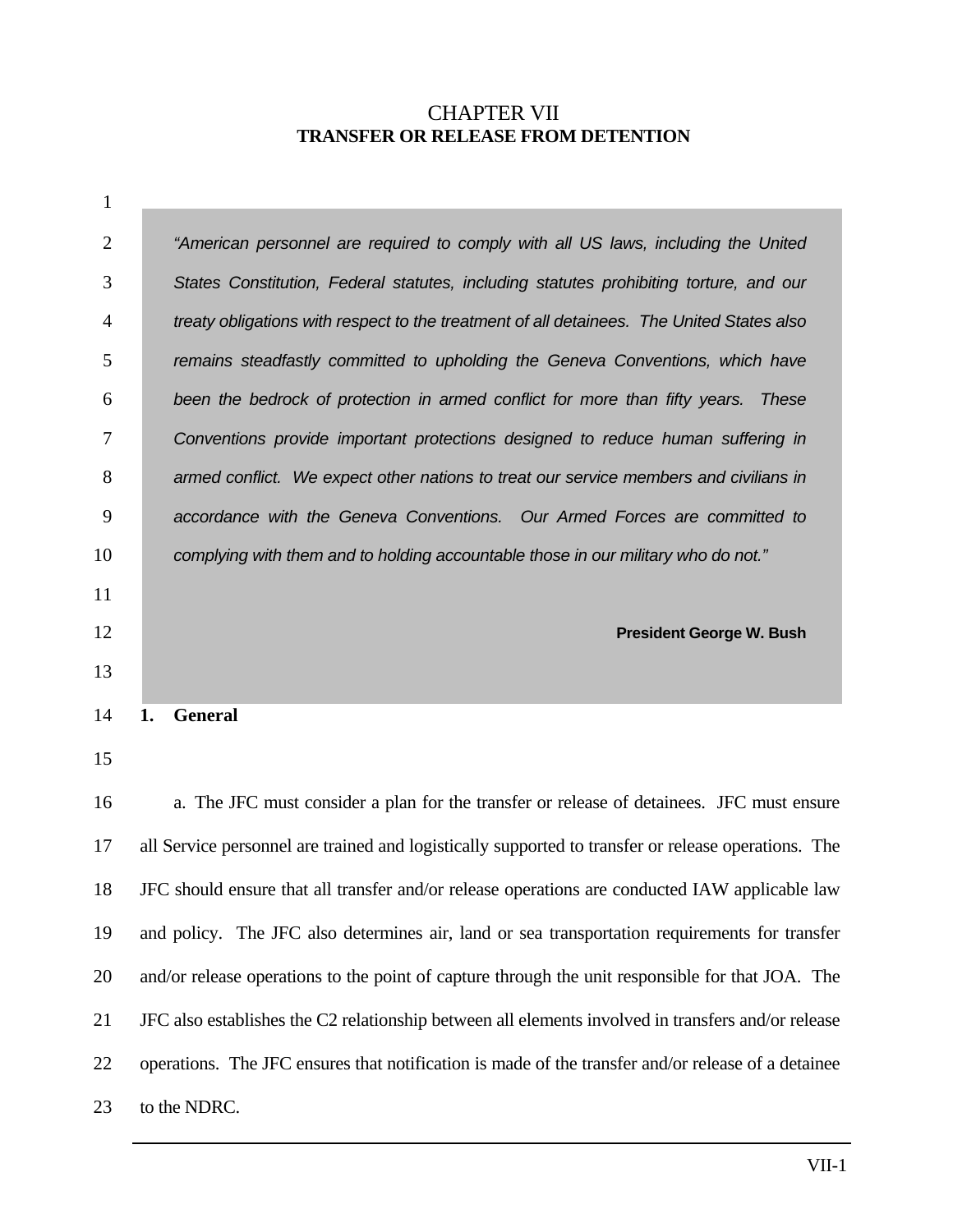# CHAPTER VII
## TRANSFER OR RELEASE FROM DETENTION

> *"American personnel are required to comply with all US laws, including the United States Constitution, Federal statutes, including statutes prohibiting torture, and our treaty obligations with respect to the treatment of all detainees. The United States also remains steadfastly committed to upholding the Geneva Conventions, which have been the bedrock of protection in armed conflict for more than fifty years. These Conventions provide important protections designed to reduce human suffering in armed conflict. We expect other nations to treat our service members and civilians in accordance with the Geneva Conventions. Our Armed Forces are committed to complying with them and to holding accountable those in our military who do not."*
>
> **President George W. Bush**

### 1. General

a. The JFC must consider a plan for the transfer or release of detainees. JFC must ensure all Service personnel are trained and logistically supported to transfer or release operations. The JFC should ensure that all transfer and/or release operations are conducted IAW applicable law and policy. The JFC also determines air, land or sea transportation requirements for transfer and/or release operations to the point of capture through the unit responsible for that JOA. The JFC also establishes the C2 relationship between all elements involved in transfers and/or release operations. The JFC ensures that notification is made of the transfer and/or release of a detainee to the NDRC.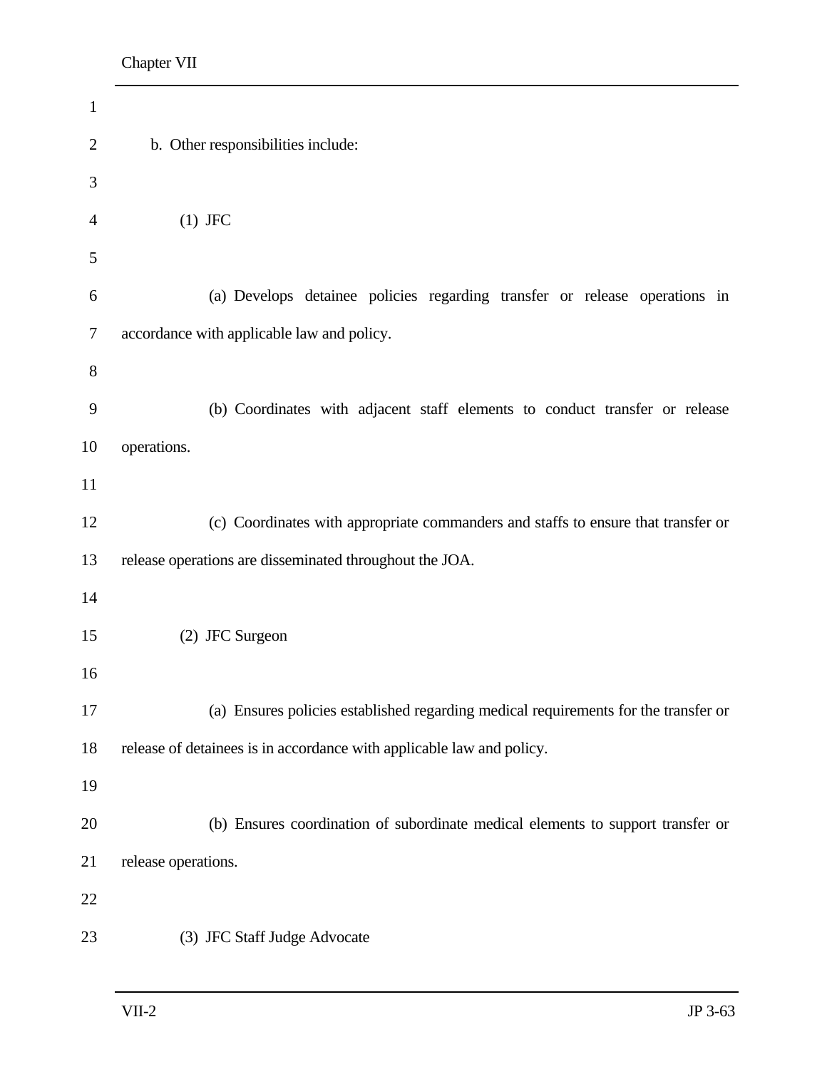b. Other responsibilities include:

(1) JFC

(a) Develops detainee policies regarding transfer or release operations in accordance with applicable law and policy.

(b) Coordinates with adjacent staff elements to conduct transfer or release operations.

(c) Coordinates with appropriate commanders and staffs to ensure that transfer or release operations are disseminated throughout the JOA.

(2) JFC Surgeon

(a) Ensures policies established regarding medical requirements for the transfer or release of detainees is in accordance with applicable law and policy.

(b) Ensures coordination of subordinate medical elements to support transfer or release operations.

(3) JFC Staff Judge Advocate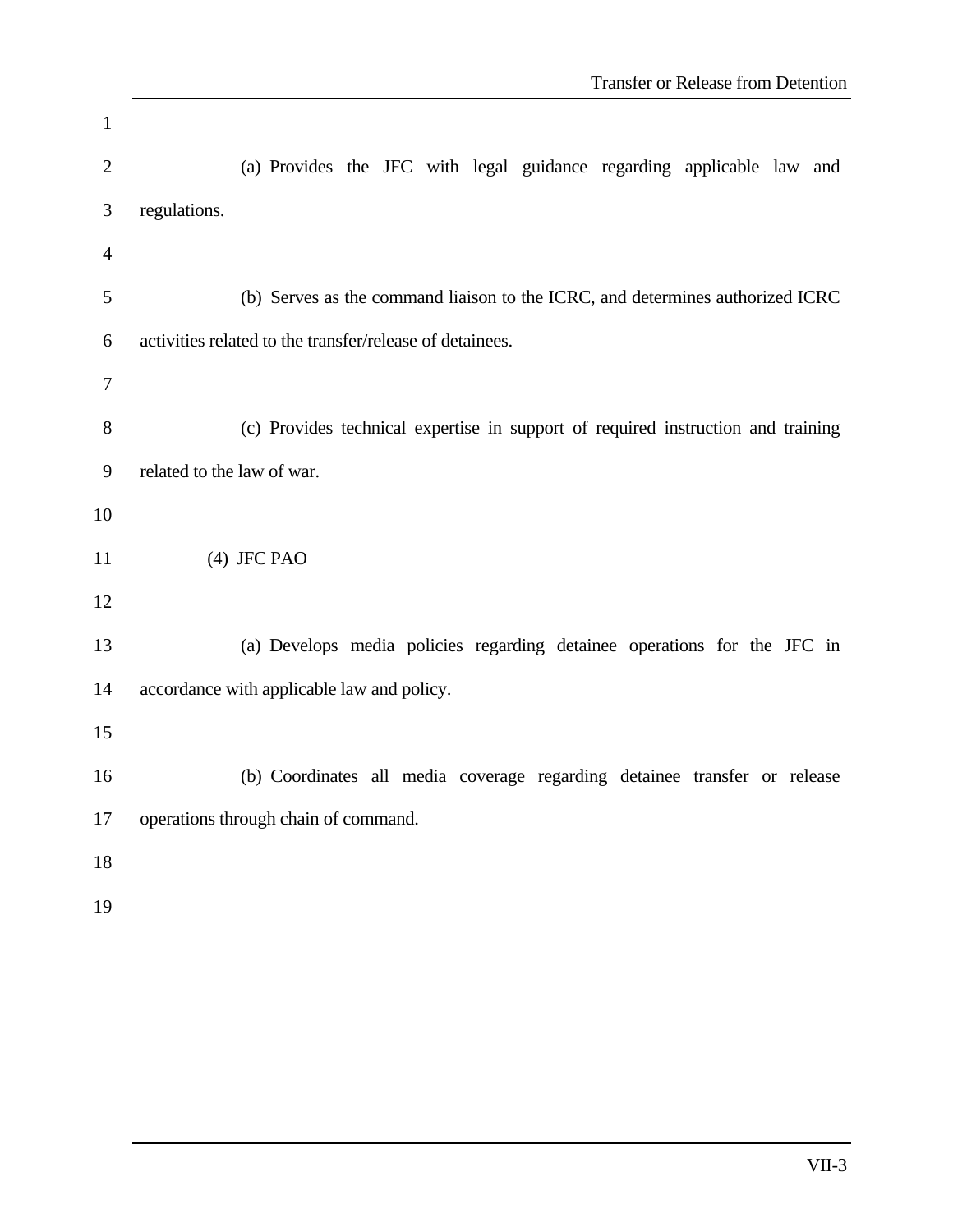(a) Provides the JFC with legal guidance regarding applicable law and regulations.

(b) Serves as the command liaison to the ICRC, and determines authorized ICRC activities related to the transfer/release of detainees.

(c) Provides technical expertise in support of required instruction and training related to the law of war.

(4) JFC PAO

(a) Develops media policies regarding detainee operations for the JFC in accordance with applicable law and policy.

(b) Coordinates all media coverage regarding detainee transfer or release operations through chain of command.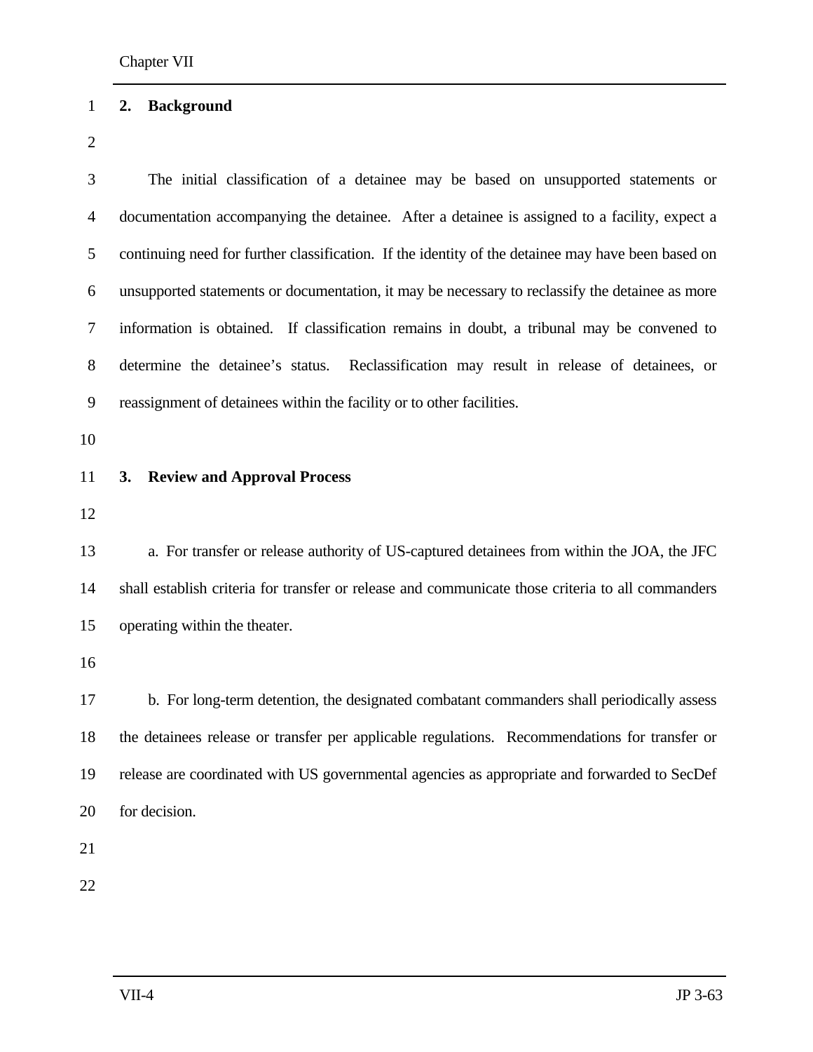## 2. Background

The initial classification of a detainee may be based on unsupported statements or documentation accompanying the detainee. After a detainee is assigned to a facility, expect a continuing need for further classification. If the identity of the detainee may have been based on unsupported statements or documentation, it may be necessary to reclassify the detainee as more information is obtained. If classification remains in doubt, a tribunal may be convened to determine the detainee's status. Reclassification may result in release of detainees, or reassignment of detainees within the facility or to other facilities.

## 3. Review and Approval Process

a. For transfer or release authority of US-captured detainees from within the JOA, the JFC shall establish criteria for transfer or release and communicate those criteria to all commanders operating within the theater.

b. For long-term detention, the designated combatant commanders shall periodically assess the detainees release or transfer per applicable regulations. Recommendations for transfer or release are coordinated with US governmental agencies as appropriate and forwarded to SecDef for decision.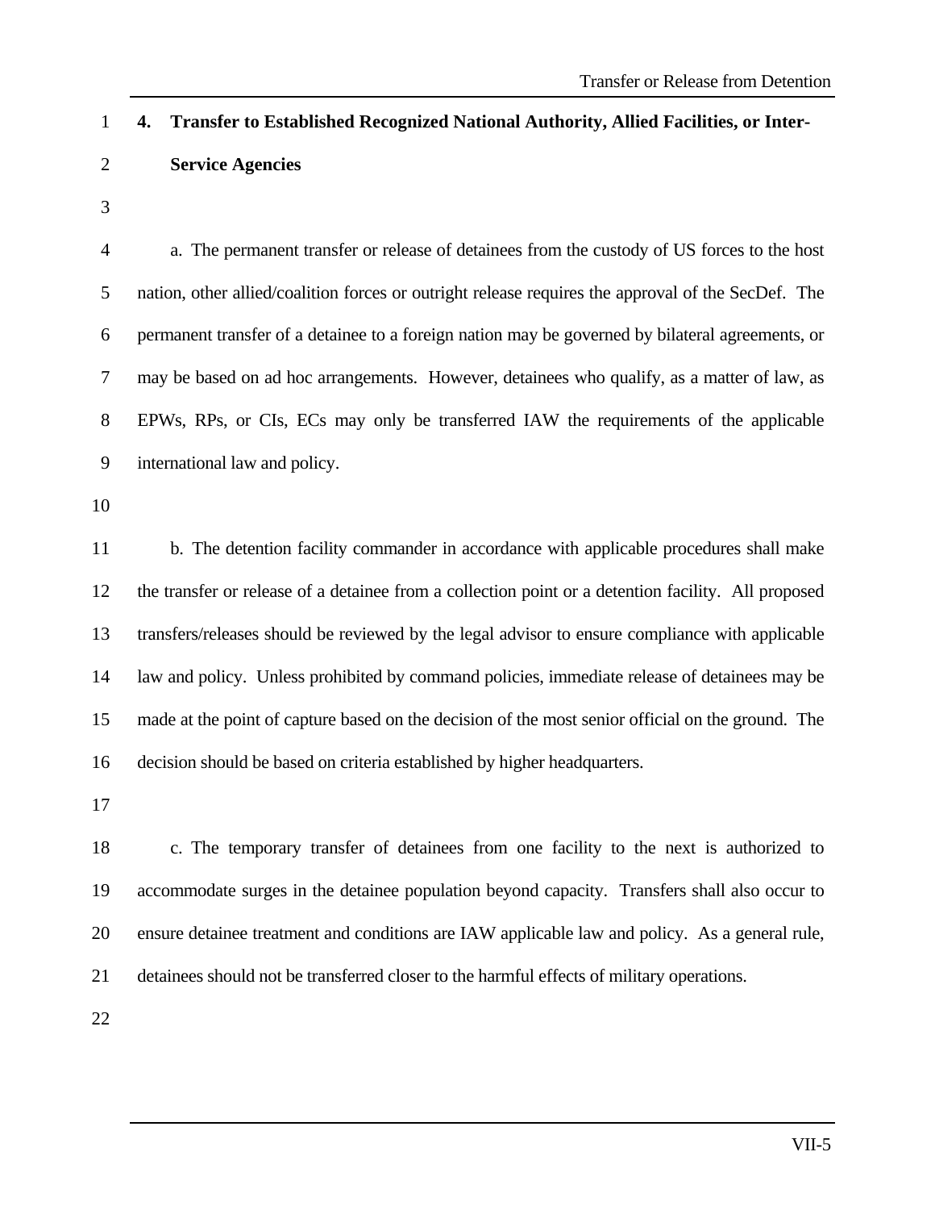## 4. Transfer to Established Recognized National Authority, Allied Facilities, or Inter-Service Agencies

a. The permanent transfer or release of detainees from the custody of US forces to the host nation, other allied/coalition forces or outright release requires the approval of the SecDef. The permanent transfer of a detainee to a foreign nation may be governed by bilateral agreements, or may be based on ad hoc arrangements. However, detainees who qualify, as a matter of law, as EPWs, RPs, or CIs, ECs may only be transferred IAW the requirements of the applicable international law and policy.

b. The detention facility commander in accordance with applicable procedures shall make the transfer or release of a detainee from a collection point or a detention facility. All proposed transfers/releases should be reviewed by the legal advisor to ensure compliance with applicable law and policy. Unless prohibited by command policies, immediate release of detainees may be made at the point of capture based on the decision of the most senior official on the ground. The decision should be based on criteria established by higher headquarters.

c. The temporary transfer of detainees from one facility to the next is authorized to accommodate surges in the detainee population beyond capacity. Transfers shall also occur to ensure detainee treatment and conditions are IAW applicable law and policy. As a general rule, detainees should not be transferred closer to the harmful effects of military operations.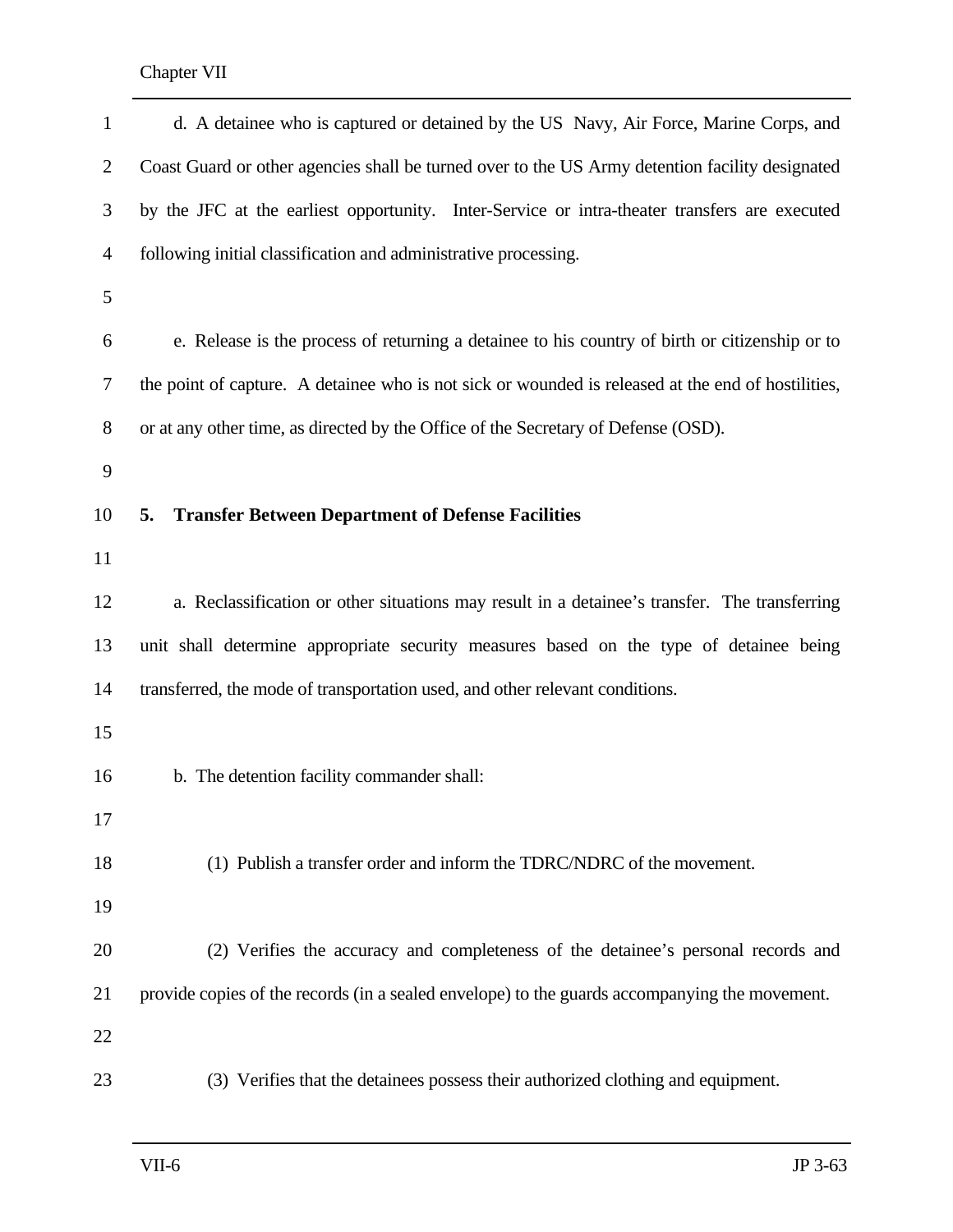d. A detainee who is captured or detained by the US Navy, Air Force, Marine Corps, and Coast Guard or other agencies shall be turned over to the US Army detention facility designated by the JFC at the earliest opportunity. Inter-Service or intra-theater transfers are executed following initial classification and administrative processing.

e. Release is the process of returning a detainee to his country of birth or citizenship or to the point of capture. A detainee who is not sick or wounded is released at the end of hostilities, or at any other time, as directed by the Office of the Secretary of Defense (OSD).

## 5. Transfer Between Department of Defense Facilities

a. Reclassification or other situations may result in a detainee's transfer. The transferring unit shall determine appropriate security measures based on the type of detainee being transferred, the mode of transportation used, and other relevant conditions.

b. The detention facility commander shall:

(1) Publish a transfer order and inform the TDRC/NDRC of the movement.

(2) Verifies the accuracy and completeness of the detainee's personal records and provide copies of the records (in a sealed envelope) to the guards accompanying the movement.

(3) Verifies that the detainees possess their authorized clothing and equipment.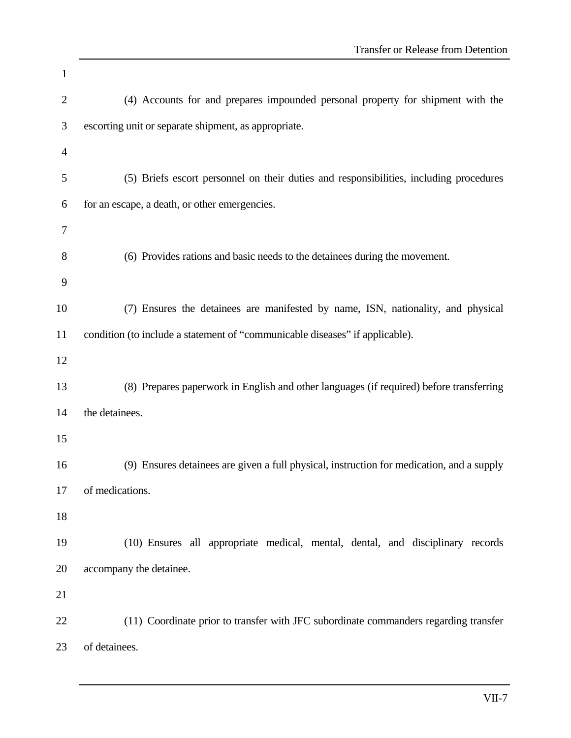(4) Accounts for and prepares impounded personal property for shipment with the escorting unit or separate shipment, as appropriate.

(5) Briefs escort personnel on their duties and responsibilities, including procedures for an escape, a death, or other emergencies.

(6) Provides rations and basic needs to the detainees during the movement.

(7) Ensures the detainees are manifested by name, ISN, nationality, and physical condition (to include a statement of "communicable diseases" if applicable).

(8) Prepares paperwork in English and other languages (if required) before transferring the detainees.

(9) Ensures detainees are given a full physical, instruction for medication, and a supply of medications.

(10) Ensures all appropriate medical, mental, dental, and disciplinary records accompany the detainee.

(11) Coordinate prior to transfer with JFC subordinate commanders regarding transfer of detainees.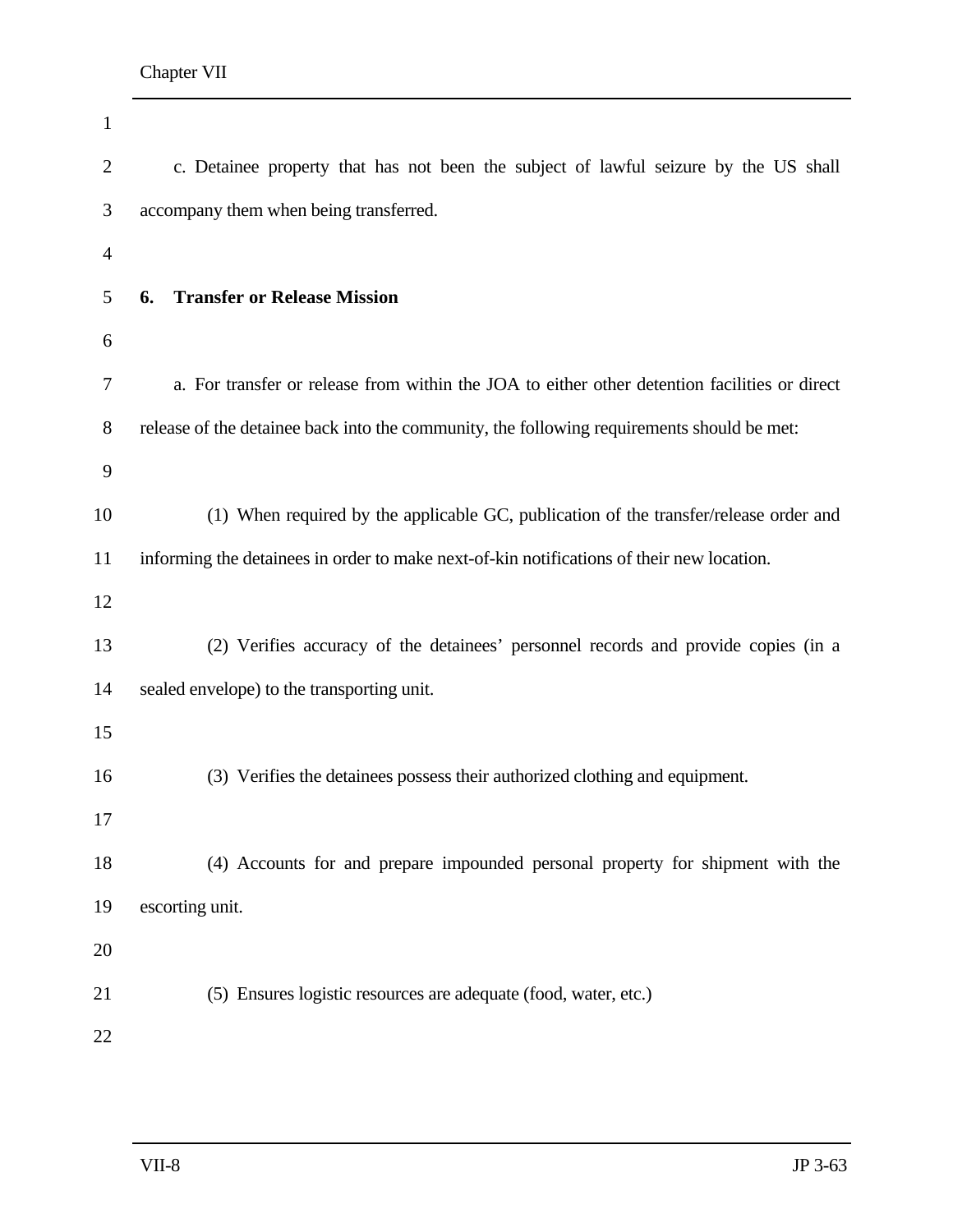c. Detainee property that has not been the subject of lawful seizure by the US shall accompany them when being transferred.

## 6. Transfer or Release Mission

a. For transfer or release from within the JOA to either other detention facilities or direct release of the detainee back into the community, the following requirements should be met:

(1) When required by the applicable GC, publication of the transfer/release order and informing the detainees in order to make next-of-kin notifications of their new location.

(2) Verifies accuracy of the detainees' personnel records and provide copies (in a sealed envelope) to the transporting unit.

(3) Verifies the detainees possess their authorized clothing and equipment.

(4) Accounts for and prepare impounded personal property for shipment with the escorting unit.

(5) Ensures logistic resources are adequate (food, water, etc.)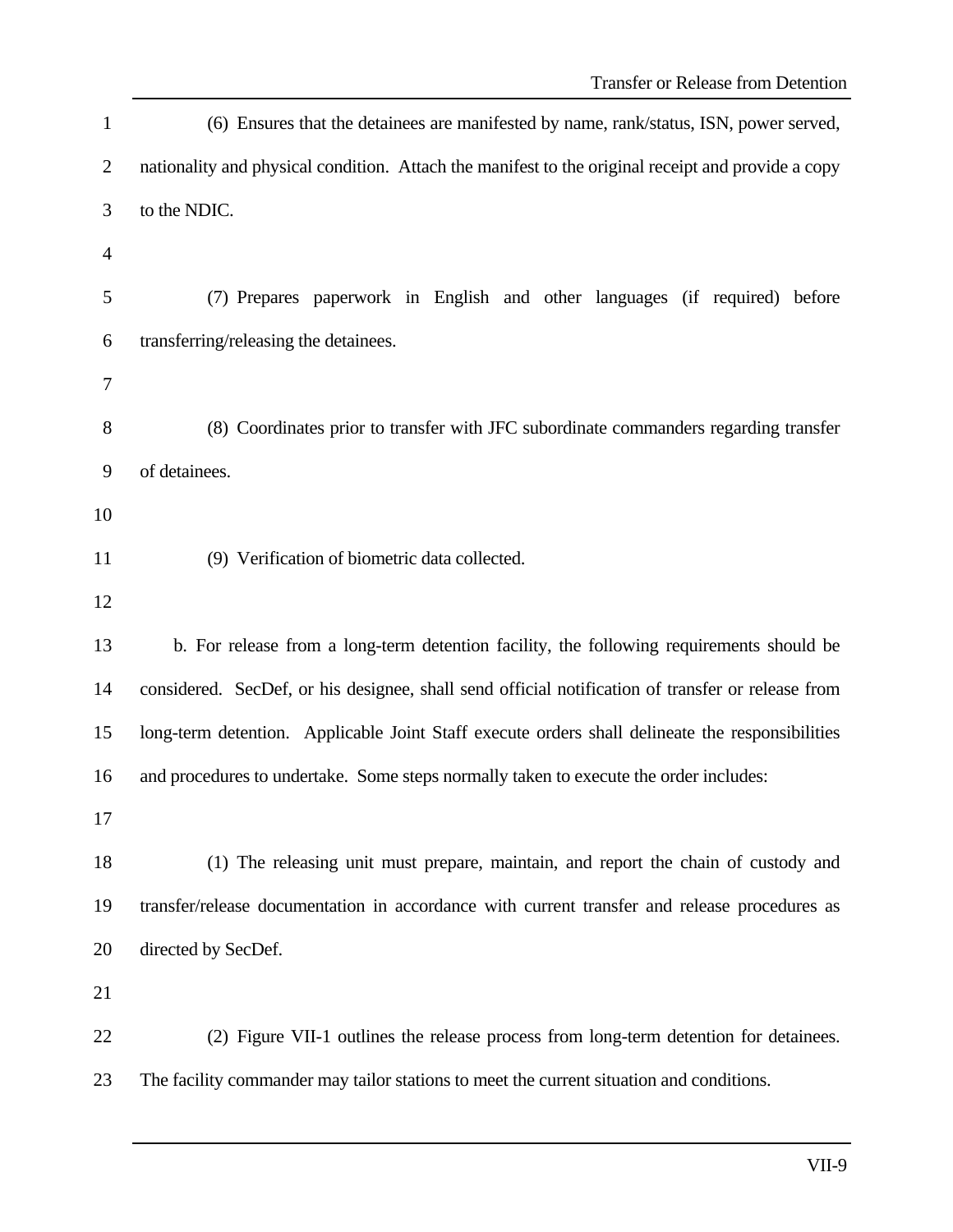(6) Ensures that the detainees are manifested by name, rank/status, ISN, power served, nationality and physical condition. Attach the manifest to the original receipt and provide a copy to the NDIC.

(7) Prepares paperwork in English and other languages (if required) before transferring/releasing the detainees.

(8) Coordinates prior to transfer with JFC subordinate commanders regarding transfer of detainees.

(9) Verification of biometric data collected.

b. For release from a long-term detention facility, the following requirements should be considered. SecDef, or his designee, shall send official notification of transfer or release from long-term detention. Applicable Joint Staff execute orders shall delineate the responsibilities and procedures to undertake. Some steps normally taken to execute the order includes:

(1) The releasing unit must prepare, maintain, and report the chain of custody and transfer/release documentation in accordance with current transfer and release procedures as directed by SecDef.

(2) Figure VII-1 outlines the release process from long-term detention for detainees. The facility commander may tailor stations to meet the current situation and conditions.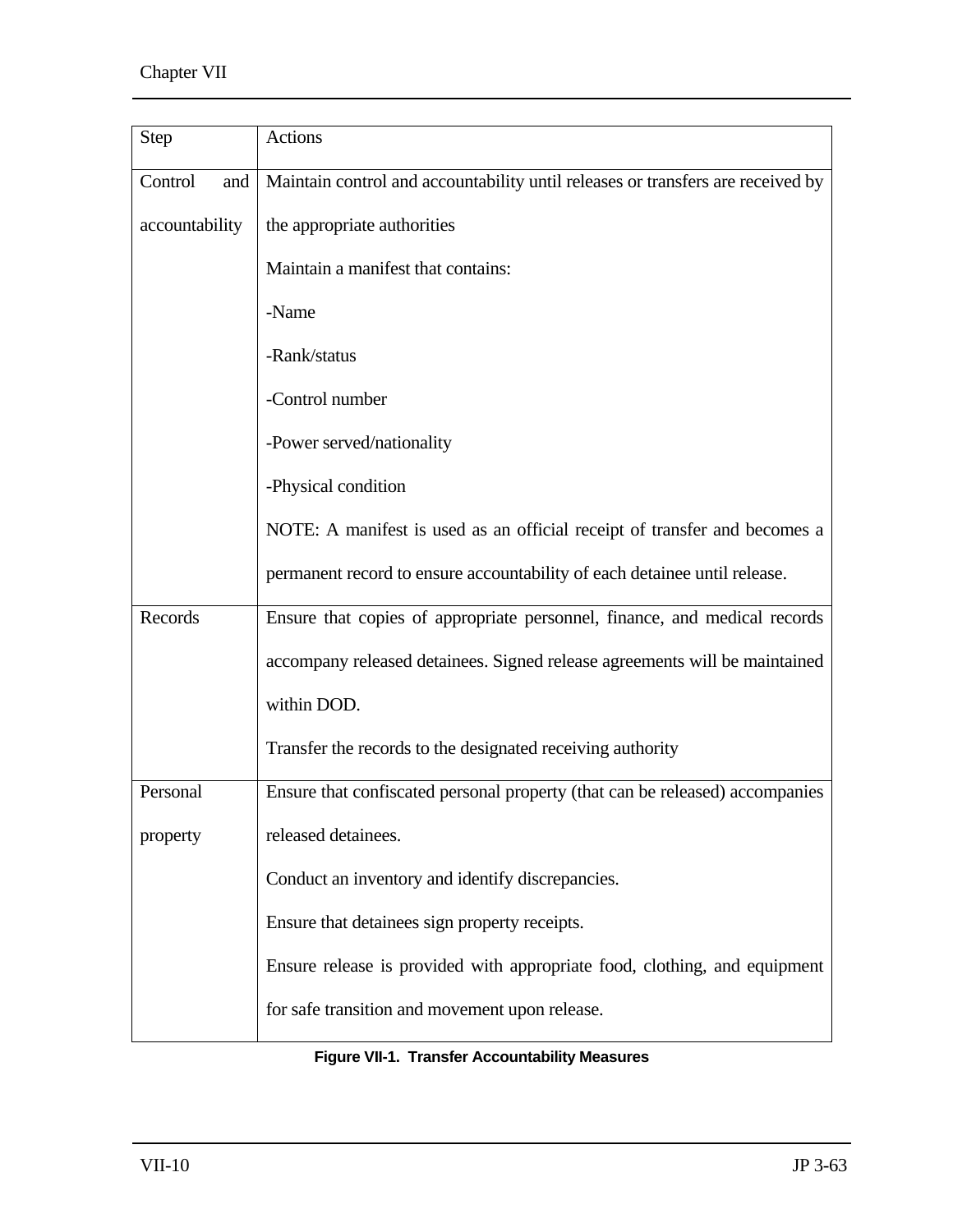| Step | Actions |
|---|---|
| Control and accountability | Maintain control and accountability until releases or transfers are received by the appropriate authorities<br>Maintain a manifest that contains:<br>-Name<br>-Rank/status<br>-Control number<br>-Power served/nationality<br>-Physical condition<br>NOTE: A manifest is used as an official receipt of transfer and becomes a permanent record to ensure accountability of each detainee until release. |
| Records | Ensure that copies of appropriate personnel, finance, and medical records accompany released detainees. Signed release agreements will be maintained within DOD.<br>Transfer the records to the designated receiving authority |
| Personal property | Ensure that confiscated personal property (that can be released) accompanies released detainees.<br>Conduct an inventory and identify discrepancies.<br>Ensure that detainees sign property receipts.<br>Ensure release is provided with appropriate food, clothing, and equipment for safe transition and movement upon release. |

**Figure VII-1. Transfer Accountability Measures**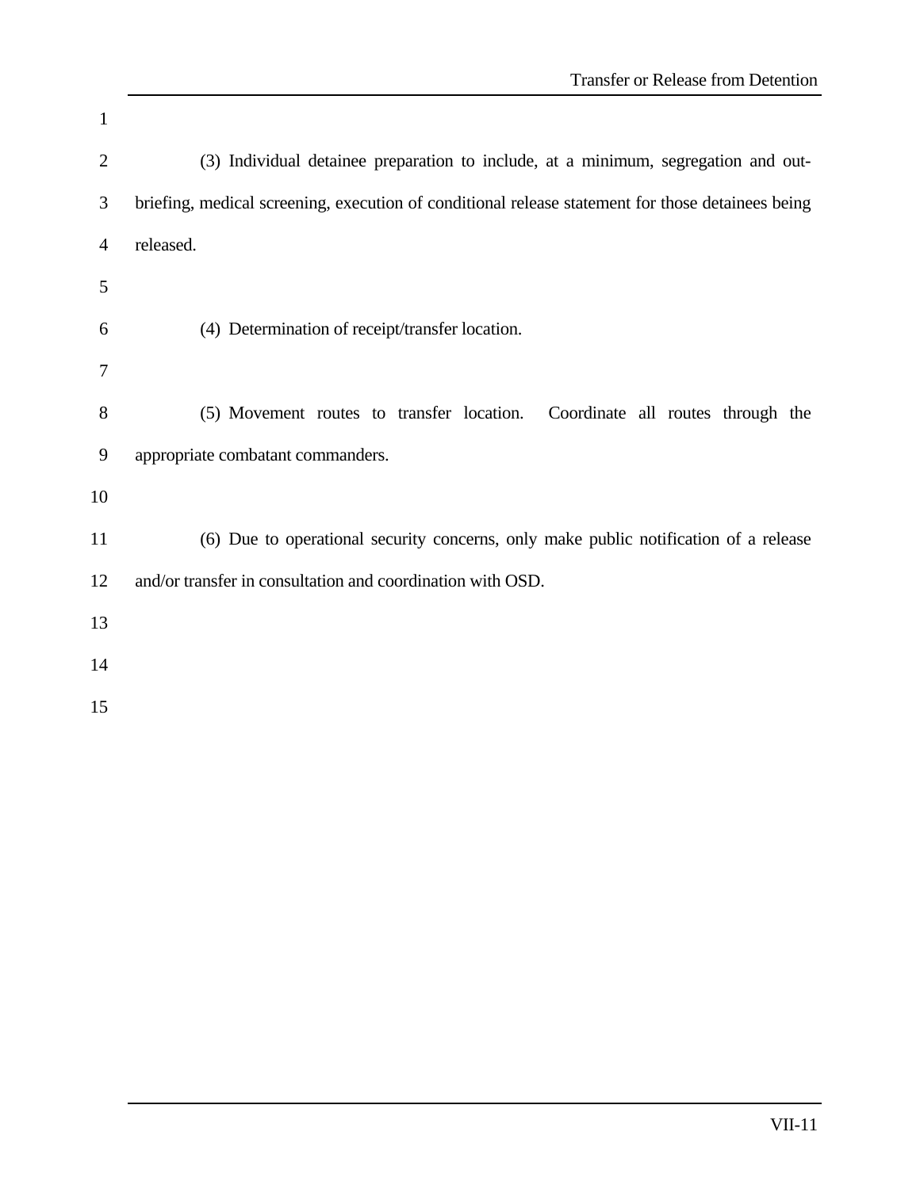(3) Individual detainee preparation to include, at a minimum, segregation and out-briefing, medical screening, execution of conditional release statement for those detainees being released.

(4) Determination of receipt/transfer location.

(5) Movement routes to transfer location. Coordinate all routes through the appropriate combatant commanders.

(6) Due to operational security concerns, only make public notification of a release and/or transfer in consultation and coordination with OSD.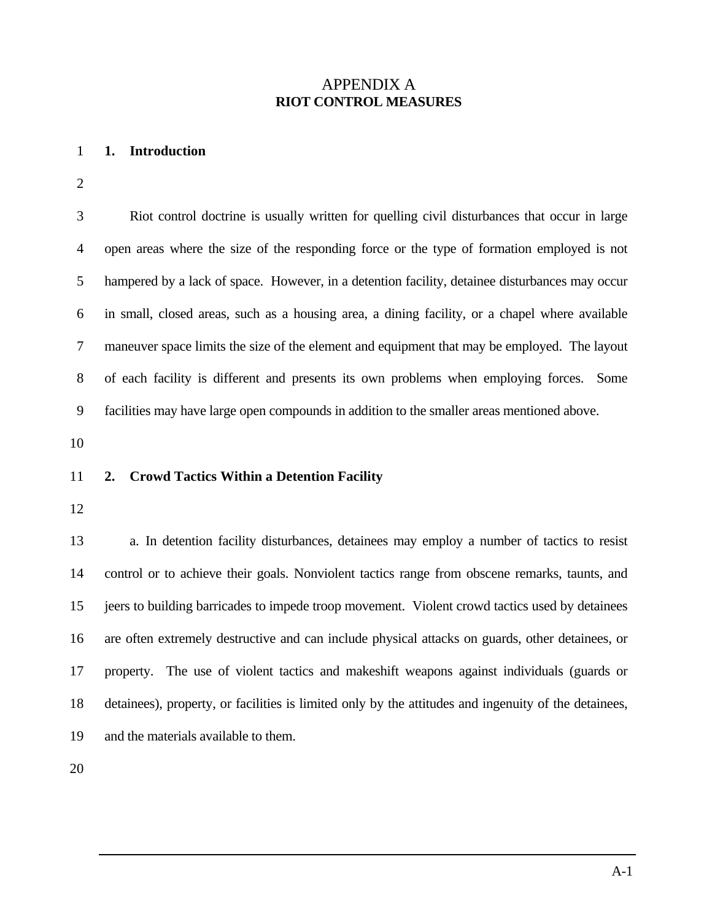# APPENDIX A
## RIOT CONTROL MEASURES

### 1. Introduction

Riot control doctrine is usually written for quelling civil disturbances that occur in large open areas where the size of the responding force or the type of formation employed is not hampered by a lack of space. However, in a detention facility, detainee disturbances may occur in small, closed areas, such as a housing area, a dining facility, or a chapel where available maneuver space limits the size of the element and equipment that may be employed. The layout of each facility is different and presents its own problems when employing forces. Some facilities may have large open compounds in addition to the smaller areas mentioned above.

### 2. Crowd Tactics Within a Detention Facility

a. In detention facility disturbances, detainees may employ a number of tactics to resist control or to achieve their goals. Nonviolent tactics range from obscene remarks, taunts, and jeers to building barricades to impede troop movement. Violent crowd tactics used by detainees are often extremely destructive and can include physical attacks on guards, other detainees, or property. The use of violent tactics and makeshift weapons against individuals (guards or detainees), property, or facilities is limited only by the attitudes and ingenuity of the detainees, and the materials available to them.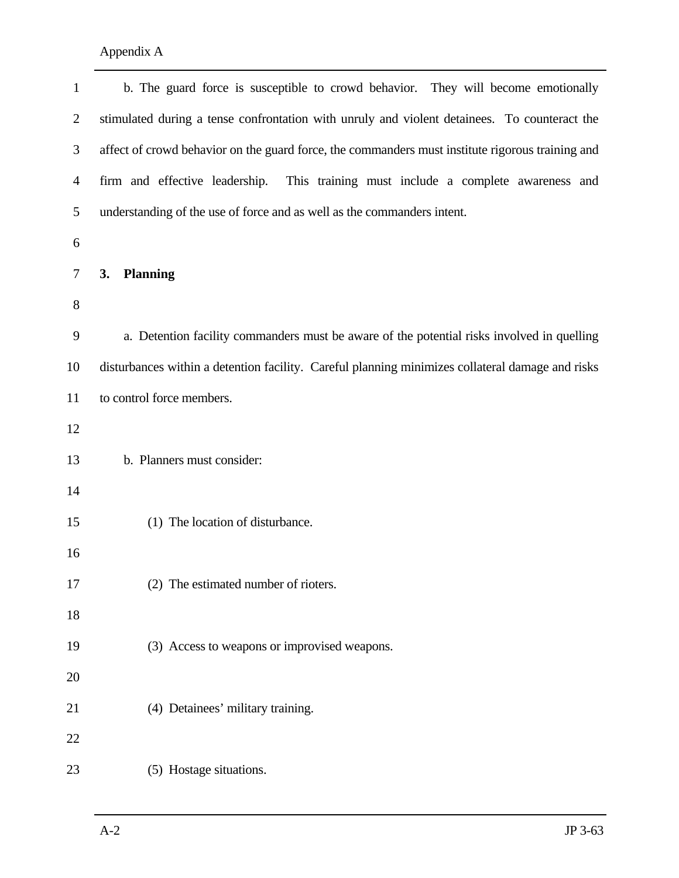b. The guard force is susceptible to crowd behavior. They will become emotionally stimulated during a tense confrontation with unruly and violent detainees. To counteract the affect of crowd behavior on the guard force, the commanders must institute rigorous training and firm and effective leadership. This training must include a complete awareness and understanding of the use of force and as well as the commanders intent.

## 3. Planning

a. Detention facility commanders must be aware of the potential risks involved in quelling disturbances within a detention facility. Careful planning minimizes collateral damage and risks to control force members.

b. Planners must consider:

(1) The location of disturbance.

(2) The estimated number of rioters.

(3) Access to weapons or improvised weapons.

(4) Detainees' military training.

(5) Hostage situations.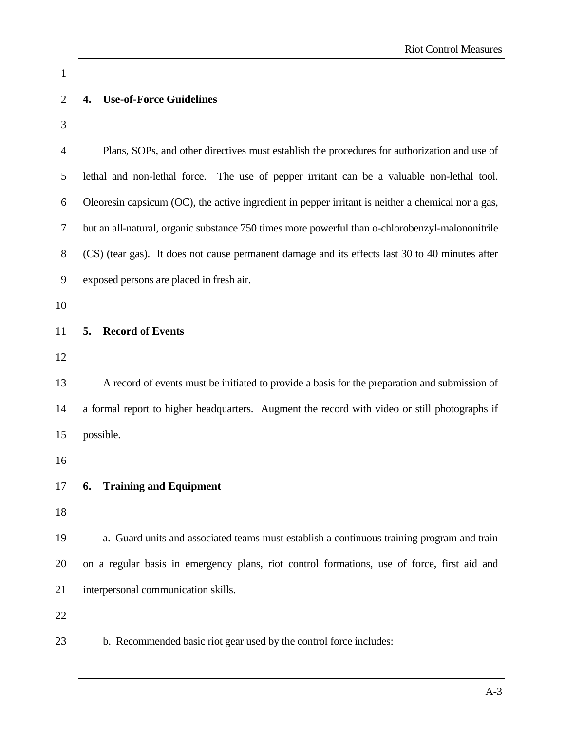## 4. Use-of-Force Guidelines

Plans, SOPs, and other directives must establish the procedures for authorization and use of lethal and non-lethal force. The use of pepper irritant can be a valuable non-lethal tool. Oleoresin capsicum (OC), the active ingredient in pepper irritant is neither a chemical nor a gas, but an all-natural, organic substance 750 times more powerful than o-chlorobenzyl-malononitrile (CS) (tear gas). It does not cause permanent damage and its effects last 30 to 40 minutes after exposed persons are placed in fresh air.

## 5. Record of Events

A record of events must be initiated to provide a basis for the preparation and submission of a formal report to higher headquarters. Augment the record with video or still photographs if possible.

## 6. Training and Equipment

a. Guard units and associated teams must establish a continuous training program and train on a regular basis in emergency plans, riot control formations, use of force, first aid and interpersonal communication skills.

b. Recommended basic riot gear used by the control force includes: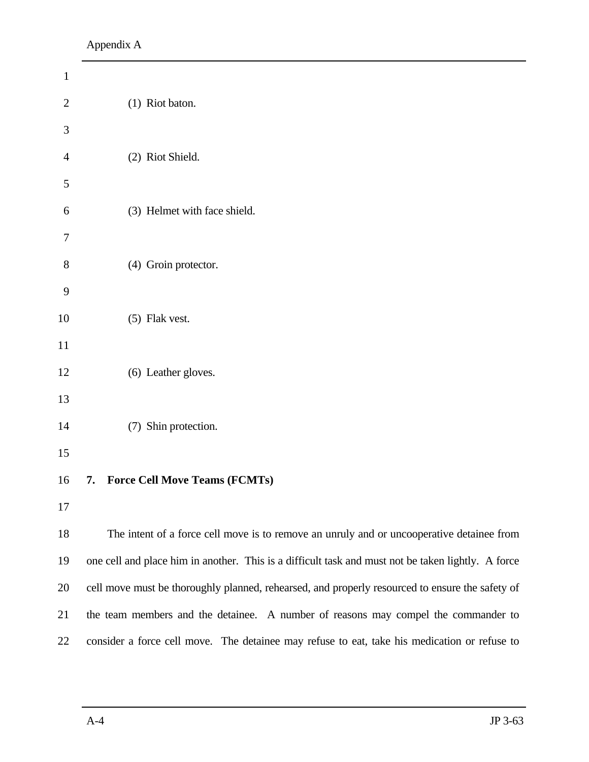(1) Riot baton.

(2) Riot Shield.

(3) Helmet with face shield.

(4) Groin protector.

(5) Flak vest.

(6) Leather gloves.

(7) Shin protection.

## 7. Force Cell Move Teams (FCMTs)

The intent of a force cell move is to remove an unruly and or uncooperative detainee from one cell and place him in another. This is a difficult task and must not be taken lightly. A force cell move must be thoroughly planned, rehearsed, and properly resourced to ensure the safety of the team members and the detainee. A number of reasons may compel the commander to consider a force cell move. The detainee may refuse to eat, take his medication or refuse to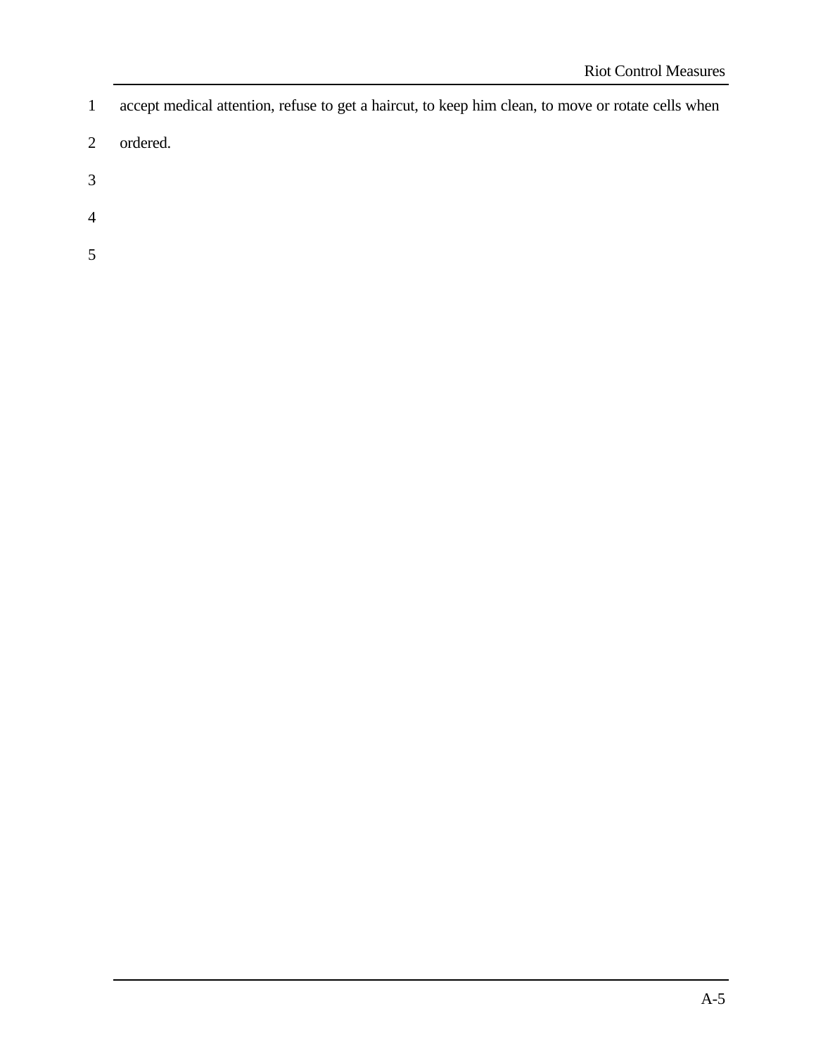accept medical attention, refuse to get a haircut, to keep him clean, to move or rotate cells when ordered.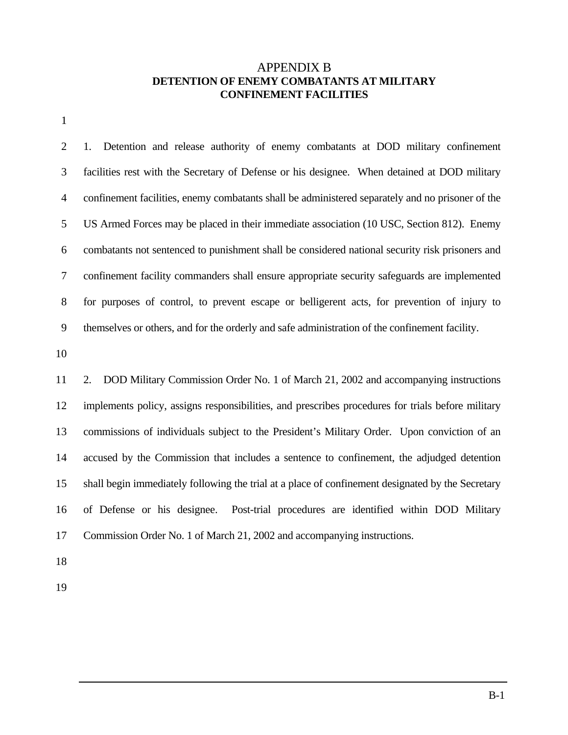# APPENDIX B
## DETENTION OF ENEMY COMBATANTS AT MILITARY CONFINEMENT FACILITIES

1. Detention and release authority of enemy combatants at DOD military confinement facilities rest with the Secretary of Defense or his designee. When detained at DOD military confinement facilities, enemy combatants shall be administered separately and no prisoner of the US Armed Forces may be placed in their immediate association (10 USC, Section 812). Enemy combatants not sentenced to punishment shall be considered national security risk prisoners and confinement facility commanders shall ensure appropriate security safeguards are implemented for purposes of control, to prevent escape or belligerent acts, for prevention of injury to themselves or others, and for the orderly and safe administration of the confinement facility.

2. DOD Military Commission Order No. 1 of March 21, 2002 and accompanying instructions implements policy, assigns responsibilities, and prescribes procedures for trials before military commissions of individuals subject to the President's Military Order. Upon conviction of an accused by the Commission that includes a sentence to confinement, the adjudged detention shall begin immediately following the trial at a place of confinement designated by the Secretary of Defense or his designee. Post-trial procedures are identified within DOD Military Commission Order No. 1 of March 21, 2002 and accompanying instructions.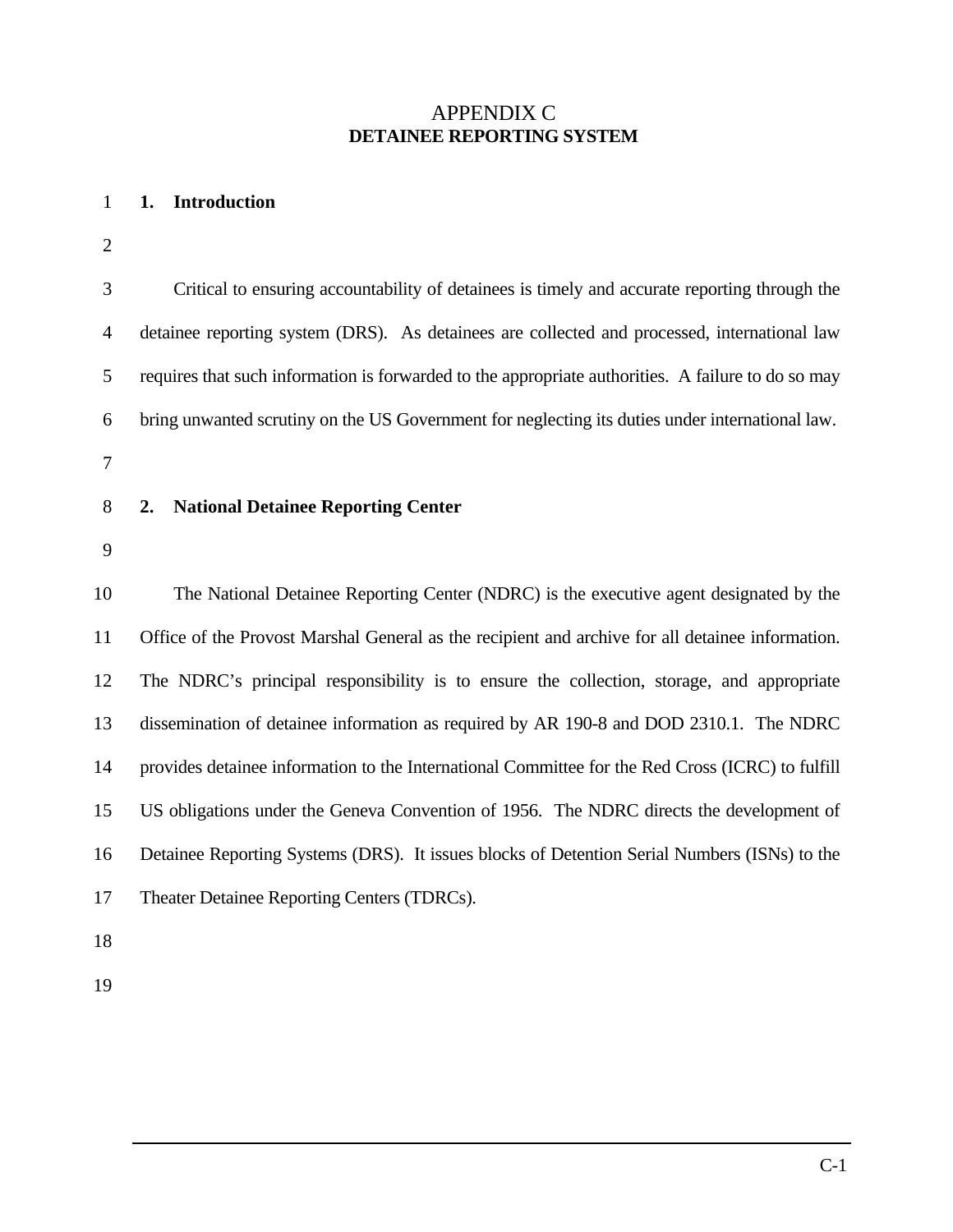# APPENDIX C
**DETAINEE REPORTING SYSTEM**

## 1. Introduction

Critical to ensuring accountability of detainees is timely and accurate reporting through the detainee reporting system (DRS). As detainees are collected and processed, international law requires that such information is forwarded to the appropriate authorities. A failure to do so may bring unwanted scrutiny on the US Government for neglecting its duties under international law.

## 2. National Detainee Reporting Center

The National Detainee Reporting Center (NDRC) is the executive agent designated by the Office of the Provost Marshal General as the recipient and archive for all detainee information. The NDRC's principal responsibility is to ensure the collection, storage, and appropriate dissemination of detainee information as required by AR 190-8 and DOD 2310.1. The NDRC provides detainee information to the International Committee for the Red Cross (ICRC) to fulfill US obligations under the Geneva Convention of 1956. The NDRC directs the development of Detainee Reporting Systems (DRS). It issues blocks of Detention Serial Numbers (ISNs) to the Theater Detainee Reporting Centers (TDRCs).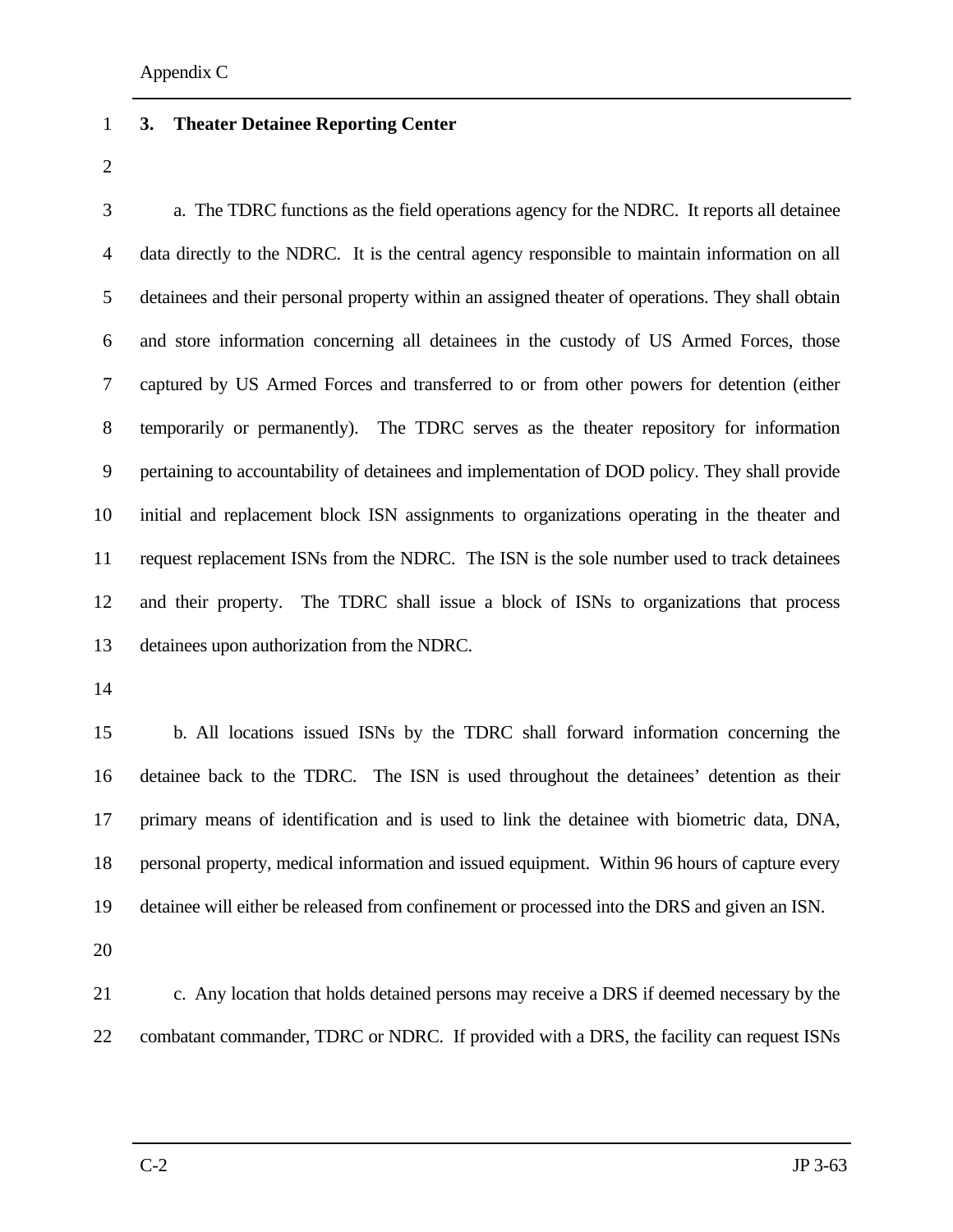## 3. Theater Detainee Reporting Center

a. The TDRC functions as the field operations agency for the NDRC. It reports all detainee data directly to the NDRC. It is the central agency responsible to maintain information on all detainees and their personal property within an assigned theater of operations. They shall obtain and store information concerning all detainees in the custody of US Armed Forces, those captured by US Armed Forces and transferred to or from other powers for detention (either temporarily or permanently). The TDRC serves as the theater repository for information pertaining to accountability of detainees and implementation of DOD policy. They shall provide initial and replacement block ISN assignments to organizations operating in the theater and request replacement ISNs from the NDRC. The ISN is the sole number used to track detainees and their property. The TDRC shall issue a block of ISNs to organizations that process detainees upon authorization from the NDRC.

b. All locations issued ISNs by the TDRC shall forward information concerning the detainee back to the TDRC. The ISN is used throughout the detainees' detention as their primary means of identification and is used to link the detainee with biometric data, DNA, personal property, medical information and issued equipment. Within 96 hours of capture every detainee will either be released from confinement or processed into the DRS and given an ISN.

c. Any location that holds detained persons may receive a DRS if deemed necessary by the combatant commander, TDRC or NDRC. If provided with a DRS, the facility can request ISNs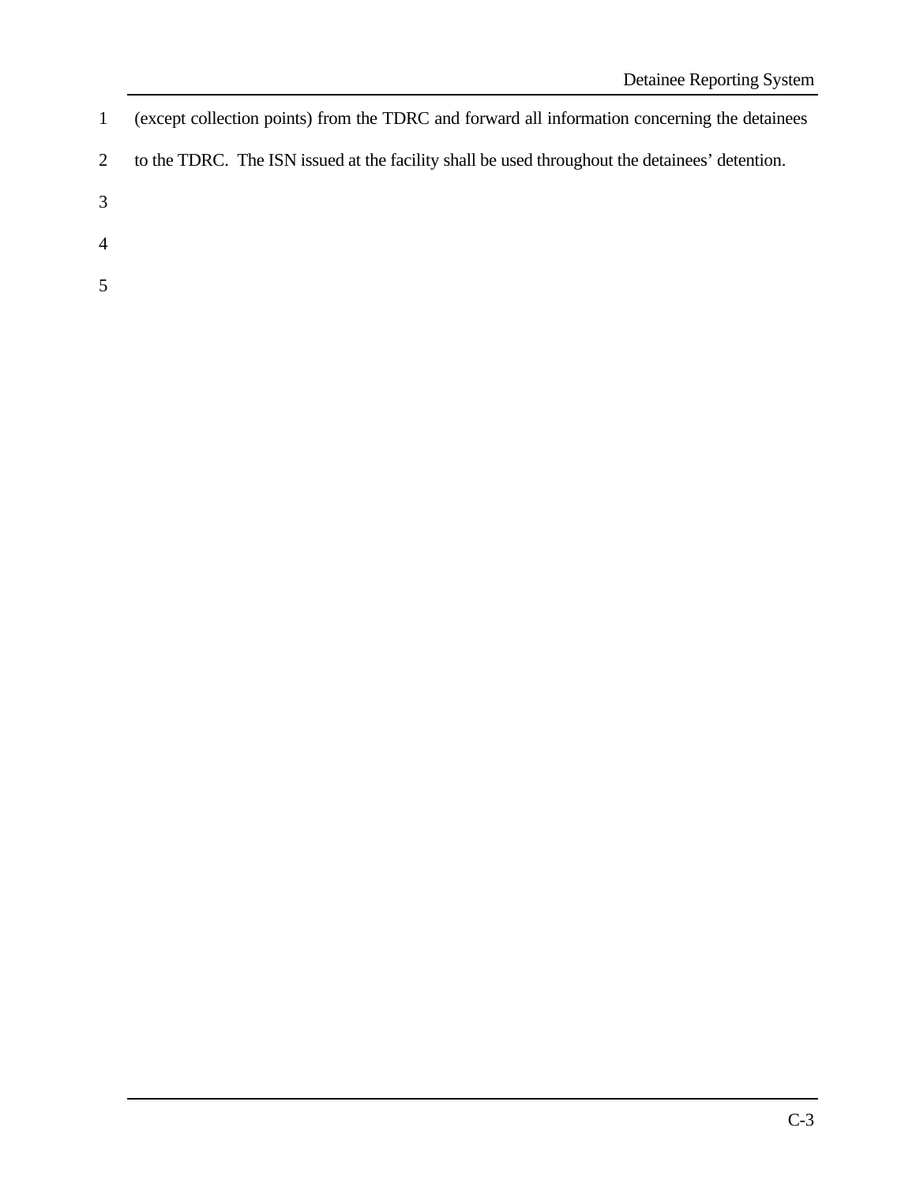(except collection points) from the TDRC and forward all information concerning the detainees to the TDRC. The ISN issued at the facility shall be used throughout the detainees' detention.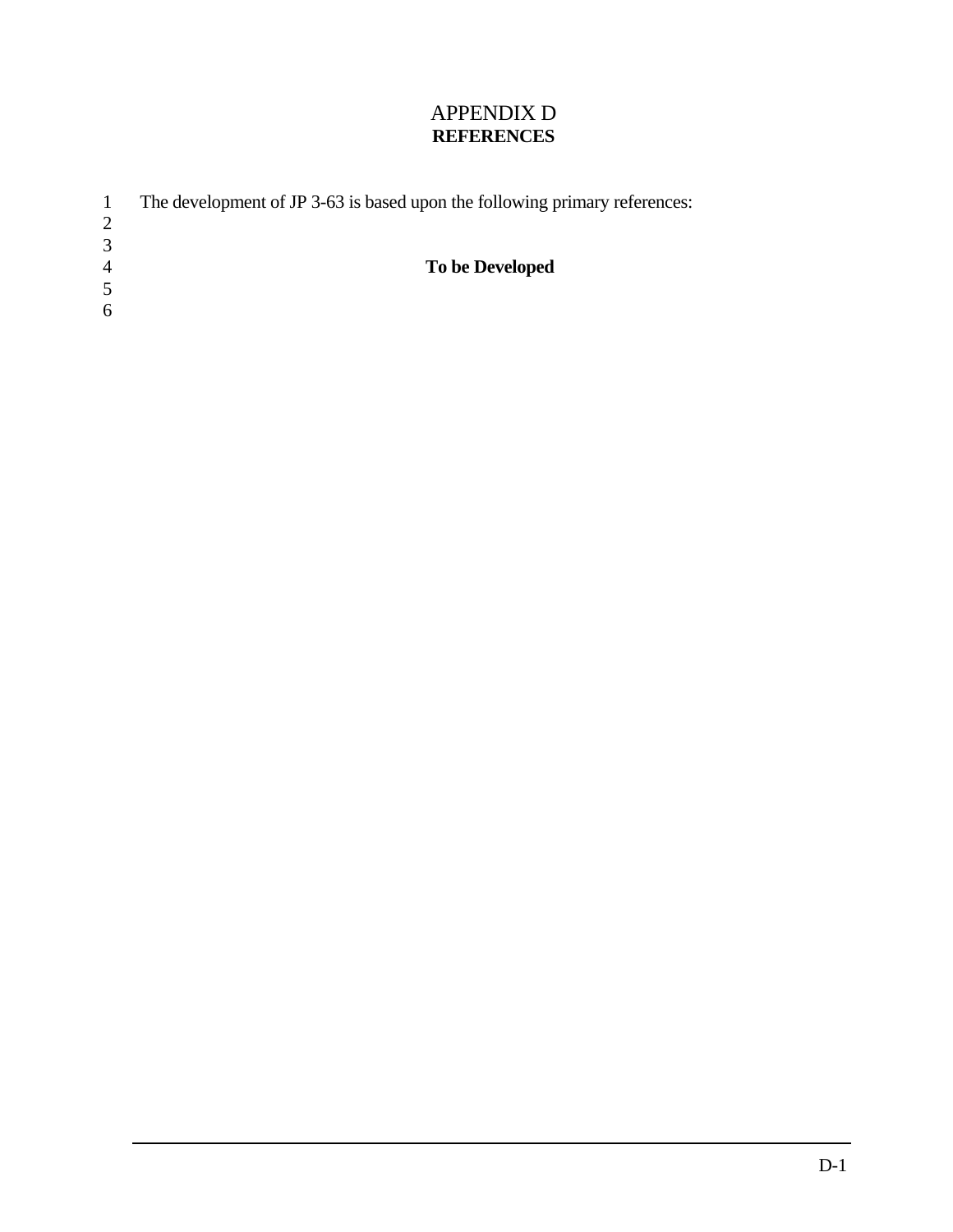# APPENDIX D
## REFERENCES

The development of JP 3-63 is based upon the following primary references:

**To be Developed**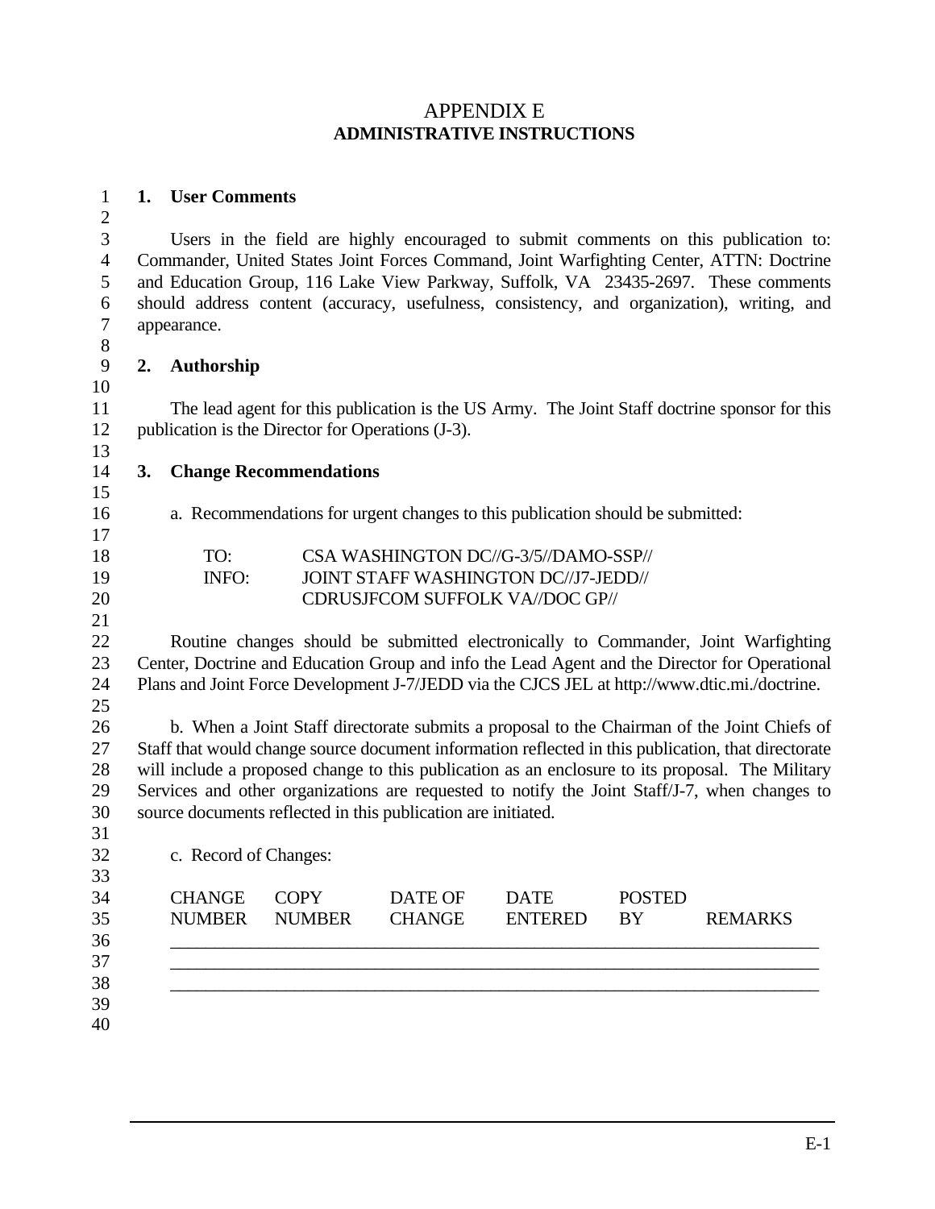# APPENDIX E
## ADMINISTRATIVE INSTRUCTIONS

### 1. User Comments

Users in the field are highly encouraged to submit comments on this publication to: Commander, United States Joint Forces Command, Joint Warfighting Center, ATTN: Doctrine and Education Group, 116 Lake View Parkway, Suffolk, VA 23435-2697. These comments should address content (accuracy, usefulness, consistency, and organization), writing, and appearance.

### 2. Authorship

The lead agent for this publication is the US Army. The Joint Staff doctrine sponsor for this publication is the Director for Operations (J-3).

### 3. Change Recommendations

a. Recommendations for urgent changes to this publication should be submitted:

| | |
|---|---|
| TO: | CSA WASHINGTON DC//G-3/5//DAMO-SSP// |
| INFO: | JOINT STAFF WASHINGTON DC//J7-JEDD// |
| | CDRUSJFCOM SUFFOLK VA//DOC GP// |

Routine changes should be submitted electronically to Commander, Joint Warfighting Center, Doctrine and Education Group and info the Lead Agent and the Director for Operational Plans and Joint Force Development J-7/JEDD via the CJCS JEL at http://www.dtic.mi./doctrine.

b. When a Joint Staff directorate submits a proposal to the Chairman of the Joint Chiefs of Staff that would change source document information reflected in this publication, that directorate will include a proposed change to this publication as an enclosure to its proposal. The Military Services and other organizations are requested to notify the Joint Staff/J-7, when changes to source documents reflected in this publication are initiated.

c. Record of Changes:

| CHANGE NUMBER | COPY NUMBER | DATE OF CHANGE | DATE ENTERED | POSTED BY | REMARKS |
|---|---|---|---|---|---|
| | | | | | |
| | | | | | |
| | | | | | |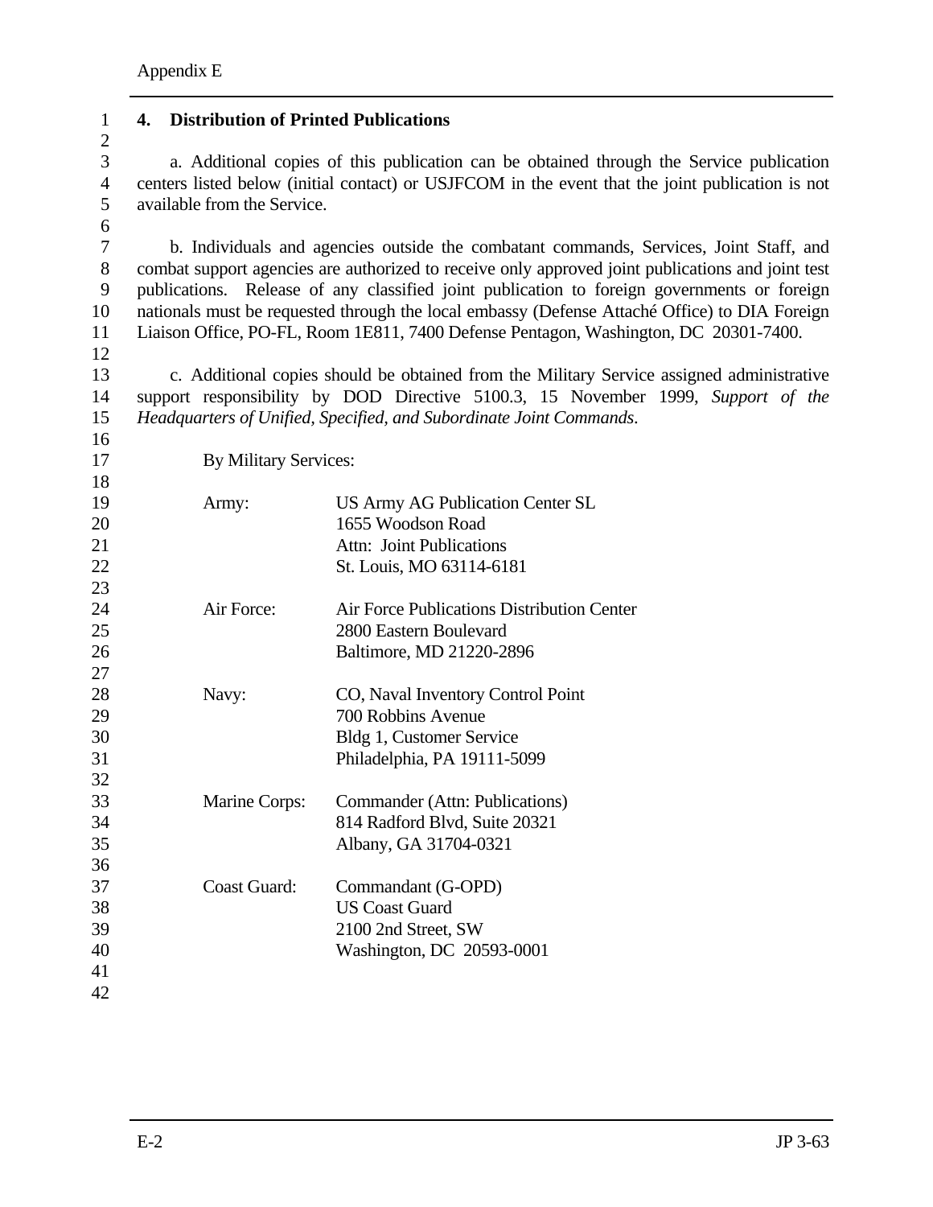## 4. Distribution of Printed Publications

a. Additional copies of this publication can be obtained through the Service publication centers listed below (initial contact) or USJFCOM in the event that the joint publication is not available from the Service.

b. Individuals and agencies outside the combatant commands, Services, Joint Staff, and combat support agencies are authorized to receive only approved joint publications and joint test publications. Release of any classified joint publication to foreign governments or foreign nationals must be requested through the local embassy (Defense Attaché Office) to DIA Foreign Liaison Office, PO-FL, Room 1E811, 7400 Defense Pentagon, Washington, DC 20301-7400.

c. Additional copies should be obtained from the Military Service assigned administrative support responsibility by DOD Directive 5100.3, 15 November 1999, *Support of the Headquarters of Unified, Specified, and Subordinate Joint Commands*.

By Military Services:

| | |
|---|---|
| Army: | US Army AG Publication Center SL<br>1655 Woodson Road<br>Attn: Joint Publications<br>St. Louis, MO 63114-6181 |
| Air Force: | Air Force Publications Distribution Center<br>2800 Eastern Boulevard<br>Baltimore, MD 21220-2896 |
| Navy: | CO, Naval Inventory Control Point<br>700 Robbins Avenue<br>Bldg 1, Customer Service<br>Philadelphia, PA 19111-5099 |
| Marine Corps: | Commander (Attn: Publications)<br>814 Radford Blvd, Suite 20321<br>Albany, GA 31704-0321 |
| Coast Guard: | Commandant (G-OPD)<br>US Coast Guard<br>2100 2nd Street, SW<br>Washington, DC 20593-0001 |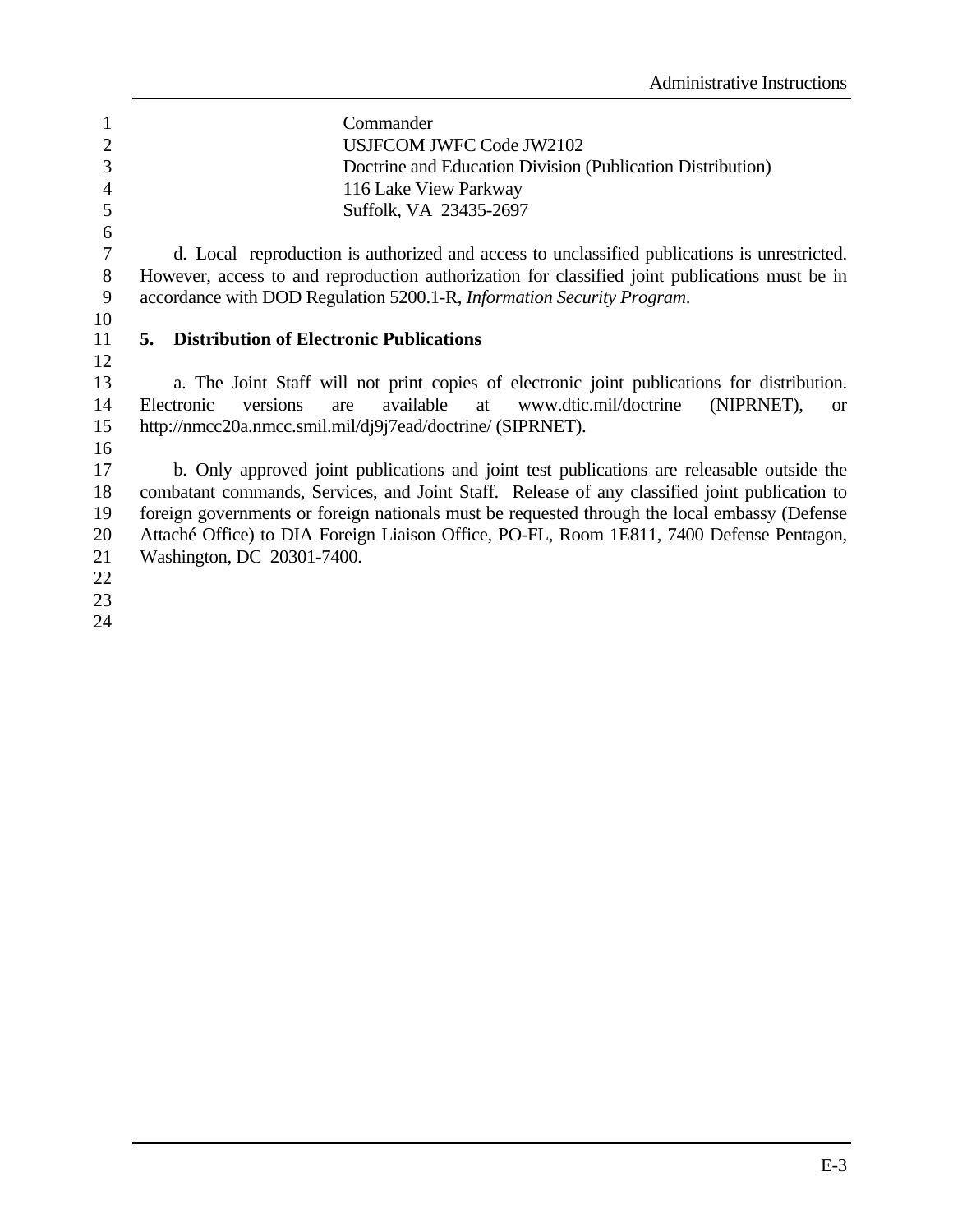Commander
USJFCOM JWFC Code JW2102
Doctrine and Education Division (Publication Distribution)
116 Lake View Parkway
Suffolk, VA 23435-2697

d. Local reproduction is authorized and access to unclassified publications is unrestricted. However, access to and reproduction authorization for classified joint publications must be in accordance with DOD Regulation 5200.1-R, *Information Security Program*.

**5. Distribution of Electronic Publications**

a. The Joint Staff will not print copies of electronic joint publications for distribution. Electronic versions are available at www.dtic.mil/doctrine (NIPRNET), or http://nmcc20a.nmcc.smil.mil/dj9j7ead/doctrine/ (SIPRNET).

b. Only approved joint publications and joint test publications are releasable outside the combatant commands, Services, and Joint Staff. Release of any classified joint publication to foreign governments or foreign nationals must be requested through the local embassy (Defense Attaché Office) to DIA Foreign Liaison Office, PO-FL, Room 1E811, 7400 Defense Pentagon, Washington, DC 20301-7400.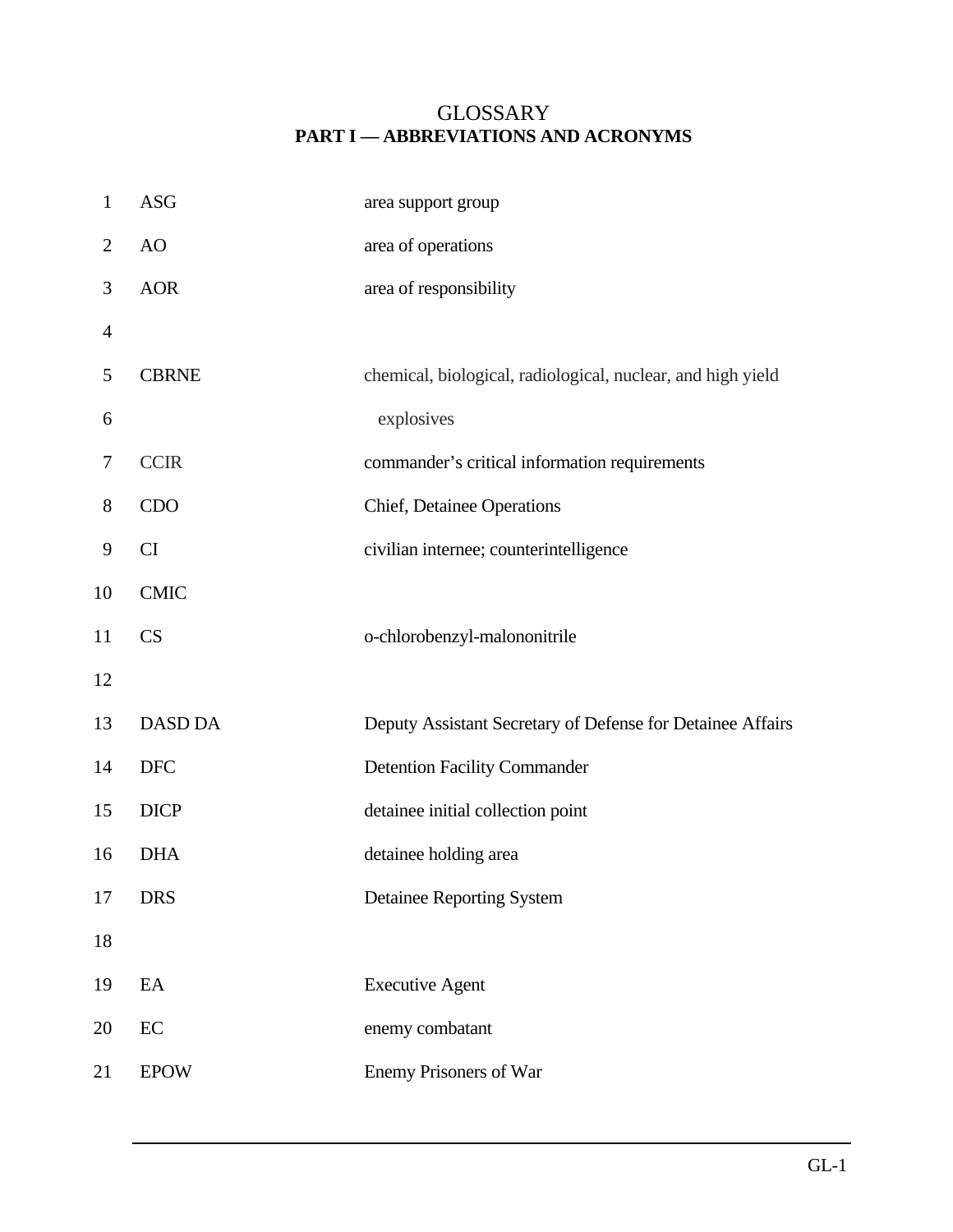# GLOSSARY

## PART I — ABBREVIATIONS AND ACRONYMS

| | |
|---|---|
| ASG | area support group |
| AO | area of operations |
| AOR | area of responsibility |
| CBRNE | chemical, biological, radiological, nuclear, and high yield explosives |
| CCIR | commander's critical information requirements |
| CDO | Chief, Detainee Operations |
| CI | civilian internee; counterintelligence |
| CMIC | |
| CS | o-chlorobenzyl-malononitrile |
| DASD DA | Deputy Assistant Secretary of Defense for Detainee Affairs |
| DFC | Detention Facility Commander |
| DICP | detainee initial collection point |
| DHA | detainee holding area |
| DRS | Detainee Reporting System |
| EA | Executive Agent |
| EC | enemy combatant |
| EPOW | Enemy Prisoners of War |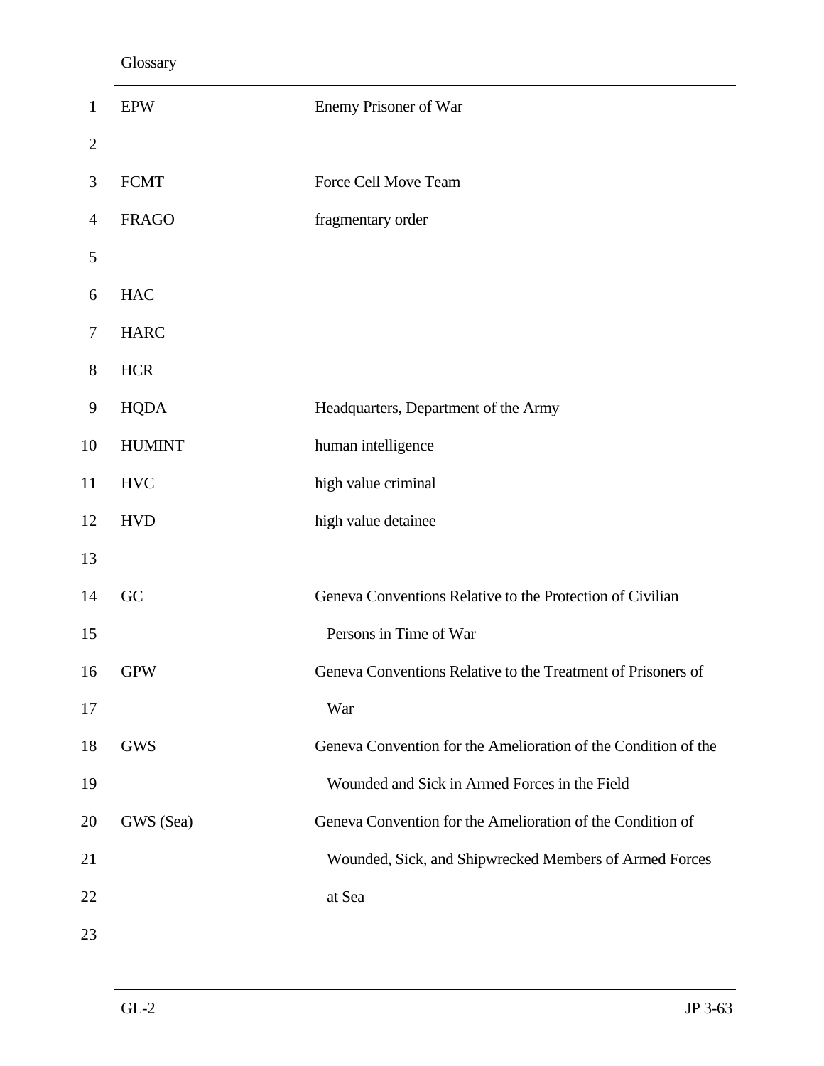| | |
|---|---|
| EPW | Enemy Prisoner of War |
| | |
| FCMT | Force Cell Move Team |
| FRAGO | fragmentary order |
| | |
| HAC | |
| HARC | |
| HCR | |
| HQDA | Headquarters, Department of the Army |
| HUMINT | human intelligence |
| HVC | high value criminal |
| HVD | high value detainee |
| | |
| GC | Geneva Conventions Relative to the Protection of Civilian Persons in Time of War |
| GPW | Geneva Conventions Relative to the Treatment of Prisoners of War |
| GWS | Geneva Convention for the Amelioration of the Condition of the Wounded and Sick in Armed Forces in the Field |
| GWS (Sea) | Geneva Convention for the Amelioration of the Condition of Wounded, Sick, and Shipwrecked Members of Armed Forces at Sea |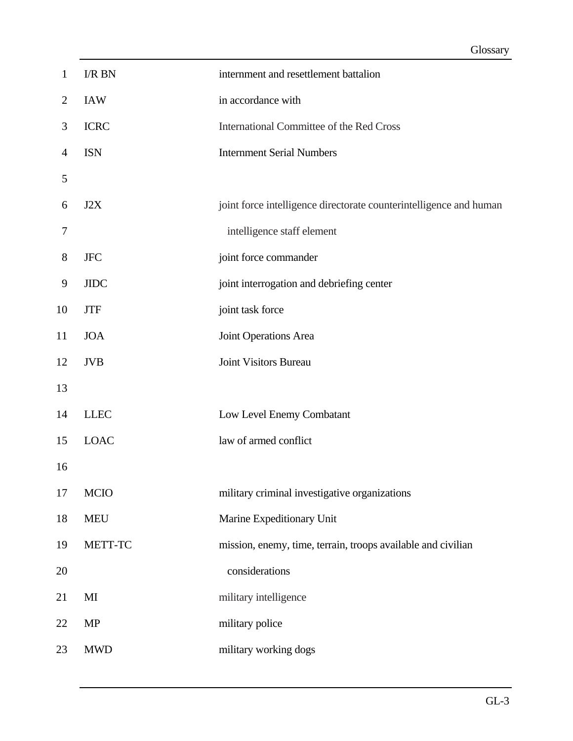| | |
|---|---|
| I/R BN | internment and resettlement battalion |
| IAW | in accordance with |
| ICRC | International Committee of the Red Cross |
| ISN | Internment Serial Numbers |
| | |
| J2X | joint force intelligence directorate counterintelligence and human intelligence staff element |
| JFC | joint force commander |
| JIDC | joint interrogation and debriefing center |
| JTF | joint task force |
| JOA | Joint Operations Area |
| JVB | Joint Visitors Bureau |
| | |
| LLEC | Low Level Enemy Combatant |
| LOAC | law of armed conflict |
| | |
| MCIO | military criminal investigative organizations |
| MEU | Marine Expeditionary Unit |
| METT-TC | mission, enemy, time, terrain, troops available and civilian considerations |
| MI | military intelligence |
| MP | military police |
| MWD | military working dogs |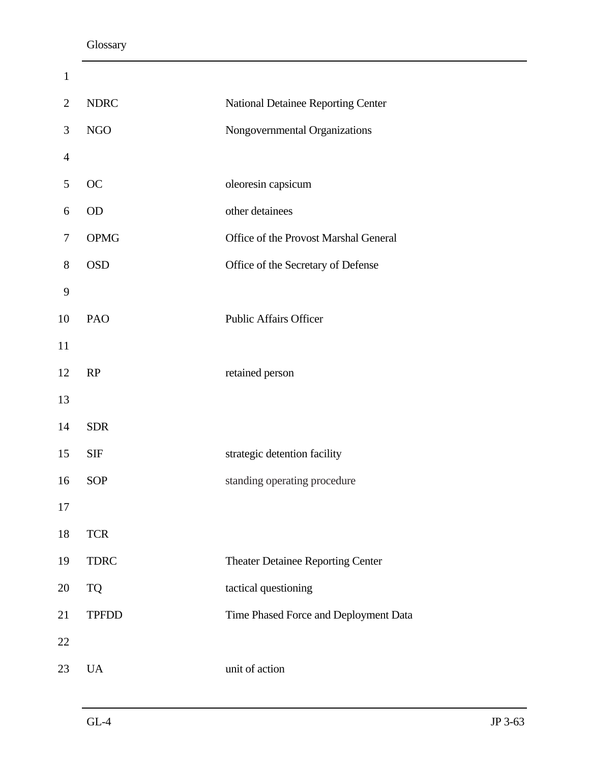| | |
|---|---|
| NDRC | National Detainee Reporting Center |
| NGO | Nongovernmental Organizations |
| | |
| OC | oleoresin capsicum |
| OD | other detainees |
| OPMG | Office of the Provost Marshal General |
| OSD | Office of the Secretary of Defense |
| | |
| PAO | Public Affairs Officer |
| | |
| RP | retained person |
| | |
| SDR | |
| SIF | strategic detention facility |
| SOP | standing operating procedure |
| | |
| TCR | |
| TDRC | Theater Detainee Reporting Center |
| TQ | tactical questioning |
| TPFDD | Time Phased Force and Deployment Data |
| | |
| UA | unit of action |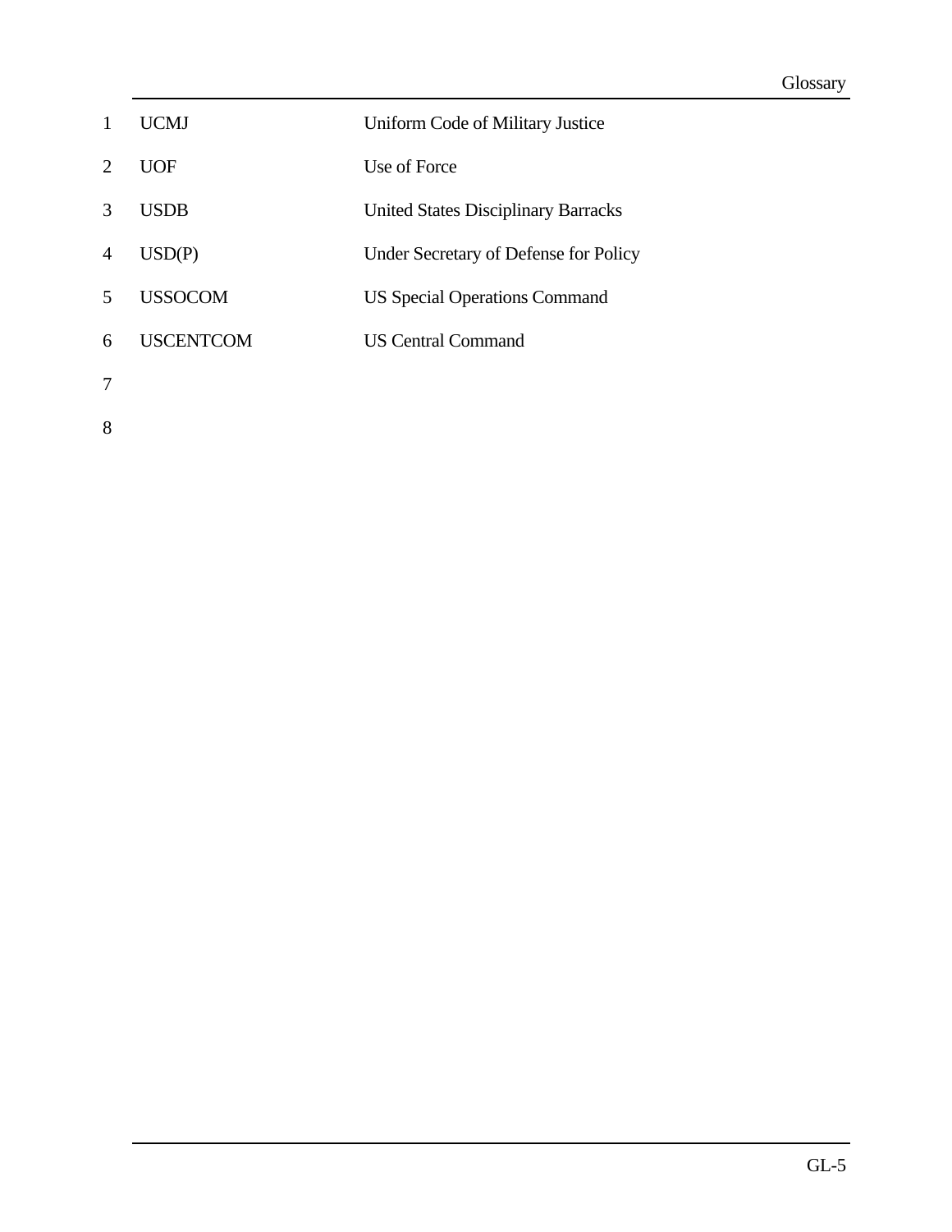| | |
|---|---|
| UCMJ | Uniform Code of Military Justice |
| UOF | Use of Force |
| USDB | United States Disciplinary Barracks |
| USD(P) | Under Secretary of Defense for Policy |
| USSOCOM | US Special Operations Command |
| USCENTCOM | US Central Command |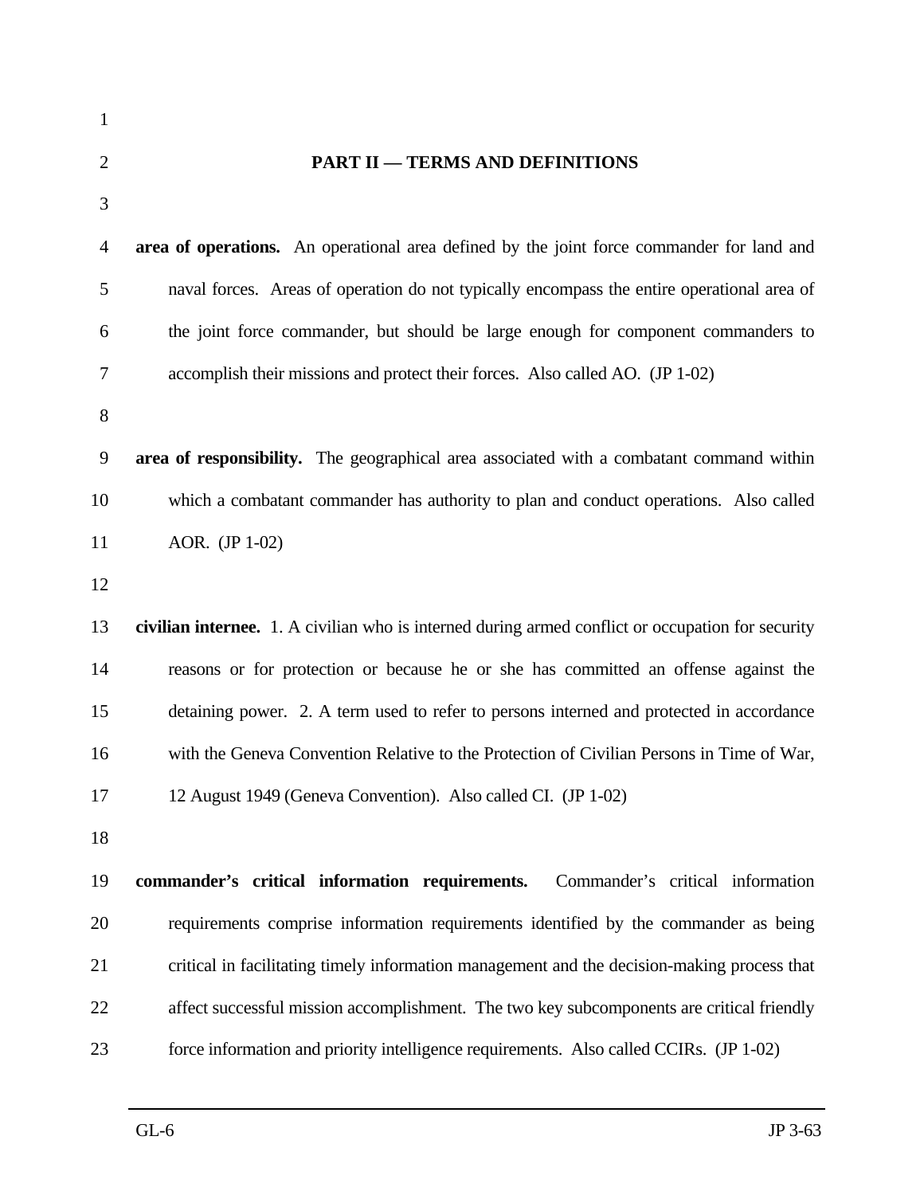## PART II — TERMS AND DEFINITIONS

**area of operations.** An operational area defined by the joint force commander for land and naval forces. Areas of operation do not typically encompass the entire operational area of the joint force commander, but should be large enough for component commanders to accomplish their missions and protect their forces. Also called AO. (JP 1-02)

**area of responsibility.** The geographical area associated with a combatant command within which a combatant commander has authority to plan and conduct operations. Also called AOR. (JP 1-02)

**civilian internee.** 1. A civilian who is interned during armed conflict or occupation for security reasons or for protection or because he or she has committed an offense against the detaining power. 2. A term used to refer to persons interned and protected in accordance with the Geneva Convention Relative to the Protection of Civilian Persons in Time of War, 12 August 1949 (Geneva Convention). Also called CI. (JP 1-02)

**commander's critical information requirements.** Commander's critical information requirements comprise information requirements identified by the commander as being critical in facilitating timely information management and the decision-making process that affect successful mission accomplishment. The two key subcomponents are critical friendly force information and priority intelligence requirements. Also called CCIRs. (JP 1-02)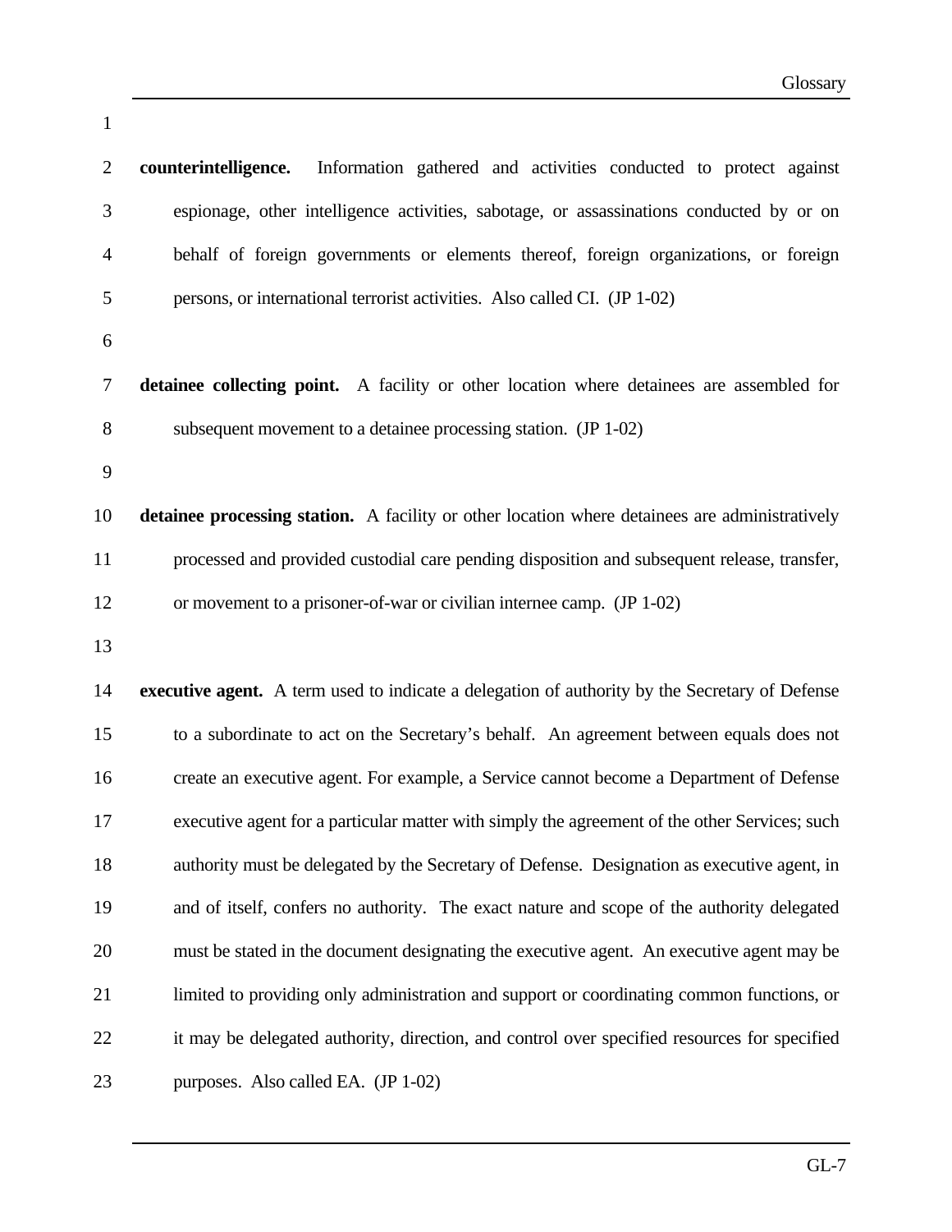**counterintelligence.** Information gathered and activities conducted to protect against espionage, other intelligence activities, sabotage, or assassinations conducted by or on behalf of foreign governments or elements thereof, foreign organizations, or foreign persons, or international terrorist activities. Also called CI. (JP 1-02)

**detainee collecting point.** A facility or other location where detainees are assembled for subsequent movement to a detainee processing station. (JP 1-02)

**detainee processing station.** A facility or other location where detainees are administratively processed and provided custodial care pending disposition and subsequent release, transfer, or movement to a prisoner-of-war or civilian internee camp. (JP 1-02)

**executive agent.** A term used to indicate a delegation of authority by the Secretary of Defense to a subordinate to act on the Secretary's behalf. An agreement between equals does not create an executive agent. For example, a Service cannot become a Department of Defense executive agent for a particular matter with simply the agreement of the other Services; such authority must be delegated by the Secretary of Defense. Designation as executive agent, in and of itself, confers no authority. The exact nature and scope of the authority delegated must be stated in the document designating the executive agent. An executive agent may be limited to providing only administration and support or coordinating common functions, or it may be delegated authority, direction, and control over specified resources for specified purposes. Also called EA. (JP 1-02)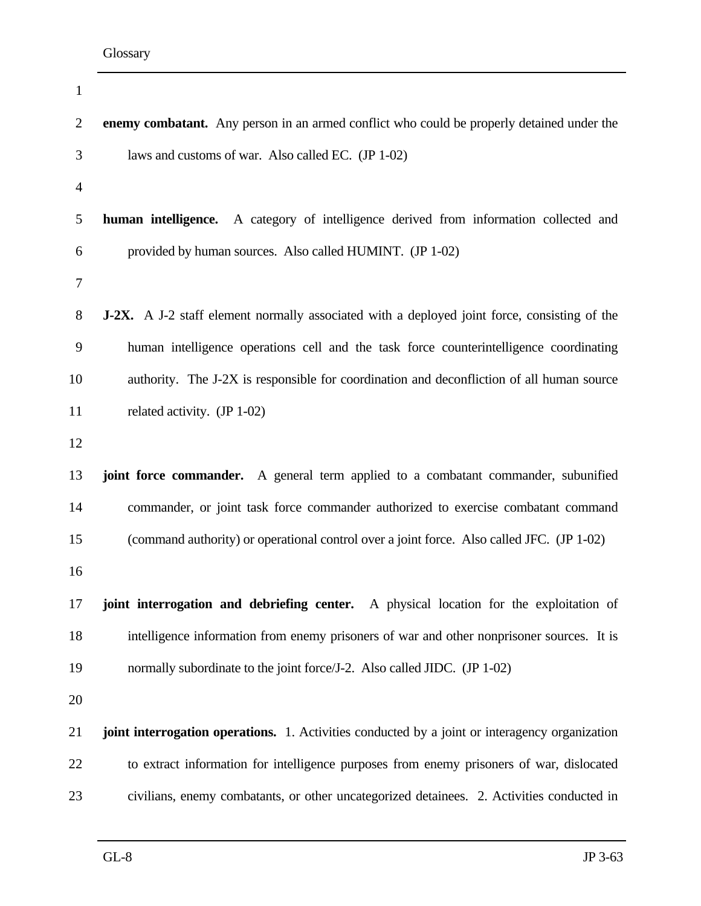**enemy combatant.** Any person in an armed conflict who could be properly detained under the laws and customs of war. Also called EC. (JP 1-02)

**human intelligence.** A category of intelligence derived from information collected and provided by human sources. Also called HUMINT. (JP 1-02)

**J-2X.** A J-2 staff element normally associated with a deployed joint force, consisting of the human intelligence operations cell and the task force counterintelligence coordinating authority. The J-2X is responsible for coordination and deconfliction of all human source related activity. (JP 1-02)

**joint force commander.** A general term applied to a combatant commander, subunified commander, or joint task force commander authorized to exercise combatant command (command authority) or operational control over a joint force. Also called JFC. (JP 1-02)

**joint interrogation and debriefing center.** A physical location for the exploitation of intelligence information from enemy prisoners of war and other nonprisoner sources. It is normally subordinate to the joint force/J-2. Also called JIDC. (JP 1-02)

**joint interrogation operations.** 1. Activities conducted by a joint or interagency organization to extract information for intelligence purposes from enemy prisoners of war, dislocated civilians, enemy combatants, or other uncategorized detainees. 2. Activities conducted in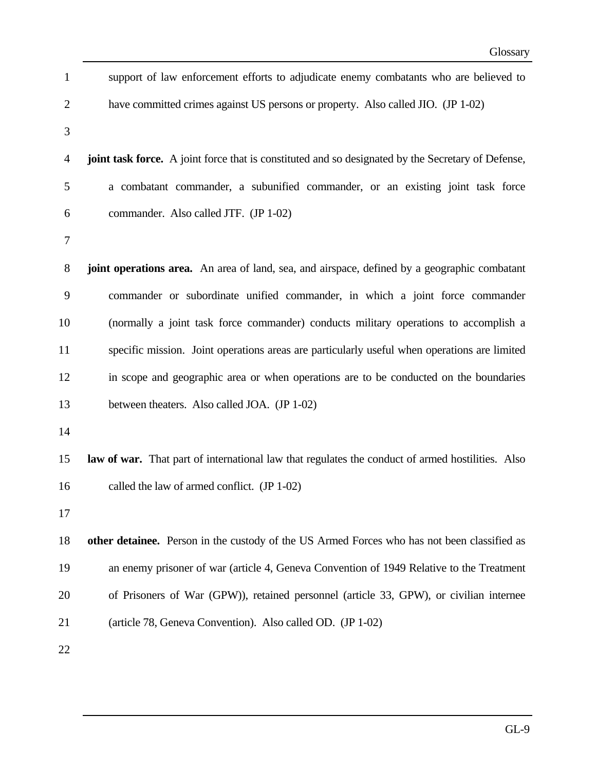support of law enforcement efforts to adjudicate enemy combatants who are believed to have committed crimes against US persons or property. Also called JIO. (JP 1-02)

**joint task force.** A joint force that is constituted and so designated by the Secretary of Defense, a combatant commander, a subunified commander, or an existing joint task force commander. Also called JTF. (JP 1-02)

**joint operations area.** An area of land, sea, and airspace, defined by a geographic combatant commander or subordinate unified commander, in which a joint force commander (normally a joint task force commander) conducts military operations to accomplish a specific mission. Joint operations areas are particularly useful when operations are limited in scope and geographic area or when operations are to be conducted on the boundaries between theaters. Also called JOA. (JP 1-02)

**law of war.** That part of international law that regulates the conduct of armed hostilities. Also called the law of armed conflict. (JP 1-02)

**other detainee.** Person in the custody of the US Armed Forces who has not been classified as an enemy prisoner of war (article 4, Geneva Convention of 1949 Relative to the Treatment of Prisoners of War (GPW)), retained personnel (article 33, GPW), or civilian internee (article 78, Geneva Convention). Also called OD. (JP 1-02)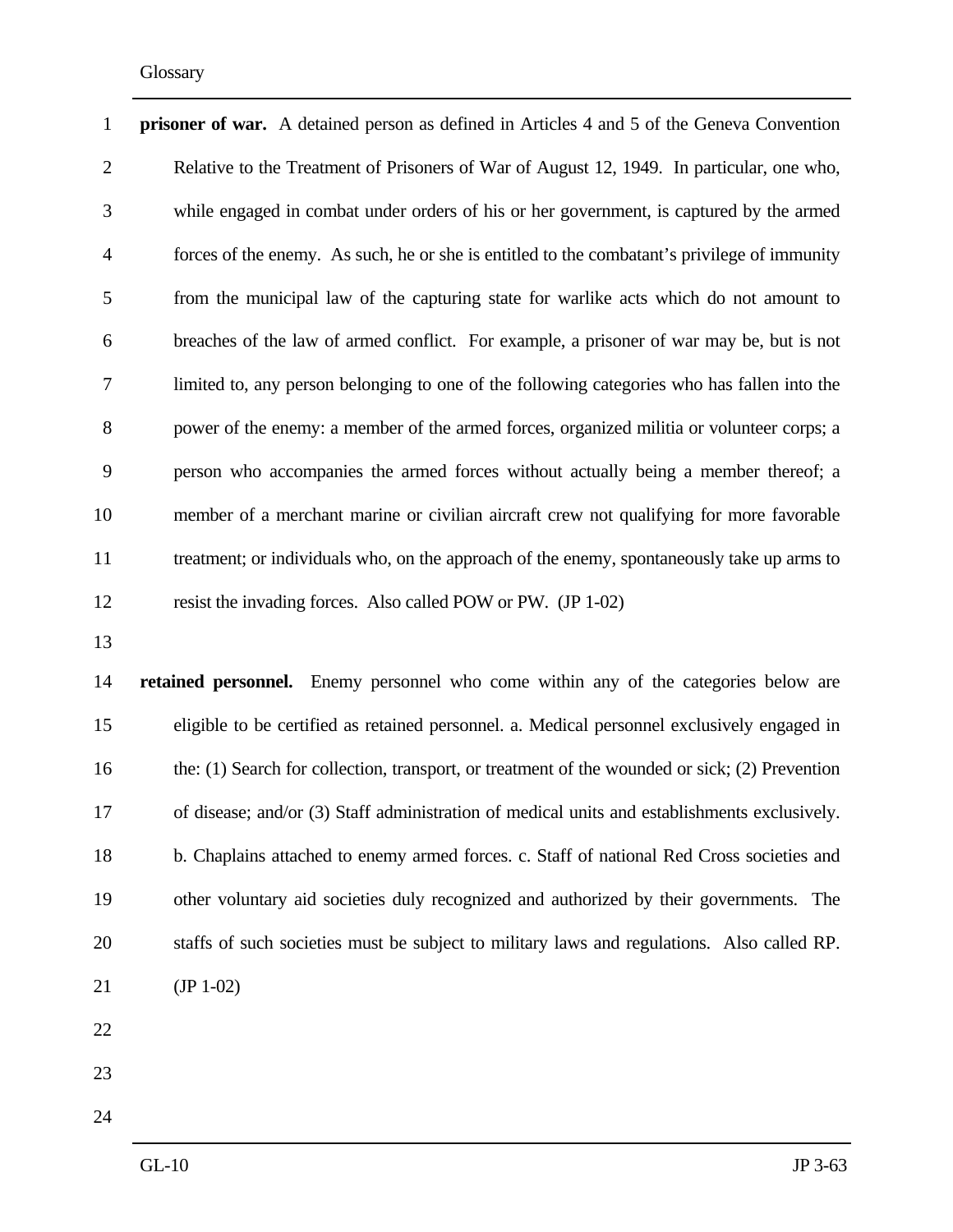**prisoner of war.** A detained person as defined in Articles 4 and 5 of the Geneva Convention Relative to the Treatment of Prisoners of War of August 12, 1949. In particular, one who, while engaged in combat under orders of his or her government, is captured by the armed forces of the enemy. As such, he or she is entitled to the combatant's privilege of immunity from the municipal law of the capturing state for warlike acts which do not amount to breaches of the law of armed conflict. For example, a prisoner of war may be, but is not limited to, any person belonging to one of the following categories who has fallen into the power of the enemy: a member of the armed forces, organized militia or volunteer corps; a person who accompanies the armed forces without actually being a member thereof; a member of a merchant marine or civilian aircraft crew not qualifying for more favorable treatment; or individuals who, on the approach of the enemy, spontaneously take up arms to resist the invading forces. Also called POW or PW. (JP 1-02)

**retained personnel.** Enemy personnel who come within any of the categories below are eligible to be certified as retained personnel. a. Medical personnel exclusively engaged in the: (1) Search for collection, transport, or treatment of the wounded or sick; (2) Prevention of disease; and/or (3) Staff administration of medical units and establishments exclusively. b. Chaplains attached to enemy armed forces. c. Staff of national Red Cross societies and other voluntary aid societies duly recognized and authorized by their governments. The staffs of such societies must be subject to military laws and regulations. Also called RP. (JP 1-02)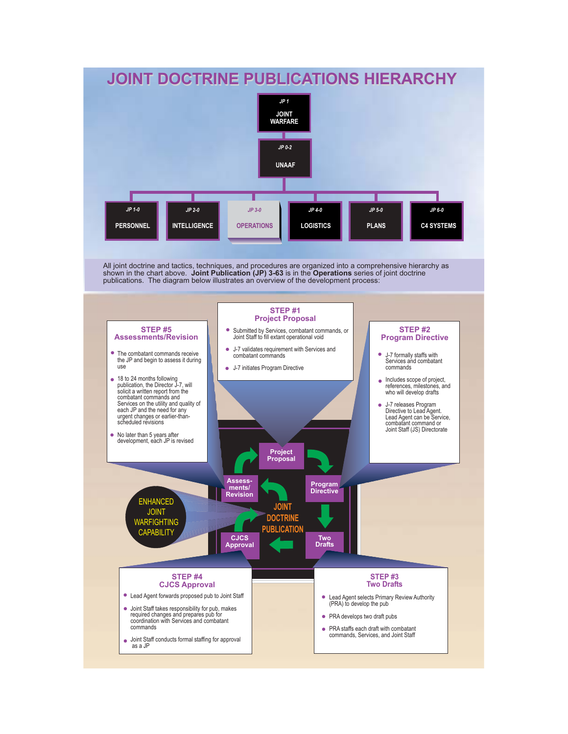# JOINT DOCTRINE PUBLICATIONS HIERARCHY

JP 1
JOINT WARFARE

JP 0-2
UNAAF

| JP 1-0 | JP 2-0 | JP 3-0 | JP 4-0 | JP 5-0 | JP 6-0 |
|---|---|---|---|---|---|
| PERSONNEL | INTELLIGENCE | OPERATIONS | LOGISTICS | PLANS | C4 SYSTEMS |

All joint doctrine and tactics, techniques, and procedures are organized into a comprehensive hierarchy as shown in the chart above. **Joint Publication (JP) 3-63** is in the **Operations** series of joint doctrine publications. The diagram below illustrates an overview of the development process:

## STEP #1 Project Proposal

- Submitted by Services, combatant commands, or Joint Staff to fill extant operational void
- J-7 validates requirement with Services and combatant commands
- J-7 initiates Program Directive

## STEP #2 Program Directive

- J-7 formally staffs with Services and combatant commands
- Includes scope of project, references, milestones, and who will develop drafts
- J-7 releases Program Directive to Lead Agent. Lead Agent can be Service, combatant command or Joint Staff (JS) Directorate

## STEP #3 Two Drafts

- Lead Agent selects Primary Review Authority (PRA) to develop the pub
- PRA develops two draft pubs
- PRA staffs each draft with combatant commands, Services, and Joint Staff

## STEP #4 CJCS Approval

- Lead Agent forwards proposed pub to Joint Staff
- Joint Staff takes responsibility for pub, makes required changes and prepares pub for coordination with Services and combatant commands
- Joint Staff conducts formal staffing for approval as a JP

## STEP #5 Assessments/Revision

- The combatant commands receive the JP and begin to assess it during use
- 18 to 24 months following publication, the Director J-7, will solicit a written report from the combatant commands and Services on the utility and quality of each JP and the need for any urgent changes or earlier-than-scheduled revisions
- No later than 5 years after development, each JP is revised

JOINT DOCTRINE PUBLICATION: Project Proposal → Program Directive → Two Drafts → CJCS Approval → Assessments/Revision

ENHANCED JOINT WARFIGHTING CAPABILITY